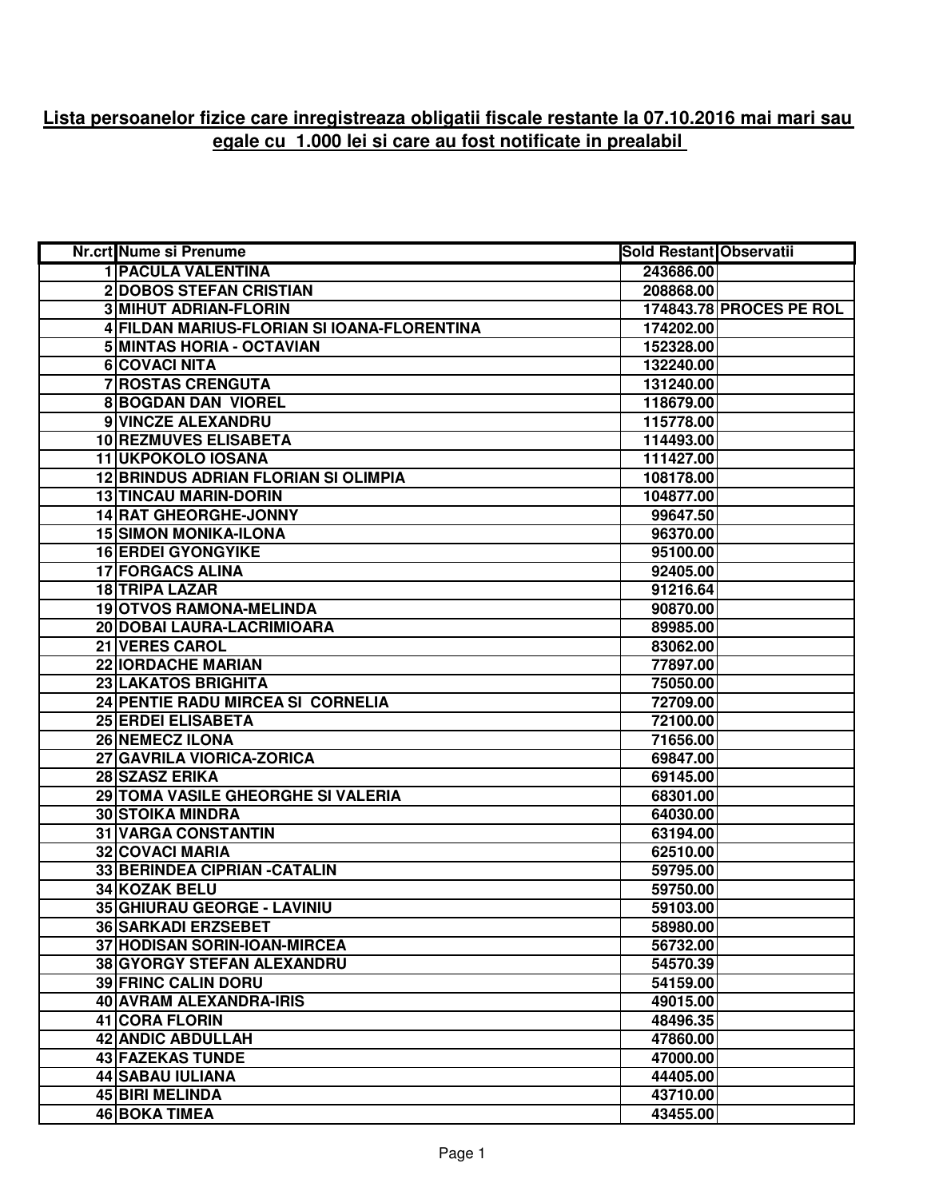**Lista persoanelor fizice care inregistreaza obligatii fiscale restante la 07.10.2016 mai mari sau egale cu 1.000 lei si care au fost notificate in prealabil**

| Nr.crt | Nume si Prenume | Sold Restant | Observatii |
|---|---|---|---|
| 1 | PACULA VALENTINA | 243686.00 | |
| 2 | DOBOS STEFAN CRISTIAN | 208868.00 | |
| 3 | MIHUT ADRIAN-FLORIN | 174843.78 | PROCES PE ROL |
| 4 | FILDAN MARIUS-FLORIAN SI IOANA-FLORENTINA | 174202.00 | |
| 5 | MINTAS HORIA - OCTAVIAN | 152328.00 | |
| 6 | COVACI NITA | 132240.00 | |
| 7 | ROSTAS CRENGUTA | 131240.00 | |
| 8 | BOGDAN DAN VIOREL | 118679.00 | |
| 9 | VINCZE ALEXANDRU | 115778.00 | |
| 10 | REZMUVES ELISABETA | 114493.00 | |
| 11 | UKPOKOLO IOSANA | 111427.00 | |
| 12 | BRINDUS ADRIAN FLORIAN SI OLIMPIA | 108178.00 | |
| 13 | TINCAU MARIN-DORIN | 104877.00 | |
| 14 | RAT GHEORGHE-JONNY | 99647.50 | |
| 15 | SIMON MONIKA-ILONA | 96370.00 | |
| 16 | ERDEI GYONGYIKE | 95100.00 | |
| 17 | FORGACS ALINA | 92405.00 | |
| 18 | TRIPA LAZAR | 91216.64 | |
| 19 | OTVOS RAMONA-MELINDA | 90870.00 | |
| 20 | DOBAI LAURA-LACRIMIOARA | 89985.00 | |
| 21 | VERES CAROL | 83062.00 | |
| 22 | IORDACHE MARIAN | 77897.00 | |
| 23 | LAKATOS BRIGHITA | 75050.00 | |
| 24 | PENTIE RADU MIRCEA SI CORNELIA | 72709.00 | |
| 25 | ERDEI ELISABETA | 72100.00 | |
| 26 | NEMECZ ILONA | 71656.00 | |
| 27 | GAVRILA VIORICA-ZORICA | 69847.00 | |
| 28 | SZASZ ERIKA | 69145.00 | |
| 29 | TOMA VASILE GHEORGHE SI VALERIA | 68301.00 | |
| 30 | STOIKA MINDRA | 64030.00 | |
| 31 | VARGA CONSTANTIN | 63194.00 | |
| 32 | COVACI MARIA | 62510.00 | |
| 33 | BERINDEA CIPRIAN -CATALIN | 59795.00 | |
| 34 | KOZAK BELU | 59750.00 | |
| 35 | GHIURAU GEORGE - LAVINIU | 59103.00 | |
| 36 | SARKADI ERZSEBET | 58980.00 | |
| 37 | HODISAN SORIN-IOAN-MIRCEA | 56732.00 | |
| 38 | GYORGY STEFAN ALEXANDRU | 54570.39 | |
| 39 | FRINC CALIN DORU | 54159.00 | |
| 40 | AVRAM ALEXANDRA-IRIS | 49015.00 | |
| 41 | CORA FLORIN | 48496.35 | |
| 42 | ANDIC ABDULLAH | 47860.00 | |
| 43 | FAZEKAS TUNDE | 47000.00 | |
| 44 | SABAU IULIANA | 44405.00 | |
| 45 | BIRI MELINDA | 43710.00 | |
| 46 | BOKA TIMEA | 43455.00 | |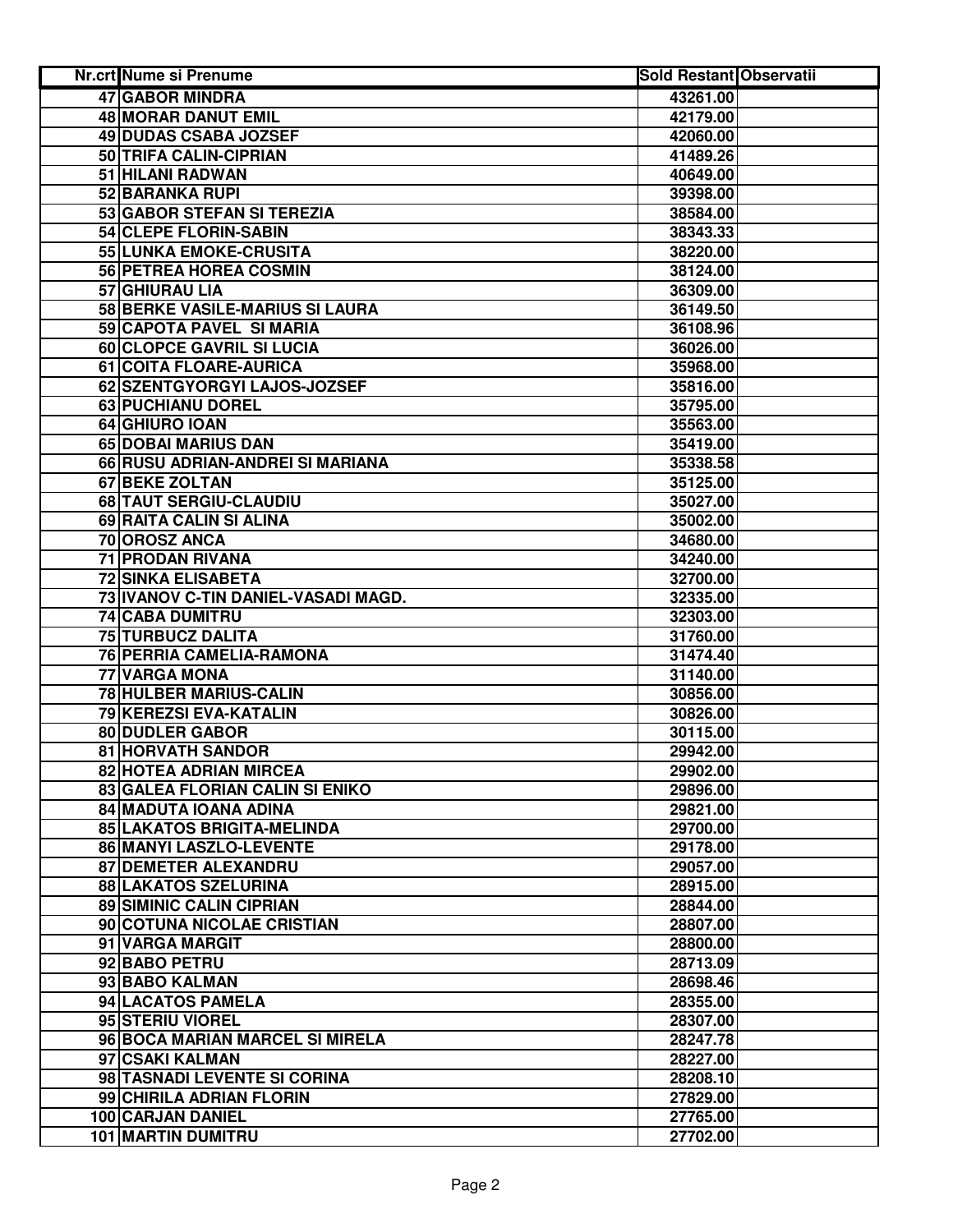| Nr.crt | Nume si Prenume | Sold Restant | Observatii |
|---|---|---|---|
| 47 | GABOR MINDRA | 43261.00 | |
| 48 | MORAR DANUT EMIL | 42179.00 | |
| 49 | DUDAS CSABA JOZSEF | 42060.00 | |
| 50 | TRIFA CALIN-CIPRIAN | 41489.26 | |
| 51 | HILANI RADWAN | 40649.00 | |
| 52 | BARANKA RUPI | 39398.00 | |
| 53 | GABOR STEFAN SI TEREZIA | 38584.00 | |
| 54 | CLEPE FLORIN-SABIN | 38343.33 | |
| 55 | LUNKA EMOKE-CRUSITA | 38220.00 | |
| 56 | PETREA HOREA COSMIN | 38124.00 | |
| 57 | GHIURAU LIA | 36309.00 | |
| 58 | BERKE VASILE-MARIUS SI LAURA | 36149.50 | |
| 59 | CAPOTA PAVEL SI MARIA | 36108.96 | |
| 60 | CLOPCE GAVRIL SI LUCIA | 36026.00 | |
| 61 | COITA FLOARE-AURICA | 35968.00 | |
| 62 | SZENTGYORGYI LAJOS-JOZSEF | 35816.00 | |
| 63 | PUCHIANU DOREL | 35795.00 | |
| 64 | GHIURO IOAN | 35563.00 | |
| 65 | DOBAI MARIUS DAN | 35419.00 | |
| 66 | RUSU ADRIAN-ANDREI SI MARIANA | 35338.58 | |
| 67 | BEKE ZOLTAN | 35125.00 | |
| 68 | TAUT SERGIU-CLAUDIU | 35027.00 | |
| 69 | RAITA CALIN SI ALINA | 35002.00 | |
| 70 | OROSZ ANCA | 34680.00 | |
| 71 | PRODAN RIVANA | 34240.00 | |
| 72 | SINKA ELISABETA | 32700.00 | |
| 73 | IVANOV C-TIN DANIEL-VASADI MAGD. | 32335.00 | |
| 74 | CABA DUMITRU | 32303.00 | |
| 75 | TURBUCZ DALITA | 31760.00 | |
| 76 | PERRIA CAMELIA-RAMONA | 31474.40 | |
| 77 | VARGA MONA | 31140.00 | |
| 78 | HULBER MARIUS-CALIN | 30856.00 | |
| 79 | KEREZSI EVA-KATALIN | 30826.00 | |
| 80 | DUDLER GABOR | 30115.00 | |
| 81 | HORVATH SANDOR | 29942.00 | |
| 82 | HOTEA ADRIAN MIRCEA | 29902.00 | |
| 83 | GALEA FLORIAN CALIN SI ENIKO | 29896.00 | |
| 84 | MADUTA IOANA ADINA | 29821.00 | |
| 85 | LAKATOS BRIGITA-MELINDA | 29700.00 | |
| 86 | MANYI LASZLO-LEVENTE | 29178.00 | |
| 87 | DEMETER ALEXANDRU | 29057.00 | |
| 88 | LAKATOS SZELURINA | 28915.00 | |
| 89 | SIMINIC CALIN CIPRIAN | 28844.00 | |
| 90 | COTUNA NICOLAE CRISTIAN | 28807.00 | |
| 91 | VARGA MARGIT | 28800.00 | |
| 92 | BABO PETRU | 28713.09 | |
| 93 | BABO KALMAN | 28698.46 | |
| 94 | LACATOS PAMELA | 28355.00 | |
| 95 | STERIU VIOREL | 28307.00 | |
| 96 | BOCA MARIAN MARCEL SI MIRELA | 28247.78 | |
| 97 | CSAKI KALMAN | 28227.00 | |
| 98 | TASNADI LEVENTE SI CORINA | 28208.10 | |
| 99 | CHIRILA ADRIAN FLORIN | 27829.00 | |
| 100 | CARJAN DANIEL | 27765.00 | |
| 101 | MARTIN DUMITRU | 27702.00 | |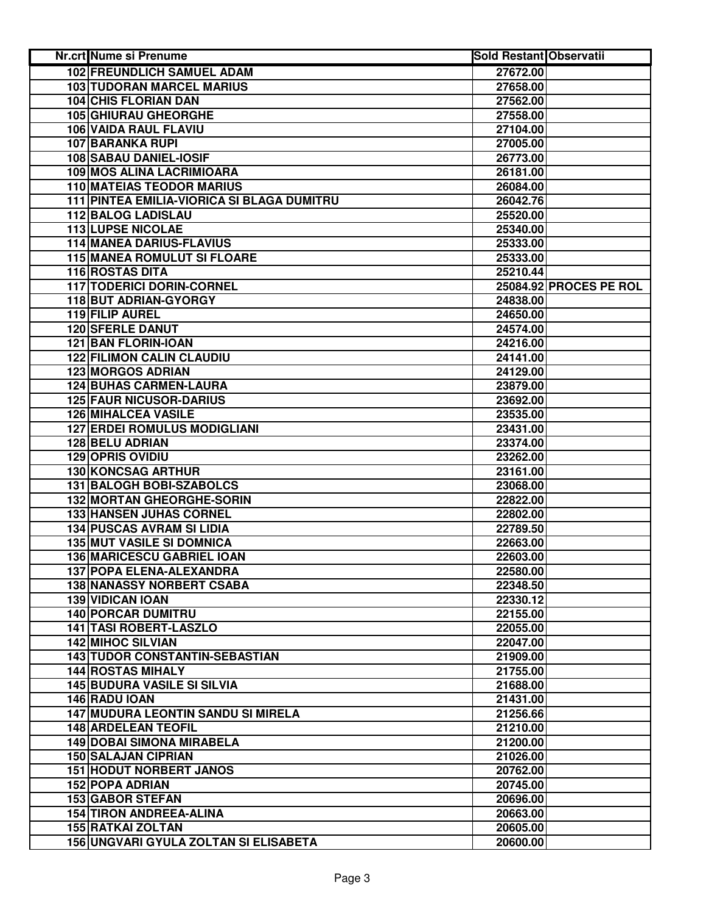| Nr.crt | Nume si Prenume | Sold Restant | Observatii |
|---|---|---|---|
| 102 | FREUNDLICH SAMUEL ADAM | 27672.00 | |
| 103 | TUDORAN MARCEL MARIUS | 27658.00 | |
| 104 | CHIS FLORIAN DAN | 27562.00 | |
| 105 | GHIURAU GHEORGHE | 27558.00 | |
| 106 | VAIDA RAUL FLAVIU | 27104.00 | |
| 107 | BARANKA RUPI | 27005.00 | |
| 108 | SABAU DANIEL-IOSIF | 26773.00 | |
| 109 | MOS ALINA LACRIMIOARA | 26181.00 | |
| 110 | MATEIAS TEODOR MARIUS | 26084.00 | |
| 111 | PINTEA EMILIA-VIORICA SI BLAGA DUMITRU | 26042.76 | |
| 112 | BALOG LADISLAU | 25520.00 | |
| 113 | LUPSE NICOLAE | 25340.00 | |
| 114 | MANEA DARIUS-FLAVIUS | 25333.00 | |
| 115 | MANEA ROMULUT SI FLOARE | 25333.00 | |
| 116 | ROSTAS DITA | 25210.44 | |
| 117 | TODERICI DORIN-CORNEL | 25084.92 | PROCES PE ROL |
| 118 | BUT ADRIAN-GYORGY | 24838.00 | |
| 119 | FILIP AUREL | 24650.00 | |
| 120 | SFERLE DANUT | 24574.00 | |
| 121 | BAN FLORIN-IOAN | 24216.00 | |
| 122 | FILIMON CALIN CLAUDIU | 24141.00 | |
| 123 | MORGOS ADRIAN | 24129.00 | |
| 124 | BUHAS CARMEN-LAURA | 23879.00 | |
| 125 | FAUR NICUSOR-DARIUS | 23692.00 | |
| 126 | MIHALCEA VASILE | 23535.00 | |
| 127 | ERDEI ROMULUS MODIGLIANI | 23431.00 | |
| 128 | BELU ADRIAN | 23374.00 | |
| 129 | OPRIS OVIDIU | 23262.00 | |
| 130 | KONCSAG ARTHUR | 23161.00 | |
| 131 | BALOGH BOBI-SZABOLCS | 23068.00 | |
| 132 | MORTAN GHEORGHE-SORIN | 22822.00 | |
| 133 | HANSEN JUHAS CORNEL | 22802.00 | |
| 134 | PUSCAS AVRAM SI LIDIA | 22789.50 | |
| 135 | MUT VASILE SI DOMNICA | 22663.00 | |
| 136 | MARICESCU GABRIEL IOAN | 22603.00 | |
| 137 | POPA ELENA-ALEXANDRA | 22580.00 | |
| 138 | NANASSY NORBERT CSABA | 22348.50 | |
| 139 | VIDICAN IOAN | 22330.12 | |
| 140 | PORCAR DUMITRU | 22155.00 | |
| 141 | TASI ROBERT-LASZLO | 22055.00 | |
| 142 | MIHOC SILVIAN | 22047.00 | |
| 143 | TUDOR CONSTANTIN-SEBASTIAN | 21909.00 | |
| 144 | ROSTAS MIHALY | 21755.00 | |
| 145 | BUDURA VASILE SI SILVIA | 21688.00 | |
| 146 | RADU IOAN | 21431.00 | |
| 147 | MUDURA LEONTIN SANDU SI MIRELA | 21256.66 | |
| 148 | ARDELEAN TEOFIL | 21210.00 | |
| 149 | DOBAI SIMONA MIRABELA | 21200.00 | |
| 150 | SALAJAN CIPRIAN | 21026.00 | |
| 151 | HODUT NORBERT JANOS | 20762.00 | |
| 152 | POPA ADRIAN | 20745.00 | |
| 153 | GABOR STEFAN | 20696.00 | |
| 154 | TIRON ANDREEA-ALINA | 20663.00 | |
| 155 | RATKAI ZOLTAN | 20605.00 | |
| 156 | UNGVARI GYULA ZOLTAN SI ELISABETA | 20600.00 | |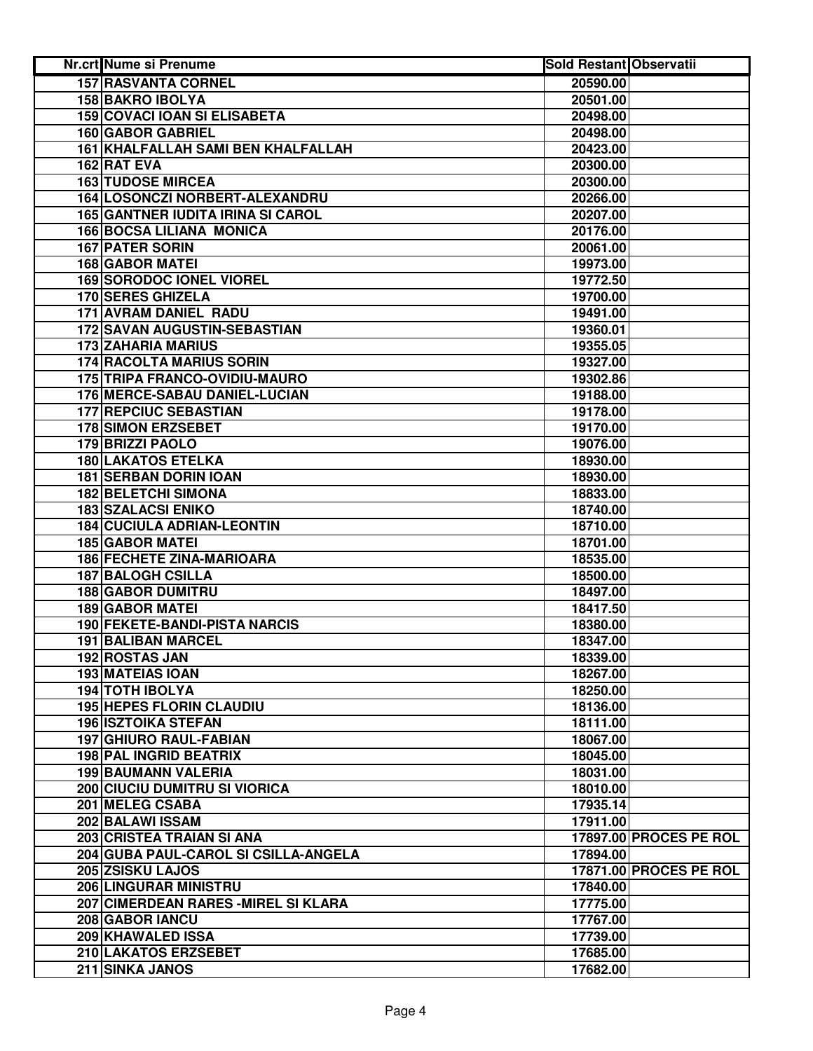| Nr.crt | Nume si Prenume | Sold Restant | Observatii |
|---|---|---|---|
| 157 | RASVANTA CORNEL | 20590.00 | |
| 158 | BAKRO IBOLYA | 20501.00 | |
| 159 | COVACI IOAN SI ELISABETA | 20498.00 | |
| 160 | GABOR GABRIEL | 20498.00 | |
| 161 | KHALFALLAH SAMI BEN KHALFALLAH | 20423.00 | |
| 162 | RAT EVA | 20300.00 | |
| 163 | TUDOSE MIRCEA | 20300.00 | |
| 164 | LOSONCZI NORBERT-ALEXANDRU | 20266.00 | |
| 165 | GANTNER IUDITA IRINA SI CAROL | 20207.00 | |
| 166 | BOCSA LILIANA MONICA | 20176.00 | |
| 167 | PATER SORIN | 20061.00 | |
| 168 | GABOR MATEI | 19973.00 | |
| 169 | SORODOC IONEL VIOREL | 19772.50 | |
| 170 | SERES GHIZELA | 19700.00 | |
| 171 | AVRAM DANIEL RADU | 19491.00 | |
| 172 | SAVAN AUGUSTIN-SEBASTIAN | 19360.01 | |
| 173 | ZAHARIA MARIUS | 19355.05 | |
| 174 | RACOLTA MARIUS SORIN | 19327.00 | |
| 175 | TRIPA FRANCO-OVIDIU-MAURO | 19302.86 | |
| 176 | MERCE-SABAU DANIEL-LUCIAN | 19188.00 | |
| 177 | REPCIUC SEBASTIAN | 19178.00 | |
| 178 | SIMON ERZSEBET | 19170.00 | |
| 179 | BRIZZI PAOLO | 19076.00 | |
| 180 | LAKATOS ETELKA | 18930.00 | |
| 181 | SERBAN DORIN IOAN | 18930.00 | |
| 182 | BELETCHI SIMONA | 18833.00 | |
| 183 | SZALACSI ENIKO | 18740.00 | |
| 184 | CUCIULA ADRIAN-LEONTIN | 18710.00 | |
| 185 | GABOR MATEI | 18701.00 | |
| 186 | FECHETE ZINA-MARIOARA | 18535.00 | |
| 187 | BALOGH CSILLA | 18500.00 | |
| 188 | GABOR DUMITRU | 18497.00 | |
| 189 | GABOR MATEI | 18417.50 | |
| 190 | FEKETE-BANDI-PISTA NARCIS | 18380.00 | |
| 191 | BALIBAN MARCEL | 18347.00 | |
| 192 | ROSTAS JAN | 18339.00 | |
| 193 | MATEIAS IOAN | 18267.00 | |
| 194 | TOTH IBOLYA | 18250.00 | |
| 195 | HEPES FLORIN CLAUDIU | 18136.00 | |
| 196 | ISZTOIKA STEFAN | 18111.00 | |
| 197 | GHIURO RAUL-FABIAN | 18067.00 | |
| 198 | PAL INGRID BEATRIX | 18045.00 | |
| 199 | BAUMANN VALERIA | 18031.00 | |
| 200 | CIUCIU DUMITRU SI VIORICA | 18010.00 | |
| 201 | MELEG CSABA | 17935.14 | |
| 202 | BALAWI ISSAM | 17911.00 | |
| 203 | CRISTEA TRAIAN SI ANA | 17897.00 | PROCES PE ROL |
| 204 | GUBA PAUL-CAROL SI CSILLA-ANGELA | 17894.00 | |
| 205 | ZSISKU LAJOS | 17871.00 | PROCES PE ROL |
| 206 | LINGURAR MINISTRU | 17840.00 | |
| 207 | CIMERDEAN RARES -MIREL SI KLARA | 17775.00 | |
| 208 | GABOR IANCU | 17767.00 | |
| 209 | KHAWALED ISSA | 17739.00 | |
| 210 | LAKATOS ERZSEBET | 17685.00 | |
| 211 | SINKA JANOS | 17682.00 | |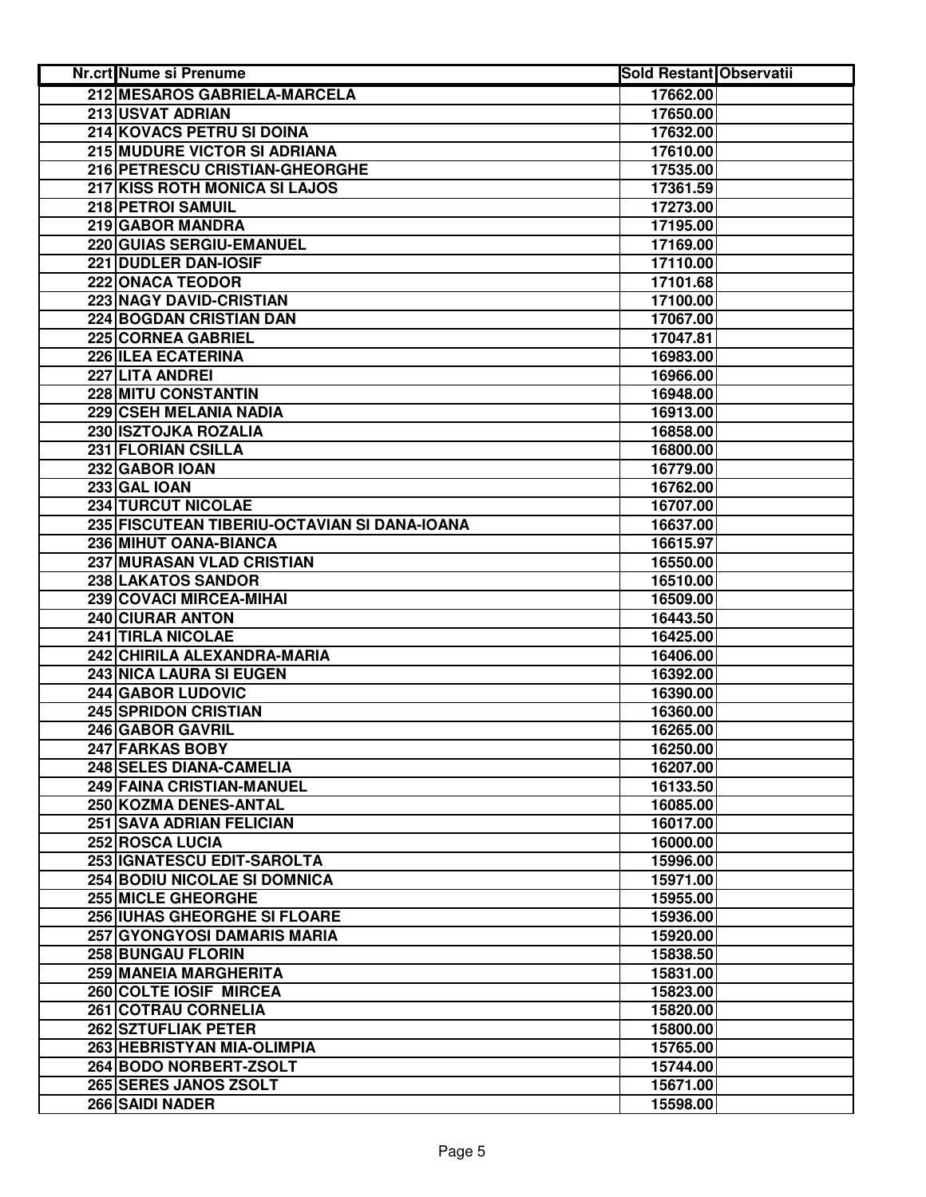| Nr.crt | Nume si Prenume | Sold Restant | Observatii |
|---|---|---|---|
| 212 | MESAROS GABRIELA-MARCELA | 17662.00 | |
| 213 | USVAT ADRIAN | 17650.00 | |
| 214 | KOVACS PETRU SI DOINA | 17632.00 | |
| 215 | MUDURE VICTOR SI ADRIANA | 17610.00 | |
| 216 | PETRESCU CRISTIAN-GHEORGHE | 17535.00 | |
| 217 | KISS ROTH MONICA SI LAJOS | 17361.59 | |
| 218 | PETROI SAMUIL | 17273.00 | |
| 219 | GABOR MANDRA | 17195.00 | |
| 220 | GUIAS SERGIU-EMANUEL | 17169.00 | |
| 221 | DUDLER DAN-IOSIF | 17110.00 | |
| 222 | ONACA TEODOR | 17101.68 | |
| 223 | NAGY DAVID-CRISTIAN | 17100.00 | |
| 224 | BOGDAN CRISTIAN DAN | 17067.00 | |
| 225 | CORNEA GABRIEL | 17047.81 | |
| 226 | ILEA ECATERINA | 16983.00 | |
| 227 | LITA ANDREI | 16966.00 | |
| 228 | MITU CONSTANTIN | 16948.00 | |
| 229 | CSEH MELANIA NADIA | 16913.00 | |
| 230 | ISZTOJKA ROZALIA | 16858.00 | |
| 231 | FLORIAN CSILLA | 16800.00 | |
| 232 | GABOR IOAN | 16779.00 | |
| 233 | GAL IOAN | 16762.00 | |
| 234 | TURCUT NICOLAE | 16707.00 | |
| 235 | FISCUTEAN TIBERIU-OCTAVIAN SI DANA-IOANA | 16637.00 | |
| 236 | MIHUT OANA-BIANCA | 16615.97 | |
| 237 | MURASAN VLAD CRISTIAN | 16550.00 | |
| 238 | LAKATOS SANDOR | 16510.00 | |
| 239 | COVACI MIRCEA-MIHAI | 16509.00 | |
| 240 | CIURAR ANTON | 16443.50 | |
| 241 | TIRLA NICOLAE | 16425.00 | |
| 242 | CHIRILA ALEXANDRA-MARIA | 16406.00 | |
| 243 | NICA LAURA SI EUGEN | 16392.00 | |
| 244 | GABOR LUDOVIC | 16390.00 | |
| 245 | SPRIDON CRISTIAN | 16360.00 | |
| 246 | GABOR GAVRIL | 16265.00 | |
| 247 | FARKAS BOBY | 16250.00 | |
| 248 | SELES DIANA-CAMELIA | 16207.00 | |
| 249 | FAINA CRISTIAN-MANUEL | 16133.50 | |
| 250 | KOZMA DENES-ANTAL | 16085.00 | |
| 251 | SAVA ADRIAN FELICIAN | 16017.00 | |
| 252 | ROSCA LUCIA | 16000.00 | |
| 253 | IGNATESCU EDIT-SAROLTA | 15996.00 | |
| 254 | BODIU NICOLAE SI DOMNICA | 15971.00 | |
| 255 | MICLE GHEORGHE | 15955.00 | |
| 256 | IUHAS GHEORGHE SI FLOARE | 15936.00 | |
| 257 | GYONGYOSI DAMARIS MARIA | 15920.00 | |
| 258 | BUNGAU FLORIN | 15838.50 | |
| 259 | MANEIA MARGHERITA | 15831.00 | |
| 260 | COLTE IOSIF MIRCEA | 15823.00 | |
| 261 | COTRAU CORNELIA | 15820.00 | |
| 262 | SZTUFLIAK PETER | 15800.00 | |
| 263 | HEBRISTYAN MIA-OLIMPIA | 15765.00 | |
| 264 | BODO NORBERT-ZSOLT | 15744.00 | |
| 265 | SERES JANOS ZSOLT | 15671.00 | |
| 266 | SAIDI NADER | 15598.00 | |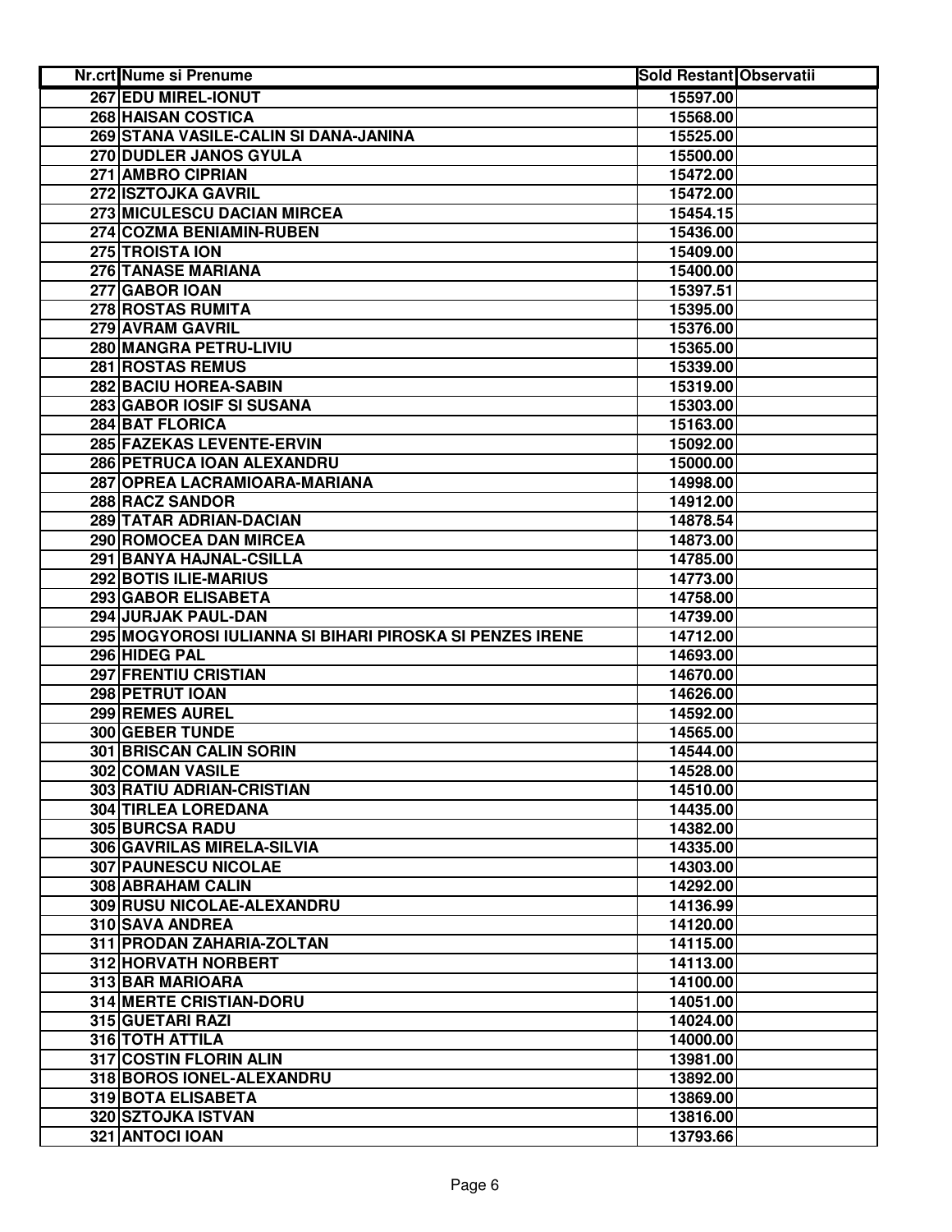| Nr.crt | Nume si Prenume | Sold Restant | Observatii |
|---|---|---|---|
| 267 | EDU MIREL-IONUT | 15597.00 | |
| 268 | HAISAN COSTICA | 15568.00 | |
| 269 | STANA VASILE-CALIN SI DANA-JANINA | 15525.00 | |
| 270 | DUDLER JANOS GYULA | 15500.00 | |
| 271 | AMBRO CIPRIAN | 15472.00 | |
| 272 | ISZTOJKA GAVRIL | 15472.00 | |
| 273 | MICULESCU DACIAN MIRCEA | 15454.15 | |
| 274 | COZMA BENIAMIN-RUBEN | 15436.00 | |
| 275 | TROISTA ION | 15409.00 | |
| 276 | TANASE MARIANA | 15400.00 | |
| 277 | GABOR IOAN | 15397.51 | |
| 278 | ROSTAS RUMITA | 15395.00 | |
| 279 | AVRAM GAVRIL | 15376.00 | |
| 280 | MANGRA PETRU-LIVIU | 15365.00 | |
| 281 | ROSTAS REMUS | 15339.00 | |
| 282 | BACIU HOREA-SABIN | 15319.00 | |
| 283 | GABOR IOSIF SI SUSANA | 15303.00 | |
| 284 | BAT FLORICA | 15163.00 | |
| 285 | FAZEKAS LEVENTE-ERVIN | 15092.00 | |
| 286 | PETRUCA IOAN ALEXANDRU | 15000.00 | |
| 287 | OPREA LACRAMIOARA-MARIANA | 14998.00 | |
| 288 | RACZ SANDOR | 14912.00 | |
| 289 | TATAR ADRIAN-DACIAN | 14878.54 | |
| 290 | ROMOCEA DAN MIRCEA | 14873.00 | |
| 291 | BANYA HAJNAL-CSILLA | 14785.00 | |
| 292 | BOTIS ILIE-MARIUS | 14773.00 | |
| 293 | GABOR ELISABETA | 14758.00 | |
| 294 | JURJAK PAUL-DAN | 14739.00 | |
| 295 | MOGYOROSI IULIANNA SI BIHARI PIROSKA SI PENZES IRENE | 14712.00 | |
| 296 | HIDEG PAL | 14693.00 | |
| 297 | FRENTIU CRISTIAN | 14670.00 | |
| 298 | PETRUT IOAN | 14626.00 | |
| 299 | REMES AUREL | 14592.00 | |
| 300 | GEBER TUNDE | 14565.00 | |
| 301 | BRISCAN CALIN SORIN | 14544.00 | |
| 302 | COMAN VASILE | 14528.00 | |
| 303 | RATIU ADRIAN-CRISTIAN | 14510.00 | |
| 304 | TIRLEA LOREDANA | 14435.00 | |
| 305 | BURCSA RADU | 14382.00 | |
| 306 | GAVRILAS MIRELA-SILVIA | 14335.00 | |
| 307 | PAUNESCU NICOLAE | 14303.00 | |
| 308 | ABRAHAM CALIN | 14292.00 | |
| 309 | RUSU NICOLAE-ALEXANDRU | 14136.99 | |
| 310 | SAVA ANDREA | 14120.00 | |
| 311 | PRODAN ZAHARIA-ZOLTAN | 14115.00 | |
| 312 | HORVATH NORBERT | 14113.00 | |
| 313 | BAR MARIOARA | 14100.00 | |
| 314 | MERTE CRISTIAN-DORU | 14051.00 | |
| 315 | GUETARI RAZI | 14024.00 | |
| 316 | TOTH ATTILA | 14000.00 | |
| 317 | COSTIN FLORIN ALIN | 13981.00 | |
| 318 | BOROS IONEL-ALEXANDRU | 13892.00 | |
| 319 | BOTA ELISABETA | 13869.00 | |
| 320 | SZTOJKA ISTVAN | 13816.00 | |
| 321 | ANTOCI IOAN | 13793.66 | |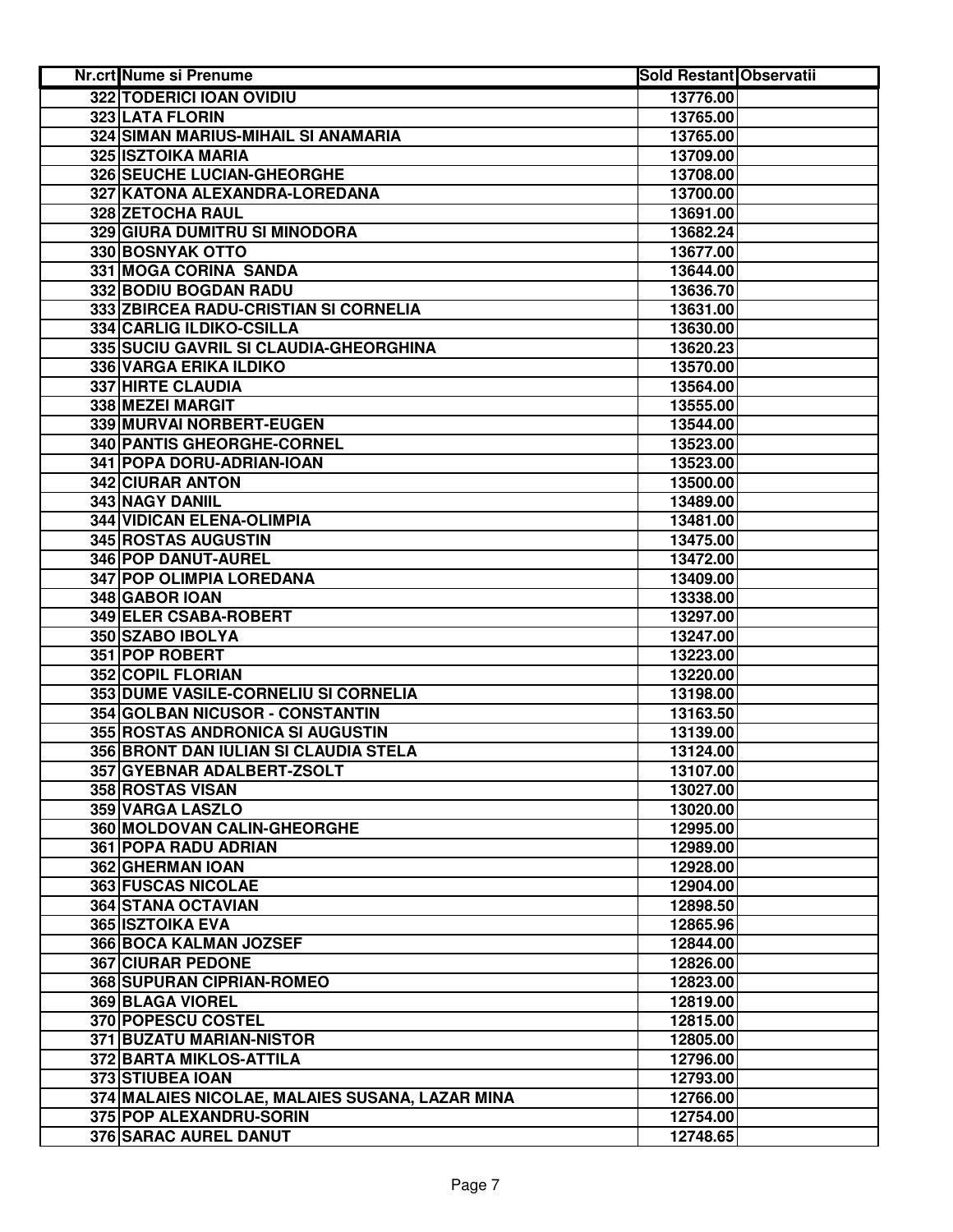| Nr.crt | Nume si Prenume | Sold Restant | Observatii |
|---|---|---|---|
| 322 | TODERICI IOAN OVIDIU | 13776.00 | |
| 323 | LATA FLORIN | 13765.00 | |
| 324 | SIMAN MARIUS-MIHAIL SI ANAMARIA | 13765.00 | |
| 325 | ISZTOIKA MARIA | 13709.00 | |
| 326 | SEUCHE LUCIAN-GHEORGHE | 13708.00 | |
| 327 | KATONA ALEXANDRA-LOREDANA | 13700.00 | |
| 328 | ZETOCHA RAUL | 13691.00 | |
| 329 | GIURA DUMITRU SI MINODORA | 13682.24 | |
| 330 | BOSNYAK OTTO | 13677.00 | |
| 331 | MOGA CORINA SANDA | 13644.00 | |
| 332 | BODIU BOGDAN RADU | 13636.70 | |
| 333 | ZBIRCEA RADU-CRISTIAN SI CORNELIA | 13631.00 | |
| 334 | CARLIG ILDIKO-CSILLA | 13630.00 | |
| 335 | SUCIU GAVRIL SI CLAUDIA-GHEORGHINA | 13620.23 | |
| 336 | VARGA ERIKA ILDIKO | 13570.00 | |
| 337 | HIRTE CLAUDIA | 13564.00 | |
| 338 | MEZEI MARGIT | 13555.00 | |
| 339 | MURVAI NORBERT-EUGEN | 13544.00 | |
| 340 | PANTIS GHEORGHE-CORNEL | 13523.00 | |
| 341 | POPA DORU-ADRIAN-IOAN | 13523.00 | |
| 342 | CIURAR ANTON | 13500.00 | |
| 343 | NAGY DANIIL | 13489.00 | |
| 344 | VIDICAN ELENA-OLIMPIA | 13481.00 | |
| 345 | ROSTAS AUGUSTIN | 13475.00 | |
| 346 | POP DANUT-AUREL | 13472.00 | |
| 347 | POP OLIMPIA LOREDANA | 13409.00 | |
| 348 | GABOR IOAN | 13338.00 | |
| 349 | ELER CSABA-ROBERT | 13297.00 | |
| 350 | SZABO IBOLYA | 13247.00 | |
| 351 | POP ROBERT | 13223.00 | |
| 352 | COPIL FLORIAN | 13220.00 | |
| 353 | DUME VASILE-CORNELIU SI CORNELIA | 13198.00 | |
| 354 | GOLBAN NICUSOR - CONSTANTIN | 13163.50 | |
| 355 | ROSTAS ANDRONICA SI AUGUSTIN | 13139.00 | |
| 356 | BRONT DAN IULIAN SI CLAUDIA STELA | 13124.00 | |
| 357 | GYEBNAR ADALBERT-ZSOLT | 13107.00 | |
| 358 | ROSTAS VISAN | 13027.00 | |
| 359 | VARGA LASZLO | 13020.00 | |
| 360 | MOLDOVAN CALIN-GHEORGHE | 12995.00 | |
| 361 | POPA RADU ADRIAN | 12989.00 | |
| 362 | GHERMAN IOAN | 12928.00 | |
| 363 | FUSCAS NICOLAE | 12904.00 | |
| 364 | STANA OCTAVIAN | 12898.50 | |
| 365 | ISZTOIKA EVA | 12865.96 | |
| 366 | BOCA KALMAN JOZSEF | 12844.00 | |
| 367 | CIURAR PEDONE | 12826.00 | |
| 368 | SUPURAN CIPRIAN-ROMEO | 12823.00 | |
| 369 | BLAGA VIOREL | 12819.00 | |
| 370 | POPESCU COSTEL | 12815.00 | |
| 371 | BUZATU MARIAN-NISTOR | 12805.00 | |
| 372 | BARTA MIKLOS-ATTILA | 12796.00 | |
| 373 | STIUBEA IOAN | 12793.00 | |
| 374 | MALAIES NICOLAE, MALAIES SUSANA, LAZAR MINA | 12766.00 | |
| 375 | POP ALEXANDRU-SORIN | 12754.00 | |
| 376 | SARAC AUREL DANUT | 12748.65 | |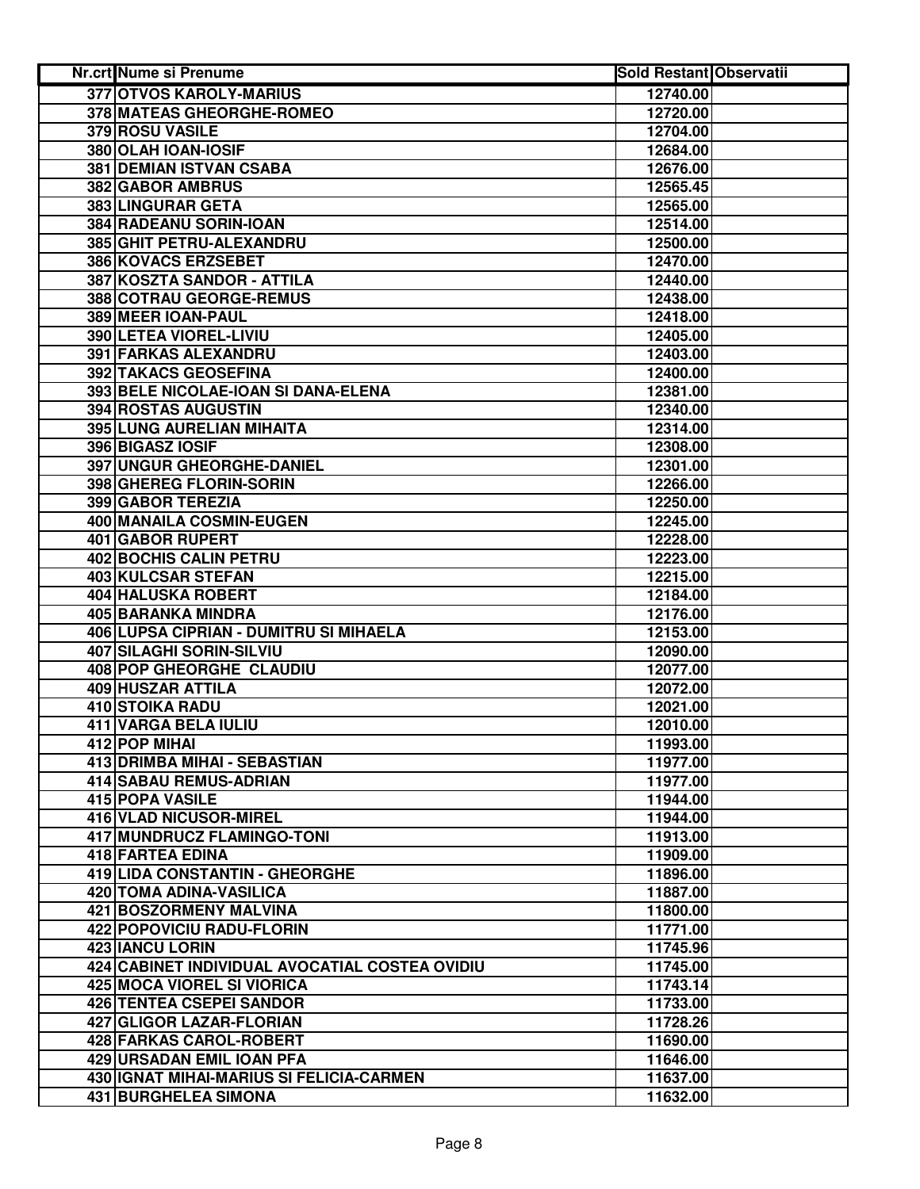| Nr.crt | Nume si Prenume | Sold Restant | Observatii |
|---|---|---|---|
| 377 | OTVOS KAROLY-MARIUS | 12740.00 | |
| 378 | MATEAS GHEORGHE-ROMEO | 12720.00 | |
| 379 | ROSU VASILE | 12704.00 | |
| 380 | OLAH IOAN-IOSIF | 12684.00 | |
| 381 | DEMIAN ISTVAN CSABA | 12676.00 | |
| 382 | GABOR AMBRUS | 12565.45 | |
| 383 | LINGURAR GETA | 12565.00 | |
| 384 | RADEANU SORIN-IOAN | 12514.00 | |
| 385 | GHIT PETRU-ALEXANDRU | 12500.00 | |
| 386 | KOVACS ERZSEBET | 12470.00 | |
| 387 | KOSZTA SANDOR - ATTILA | 12440.00 | |
| 388 | COTRAU GEORGE-REMUS | 12438.00 | |
| 389 | MEER IOAN-PAUL | 12418.00 | |
| 390 | LETEA VIOREL-LIVIU | 12405.00 | |
| 391 | FARKAS ALEXANDRU | 12403.00 | |
| 392 | TAKACS GEOSEFINA | 12400.00 | |
| 393 | BELE NICOLAE-IOAN SI DANA-ELENA | 12381.00 | |
| 394 | ROSTAS AUGUSTIN | 12340.00 | |
| 395 | LUNG AURELIAN MIHAITA | 12314.00 | |
| 396 | BIGASZ IOSIF | 12308.00 | |
| 397 | UNGUR GHEORGHE-DANIEL | 12301.00 | |
| 398 | GHEREG FLORIN-SORIN | 12266.00 | |
| 399 | GABOR TEREZIA | 12250.00 | |
| 400 | MANAILA COSMIN-EUGEN | 12245.00 | |
| 401 | GABOR RUPERT | 12228.00 | |
| 402 | BOCHIS CALIN PETRU | 12223.00 | |
| 403 | KULCSAR STEFAN | 12215.00 | |
| 404 | HALUSKA ROBERT | 12184.00 | |
| 405 | BARANKA MINDRA | 12176.00 | |
| 406 | LUPSA CIPRIAN - DUMITRU SI MIHAELA | 12153.00 | |
| 407 | SILAGHI SORIN-SILVIU | 12090.00 | |
| 408 | POP GHEORGHE CLAUDIU | 12077.00 | |
| 409 | HUSZAR ATTILA | 12072.00 | |
| 410 | STOIKA RADU | 12021.00 | |
| 411 | VARGA BELA IULIU | 12010.00 | |
| 412 | POP MIHAI | 11993.00 | |
| 413 | DRIMBA MIHAI - SEBASTIAN | 11977.00 | |
| 414 | SABAU REMUS-ADRIAN | 11977.00 | |
| 415 | POPA VASILE | 11944.00 | |
| 416 | VLAD NICUSOR-MIREL | 11944.00 | |
| 417 | MUNDRUCZ FLAMINGO-TONI | 11913.00 | |
| 418 | FARTEA EDINA | 11909.00 | |
| 419 | LIDA CONSTANTIN - GHEORGHE | 11896.00 | |
| 420 | TOMA ADINA-VASILICA | 11887.00 | |
| 421 | BOSZORMENY MALVINA | 11800.00 | |
| 422 | POPOVICIU RADU-FLORIN | 11771.00 | |
| 423 | IANCU LORIN | 11745.96 | |
| 424 | CABINET INDIVIDUAL AVOCATIAL COSTEA OVIDIU | 11745.00 | |
| 425 | MOCA VIOREL SI VIORICA | 11743.14 | |
| 426 | TENTEA CSEPEI SANDOR | 11733.00 | |
| 427 | GLIGOR LAZAR-FLORIAN | 11728.26 | |
| 428 | FARKAS CAROL-ROBERT | 11690.00 | |
| 429 | URSADAN EMIL IOAN PFA | 11646.00 | |
| 430 | IGNAT MIHAI-MARIUS SI FELICIA-CARMEN | 11637.00 | |
| 431 | BURGHELEA SIMONA | 11632.00 | |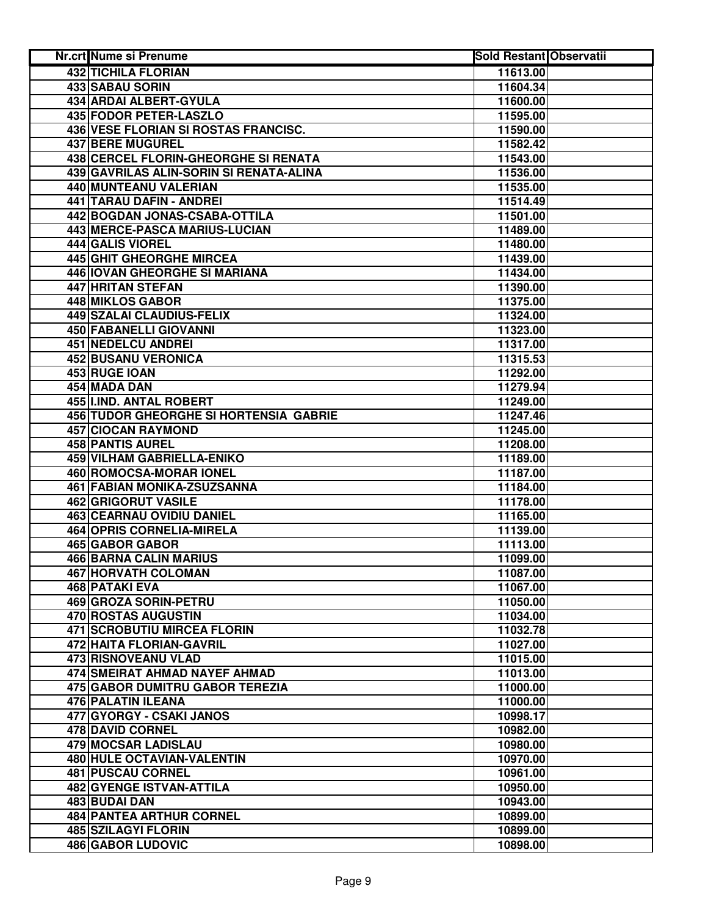| Nr.crt | Nume si Prenume | Sold Restant | Observatii |
|---|---|---|---|
| 432 | TICHILA FLORIAN | 11613.00 | |
| 433 | SABAU SORIN | 11604.34 | |
| 434 | ARDAI ALBERT-GYULA | 11600.00 | |
| 435 | FODOR PETER-LASZLO | 11595.00 | |
| 436 | VESE FLORIAN SI ROSTAS FRANCISC. | 11590.00 | |
| 437 | BERE MUGUREL | 11582.42 | |
| 438 | CERCEL FLORIN-GHEORGHE SI RENATA | 11543.00 | |
| 439 | GAVRILAS ALIN-SORIN SI RENATA-ALINA | 11536.00 | |
| 440 | MUNTEANU VALERIAN | 11535.00 | |
| 441 | TARAU DAFIN - ANDREI | 11514.49 | |
| 442 | BOGDAN JONAS-CSABA-OTTILA | 11501.00 | |
| 443 | MERCE-PASCA MARIUS-LUCIAN | 11489.00 | |
| 444 | GALIS VIOREL | 11480.00 | |
| 445 | GHIT GHEORGHE MIRCEA | 11439.00 | |
| 446 | IOVAN GHEORGHE SI MARIANA | 11434.00 | |
| 447 | HRITAN STEFAN | 11390.00 | |
| 448 | MIKLOS GABOR | 11375.00 | |
| 449 | SZALAI CLAUDIUS-FELIX | 11324.00 | |
| 450 | FABANELLI GIOVANNI | 11323.00 | |
| 451 | NEDELCU ANDREI | 11317.00 | |
| 452 | BUSANU VERONICA | 11315.53 | |
| 453 | RUGE IOAN | 11292.00 | |
| 454 | MADA DAN | 11279.94 | |
| 455 | I.IND. ANTAL ROBERT | 11249.00 | |
| 456 | TUDOR GHEORGHE SI HORTENSIA GABRIE | 11247.46 | |
| 457 | CIOCAN RAYMOND | 11245.00 | |
| 458 | PANTIS AUREL | 11208.00 | |
| 459 | VILHAM GABRIELLA-ENIKO | 11189.00 | |
| 460 | ROMOCSA-MORAR IONEL | 11187.00 | |
| 461 | FABIAN MONIKA-ZSUZSANNA | 11184.00 | |
| 462 | GRIGORUT VASILE | 11178.00 | |
| 463 | CEARNAU OVIDIU DANIEL | 11165.00 | |
| 464 | OPRIS CORNELIA-MIRELA | 11139.00 | |
| 465 | GABOR GABOR | 11113.00 | |
| 466 | BARNA CALIN MARIUS | 11099.00 | |
| 467 | HORVATH COLOMAN | 11087.00 | |
| 468 | PATAKI EVA | 11067.00 | |
| 469 | GROZA SORIN-PETRU | 11050.00 | |
| 470 | ROSTAS AUGUSTIN | 11034.00 | |
| 471 | SCROBUTIU MIRCEA FLORIN | 11032.78 | |
| 472 | HAITA FLORIAN-GAVRIL | 11027.00 | |
| 473 | RISNOVEANU VLAD | 11015.00 | |
| 474 | SMEIRAT AHMAD NAYEF AHMAD | 11013.00 | |
| 475 | GABOR DUMITRU GABOR TEREZIA | 11000.00 | |
| 476 | PALATIN ILEANA | 11000.00 | |
| 477 | GYORGY - CSAKI JANOS | 10998.17 | |
| 478 | DAVID CORNEL | 10982.00 | |
| 479 | MOCSAR LADISLAU | 10980.00 | |
| 480 | HULE OCTAVIAN-VALENTIN | 10970.00 | |
| 481 | PUSCAU CORNEL | 10961.00 | |
| 482 | GYENGE ISTVAN-ATTILA | 10950.00 | |
| 483 | BUDAI DAN | 10943.00 | |
| 484 | PANTEA ARTHUR CORNEL | 10899.00 | |
| 485 | SZILAGYI FLORIN | 10899.00 | |
| 486 | GABOR LUDOVIC | 10898.00 | |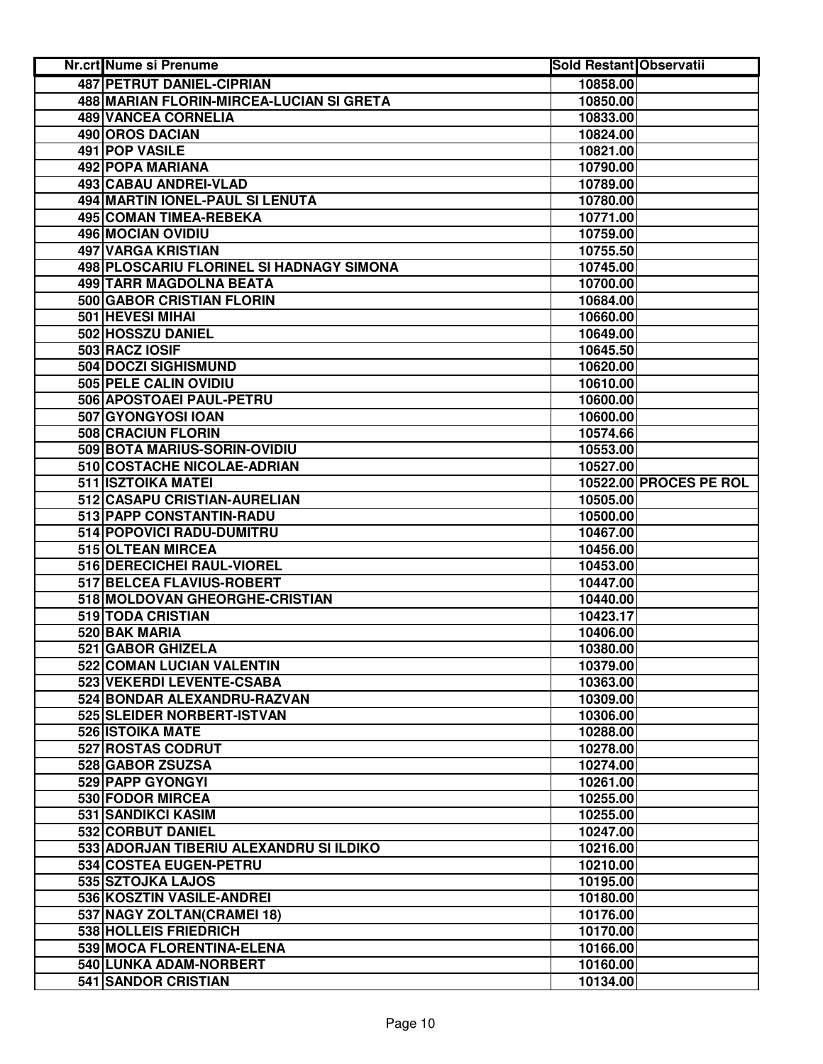| Nr.crt | Nume si Prenume | Sold Restant | Observatii |
|---|---|---|---|
| 487 | PETRUT DANIEL-CIPRIAN | 10858.00 | |
| 488 | MARIAN FLORIN-MIRCEA-LUCIAN SI GRETA | 10850.00 | |
| 489 | VANCEA CORNELIA | 10833.00 | |
| 490 | OROS DACIAN | 10824.00 | |
| 491 | POP VASILE | 10821.00 | |
| 492 | POPA MARIANA | 10790.00 | |
| 493 | CABAU ANDREI-VLAD | 10789.00 | |
| 494 | MARTIN IONEL-PAUL SI LENUTA | 10780.00 | |
| 495 | COMAN TIMEA-REBEKA | 10771.00 | |
| 496 | MOCIAN OVIDIU | 10759.00 | |
| 497 | VARGA KRISTIAN | 10755.50 | |
| 498 | PLOSCARIU FLORINEL SI HADNAGY SIMONA | 10745.00 | |
| 499 | TARR MAGDOLNA BEATA | 10700.00 | |
| 500 | GABOR CRISTIAN FLORIN | 10684.00 | |
| 501 | HEVESI MIHAI | 10660.00 | |
| 502 | HOSSZU DANIEL | 10649.00 | |
| 503 | RACZ IOSIF | 10645.50 | |
| 504 | DOCZI SIGHISMUND | 10620.00 | |
| 505 | PELE CALIN OVIDIU | 10610.00 | |
| 506 | APOSTOAEI PAUL-PETRU | 10600.00 | |
| 507 | GYONGYOSI IOAN | 10600.00 | |
| 508 | CRACIUN FLORIN | 10574.66 | |
| 509 | BOTA MARIUS-SORIN-OVIDIU | 10553.00 | |
| 510 | COSTACHE NICOLAE-ADRIAN | 10527.00 | |
| 511 | ISZTOIKA MATEI | 10522.00 | PROCES PE ROL |
| 512 | CASAPU CRISTIAN-AURELIAN | 10505.00 | |
| 513 | PAPP CONSTANTIN-RADU | 10500.00 | |
| 514 | POPOVICI RADU-DUMITRU | 10467.00 | |
| 515 | OLTEAN MIRCEA | 10456.00 | |
| 516 | DERECICHEI RAUL-VIOREL | 10453.00 | |
| 517 | BELCEA FLAVIUS-ROBERT | 10447.00 | |
| 518 | MOLDOVAN GHEORGHE-CRISTIAN | 10440.00 | |
| 519 | TODA CRISTIAN | 10423.17 | |
| 520 | BAK MARIA | 10406.00 | |
| 521 | GABOR GHIZELA | 10380.00 | |
| 522 | COMAN LUCIAN VALENTIN | 10379.00 | |
| 523 | VEKERDI LEVENTE-CSABA | 10363.00 | |
| 524 | BONDAR ALEXANDRU-RAZVAN | 10309.00 | |
| 525 | SLEIDER NORBERT-ISTVAN | 10306.00 | |
| 526 | ISTOIKA MATE | 10288.00 | |
| 527 | ROSTAS CODRUT | 10278.00 | |
| 528 | GABOR ZSUZSA | 10274.00 | |
| 529 | PAPP GYONGYI | 10261.00 | |
| 530 | FODOR MIRCEA | 10255.00 | |
| 531 | SANDIKCI KASIM | 10255.00 | |
| 532 | CORBUT DANIEL | 10247.00 | |
| 533 | ADORJAN TIBERIU ALEXANDRU SI ILDIKO | 10216.00 | |
| 534 | COSTEA EUGEN-PETRU | 10210.00 | |
| 535 | SZTOJKA LAJOS | 10195.00 | |
| 536 | KOSZTIN VASILE-ANDREI | 10180.00 | |
| 537 | NAGY ZOLTAN(CRAMEI 18) | 10176.00 | |
| 538 | HOLLEIS FRIEDRICH | 10170.00 | |
| 539 | MOCA FLORENTINA-ELENA | 10166.00 | |
| 540 | LUNKA ADAM-NORBERT | 10160.00 | |
| 541 | SANDOR CRISTIAN | 10134.00 | |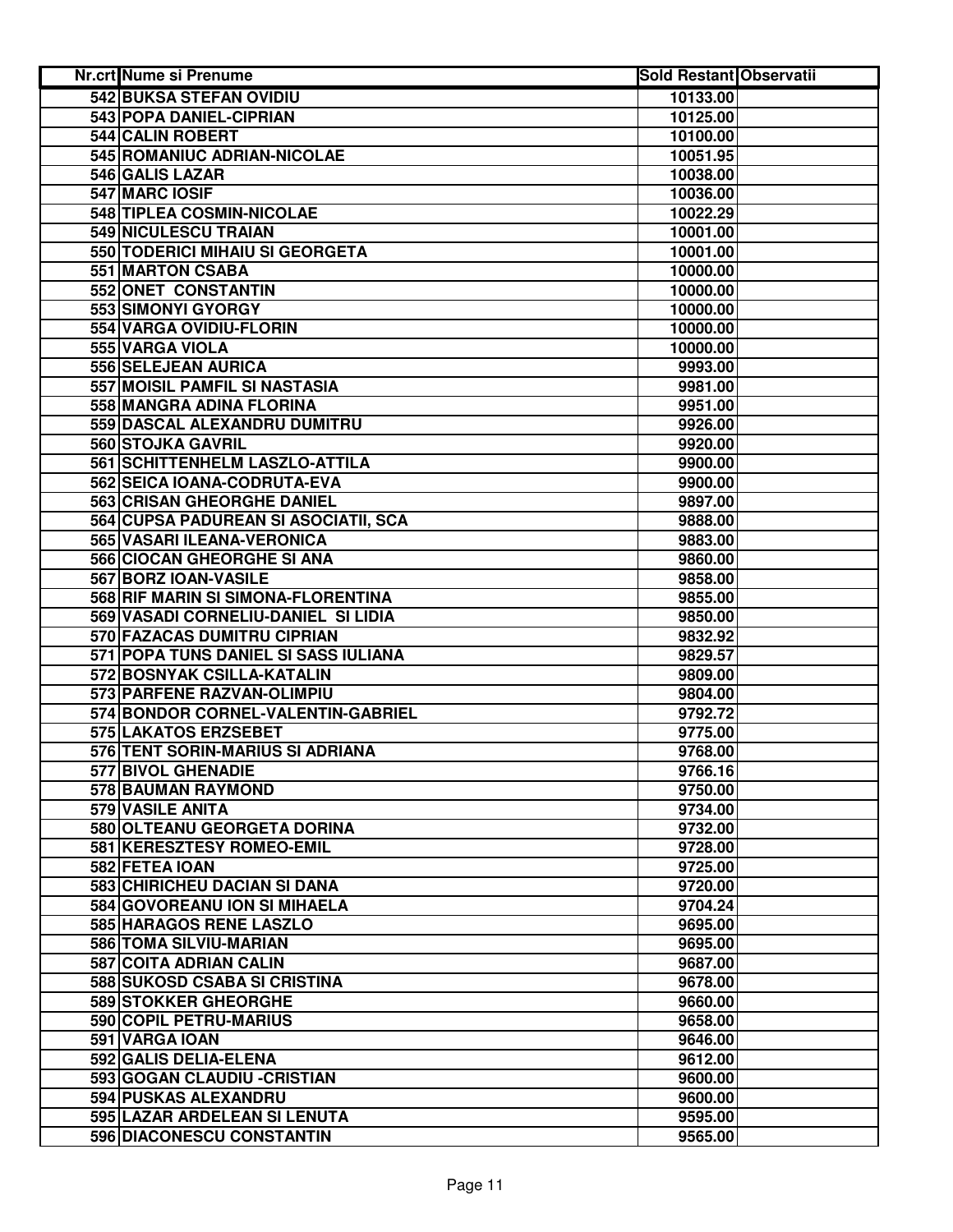| Nr.crt | Nume si Prenume | Sold Restant | Observatii |
|---|---|---|---|
| 542 | BUKSA STEFAN OVIDIU | 10133.00 | |
| 543 | POPA DANIEL-CIPRIAN | 10125.00 | |
| 544 | CALIN ROBERT | 10100.00 | |
| 545 | ROMANIUC ADRIAN-NICOLAE | 10051.95 | |
| 546 | GALIS LAZAR | 10038.00 | |
| 547 | MARC IOSIF | 10036.00 | |
| 548 | TIPLEA COSMIN-NICOLAE | 10022.29 | |
| 549 | NICULESCU TRAIAN | 10001.00 | |
| 550 | TODERICI MIHAIU SI GEORGETA | 10001.00 | |
| 551 | MARTON CSABA | 10000.00 | |
| 552 | ONET CONSTANTIN | 10000.00 | |
| 553 | SIMONYI GYORGY | 10000.00 | |
| 554 | VARGA OVIDIU-FLORIN | 10000.00 | |
| 555 | VARGA VIOLA | 10000.00 | |
| 556 | SELEJEAN AURICA | 9993.00 | |
| 557 | MOISIL PAMFIL SI NASTASIA | 9981.00 | |
| 558 | MANGRA ADINA FLORINA | 9951.00 | |
| 559 | DASCAL ALEXANDRU DUMITRU | 9926.00 | |
| 560 | STOJKA GAVRIL | 9920.00 | |
| 561 | SCHITTENHELM LASZLO-ATTILA | 9900.00 | |
| 562 | SEICA IOANA-CODRUTA-EVA | 9900.00 | |
| 563 | CRISAN GHEORGHE DANIEL | 9897.00 | |
| 564 | CUPSA PADUREAN SI ASOCIATII, SCA | 9888.00 | |
| 565 | VASARI ILEANA-VERONICA | 9883.00 | |
| 566 | CIOCAN GHEORGHE SI ANA | 9860.00 | |
| 567 | BORZ IOAN-VASILE | 9858.00 | |
| 568 | RIF MARIN SI SIMONA-FLORENTINA | 9855.00 | |
| 569 | VASADI CORNELIU-DANIEL SI LIDIA | 9850.00 | |
| 570 | FAZACAS DUMITRU CIPRIAN | 9832.92 | |
| 571 | POPA TUNS DANIEL SI SASS IULIANA | 9829.57 | |
| 572 | BOSNYAK CSILLA-KATALIN | 9809.00 | |
| 573 | PARFENE RAZVAN-OLIMPIU | 9804.00 | |
| 574 | BONDOR CORNEL-VALENTIN-GABRIEL | 9792.72 | |
| 575 | LAKATOS ERZSEBET | 9775.00 | |
| 576 | TENT SORIN-MARIUS SI ADRIANA | 9768.00 | |
| 577 | BIVOL GHENADIE | 9766.16 | |
| 578 | BAUMAN RAYMOND | 9750.00 | |
| 579 | VASILE ANITA | 9734.00 | |
| 580 | OLTEANU GEORGETA DORINA | 9732.00 | |
| 581 | KERESZTESY ROMEO-EMIL | 9728.00 | |
| 582 | FETEA IOAN | 9725.00 | |
| 583 | CHIRICHEU DACIAN SI DANA | 9720.00 | |
| 584 | GOVOREANU ION SI MIHAELA | 9704.24 | |
| 585 | HARAGOS RENE LASZLO | 9695.00 | |
| 586 | TOMA SILVIU-MARIAN | 9695.00 | |
| 587 | COITA ADRIAN CALIN | 9687.00 | |
| 588 | SUKOSD CSABA SI CRISTINA | 9678.00 | |
| 589 | STOKKER GHEORGHE | 9660.00 | |
| 590 | COPIL PETRU-MARIUS | 9658.00 | |
| 591 | VARGA IOAN | 9646.00 | |
| 592 | GALIS DELIA-ELENA | 9612.00 | |
| 593 | GOGAN CLAUDIU -CRISTIAN | 9600.00 | |
| 594 | PUSKAS ALEXANDRU | 9600.00 | |
| 595 | LAZAR ARDELEAN SI LENUTA | 9595.00 | |
| 596 | DIACONESCU CONSTANTIN | 9565.00 | |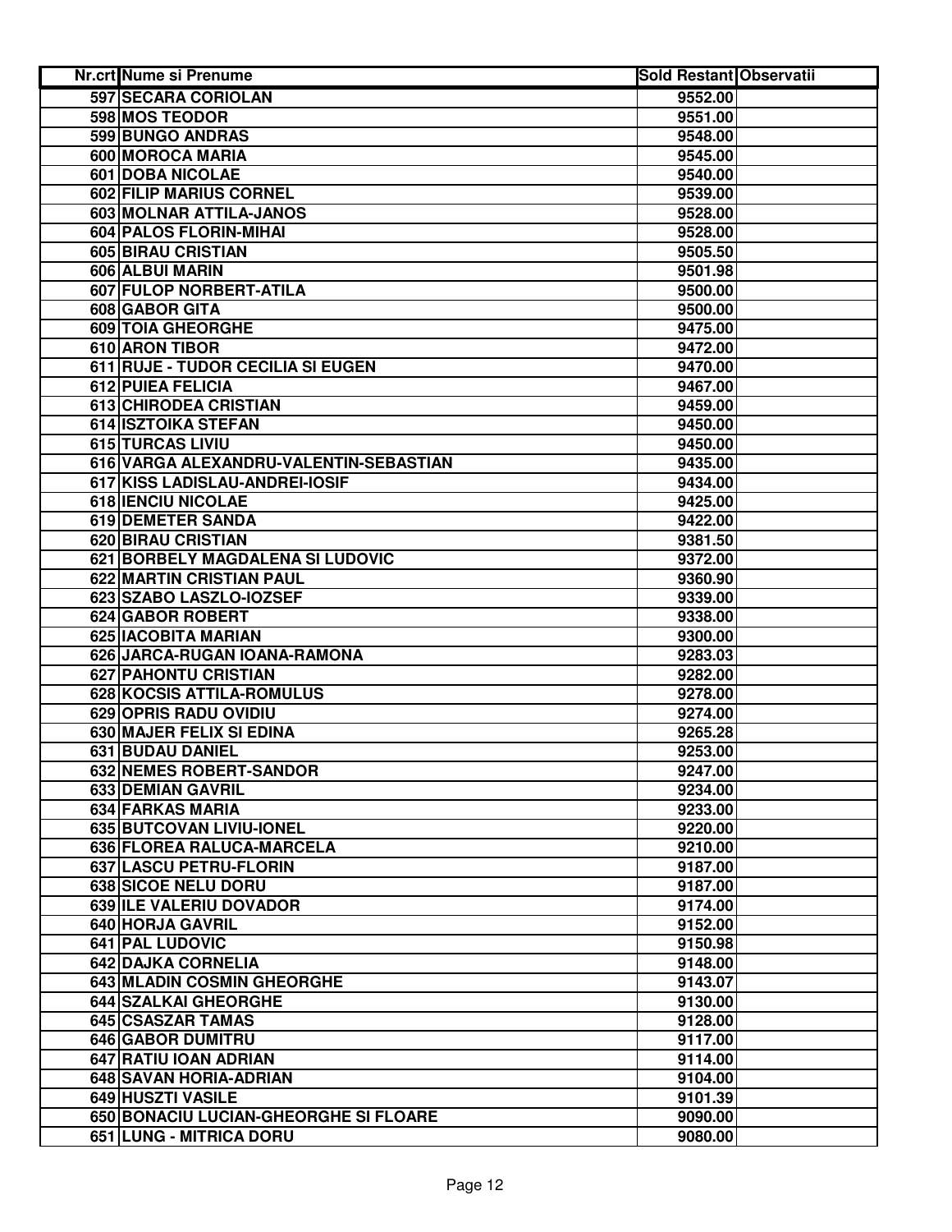| Nr.crt | Nume si Prenume | Sold Restant | Observatii |
|---|---|---|---|
| 597 | SECARA CORIOLAN | 9552.00 | |
| 598 | MOS TEODOR | 9551.00 | |
| 599 | BUNGO ANDRAS | 9548.00 | |
| 600 | MOROCA MARIA | 9545.00 | |
| 601 | DOBA NICOLAE | 9540.00 | |
| 602 | FILIP MARIUS CORNEL | 9539.00 | |
| 603 | MOLNAR ATTILA-JANOS | 9528.00 | |
| 604 | PALOS FLORIN-MIHAI | 9528.00 | |
| 605 | BIRAU CRISTIAN | 9505.50 | |
| 606 | ALBUI MARIN | 9501.98 | |
| 607 | FULOP NORBERT-ATILA | 9500.00 | |
| 608 | GABOR GITA | 9500.00 | |
| 609 | TOIA GHEORGHE | 9475.00 | |
| 610 | ARON TIBOR | 9472.00 | |
| 611 | RUJE - TUDOR CECILIA SI EUGEN | 9470.00 | |
| 612 | PUIEA FELICIA | 9467.00 | |
| 613 | CHIRODEA CRISTIAN | 9459.00 | |
| 614 | ISZTOIKA STEFAN | 9450.00 | |
| 615 | TURCAS LIVIU | 9450.00 | |
| 616 | VARGA ALEXANDRU-VALENTIN-SEBASTIAN | 9435.00 | |
| 617 | KISS LADISLAU-ANDREI-IOSIF | 9434.00 | |
| 618 | IENCIU NICOLAE | 9425.00 | |
| 619 | DEMETER SANDA | 9422.00 | |
| 620 | BIRAU CRISTIAN | 9381.50 | |
| 621 | BORBELY MAGDALENA SI LUDOVIC | 9372.00 | |
| 622 | MARTIN CRISTIAN PAUL | 9360.90 | |
| 623 | SZABO LASZLO-IOZSEF | 9339.00 | |
| 624 | GABOR ROBERT | 9338.00 | |
| 625 | IACOBITA MARIAN | 9300.00 | |
| 626 | JARCA-RUGAN IOANA-RAMONA | 9283.03 | |
| 627 | PAHONTU CRISTIAN | 9282.00 | |
| 628 | KOCSIS ATTILA-ROMULUS | 9278.00 | |
| 629 | OPRIS RADU OVIDIU | 9274.00 | |
| 630 | MAJER FELIX SI EDINA | 9265.28 | |
| 631 | BUDAU DANIEL | 9253.00 | |
| 632 | NEMES ROBERT-SANDOR | 9247.00 | |
| 633 | DEMIAN GAVRIL | 9234.00 | |
| 634 | FARKAS MARIA | 9233.00 | |
| 635 | BUTCOVAN LIVIU-IONEL | 9220.00 | |
| 636 | FLOREA RALUCA-MARCELA | 9210.00 | |
| 637 | LASCU PETRU-FLORIN | 9187.00 | |
| 638 | SICOE NELU DORU | 9187.00 | |
| 639 | ILE VALERIU DOVADOR | 9174.00 | |
| 640 | HORJA GAVRIL | 9152.00 | |
| 641 | PAL LUDOVIC | 9150.98 | |
| 642 | DAJKA CORNELIA | 9148.00 | |
| 643 | MLADIN COSMIN GHEORGHE | 9143.07 | |
| 644 | SZALKAI GHEORGHE | 9130.00 | |
| 645 | CSASZAR TAMAS | 9128.00 | |
| 646 | GABOR DUMITRU | 9117.00 | |
| 647 | RATIU IOAN ADRIAN | 9114.00 | |
| 648 | SAVAN HORIA-ADRIAN | 9104.00 | |
| 649 | HUSZTI VASILE | 9101.39 | |
| 650 | BONACIU LUCIAN-GHEORGHE SI FLOARE | 9090.00 | |
| 651 | LUNG - MITRICA DORU | 9080.00 | |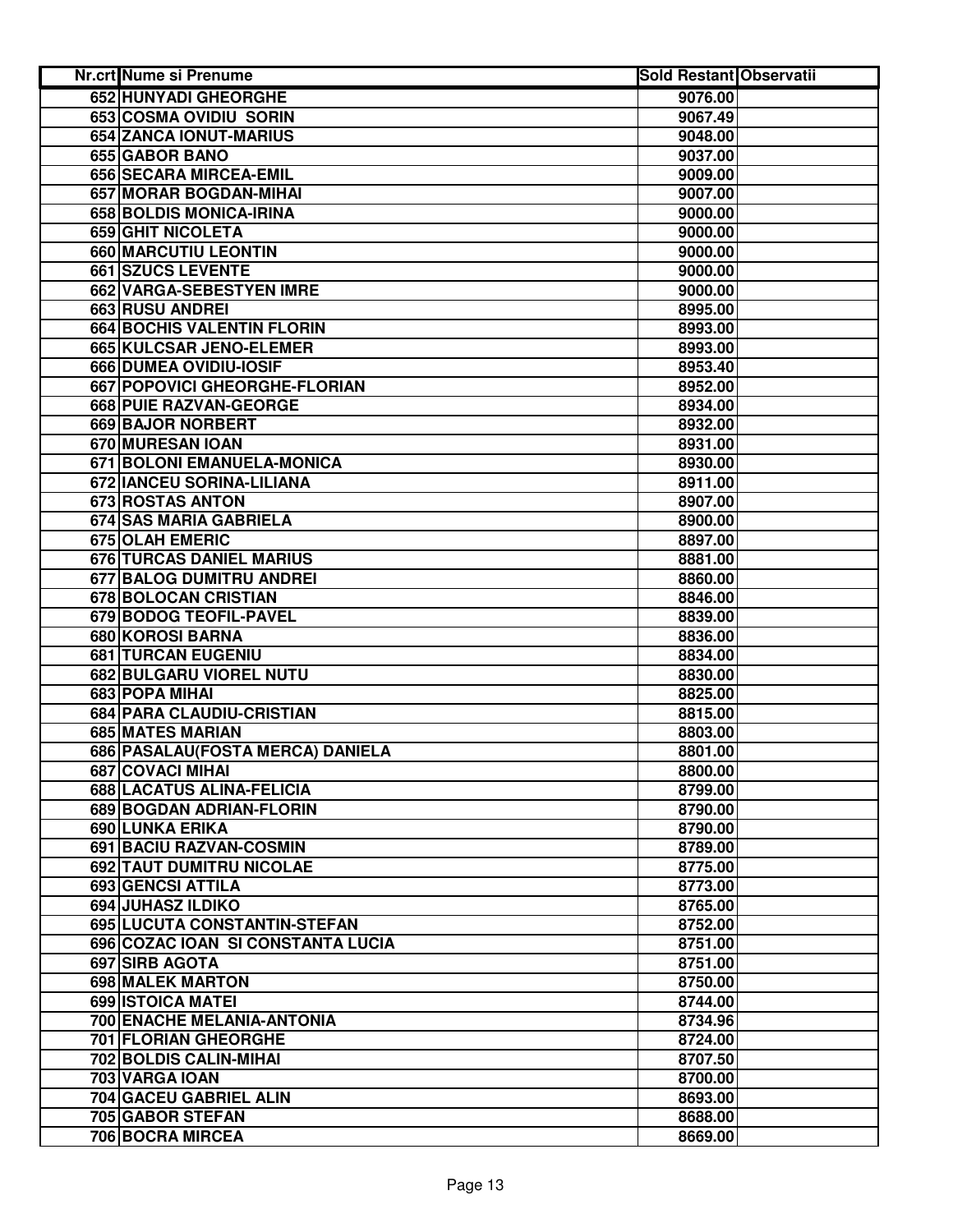| Nr.crt | Nume si Prenume | Sold Restant | Observatii |
|---|---|---|---|
| 652 | HUNYADI GHEORGHE | 9076.00 | |
| 653 | COSMA OVIDIU SORIN | 9067.49 | |
| 654 | ZANCA IONUT-MARIUS | 9048.00 | |
| 655 | GABOR BANO | 9037.00 | |
| 656 | SECARA MIRCEA-EMIL | 9009.00 | |
| 657 | MORAR BOGDAN-MIHAI | 9007.00 | |
| 658 | BOLDIS MONICA-IRINA | 9000.00 | |
| 659 | GHIT NICOLETA | 9000.00 | |
| 660 | MARCUTIU LEONTIN | 9000.00 | |
| 661 | SZUCS LEVENTE | 9000.00 | |
| 662 | VARGA-SEBESTYEN IMRE | 9000.00 | |
| 663 | RUSU ANDREI | 8995.00 | |
| 664 | BOCHIS VALENTIN FLORIN | 8993.00 | |
| 665 | KULCSAR JENO-ELEMER | 8993.00 | |
| 666 | DUMEA OVIDIU-IOSIF | 8953.40 | |
| 667 | POPOVICI GHEORGHE-FLORIAN | 8952.00 | |
| 668 | PUIE RAZVAN-GEORGE | 8934.00 | |
| 669 | BAJOR NORBERT | 8932.00 | |
| 670 | MURESAN IOAN | 8931.00 | |
| 671 | BOLONI EMANUELA-MONICA | 8930.00 | |
| 672 | IANCEU SORINA-LILIANA | 8911.00 | |
| 673 | ROSTAS ANTON | 8907.00 | |
| 674 | SAS MARIA GABRIELA | 8900.00 | |
| 675 | OLAH EMERIC | 8897.00 | |
| 676 | TURCAS DANIEL MARIUS | 8881.00 | |
| 677 | BALOG DUMITRU ANDREI | 8860.00 | |
| 678 | BOLOCAN CRISTIAN | 8846.00 | |
| 679 | BODOG TEOFIL-PAVEL | 8839.00 | |
| 680 | KOROSI BARNA | 8836.00 | |
| 681 | TURCAN EUGENIU | 8834.00 | |
| 682 | BULGARU VIOREL NUTU | 8830.00 | |
| 683 | POPA MIHAI | 8825.00 | |
| 684 | PARA CLAUDIU-CRISTIAN | 8815.00 | |
| 685 | MATES MARIAN | 8803.00 | |
| 686 | PASALAU(FOSTA MERCA) DANIELA | 8801.00 | |
| 687 | COVACI MIHAI | 8800.00 | |
| 688 | LACATUS ALINA-FELICIA | 8799.00 | |
| 689 | BOGDAN ADRIAN-FLORIN | 8790.00 | |
| 690 | LUNKA ERIKA | 8790.00 | |
| 691 | BACIU RAZVAN-COSMIN | 8789.00 | |
| 692 | TAUT DUMITRU NICOLAE | 8775.00 | |
| 693 | GENCSI ATTILA | 8773.00 | |
| 694 | JUHASZ ILDIKO | 8765.00 | |
| 695 | LUCUTA CONSTANTIN-STEFAN | 8752.00 | |
| 696 | COZAC IOAN SI CONSTANTA LUCIA | 8751.00 | |
| 697 | SIRB AGOTA | 8751.00 | |
| 698 | MALEK MARTON | 8750.00 | |
| 699 | ISTOICA MATEI | 8744.00 | |
| 700 | ENACHE MELANIA-ANTONIA | 8734.96 | |
| 701 | FLORIAN GHEORGHE | 8724.00 | |
| 702 | BOLDIS CALIN-MIHAI | 8707.50 | |
| 703 | VARGA IOAN | 8700.00 | |
| 704 | GACEU GABRIEL ALIN | 8693.00 | |
| 705 | GABOR STEFAN | 8688.00 | |
| 706 | BOCRA MIRCEA | 8669.00 | |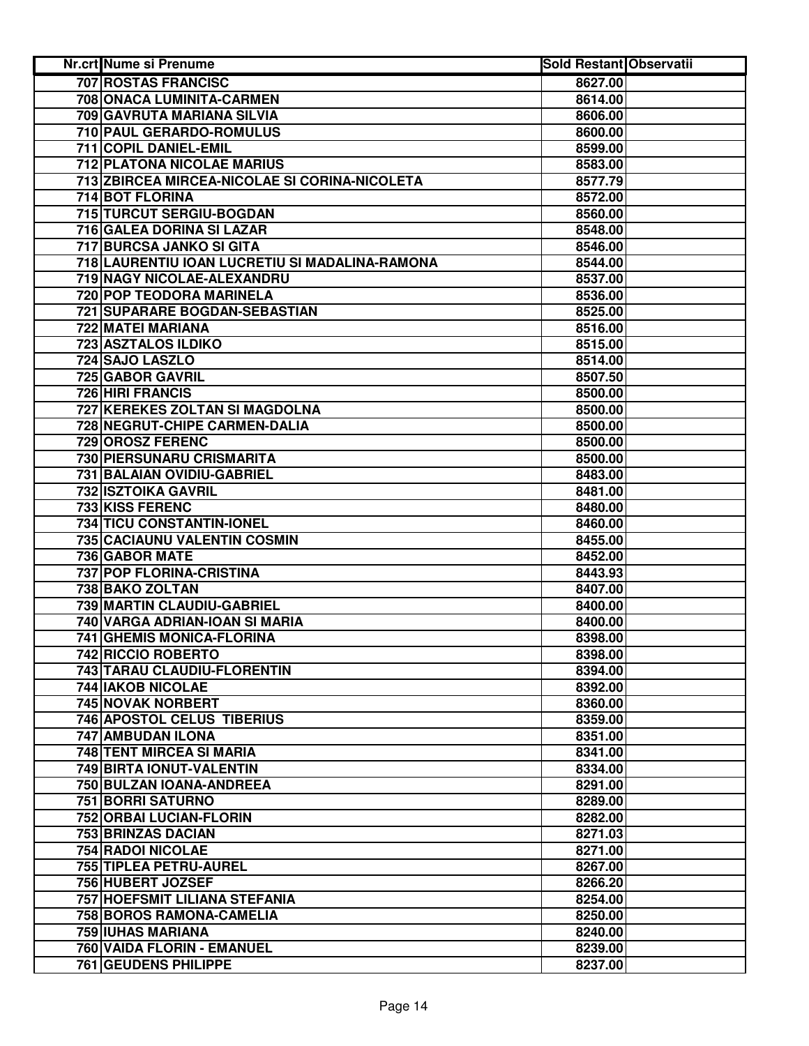| Nr.crt | Nume si Prenume | Sold Restant | Observatii |
|---|---|---|---|
| 707 | ROSTAS FRANCISC | 8627.00 | |
| 708 | ONACA LUMINITA-CARMEN | 8614.00 | |
| 709 | GAVRUTA MARIANA SILVIA | 8606.00 | |
| 710 | PAUL GERARDO-ROMULUS | 8600.00 | |
| 711 | COPIL DANIEL-EMIL | 8599.00 | |
| 712 | PLATONA NICOLAE MARIUS | 8583.00 | |
| 713 | ZBIRCEA MIRCEA-NICOLAE SI CORINA-NICOLETA | 8577.79 | |
| 714 | BOT FLORINA | 8572.00 | |
| 715 | TURCUT SERGIU-BOGDAN | 8560.00 | |
| 716 | GALEA DORINA SI LAZAR | 8548.00 | |
| 717 | BURCSA JANKO SI GITA | 8546.00 | |
| 718 | LAURENTIU IOAN LUCRETIU SI MADALINA-RAMONA | 8544.00 | |
| 719 | NAGY NICOLAE-ALEXANDRU | 8537.00 | |
| 720 | POP TEODORA MARINELA | 8536.00 | |
| 721 | SUPARARE BOGDAN-SEBASTIAN | 8525.00 | |
| 722 | MATEI MARIANA | 8516.00 | |
| 723 | ASZTALOS ILDIKO | 8515.00 | |
| 724 | SAJO LASZLO | 8514.00 | |
| 725 | GABOR GAVRIL | 8507.50 | |
| 726 | HIRI FRANCIS | 8500.00 | |
| 727 | KEREKES ZOLTAN SI MAGDOLNA | 8500.00 | |
| 728 | NEGRUT-CHIPE CARMEN-DALIA | 8500.00 | |
| 729 | OROSZ FERENC | 8500.00 | |
| 730 | PIERSUNARU CRISMARITA | 8500.00 | |
| 731 | BALAIAN OVIDIU-GABRIEL | 8483.00 | |
| 732 | ISZTOIKA GAVRIL | 8481.00 | |
| 733 | KISS FERENC | 8480.00 | |
| 734 | TICU CONSTANTIN-IONEL | 8460.00 | |
| 735 | CACIAUNU VALENTIN COSMIN | 8455.00 | |
| 736 | GABOR MATE | 8452.00 | |
| 737 | POP FLORINA-CRISTINA | 8443.93 | |
| 738 | BAKO ZOLTAN | 8407.00 | |
| 739 | MARTIN CLAUDIU-GABRIEL | 8400.00 | |
| 740 | VARGA ADRIAN-IOAN SI MARIA | 8400.00 | |
| 741 | GHEMIS MONICA-FLORINA | 8398.00 | |
| 742 | RICCIO ROBERTO | 8398.00 | |
| 743 | TARAU CLAUDIU-FLORENTIN | 8394.00 | |
| 744 | IAKOB NICOLAE | 8392.00 | |
| 745 | NOVAK NORBERT | 8360.00 | |
| 746 | APOSTOL CELUS TIBERIUS | 8359.00 | |
| 747 | AMBUDAN ILONA | 8351.00 | |
| 748 | TENT MIRCEA SI MARIA | 8341.00 | |
| 749 | BIRTA IONUT-VALENTIN | 8334.00 | |
| 750 | BULZAN IOANA-ANDREEA | 8291.00 | |
| 751 | BORRI SATURNO | 8289.00 | |
| 752 | ORBAI LUCIAN-FLORIN | 8282.00 | |
| 753 | BRINZAS DACIAN | 8271.03 | |
| 754 | RADOI NICOLAE | 8271.00 | |
| 755 | TIPLEA PETRU-AUREL | 8267.00 | |
| 756 | HUBERT JOZSEF | 8266.20 | |
| 757 | HOEFSMIT LILIANA STEFANIA | 8254.00 | |
| 758 | BOROS RAMONA-CAMELIA | 8250.00 | |
| 759 | IUHAS MARIANA | 8240.00 | |
| 760 | VAIDA FLORIN - EMANUEL | 8239.00 | |
| 761 | GEUDENS PHILIPPE | 8237.00 | |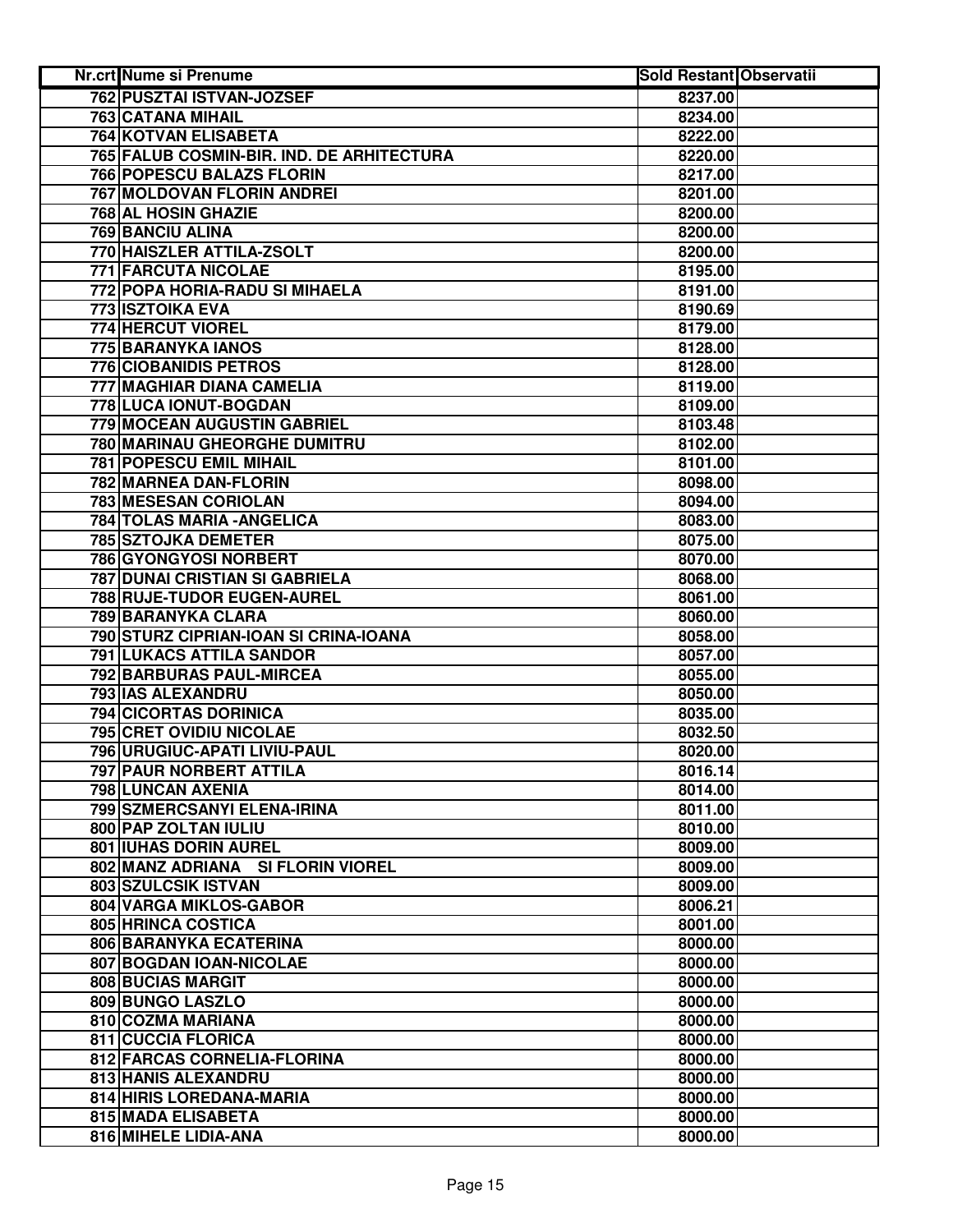| Nr.crt | Nume si Prenume | Sold Restant | Observatii |
|---|---|---|---|
| 762 | PUSZTAI ISTVAN-JOZSEF | 8237.00 | |
| 763 | CATANA MIHAIL | 8234.00 | |
| 764 | KOTVAN ELISABETA | 8222.00 | |
| 765 | FALUB COSMIN-BIR. IND. DE ARHITECTURA | 8220.00 | |
| 766 | POPESCU BALAZS FLORIN | 8217.00 | |
| 767 | MOLDOVAN FLORIN ANDREI | 8201.00 | |
| 768 | AL HOSIN GHAZIE | 8200.00 | |
| 769 | BANCIU ALINA | 8200.00 | |
| 770 | HAISZLER ATTILA-ZSOLT | 8200.00 | |
| 771 | FARCUTA NICOLAE | 8195.00 | |
| 772 | POPA HORIA-RADU SI MIHAELA | 8191.00 | |
| 773 | ISZTOIKA EVA | 8190.69 | |
| 774 | HERCUT VIOREL | 8179.00 | |
| 775 | BARANYKA IANOS | 8128.00 | |
| 776 | CIOBANIDIS PETROS | 8128.00 | |
| 777 | MAGHIAR DIANA CAMELIA | 8119.00 | |
| 778 | LUCA IONUT-BOGDAN | 8109.00 | |
| 779 | MOCEAN AUGUSTIN GABRIEL | 8103.48 | |
| 780 | MARINAU GHEORGHE DUMITRU | 8102.00 | |
| 781 | POPESCU EMIL MIHAIL | 8101.00 | |
| 782 | MARNEA DAN-FLORIN | 8098.00 | |
| 783 | MESESAN CORIOLAN | 8094.00 | |
| 784 | TOLAS MARIA -ANGELICA | 8083.00 | |
| 785 | SZTOJKA DEMETER | 8075.00 | |
| 786 | GYONGYOSI NORBERT | 8070.00 | |
| 787 | DUNAI CRISTIAN SI GABRIELA | 8068.00 | |
| 788 | RUJE-TUDOR EUGEN-AUREL | 8061.00 | |
| 789 | BARANYKA CLARA | 8060.00 | |
| 790 | STURZ CIPRIAN-IOAN SI CRINA-IOANA | 8058.00 | |
| 791 | LUKACS ATTILA SANDOR | 8057.00 | |
| 792 | BARBURAS PAUL-MIRCEA | 8055.00 | |
| 793 | IAS ALEXANDRU | 8050.00 | |
| 794 | CICORTAS DORINICA | 8035.00 | |
| 795 | CRET OVIDIU NICOLAE | 8032.50 | |
| 796 | URUGIUC-APATI LIVIU-PAUL | 8020.00 | |
| 797 | PAUR NORBERT ATTILA | 8016.14 | |
| 798 | LUNCAN AXENIA | 8014.00 | |
| 799 | SZMERCSANYI ELENA-IRINA | 8011.00 | |
| 800 | PAP ZOLTAN IULIU | 8010.00 | |
| 801 | IUHAS DORIN AUREL | 8009.00 | |
| 802 | MANZ ADRIANA SI FLORIN VIOREL | 8009.00 | |
| 803 | SZULCSIK ISTVAN | 8009.00 | |
| 804 | VARGA MIKLOS-GABOR | 8006.21 | |
| 805 | HRINCA COSTICA | 8001.00 | |
| 806 | BARANYKA ECATERINA | 8000.00 | |
| 807 | BOGDAN IOAN-NICOLAE | 8000.00 | |
| 808 | BUCIAS MARGIT | 8000.00 | |
| 809 | BUNGO LASZLO | 8000.00 | |
| 810 | COZMA MARIANA | 8000.00 | |
| 811 | CUCCIA FLORICA | 8000.00 | |
| 812 | FARCAS CORNELIA-FLORINA | 8000.00 | |
| 813 | HANIS ALEXANDRU | 8000.00 | |
| 814 | HIRIS LOREDANA-MARIA | 8000.00 | |
| 815 | MADA ELISABETA | 8000.00 | |
| 816 | MIHELE LIDIA-ANA | 8000.00 | |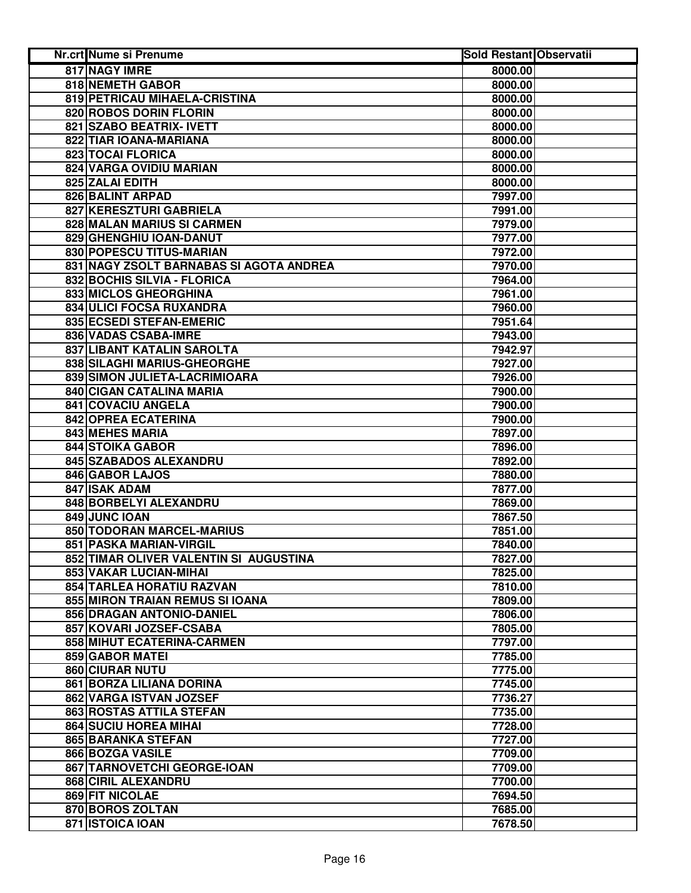| Nr.crt | Nume si Prenume | Sold Restant | Observatii |
|---|---|---|---|
| 817 | NAGY IMRE | 8000.00 | |
| 818 | NEMETH GABOR | 8000.00 | |
| 819 | PETRICAU MIHAELA-CRISTINA | 8000.00 | |
| 820 | ROBOS DORIN FLORIN | 8000.00 | |
| 821 | SZABO BEATRIX- IVETT | 8000.00 | |
| 822 | TIAR IOANA-MARIANA | 8000.00 | |
| 823 | TOCAI FLORICA | 8000.00 | |
| 824 | VARGA OVIDIU MARIAN | 8000.00 | |
| 825 | ZALAI EDITH | 8000.00 | |
| 826 | BALINT ARPAD | 7997.00 | |
| 827 | KERESZTURI GABRIELA | 7991.00 | |
| 828 | MALAN MARIUS SI CARMEN | 7979.00 | |
| 829 | GHENGHIU IOAN-DANUT | 7977.00 | |
| 830 | POPESCU TITUS-MARIAN | 7972.00 | |
| 831 | NAGY ZSOLT BARNABAS SI AGOTA ANDREA | 7970.00 | |
| 832 | BOCHIS SILVIA - FLORICA | 7964.00 | |
| 833 | MICLOS GHEORGHINA | 7961.00 | |
| 834 | ULICI FOCSA RUXANDRA | 7960.00 | |
| 835 | ECSEDI STEFAN-EMERIC | 7951.64 | |
| 836 | VADAS CSABA-IMRE | 7943.00 | |
| 837 | LIBANT KATALIN SAROLTA | 7942.97 | |
| 838 | SILAGHI MARIUS-GHEORGHE | 7927.00 | |
| 839 | SIMON JULIETA-LACRIMIOARA | 7926.00 | |
| 840 | CIGAN CATALINA MARIA | 7900.00 | |
| 841 | COVACIU ANGELA | 7900.00 | |
| 842 | OPREA ECATERINA | 7900.00 | |
| 843 | MEHES MARIA | 7897.00 | |
| 844 | STOIKA GABOR | 7896.00 | |
| 845 | SZABADOS ALEXANDRU | 7892.00 | |
| 846 | GABOR LAJOS | 7880.00 | |
| 847 | ISAK ADAM | 7877.00 | |
| 848 | BORBELYI ALEXANDRU | 7869.00 | |
| 849 | JUNC IOAN | 7867.50 | |
| 850 | TODORAN MARCEL-MARIUS | 7851.00 | |
| 851 | PASKA MARIAN-VIRGIL | 7840.00 | |
| 852 | TIMAR OLIVER VALENTIN SI AUGUSTINA | 7827.00 | |
| 853 | VAKAR LUCIAN-MIHAI | 7825.00 | |
| 854 | TARLEA HORATIU RAZVAN | 7810.00 | |
| 855 | MIRON TRAIAN REMUS SI IOANA | 7809.00 | |
| 856 | DRAGAN ANTONIO-DANIEL | 7806.00 | |
| 857 | KOVARI JOZSEF-CSABA | 7805.00 | |
| 858 | MIHUT ECATERINA-CARMEN | 7797.00 | |
| 859 | GABOR MATEI | 7785.00 | |
| 860 | CIURAR NUTU | 7775.00 | |
| 861 | BORZA LILIANA DORINA | 7745.00 | |
| 862 | VARGA ISTVAN JOZSEF | 7736.27 | |
| 863 | ROSTAS ATTILA STEFAN | 7735.00 | |
| 864 | SUCIU HOREA MIHAI | 7728.00 | |
| 865 | BARANKA STEFAN | 7727.00 | |
| 866 | BOZGA VASILE | 7709.00 | |
| 867 | TARNOVETCHI GEORGE-IOAN | 7709.00 | |
| 868 | CIRIL ALEXANDRU | 7700.00 | |
| 869 | FIT NICOLAE | 7694.50 | |
| 870 | BOROS ZOLTAN | 7685.00 | |
| 871 | ISTOICA IOAN | 7678.50 | |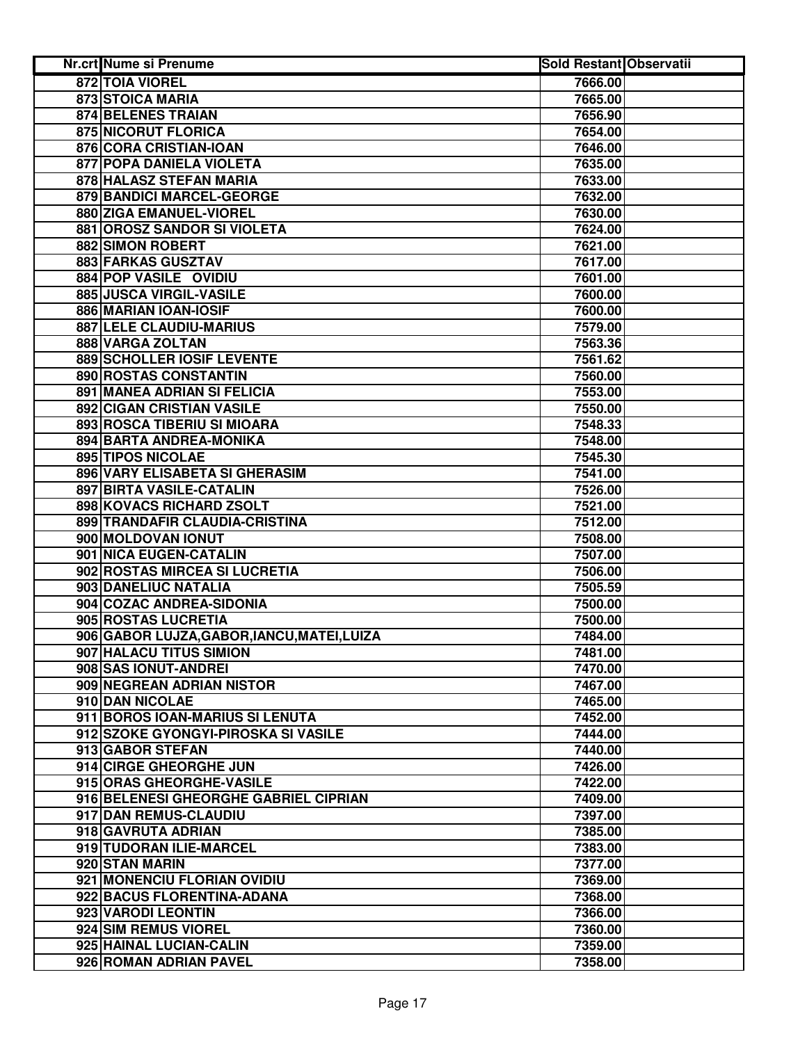| Nr.crt | Nume si Prenume | Sold Restant | Observatii |
|---|---|---|---|
| 872 | TOIA VIOREL | 7666.00 | |
| 873 | STOICA MARIA | 7665.00 | |
| 874 | BELENES TRAIAN | 7656.90 | |
| 875 | NICORUT FLORICA | 7654.00 | |
| 876 | CORA CRISTIAN-IOAN | 7646.00 | |
| 877 | POPA DANIELA VIOLETA | 7635.00 | |
| 878 | HALASZ STEFAN MARIA | 7633.00 | |
| 879 | BANDICI MARCEL-GEORGE | 7632.00 | |
| 880 | ZIGA EMANUEL-VIOREL | 7630.00 | |
| 881 | OROSZ SANDOR SI VIOLETA | 7624.00 | |
| 882 | SIMON ROBERT | 7621.00 | |
| 883 | FARKAS GUSZTAV | 7617.00 | |
| 884 | POP VASILE OVIDIU | 7601.00 | |
| 885 | JUSCA VIRGIL-VASILE | 7600.00 | |
| 886 | MARIAN IOAN-IOSIF | 7600.00 | |
| 887 | LELE CLAUDIU-MARIUS | 7579.00 | |
| 888 | VARGA ZOLTAN | 7563.36 | |
| 889 | SCHOLLER IOSIF LEVENTE | 7561.62 | |
| 890 | ROSTAS CONSTANTIN | 7560.00 | |
| 891 | MANEA ADRIAN SI FELICIA | 7553.00 | |
| 892 | CIGAN CRISTIAN VASILE | 7550.00 | |
| 893 | ROSCA TIBERIU SI MIOARA | 7548.33 | |
| 894 | BARTA ANDREA-MONIKA | 7548.00 | |
| 895 | TIPOS NICOLAE | 7545.30 | |
| 896 | VARY ELISABETA SI GHERASIM | 7541.00 | |
| 897 | BIRTA VASILE-CATALIN | 7526.00 | |
| 898 | KOVACS RICHARD ZSOLT | 7521.00 | |
| 899 | TRANDAFIR CLAUDIA-CRISTINA | 7512.00 | |
| 900 | MOLDOVAN IONUT | 7508.00 | |
| 901 | NICA EUGEN-CATALIN | 7507.00 | |
| 902 | ROSTAS MIRCEA SI LUCRETIA | 7506.00 | |
| 903 | DANELIUC NATALIA | 7505.59 | |
| 904 | COZAC ANDREA-SIDONIA | 7500.00 | |
| 905 | ROSTAS LUCRETIA | 7500.00 | |
| 906 | GABOR LUJZA,GABOR,IANCU,MATEI,LUIZA | 7484.00 | |
| 907 | HALACU TITUS SIMION | 7481.00 | |
| 908 | SAS IONUT-ANDREI | 7470.00 | |
| 909 | NEGREAN ADRIAN NISTOR | 7467.00 | |
| 910 | DAN NICOLAE | 7465.00 | |
| 911 | BOROS IOAN-MARIUS SI LENUTA | 7452.00 | |
| 912 | SZOKE GYONGYI-PIROSKA SI VASILE | 7444.00 | |
| 913 | GABOR STEFAN | 7440.00 | |
| 914 | CIRGE GHEORGHE JUN | 7426.00 | |
| 915 | ORAS GHEORGHE-VASILE | 7422.00 | |
| 916 | BELENESI GHEORGHE GABRIEL CIPRIAN | 7409.00 | |
| 917 | DAN REMUS-CLAUDIU | 7397.00 | |
| 918 | GAVRUTA ADRIAN | 7385.00 | |
| 919 | TUDORAN ILIE-MARCEL | 7383.00 | |
| 920 | STAN MARIN | 7377.00 | |
| 921 | MONENCIU FLORIAN OVIDIU | 7369.00 | |
| 922 | BACUS FLORENTINA-ADANA | 7368.00 | |
| 923 | VARODI LEONTIN | 7366.00 | |
| 924 | SIM REMUS VIOREL | 7360.00 | |
| 925 | HAINAL LUCIAN-CALIN | 7359.00 | |
| 926 | ROMAN ADRIAN PAVEL | 7358.00 | |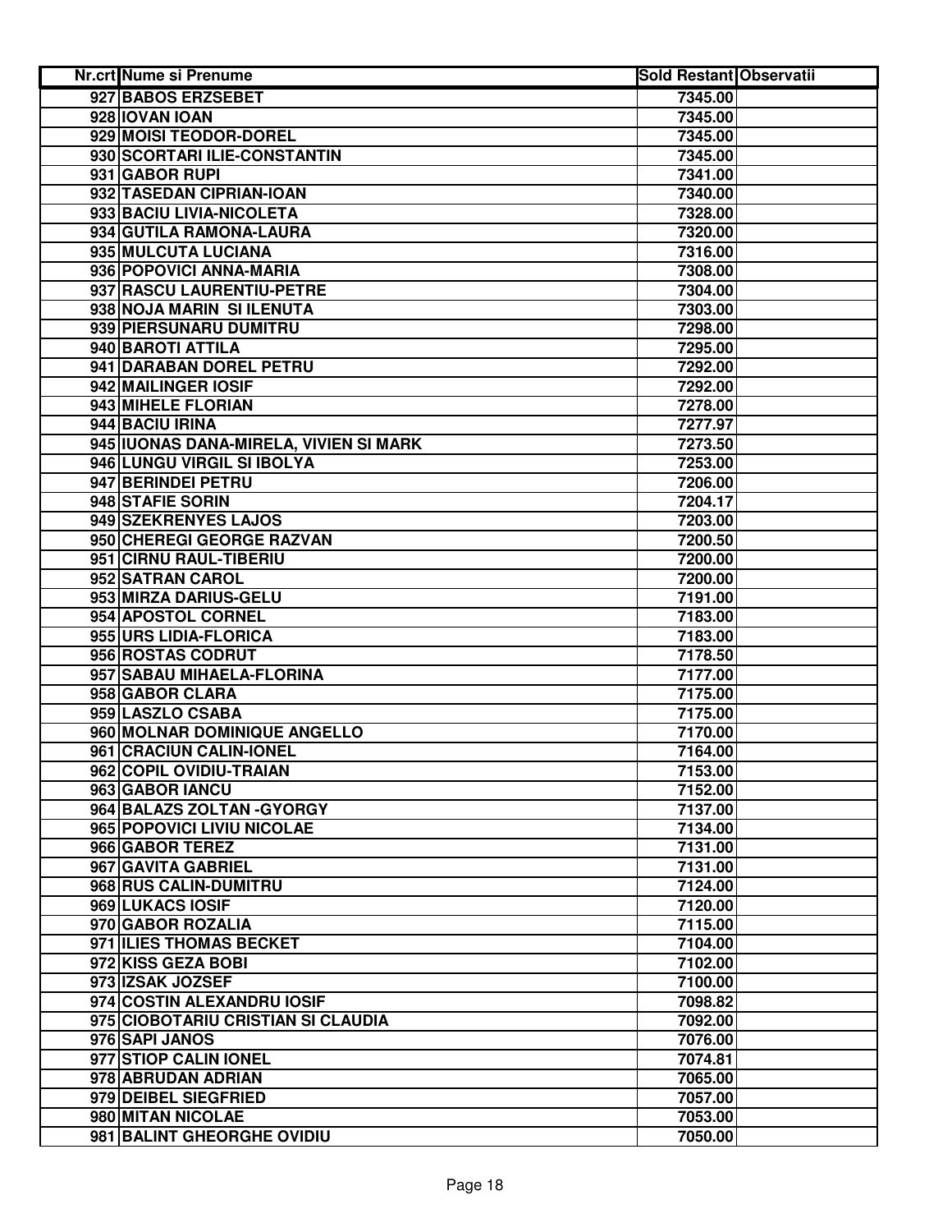| Nr.crt | Nume si Prenume | Sold Restant | Observatii |
|---|---|---|---|
| 927 | BABOS ERZSEBET | 7345.00 | |
| 928 | IOVAN IOAN | 7345.00 | |
| 929 | MOISI TEODOR-DOREL | 7345.00 | |
| 930 | SCORTARI ILIE-CONSTANTIN | 7345.00 | |
| 931 | GABOR RUPI | 7341.00 | |
| 932 | TASEDAN CIPRIAN-IOAN | 7340.00 | |
| 933 | BACIU LIVIA-NICOLETA | 7328.00 | |
| 934 | GUTILA RAMONA-LAURA | 7320.00 | |
| 935 | MULCUTA LUCIANA | 7316.00 | |
| 936 | POPOVICI ANNA-MARIA | 7308.00 | |
| 937 | RASCU LAURENTIU-PETRE | 7304.00 | |
| 938 | NOJA MARIN SI ILENUTA | 7303.00 | |
| 939 | PIERSUNARU DUMITRU | 7298.00 | |
| 940 | BAROTI ATTILA | 7295.00 | |
| 941 | DARABAN DOREL PETRU | 7292.00 | |
| 942 | MAILINGER IOSIF | 7292.00 | |
| 943 | MIHELE FLORIAN | 7278.00 | |
| 944 | BACIU IRINA | 7277.97 | |
| 945 | IUONAS DANA-MIRELA, VIVIEN SI MARK | 7273.50 | |
| 946 | LUNGU VIRGIL SI IBOLYA | 7253.00 | |
| 947 | BERINDEI PETRU | 7206.00 | |
| 948 | STAFIE SORIN | 7204.17 | |
| 949 | SZEKRENYES LAJOS | 7203.00 | |
| 950 | CHEREGI GEORGE RAZVAN | 7200.50 | |
| 951 | CIRNU RAUL-TIBERIU | 7200.00 | |
| 952 | SATRAN CAROL | 7200.00 | |
| 953 | MIRZA DARIUS-GELU | 7191.00 | |
| 954 | APOSTOL CORNEL | 7183.00 | |
| 955 | URS LIDIA-FLORICA | 7183.00 | |
| 956 | ROSTAS CODRUT | 7178.50 | |
| 957 | SABAU MIHAELA-FLORINA | 7177.00 | |
| 958 | GABOR CLARA | 7175.00 | |
| 959 | LASZLO CSABA | 7175.00 | |
| 960 | MOLNAR DOMINIQUE ANGELLO | 7170.00 | |
| 961 | CRACIUN CALIN-IONEL | 7164.00 | |
| 962 | COPIL OVIDIU-TRAIAN | 7153.00 | |
| 963 | GABOR IANCU | 7152.00 | |
| 964 | BALAZS ZOLTAN -GYORGY | 7137.00 | |
| 965 | POPOVICI LIVIU NICOLAE | 7134.00 | |
| 966 | GABOR TEREZ | 7131.00 | |
| 967 | GAVITA GABRIEL | 7131.00 | |
| 968 | RUS CALIN-DUMITRU | 7124.00 | |
| 969 | LUKACS IOSIF | 7120.00 | |
| 970 | GABOR ROZALIA | 7115.00 | |
| 971 | ILIES THOMAS BECKET | 7104.00 | |
| 972 | KISS GEZA BOBI | 7102.00 | |
| 973 | IZSAK JOZSEF | 7100.00 | |
| 974 | COSTIN ALEXANDRU IOSIF | 7098.82 | |
| 975 | CIOBOTARIU CRISTIAN SI CLAUDIA | 7092.00 | |
| 976 | SAPI JANOS | 7076.00 | |
| 977 | STIOP CALIN IONEL | 7074.81 | |
| 978 | ABRUDAN ADRIAN | 7065.00 | |
| 979 | DEIBEL SIEGFRIED | 7057.00 | |
| 980 | MITAN NICOLAE | 7053.00 | |
| 981 | BALINT GHEORGHE OVIDIU | 7050.00 | |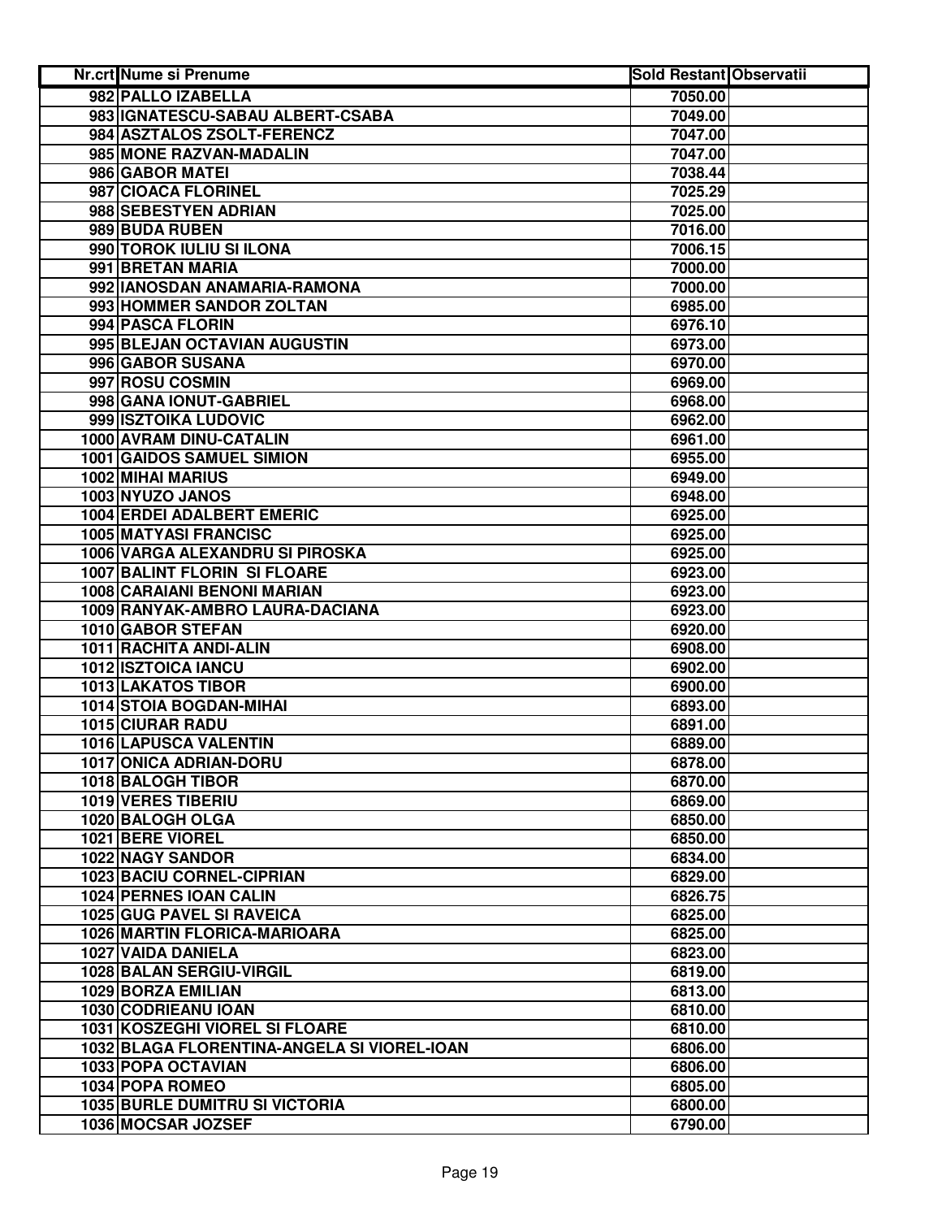| Nr.crt | Nume si Prenume | Sold Restant | Observatii |
|---|---|---|---|
| 982 | PALLO IZABELLA | 7050.00 | |
| 983 | IGNATESCU-SABAU ALBERT-CSABA | 7049.00 | |
| 984 | ASZTALOS ZSOLT-FERENCZ | 7047.00 | |
| 985 | MONE RAZVAN-MADALIN | 7047.00 | |
| 986 | GABOR MATEI | 7038.44 | |
| 987 | CIOACA FLORINEL | 7025.29 | |
| 988 | SEBESTYEN ADRIAN | 7025.00 | |
| 989 | BUDA RUBEN | 7016.00 | |
| 990 | TOROK IULIU SI ILONA | 7006.15 | |
| 991 | BRETAN MARIA | 7000.00 | |
| 992 | IANOSDAN ANAMARIA-RAMONA | 7000.00 | |
| 993 | HOMMER SANDOR ZOLTAN | 6985.00 | |
| 994 | PASCA FLORIN | 6976.10 | |
| 995 | BLEJAN OCTAVIAN AUGUSTIN | 6973.00 | |
| 996 | GABOR SUSANA | 6970.00 | |
| 997 | ROSU COSMIN | 6969.00 | |
| 998 | GANA IONUT-GABRIEL | 6968.00 | |
| 999 | ISZTOIKA LUDOVIC | 6962.00 | |
| 1000 | AVRAM DINU-CATALIN | 6961.00 | |
| 1001 | GAIDOS SAMUEL SIMION | 6955.00 | |
| 1002 | MIHAI MARIUS | 6949.00 | |
| 1003 | NYUZO JANOS | 6948.00 | |
| 1004 | ERDEI ADALBERT EMERIC | 6925.00 | |
| 1005 | MATYASI FRANCISC | 6925.00 | |
| 1006 | VARGA ALEXANDRU SI PIROSKA | 6925.00 | |
| 1007 | BALINT FLORIN SI FLOARE | 6923.00 | |
| 1008 | CARAIANI BENONI MARIAN | 6923.00 | |
| 1009 | RANYAK-AMBRO LAURA-DACIANA | 6923.00 | |
| 1010 | GABOR STEFAN | 6920.00 | |
| 1011 | RACHITA ANDI-ALIN | 6908.00 | |
| 1012 | ISZTOICA IANCU | 6902.00 | |
| 1013 | LAKATOS TIBOR | 6900.00 | |
| 1014 | STOIA BOGDAN-MIHAI | 6893.00 | |
| 1015 | CIURAR RADU | 6891.00 | |
| 1016 | LAPUSCA VALENTIN | 6889.00 | |
| 1017 | ONICA ADRIAN-DORU | 6878.00 | |
| 1018 | BALOGH TIBOR | 6870.00 | |
| 1019 | VERES TIBERIU | 6869.00 | |
| 1020 | BALOGH OLGA | 6850.00 | |
| 1021 | BERE VIOREL | 6850.00 | |
| 1022 | NAGY SANDOR | 6834.00 | |
| 1023 | BACIU CORNEL-CIPRIAN | 6829.00 | |
| 1024 | PERNES IOAN CALIN | 6826.75 | |
| 1025 | GUG PAVEL SI RAVEICA | 6825.00 | |
| 1026 | MARTIN FLORICA-MARIOARA | 6825.00 | |
| 1027 | VAIDA DANIELA | 6823.00 | |
| 1028 | BALAN SERGIU-VIRGIL | 6819.00 | |
| 1029 | BORZA EMILIAN | 6813.00 | |
| 1030 | CODRIEANU IOAN | 6810.00 | |
| 1031 | KOSZEGHI VIOREL SI FLOARE | 6810.00 | |
| 1032 | BLAGA FLORENTINA-ANGELA SI VIOREL-IOAN | 6806.00 | |
| 1033 | POPA OCTAVIAN | 6806.00 | |
| 1034 | POPA ROMEO | 6805.00 | |
| 1035 | BURLE DUMITRU SI VICTORIA | 6800.00 | |
| 1036 | MOCSAR JOZSEF | 6790.00 | |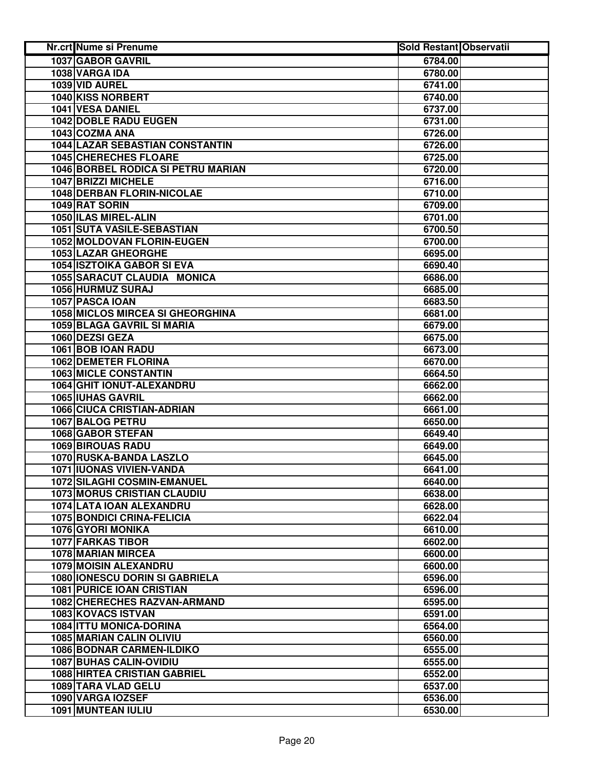| Nr.crt | Nume si Prenume | Sold Restant | Observatii |
| --- | --- | --- | --- |
| 1037 | GABOR GAVRIL | 6784.00 | |
| 1038 | VARGA IDA | 6780.00 | |
| 1039 | VID AUREL | 6741.00 | |
| 1040 | KISS NORBERT | 6740.00 | |
| 1041 | VESA DANIEL | 6737.00 | |
| 1042 | DOBLE RADU EUGEN | 6731.00 | |
| 1043 | COZMA ANA | 6726.00 | |
| 1044 | LAZAR SEBASTIAN CONSTANTIN | 6726.00 | |
| 1045 | CHERECHES FLOARE | 6725.00 | |
| 1046 | BORBEL RODICA SI PETRU MARIAN | 6720.00 | |
| 1047 | BRIZZI MICHELE | 6716.00 | |
| 1048 | DERBAN FLORIN-NICOLAE | 6710.00 | |
| 1049 | RAT SORIN | 6709.00 | |
| 1050 | ILAS MIREL-ALIN | 6701.00 | |
| 1051 | SUTA VASILE-SEBASTIAN | 6700.50 | |
| 1052 | MOLDOVAN FLORIN-EUGEN | 6700.00 | |
| 1053 | LAZAR GHEORGHE | 6695.00 | |
| 1054 | ISZTOIKA GABOR SI EVA | 6690.40 | |
| 1055 | SARACUT CLAUDIA MONICA | 6686.00 | |
| 1056 | HURMUZ SURAJ | 6685.00 | |
| 1057 | PASCA IOAN | 6683.50 | |
| 1058 | MICLOS MIRCEA SI GHEORGHINA | 6681.00 | |
| 1059 | BLAGA GAVRIL SI MARIA | 6679.00 | |
| 1060 | DEZSI GEZA | 6675.00 | |
| 1061 | BOB IOAN RADU | 6673.00 | |
| 1062 | DEMETER FLORINA | 6670.00 | |
| 1063 | MICLE CONSTANTIN | 6664.50 | |
| 1064 | GHIT IONUT-ALEXANDRU | 6662.00 | |
| 1065 | IUHAS GAVRIL | 6662.00 | |
| 1066 | CIUCA CRISTIAN-ADRIAN | 6661.00 | |
| 1067 | BALOG PETRU | 6650.00 | |
| 1068 | GABOR STEFAN | 6649.40 | |
| 1069 | BIROUAS RADU | 6649.00 | |
| 1070 | RUSKA-BANDA LASZLO | 6645.00 | |
| 1071 | IUONAS VIVIEN-VANDA | 6641.00 | |
| 1072 | SILAGHI COSMIN-EMANUEL | 6640.00 | |
| 1073 | MORUS CRISTIAN CLAUDIU | 6638.00 | |
| 1074 | LATA IOAN ALEXANDRU | 6628.00 | |
| 1075 | BONDICI CRINA-FELICIA | 6622.04 | |
| 1076 | GYORI MONIKA | 6610.00 | |
| 1077 | FARKAS TIBOR | 6602.00 | |
| 1078 | MARIAN MIRCEA | 6600.00 | |
| 1079 | MOISIN ALEXANDRU | 6600.00 | |
| 1080 | IONESCU DORIN SI GABRIELA | 6596.00 | |
| 1081 | PURICE IOAN CRISTIAN | 6596.00 | |
| 1082 | CHERECHES RAZVAN-ARMAND | 6595.00 | |
| 1083 | KOVACS ISTVAN | 6591.00 | |
| 1084 | ITTU MONICA-DORINA | 6564.00 | |
| 1085 | MARIAN CALIN OLIVIU | 6560.00 | |
| 1086 | BODNAR CARMEN-ILDIKO | 6555.00 | |
| 1087 | BUHAS CALIN-OVIDIU | 6555.00 | |
| 1088 | HIRTEA CRISTIAN GABRIEL | 6552.00 | |
| 1089 | TARA VLAD GELU | 6537.00 | |
| 1090 | VARGA IOZSEF | 6536.00 | |
| 1091 | MUNTEAN IULIU | 6530.00 | |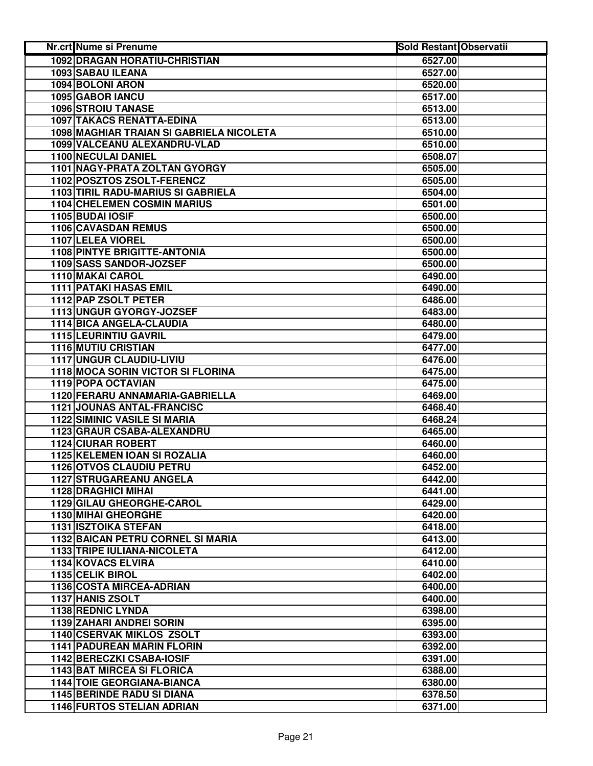| Nr.crt | Nume si Prenume | Sold Restant | Observatii |
|---|---|---|---|
| 1092 | DRAGAN HORATIU-CHRISTIAN | 6527.00 | |
| 1093 | SABAU ILEANA | 6527.00 | |
| 1094 | BOLONI ARON | 6520.00 | |
| 1095 | GABOR IANCU | 6517.00 | |
| 1096 | STROIU TANASE | 6513.00 | |
| 1097 | TAKACS RENATTA-EDINA | 6513.00 | |
| 1098 | MAGHIAR TRAIAN SI GABRIELA NICOLETA | 6510.00 | |
| 1099 | VALCEANU ALEXANDRU-VLAD | 6510.00 | |
| 1100 | NECULAI DANIEL | 6508.07 | |
| 1101 | NAGY-PRATA ZOLTAN GYORGY | 6505.00 | |
| 1102 | POSZTOS ZSOLT-FERENCZ | 6505.00 | |
| 1103 | TIRIL RADU-MARIUS SI GABRIELA | 6504.00 | |
| 1104 | CHELEMEN COSMIN MARIUS | 6501.00 | |
| 1105 | BUDAI IOSIF | 6500.00 | |
| 1106 | CAVASDAN REMUS | 6500.00 | |
| 1107 | LELEA VIOREL | 6500.00 | |
| 1108 | PINTYE BRIGITTE-ANTONIA | 6500.00 | |
| 1109 | SASS SANDOR-JOZSEF | 6500.00 | |
| 1110 | MAKAI CAROL | 6490.00 | |
| 1111 | PATAKI HASAS EMIL | 6490.00 | |
| 1112 | PAP ZSOLT PETER | 6486.00 | |
| 1113 | UNGUR GYORGY-JOZSEF | 6483.00 | |
| 1114 | BICA ANGELA-CLAUDIA | 6480.00 | |
| 1115 | LEURINTIU GAVRIL | 6479.00 | |
| 1116 | MUTIU CRISTIAN | 6477.00 | |
| 1117 | UNGUR CLAUDIU-LIVIU | 6476.00 | |
| 1118 | MOCA SORIN VICTOR SI FLORINA | 6475.00 | |
| 1119 | POPA OCTAVIAN | 6475.00 | |
| 1120 | FERARU ANNAMARIA-GABRIELLA | 6469.00 | |
| 1121 | JOUNAS ANTAL-FRANCISC | 6468.40 | |
| 1122 | SIMINIC VASILE SI MARIA | 6468.24 | |
| 1123 | GRAUR CSABA-ALEXANDRU | 6465.00 | |
| 1124 | CIURAR ROBERT | 6460.00 | |
| 1125 | KELEMEN IOAN SI ROZALIA | 6460.00 | |
| 1126 | OTVOS CLAUDIU PETRU | 6452.00 | |
| 1127 | STRUGAREANU ANGELA | 6442.00 | |
| 1128 | DRAGHICI MIHAI | 6441.00 | |
| 1129 | GILAU GHEORGHE-CAROL | 6429.00 | |
| 1130 | MIHAI GHEORGHE | 6420.00 | |
| 1131 | ISZTOIKA STEFAN | 6418.00 | |
| 1132 | BAICAN PETRU CORNEL SI MARIA | 6413.00 | |
| 1133 | TRIPE IULIANA-NICOLETA | 6412.00 | |
| 1134 | KOVACS ELVIRA | 6410.00 | |
| 1135 | CELIK BIROL | 6402.00 | |
| 1136 | COSTA MIRCEA-ADRIAN | 6400.00 | |
| 1137 | HANIS ZSOLT | 6400.00 | |
| 1138 | REDNIC LYNDA | 6398.00 | |
| 1139 | ZAHARI ANDREI SORIN | 6395.00 | |
| 1140 | CSERVAK MIKLOS ZSOLT | 6393.00 | |
| 1141 | PADUREAN MARIN FLORIN | 6392.00 | |
| 1142 | BERECZKI CSABA-IOSIF | 6391.00 | |
| 1143 | BAT MIRCEA SI FLORICA | 6388.00 | |
| 1144 | TOIE GEORGIANA-BIANCA | 6380.00 | |
| 1145 | BERINDE RADU SI DIANA | 6378.50 | |
| 1146 | FURTOS STELIAN ADRIAN | 6371.00 | |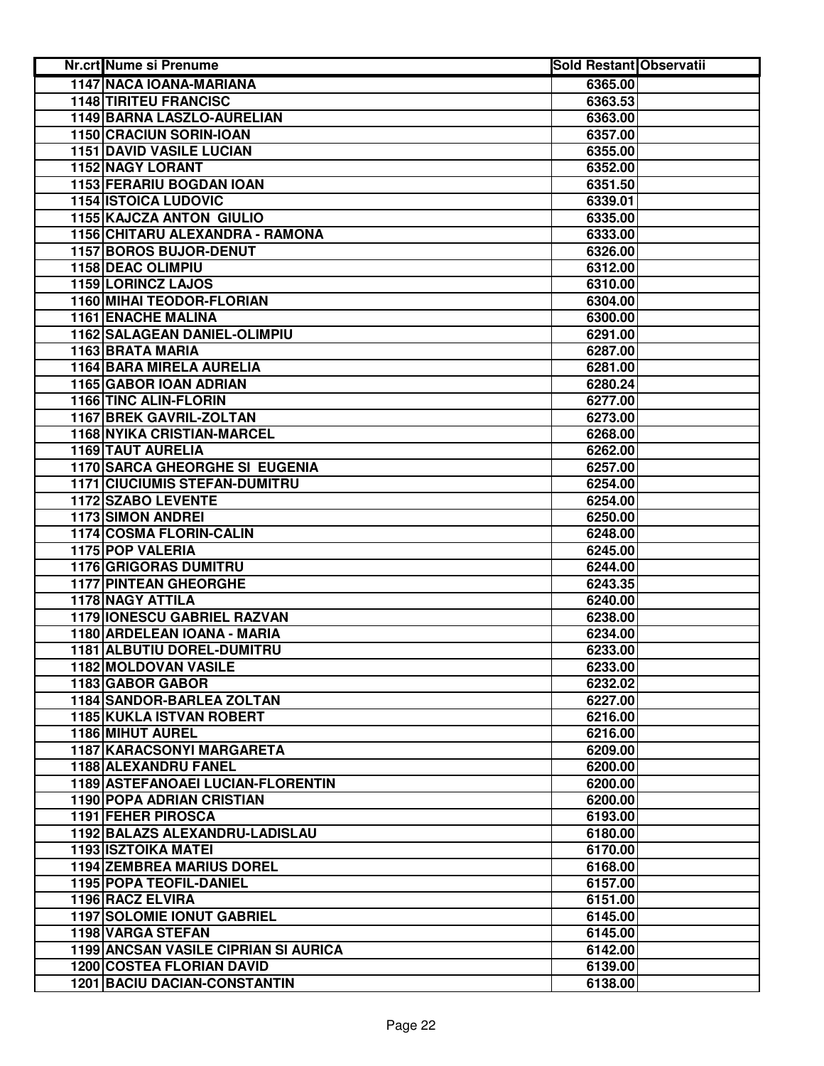| Nr.crt | Nume si Prenume | Sold Restant | Observatii |
|---|---|---|---|
| 1147 | NACA IOANA-MARIANA | 6365.00 | |
| 1148 | TIRITEU FRANCISC | 6363.53 | |
| 1149 | BARNA LASZLO-AURELIAN | 6363.00 | |
| 1150 | CRACIUN SORIN-IOAN | 6357.00 | |
| 1151 | DAVID VASILE LUCIAN | 6355.00 | |
| 1152 | NAGY LORANT | 6352.00 | |
| 1153 | FERARIU BOGDAN IOAN | 6351.50 | |
| 1154 | ISTOICA LUDOVIC | 6339.01 | |
| 1155 | KAJCZA ANTON GIULIO | 6335.00 | |
| 1156 | CHITARU ALEXANDRA - RAMONA | 6333.00 | |
| 1157 | BOROS BUJOR-DENUT | 6326.00 | |
| 1158 | DEAC OLIMPIU | 6312.00 | |
| 1159 | LORINCZ LAJOS | 6310.00 | |
| 1160 | MIHAI TEODOR-FLORIAN | 6304.00 | |
| 1161 | ENACHE MALINA | 6300.00 | |
| 1162 | SALAGEAN DANIEL-OLIMPIU | 6291.00 | |
| 1163 | BRATA MARIA | 6287.00 | |
| 1164 | BARA MIRELA AURELIA | 6281.00 | |
| 1165 | GABOR IOAN ADRIAN | 6280.24 | |
| 1166 | TINC ALIN-FLORIN | 6277.00 | |
| 1167 | BREK GAVRIL-ZOLTAN | 6273.00 | |
| 1168 | NYIKA CRISTIAN-MARCEL | 6268.00 | |
| 1169 | TAUT AURELIA | 6262.00 | |
| 1170 | SARCA GHEORGHE SI EUGENIA | 6257.00 | |
| 1171 | CIUCIUMIS STEFAN-DUMITRU | 6254.00 | |
| 1172 | SZABO LEVENTE | 6254.00 | |
| 1173 | SIMON ANDREI | 6250.00 | |
| 1174 | COSMA FLORIN-CALIN | 6248.00 | |
| 1175 | POP VALERIA | 6245.00 | |
| 1176 | GRIGORAS DUMITRU | 6244.00 | |
| 1177 | PINTEAN GHEORGHE | 6243.35 | |
| 1178 | NAGY ATTILA | 6240.00 | |
| 1179 | IONESCU GABRIEL RAZVAN | 6238.00 | |
| 1180 | ARDELEAN IOANA - MARIA | 6234.00 | |
| 1181 | ALBUTIU DOREL-DUMITRU | 6233.00 | |
| 1182 | MOLDOVAN VASILE | 6233.00 | |
| 1183 | GABOR GABOR | 6232.02 | |
| 1184 | SANDOR-BARLEA ZOLTAN | 6227.00 | |
| 1185 | KUKLA ISTVAN ROBERT | 6216.00 | |
| 1186 | MIHUT AUREL | 6216.00 | |
| 1187 | KARACSONYI MARGARETA | 6209.00 | |
| 1188 | ALEXANDRU FANEL | 6200.00 | |
| 1189 | ASTEFANOAEI LUCIAN-FLORENTIN | 6200.00 | |
| 1190 | POPA ADRIAN CRISTIAN | 6200.00 | |
| 1191 | FEHER PIROSCA | 6193.00 | |
| 1192 | BALAZS ALEXANDRU-LADISLAU | 6180.00 | |
| 1193 | ISZTOIKA MATEI | 6170.00 | |
| 1194 | ZEMBREA MARIUS DOREL | 6168.00 | |
| 1195 | POPA TEOFIL-DANIEL | 6157.00 | |
| 1196 | RACZ ELVIRA | 6151.00 | |
| 1197 | SOLOMIE IONUT GABRIEL | 6145.00 | |
| 1198 | VARGA STEFAN | 6145.00 | |
| 1199 | ANCSAN VASILE CIPRIAN SI AURICA | 6142.00 | |
| 1200 | COSTEA FLORIAN DAVID | 6139.00 | |
| 1201 | BACIU DACIAN-CONSTANTIN | 6138.00 | |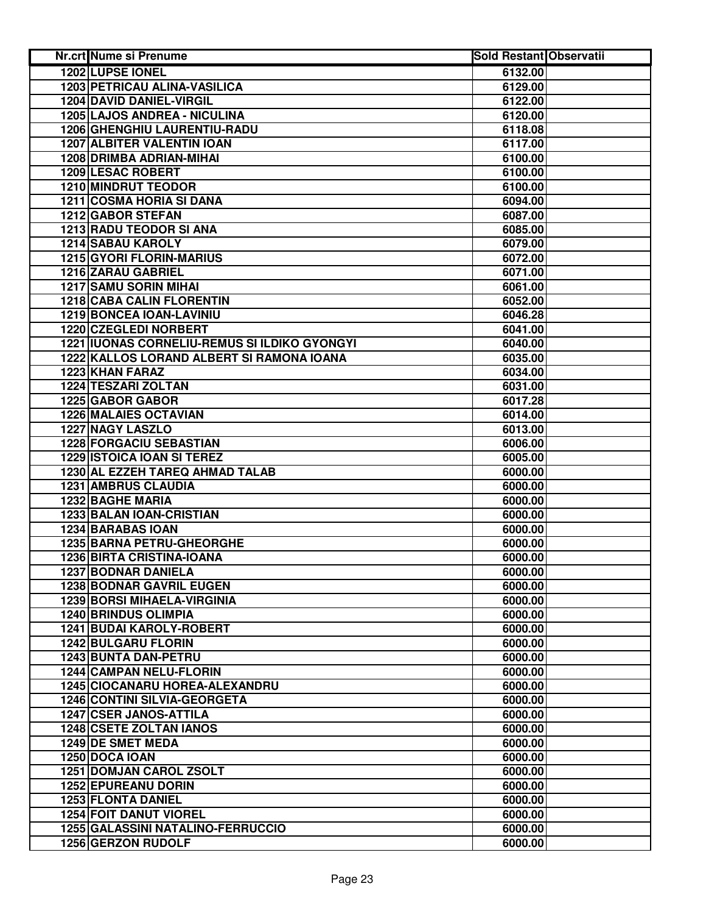| Nr.crt | Nume si Prenume | Sold Restant | Observatii |
|---|---|---|---|
| 1202 | LUPSE IONEL | 6132.00 | |
| 1203 | PETRICAU ALINA-VASILICA | 6129.00 | |
| 1204 | DAVID DANIEL-VIRGIL | 6122.00 | |
| 1205 | LAJOS ANDREA - NICULINA | 6120.00 | |
| 1206 | GHENGHIU LAURENTIU-RADU | 6118.08 | |
| 1207 | ALBITER VALENTIN IOAN | 6117.00 | |
| 1208 | DRIMBA ADRIAN-MIHAI | 6100.00 | |
| 1209 | LESAC ROBERT | 6100.00 | |
| 1210 | MINDRUT TEODOR | 6100.00 | |
| 1211 | COSMA HORIA SI DANA | 6094.00 | |
| 1212 | GABOR STEFAN | 6087.00 | |
| 1213 | RADU TEODOR SI ANA | 6085.00 | |
| 1214 | SABAU KAROLY | 6079.00 | |
| 1215 | GYORI FLORIN-MARIUS | 6072.00 | |
| 1216 | ZARAU GABRIEL | 6071.00 | |
| 1217 | SAMU SORIN MIHAI | 6061.00 | |
| 1218 | CABA CALIN FLORENTIN | 6052.00 | |
| 1219 | BONCEA IOAN-LAVINIU | 6046.28 | |
| 1220 | CZEGLEDI NORBERT | 6041.00 | |
| 1221 | IUONAS CORNELIU-REMUS SI ILDIKO GYONGYI | 6040.00 | |
| 1222 | KALLOS LORAND ALBERT SI RAMONA IOANA | 6035.00 | |
| 1223 | KHAN FARAZ | 6034.00 | |
| 1224 | TESZARI ZOLTAN | 6031.00 | |
| 1225 | GABOR GABOR | 6017.28 | |
| 1226 | MALAIES OCTAVIAN | 6014.00 | |
| 1227 | NAGY LASZLO | 6013.00 | |
| 1228 | FORGACIU SEBASTIAN | 6006.00 | |
| 1229 | ISTOICA IOAN SI TEREZ | 6005.00 | |
| 1230 | AL EZZEH TAREQ AHMAD TALAB | 6000.00 | |
| 1231 | AMBRUS CLAUDIA | 6000.00 | |
| 1232 | BAGHE MARIA | 6000.00 | |
| 1233 | BALAN IOAN-CRISTIAN | 6000.00 | |
| 1234 | BARABAS IOAN | 6000.00 | |
| 1235 | BARNA PETRU-GHEORGHE | 6000.00 | |
| 1236 | BIRTA CRISTINA-IOANA | 6000.00 | |
| 1237 | BODNAR DANIELA | 6000.00 | |
| 1238 | BODNAR GAVRIL EUGEN | 6000.00 | |
| 1239 | BORSI MIHAELA-VIRGINIA | 6000.00 | |
| 1240 | BRINDUS OLIMPIA | 6000.00 | |
| 1241 | BUDAI KAROLY-ROBERT | 6000.00 | |
| 1242 | BULGARU FLORIN | 6000.00 | |
| 1243 | BUNTA DAN-PETRU | 6000.00 | |
| 1244 | CAMPAN NELU-FLORIN | 6000.00 | |
| 1245 | CIOCANARU HOREA-ALEXANDRU | 6000.00 | |
| 1246 | CONTINI SILVIA-GEORGETA | 6000.00 | |
| 1247 | CSER JANOS-ATTILA | 6000.00 | |
| 1248 | CSETE ZOLTAN IANOS | 6000.00 | |
| 1249 | DE SMET MEDA | 6000.00 | |
| 1250 | DOCA IOAN | 6000.00 | |
| 1251 | DOMJAN CAROL ZSOLT | 6000.00 | |
| 1252 | EPUREANU DORIN | 6000.00 | |
| 1253 | FLONTA DANIEL | 6000.00 | |
| 1254 | FOIT DANUT VIOREL | 6000.00 | |
| 1255 | GALASSINI NATALINO-FERRUCCIO | 6000.00 | |
| 1256 | GERZON RUDOLF | 6000.00 | |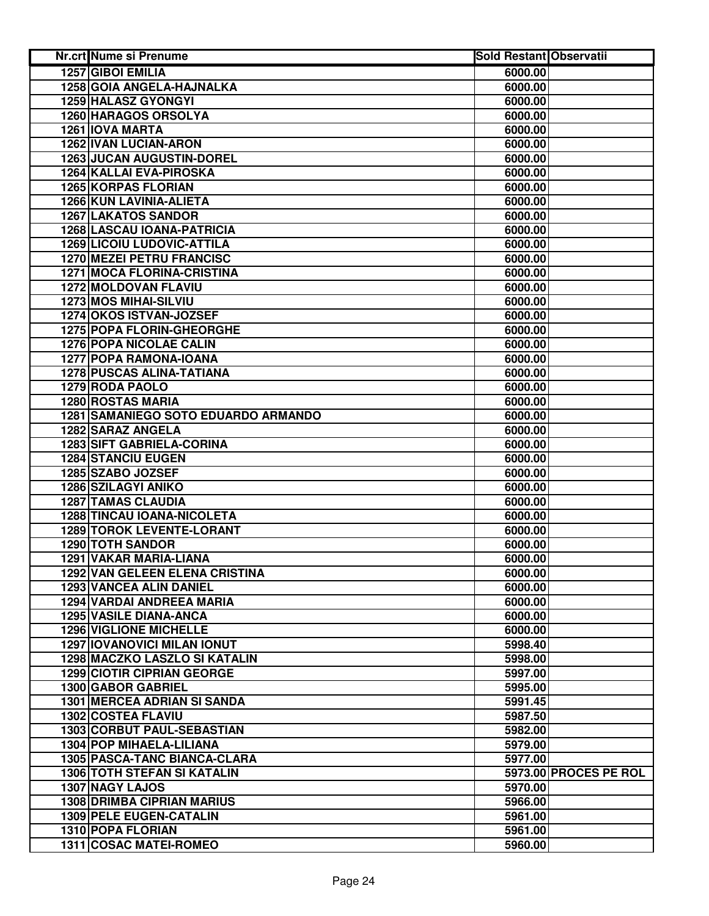| Nr.crt | Nume si Prenume | Sold Restant | Observatii |
|---|---|---|---|
| 1257 | GIBOI EMILIA | 6000.00 | |
| 1258 | GOIA ANGELA-HAJNALKA | 6000.00 | |
| 1259 | HALASZ GYONGYI | 6000.00 | |
| 1260 | HARAGOS ORSOLYA | 6000.00 | |
| 1261 | IOVA MARTA | 6000.00 | |
| 1262 | IVAN LUCIAN-ARON | 6000.00 | |
| 1263 | JUCAN AUGUSTIN-DOREL | 6000.00 | |
| 1264 | KALLAI EVA-PIROSKA | 6000.00 | |
| 1265 | KORPAS FLORIAN | 6000.00 | |
| 1266 | KUN LAVINIA-ALIETA | 6000.00 | |
| 1267 | LAKATOS SANDOR | 6000.00 | |
| 1268 | LASCAU IOANA-PATRICIA | 6000.00 | |
| 1269 | LICOIU LUDOVIC-ATTILA | 6000.00 | |
| 1270 | MEZEI PETRU FRANCISC | 6000.00 | |
| 1271 | MOCA FLORINA-CRISTINA | 6000.00 | |
| 1272 | MOLDOVAN FLAVIU | 6000.00 | |
| 1273 | MOS MIHAI-SILVIU | 6000.00 | |
| 1274 | OKOS ISTVAN-JOZSEF | 6000.00 | |
| 1275 | POPA FLORIN-GHEORGHE | 6000.00 | |
| 1276 | POPA NICOLAE CALIN | 6000.00 | |
| 1277 | POPA RAMONA-IOANA | 6000.00 | |
| 1278 | PUSCAS ALINA-TATIANA | 6000.00 | |
| 1279 | RODA PAOLO | 6000.00 | |
| 1280 | ROSTAS MARIA | 6000.00 | |
| 1281 | SAMANIEGO SOTO EDUARDO ARMANDO | 6000.00 | |
| 1282 | SARAZ ANGELA | 6000.00 | |
| 1283 | SIFT GABRIELA-CORINA | 6000.00 | |
| 1284 | STANCIU EUGEN | 6000.00 | |
| 1285 | SZABO JOZSEF | 6000.00 | |
| 1286 | SZILAGYI ANIKO | 6000.00 | |
| 1287 | TAMAS CLAUDIA | 6000.00 | |
| 1288 | TINCAU IOANA-NICOLETA | 6000.00 | |
| 1289 | TOROK LEVENTE-LORANT | 6000.00 | |
| 1290 | TOTH SANDOR | 6000.00 | |
| 1291 | VAKAR MARIA-LIANA | 6000.00 | |
| 1292 | VAN GELEEN ELENA CRISTINA | 6000.00 | |
| 1293 | VANCEA ALIN DANIEL | 6000.00 | |
| 1294 | VARDAI ANDREEA MARIA | 6000.00 | |
| 1295 | VASILE DIANA-ANCA | 6000.00 | |
| 1296 | VIGLIONE MICHELLE | 6000.00 | |
| 1297 | IOVANOVICI MILAN IONUT | 5998.40 | |
| 1298 | MACZKO LASZLO SI KATALIN | 5998.00 | |
| 1299 | CIOTIR CIPRIAN GEORGE | 5997.00 | |
| 1300 | GABOR GABRIEL | 5995.00 | |
| 1301 | MERCEA ADRIAN SI SANDA | 5991.45 | |
| 1302 | COSTEA FLAVIU | 5987.50 | |
| 1303 | CORBUT PAUL-SEBASTIAN | 5982.00 | |
| 1304 | POP MIHAELA-LILIANA | 5979.00 | |
| 1305 | PASCA-TANC BIANCA-CLARA | 5977.00 | |
| 1306 | TOTH STEFAN SI KATALIN | 5973.00 | PROCES PE ROL |
| 1307 | NAGY LAJOS | 5970.00 | |
| 1308 | DRIMBA CIPRIAN MARIUS | 5966.00 | |
| 1309 | PELE EUGEN-CATALIN | 5961.00 | |
| 1310 | POPA FLORIAN | 5961.00 | |
| 1311 | COSAC MATEI-ROMEO | 5960.00 | |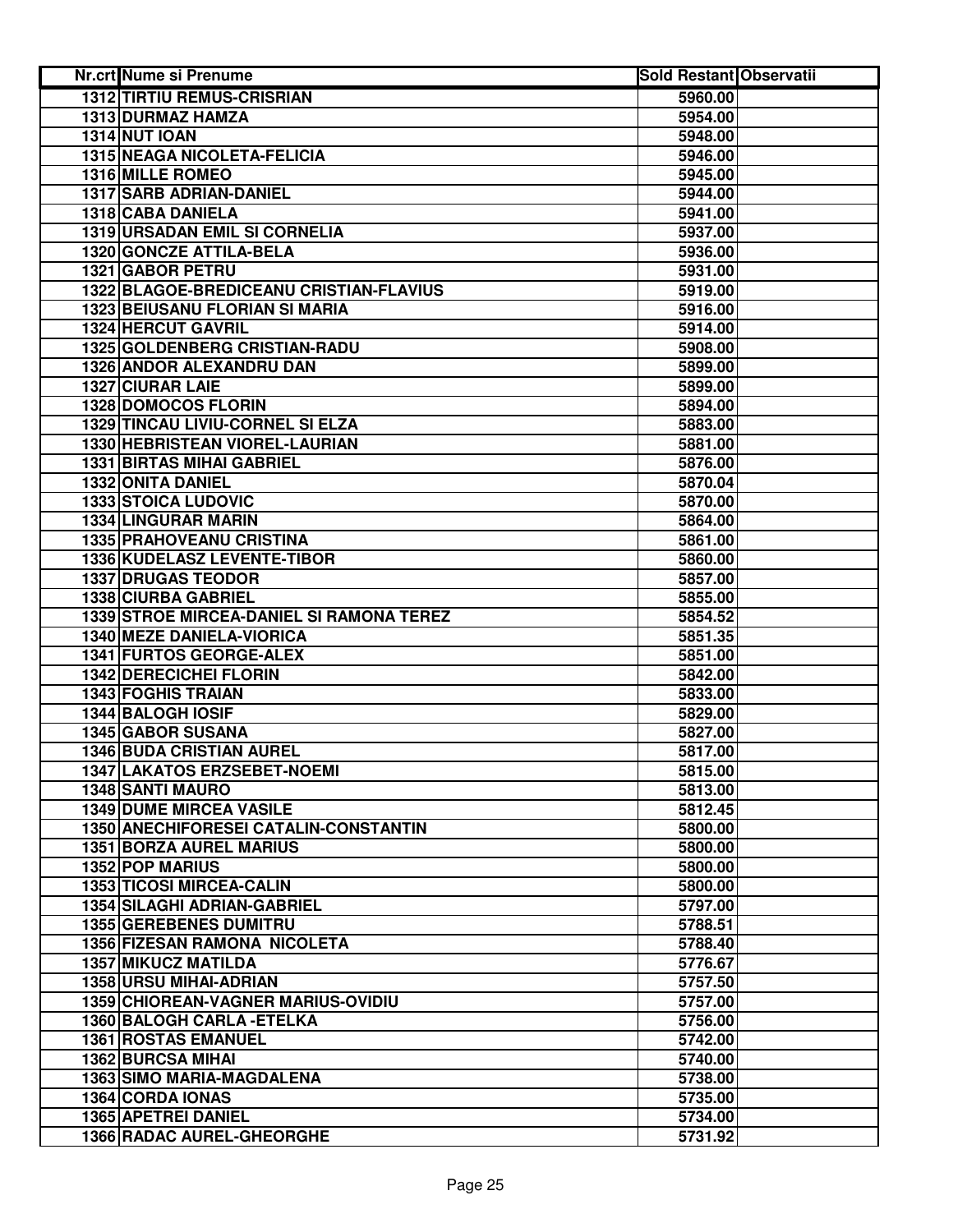| Nr.crt | Nume si Prenume | Sold Restant | Observatii |
|---|---|---|---|
| 1312 | TIRTIU REMUS-CRISRIAN | 5960.00 | |
| 1313 | DURMAZ HAMZA | 5954.00 | |
| 1314 | NUT IOAN | 5948.00 | |
| 1315 | NEAGA NICOLETA-FELICIA | 5946.00 | |
| 1316 | MILLE ROMEO | 5945.00 | |
| 1317 | SARB ADRIAN-DANIEL | 5944.00 | |
| 1318 | CABA DANIELA | 5941.00 | |
| 1319 | URSADAN EMIL SI CORNELIA | 5937.00 | |
| 1320 | GONCZE ATTILA-BELA | 5936.00 | |
| 1321 | GABOR PETRU | 5931.00 | |
| 1322 | BLAGOE-BREDICEANU CRISTIAN-FLAVIUS | 5919.00 | |
| 1323 | BEIUSANU FLORIAN SI MARIA | 5916.00 | |
| 1324 | HERCUT GAVRIL | 5914.00 | |
| 1325 | GOLDENBERG CRISTIAN-RADU | 5908.00 | |
| 1326 | ANDOR ALEXANDRU DAN | 5899.00 | |
| 1327 | CIURAR LAIE | 5899.00 | |
| 1328 | DOMOCOS FLORIN | 5894.00 | |
| 1329 | TINCAU LIVIU-CORNEL SI ELZA | 5883.00 | |
| 1330 | HEBRISTEAN VIOREL-LAURIAN | 5881.00 | |
| 1331 | BIRTAS MIHAI GABRIEL | 5876.00 | |
| 1332 | ONITA DANIEL | 5870.04 | |
| 1333 | STOICA LUDOVIC | 5870.00 | |
| 1334 | LINGURAR MARIN | 5864.00 | |
| 1335 | PRAHOVEANU CRISTINA | 5861.00 | |
| 1336 | KUDELASZ LEVENTE-TIBOR | 5860.00 | |
| 1337 | DRUGAS TEODOR | 5857.00 | |
| 1338 | CIURBA GABRIEL | 5855.00 | |
| 1339 | STROE MIRCEA-DANIEL SI RAMONA TEREZ | 5854.52 | |
| 1340 | MEZE DANIELA-VIORICA | 5851.35 | |
| 1341 | FURTOS GEORGE-ALEX | 5851.00 | |
| 1342 | DERECICHEI FLORIN | 5842.00 | |
| 1343 | FOGHIS TRAIAN | 5833.00 | |
| 1344 | BALOGH IOSIF | 5829.00 | |
| 1345 | GABOR SUSANA | 5827.00 | |
| 1346 | BUDA CRISTIAN AUREL | 5817.00 | |
| 1347 | LAKATOS ERZSEBET-NOEMI | 5815.00 | |
| 1348 | SANTI MAURO | 5813.00 | |
| 1349 | DUME MIRCEA VASILE | 5812.45 | |
| 1350 | ANECHIFORESEI CATALIN-CONSTANTIN | 5800.00 | |
| 1351 | BORZA AUREL MARIUS | 5800.00 | |
| 1352 | POP MARIUS | 5800.00 | |
| 1353 | TICOSI MIRCEA-CALIN | 5800.00 | |
| 1354 | SILAGHI ADRIAN-GABRIEL | 5797.00 | |
| 1355 | GEREBENES DUMITRU | 5788.51 | |
| 1356 | FIZESAN RAMONA NICOLETA | 5788.40 | |
| 1357 | MIKUCZ MATILDA | 5776.67 | |
| 1358 | URSU MIHAI-ADRIAN | 5757.50 | |
| 1359 | CHIOREAN-VAGNER MARIUS-OVIDIU | 5757.00 | |
| 1360 | BALOGH CARLA -ETELKA | 5756.00 | |
| 1361 | ROSTAS EMANUEL | 5742.00 | |
| 1362 | BURCSA MIHAI | 5740.00 | |
| 1363 | SIMO MARIA-MAGDALENA | 5738.00 | |
| 1364 | CORDA IONAS | 5735.00 | |
| 1365 | APETREI DANIEL | 5734.00 | |
| 1366 | RADAC AUREL-GHEORGHE | 5731.92 | |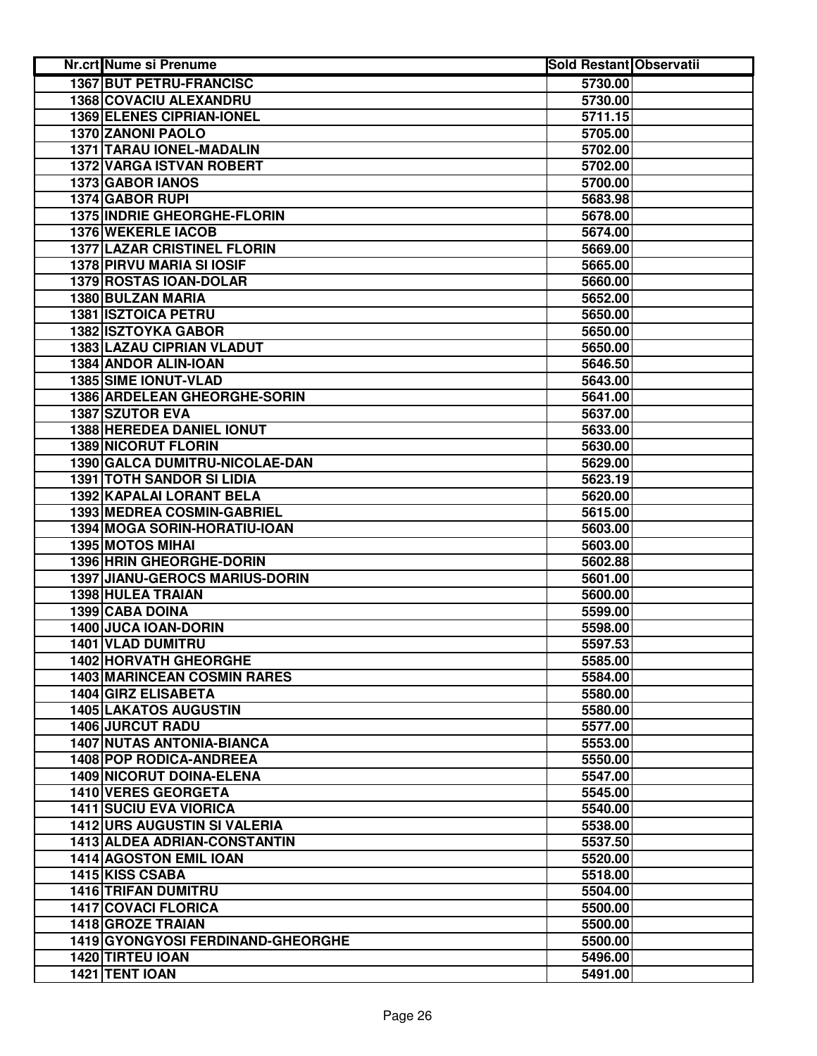| Nr.crt | Nume si Prenume | Sold Restant | Observatii |
|---|---|---|---|
| 1367 | BUT PETRU-FRANCISC | 5730.00 | |
| 1368 | COVACIU ALEXANDRU | 5730.00 | |
| 1369 | ELENES CIPRIAN-IONEL | 5711.15 | |
| 1370 | ZANONI PAOLO | 5705.00 | |
| 1371 | TARAU IONEL-MADALIN | 5702.00 | |
| 1372 | VARGA ISTVAN ROBERT | 5702.00 | |
| 1373 | GABOR IANOS | 5700.00 | |
| 1374 | GABOR RUPI | 5683.98 | |
| 1375 | INDRIE GHEORGHE-FLORIN | 5678.00 | |
| 1376 | WEKERLE IACOB | 5674.00 | |
| 1377 | LAZAR CRISTINEL FLORIN | 5669.00 | |
| 1378 | PIRVU MARIA SI IOSIF | 5665.00 | |
| 1379 | ROSTAS IOAN-DOLAR | 5660.00 | |
| 1380 | BULZAN MARIA | 5652.00 | |
| 1381 | ISZTOICA PETRU | 5650.00 | |
| 1382 | ISZTOYKA GABOR | 5650.00 | |
| 1383 | LAZAU CIPRIAN VLADUT | 5650.00 | |
| 1384 | ANDOR ALIN-IOAN | 5646.50 | |
| 1385 | SIME IONUT-VLAD | 5643.00 | |
| 1386 | ARDELEAN GHEORGHE-SORIN | 5641.00 | |
| 1387 | SZUTOR EVA | 5637.00 | |
| 1388 | HEREDEA DANIEL IONUT | 5633.00 | |
| 1389 | NICORUT FLORIN | 5630.00 | |
| 1390 | GALCA DUMITRU-NICOLAE-DAN | 5629.00 | |
| 1391 | TOTH SANDOR SI LIDIA | 5623.19 | |
| 1392 | KAPALAI LORANT BELA | 5620.00 | |
| 1393 | MEDREA COSMIN-GABRIEL | 5615.00 | |
| 1394 | MOGA SORIN-HORATIU-IOAN | 5603.00 | |
| 1395 | MOTOS MIHAI | 5603.00 | |
| 1396 | HRIN GHEORGHE-DORIN | 5602.88 | |
| 1397 | JIANU-GEROCS MARIUS-DORIN | 5601.00 | |
| 1398 | HULEA TRAIAN | 5600.00 | |
| 1399 | CABA DOINA | 5599.00 | |
| 1400 | JUCA IOAN-DORIN | 5598.00 | |
| 1401 | VLAD DUMITRU | 5597.53 | |
| 1402 | HORVATH GHEORGHE | 5585.00 | |
| 1403 | MARINCEAN COSMIN RARES | 5584.00 | |
| 1404 | GIRZ ELISABETA | 5580.00 | |
| 1405 | LAKATOS AUGUSTIN | 5580.00 | |
| 1406 | JURCUT RADU | 5577.00 | |
| 1407 | NUTAS ANTONIA-BIANCA | 5553.00 | |
| 1408 | POP RODICA-ANDREEA | 5550.00 | |
| 1409 | NICORUT DOINA-ELENA | 5547.00 | |
| 1410 | VERES GEORGETA | 5545.00 | |
| 1411 | SUCIU EVA VIORICA | 5540.00 | |
| 1412 | URS AUGUSTIN SI VALERIA | 5538.00 | |
| 1413 | ALDEA ADRIAN-CONSTANTIN | 5537.50 | |
| 1414 | AGOSTON EMIL IOAN | 5520.00 | |
| 1415 | KISS CSABA | 5518.00 | |
| 1416 | TRIFAN DUMITRU | 5504.00 | |
| 1417 | COVACI FLORICA | 5500.00 | |
| 1418 | GROZE TRAIAN | 5500.00 | |
| 1419 | GYONGYOSI FERDINAND-GHEORGHE | 5500.00 | |
| 1420 | TIRTEU IOAN | 5496.00 | |
| 1421 | TENT IOAN | 5491.00 | |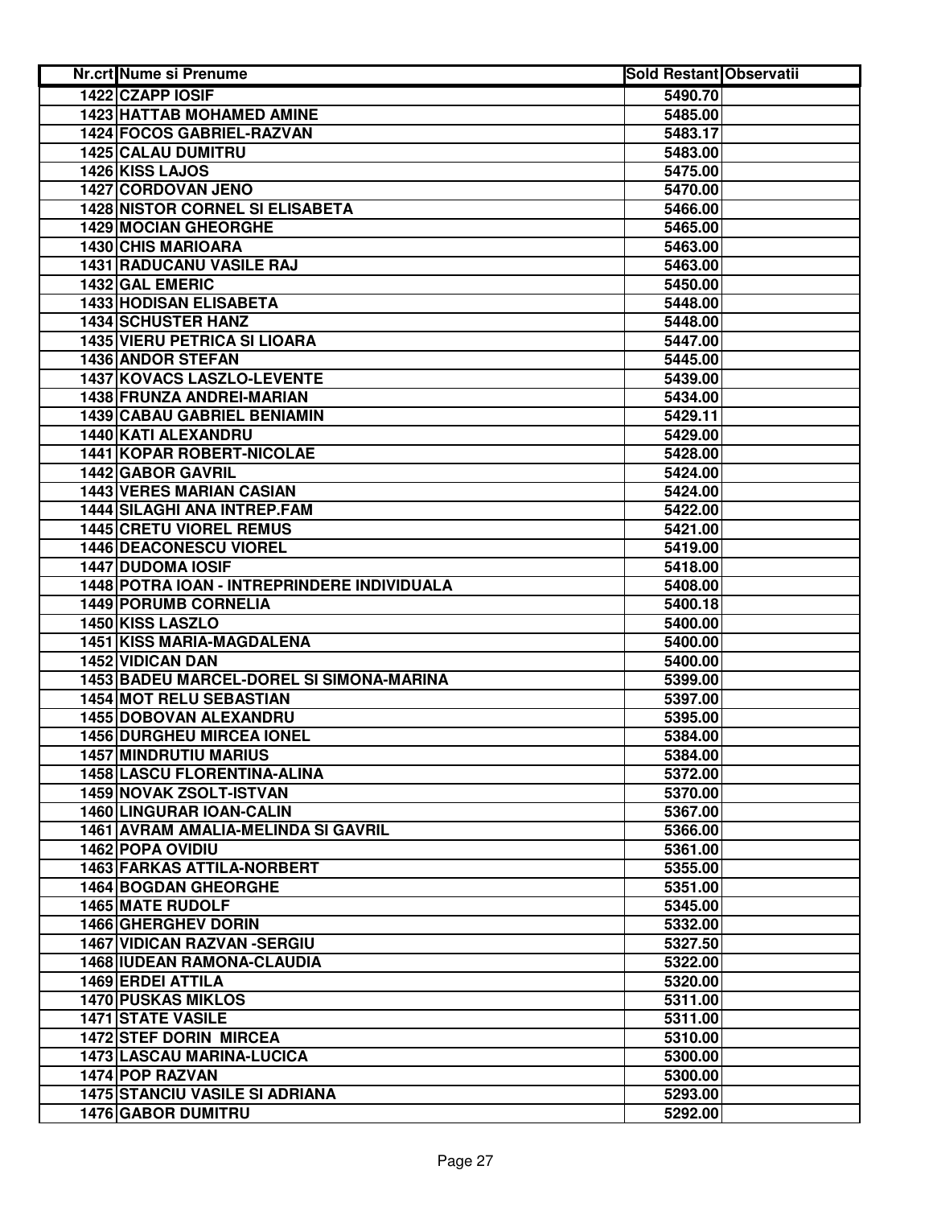| Nr.crt | Nume si Prenume | Sold Restant | Observatii |
|---|---|---|---|
| 1422 | CZAPP IOSIF | 5490.70 | |
| 1423 | HATTAB MOHAMED AMINE | 5485.00 | |
| 1424 | FOCOS GABRIEL-RAZVAN | 5483.17 | |
| 1425 | CALAU DUMITRU | 5483.00 | |
| 1426 | KISS LAJOS | 5475.00 | |
| 1427 | CORDOVAN JENO | 5470.00 | |
| 1428 | NISTOR CORNEL SI ELISABETA | 5466.00 | |
| 1429 | MOCIAN GHEORGHE | 5465.00 | |
| 1430 | CHIS MARIOARA | 5463.00 | |
| 1431 | RADUCANU VASILE RAJ | 5463.00 | |
| 1432 | GAL EMERIC | 5450.00 | |
| 1433 | HODISAN ELISABETA | 5448.00 | |
| 1434 | SCHUSTER HANZ | 5448.00 | |
| 1435 | VIERU PETRICA SI LIOARA | 5447.00 | |
| 1436 | ANDOR STEFAN | 5445.00 | |
| 1437 | KOVACS LASZLO-LEVENTE | 5439.00 | |
| 1438 | FRUNZA ANDREI-MARIAN | 5434.00 | |
| 1439 | CABAU GABRIEL BENIAMIN | 5429.11 | |
| 1440 | KATI ALEXANDRU | 5429.00 | |
| 1441 | KOPAR ROBERT-NICOLAE | 5428.00 | |
| 1442 | GABOR GAVRIL | 5424.00 | |
| 1443 | VERES MARIAN CASIAN | 5424.00 | |
| 1444 | SILAGHI ANA INTREP.FAM | 5422.00 | |
| 1445 | CRETU VIOREL REMUS | 5421.00 | |
| 1446 | DEACONESCU VIOREL | 5419.00 | |
| 1447 | DUDOMA IOSIF | 5418.00 | |
| 1448 | POTRA IOAN - INTREPRINDERE INDIVIDUALA | 5408.00 | |
| 1449 | PORUMB CORNELIA | 5400.18 | |
| 1450 | KISS LASZLO | 5400.00 | |
| 1451 | KISS MARIA-MAGDALENA | 5400.00 | |
| 1452 | VIDICAN DAN | 5400.00 | |
| 1453 | BADEU MARCEL-DOREL SI SIMONA-MARINA | 5399.00 | |
| 1454 | MOT RELU SEBASTIAN | 5397.00 | |
| 1455 | DOBOVAN ALEXANDRU | 5395.00 | |
| 1456 | DURGHEU MIRCEA IONEL | 5384.00 | |
| 1457 | MINDRUTIU MARIUS | 5384.00 | |
| 1458 | LASCU FLORENTINA-ALINA | 5372.00 | |
| 1459 | NOVAK ZSOLT-ISTVAN | 5370.00 | |
| 1460 | LINGURAR IOAN-CALIN | 5367.00 | |
| 1461 | AVRAM AMALIA-MELINDA SI GAVRIL | 5366.00 | |
| 1462 | POPA OVIDIU | 5361.00 | |
| 1463 | FARKAS ATTILA-NORBERT | 5355.00 | |
| 1464 | BOGDAN GHEORGHE | 5351.00 | |
| 1465 | MATE RUDOLF | 5345.00 | |
| 1466 | GHERGHEV DORIN | 5332.00 | |
| 1467 | VIDICAN RAZVAN -SERGIU | 5327.50 | |
| 1468 | IUDEAN RAMONA-CLAUDIA | 5322.00 | |
| 1469 | ERDEI ATTILA | 5320.00 | |
| 1470 | PUSKAS MIKLOS | 5311.00 | |
| 1471 | STATE VASILE | 5311.00 | |
| 1472 | STEF DORIN MIRCEA | 5310.00 | |
| 1473 | LASCAU MARINA-LUCICA | 5300.00 | |
| 1474 | POP RAZVAN | 5300.00 | |
| 1475 | STANCIU VASILE SI ADRIANA | 5293.00 | |
| 1476 | GABOR DUMITRU | 5292.00 | |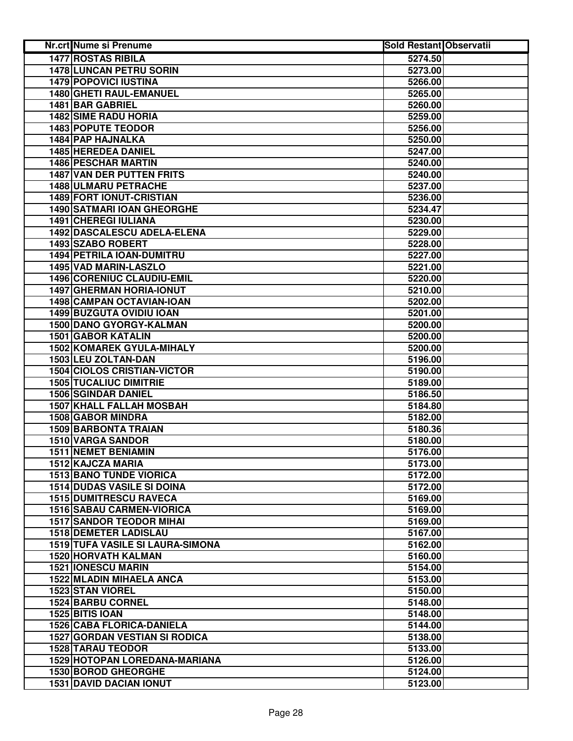| Nr.crt | Nume si Prenume | Sold Restant | Observatii |
|---|---|---|---|
| 1477 | ROSTAS RIBILA | 5274.50 | |
| 1478 | LUNCAN PETRU SORIN | 5273.00 | |
| 1479 | POPOVICI IUSTINA | 5266.00 | |
| 1480 | GHETI RAUL-EMANUEL | 5265.00 | |
| 1481 | BAR GABRIEL | 5260.00 | |
| 1482 | SIME RADU HORIA | 5259.00 | |
| 1483 | POPUTE TEODOR | 5256.00 | |
| 1484 | PAP HAJNALKA | 5250.00 | |
| 1485 | HEREDEA DANIEL | 5247.00 | |
| 1486 | PESCHAR MARTIN | 5240.00 | |
| 1487 | VAN DER PUTTEN FRITS | 5240.00 | |
| 1488 | ULMARU PETRACHE | 5237.00 | |
| 1489 | FORT IONUT-CRISTIAN | 5236.00 | |
| 1490 | SATMARI IOAN GHEORGHE | 5234.47 | |
| 1491 | CHEREGI IULIANA | 5230.00 | |
| 1492 | DASCALESCU ADELA-ELENA | 5229.00 | |
| 1493 | SZABO ROBERT | 5228.00 | |
| 1494 | PETRILA IOAN-DUMITRU | 5227.00 | |
| 1495 | VAD MARIN-LASZLO | 5221.00 | |
| 1496 | CORENIUC CLAUDIU-EMIL | 5220.00 | |
| 1497 | GHERMAN HORIA-IONUT | 5210.00 | |
| 1498 | CAMPAN OCTAVIAN-IOAN | 5202.00 | |
| 1499 | BUZGUTA OVIDIU IOAN | 5201.00 | |
| 1500 | DANO GYORGY-KALMAN | 5200.00 | |
| 1501 | GABOR KATALIN | 5200.00 | |
| 1502 | KOMAREK GYULA-MIHALY | 5200.00 | |
| 1503 | LEU ZOLTAN-DAN | 5196.00 | |
| 1504 | CIOLOS CRISTIAN-VICTOR | 5190.00 | |
| 1505 | TUCALIUC DIMITRIE | 5189.00 | |
| 1506 | SGINDAR DANIEL | 5186.50 | |
| 1507 | KHALL FALLAH MOSBAH | 5184.80 | |
| 1508 | GABOR MINDRA | 5182.00 | |
| 1509 | BARBONTA TRAIAN | 5180.36 | |
| 1510 | VARGA SANDOR | 5180.00 | |
| 1511 | NEMET BENIAMIN | 5176.00 | |
| 1512 | KAJCZA MARIA | 5173.00 | |
| 1513 | BANO TUNDE VIORICA | 5172.00 | |
| 1514 | DUDAS VASILE SI DOINA | 5172.00 | |
| 1515 | DUMITRESCU RAVECA | 5169.00 | |
| 1516 | SABAU CARMEN-VIORICA | 5169.00 | |
| 1517 | SANDOR TEODOR MIHAI | 5169.00 | |
| 1518 | DEMETER LADISLAU | 5167.00 | |
| 1519 | TUFA VASILE SI LAURA-SIMONA | 5162.00 | |
| 1520 | HORVATH KALMAN | 5160.00 | |
| 1521 | IONESCU MARIN | 5154.00 | |
| 1522 | MLADIN MIHAELA ANCA | 5153.00 | |
| 1523 | STAN VIOREL | 5150.00 | |
| 1524 | BARBU CORNEL | 5148.00 | |
| 1525 | BITIS IOAN | 5148.00 | |
| 1526 | CABA FLORICA-DANIELA | 5144.00 | |
| 1527 | GORDAN VESTIAN SI RODICA | 5138.00 | |
| 1528 | TARAU TEODOR | 5133.00 | |
| 1529 | HOTOPAN LOREDANA-MARIANA | 5126.00 | |
| 1530 | BOROD GHEORGHE | 5124.00 | |
| 1531 | DAVID DACIAN IONUT | 5123.00 | |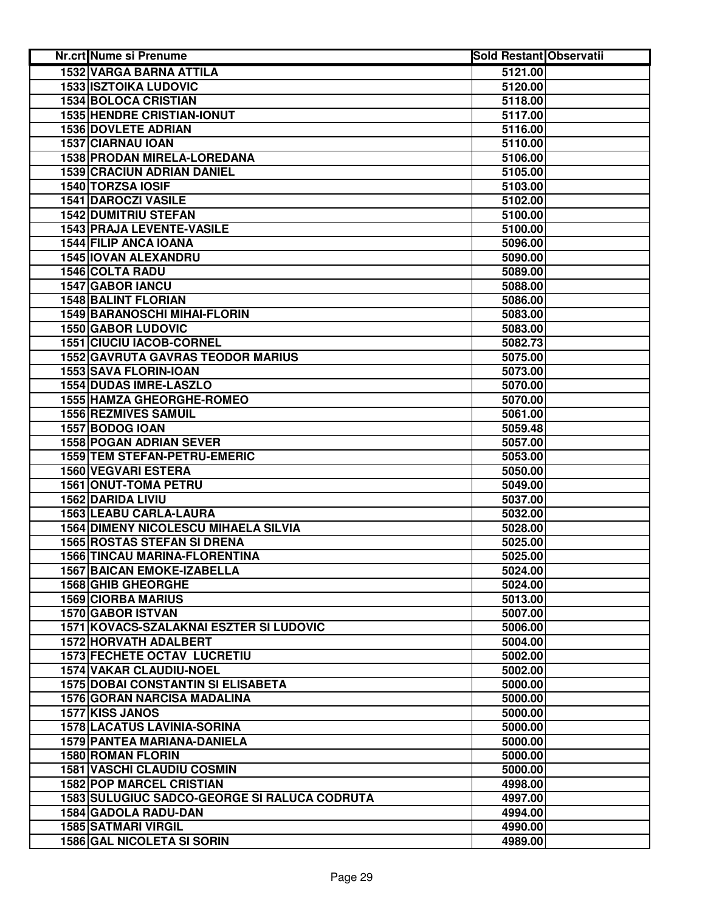| Nr.crt | Nume si Prenume | Sold Restant | Observatii |
|---|---|---|---|
| 1532 | VARGA BARNA ATTILA | 5121.00 | |
| 1533 | ISZTOIKA LUDOVIC | 5120.00 | |
| 1534 | BOLOCA CRISTIAN | 5118.00 | |
| 1535 | HENDRE CRISTIAN-IONUT | 5117.00 | |
| 1536 | DOVLETE ADRIAN | 5116.00 | |
| 1537 | CIARNAU IOAN | 5110.00 | |
| 1538 | PRODAN MIRELA-LOREDANA | 5106.00 | |
| 1539 | CRACIUN ADRIAN DANIEL | 5105.00 | |
| 1540 | TORZSA IOSIF | 5103.00 | |
| 1541 | DAROCZI VASILE | 5102.00 | |
| 1542 | DUMITRIU STEFAN | 5100.00 | |
| 1543 | PRAJA LEVENTE-VASILE | 5100.00 | |
| 1544 | FILIP ANCA IOANA | 5096.00 | |
| 1545 | IOVAN ALEXANDRU | 5090.00 | |
| 1546 | COLTA RADU | 5089.00 | |
| 1547 | GABOR IANCU | 5088.00 | |
| 1548 | BALINT FLORIAN | 5086.00 | |
| 1549 | BARANOSCHI MIHAI-FLORIN | 5083.00 | |
| 1550 | GABOR LUDOVIC | 5083.00 | |
| 1551 | CIUCIU IACOB-CORNEL | 5082.73 | |
| 1552 | GAVRUTA GAVRAS TEODOR MARIUS | 5075.00 | |
| 1553 | SAVA FLORIN-IOAN | 5073.00 | |
| 1554 | DUDAS IMRE-LASZLO | 5070.00 | |
| 1555 | HAMZA GHEORGHE-ROMEO | 5070.00 | |
| 1556 | REZMIVES SAMUIL | 5061.00 | |
| 1557 | BODOG IOAN | 5059.48 | |
| 1558 | POGAN ADRIAN SEVER | 5057.00 | |
| 1559 | TEM STEFAN-PETRU-EMERIC | 5053.00 | |
| 1560 | VEGVARI ESTERA | 5050.00 | |
| 1561 | ONUT-TOMA PETRU | 5049.00 | |
| 1562 | DARIDA LIVIU | 5037.00 | |
| 1563 | LEABU CARLA-LAURA | 5032.00 | |
| 1564 | DIMENY NICOLESCU MIHAELA SILVIA | 5028.00 | |
| 1565 | ROSTAS STEFAN SI DRENA | 5025.00 | |
| 1566 | TINCAU MARINA-FLORENTINA | 5025.00 | |
| 1567 | BAICAN EMOKE-IZABELLA | 5024.00 | |
| 1568 | GHIB GHEORGHE | 5024.00 | |
| 1569 | CIORBA MARIUS | 5013.00 | |
| 1570 | GABOR ISTVAN | 5007.00 | |
| 1571 | KOVACS-SZALAKNAI ESZTER SI LUDOVIC | 5006.00 | |
| 1572 | HORVATH ADALBERT | 5004.00 | |
| 1573 | FECHETE OCTAV LUCRETIU | 5002.00 | |
| 1574 | VAKAR CLAUDIU-NOEL | 5002.00 | |
| 1575 | DOBAI CONSTANTIN SI ELISABETA | 5000.00 | |
| 1576 | GORAN NARCISA MADALINA | 5000.00 | |
| 1577 | KISS JANOS | 5000.00 | |
| 1578 | LACATUS LAVINIA-SORINA | 5000.00 | |
| 1579 | PANTEA MARIANA-DANIELA | 5000.00 | |
| 1580 | ROMAN FLORIN | 5000.00 | |
| 1581 | VASCHI CLAUDIU COSMIN | 5000.00 | |
| 1582 | POP MARCEL CRISTIAN | 4998.00 | |
| 1583 | SULUGIUC SADCO-GEORGE SI RALUCA CODRUTA | 4997.00 | |
| 1584 | GADOLA RADU-DAN | 4994.00 | |
| 1585 | SATMARI VIRGIL | 4990.00 | |
| 1586 | GAL NICOLETA SI SORIN | 4989.00 | |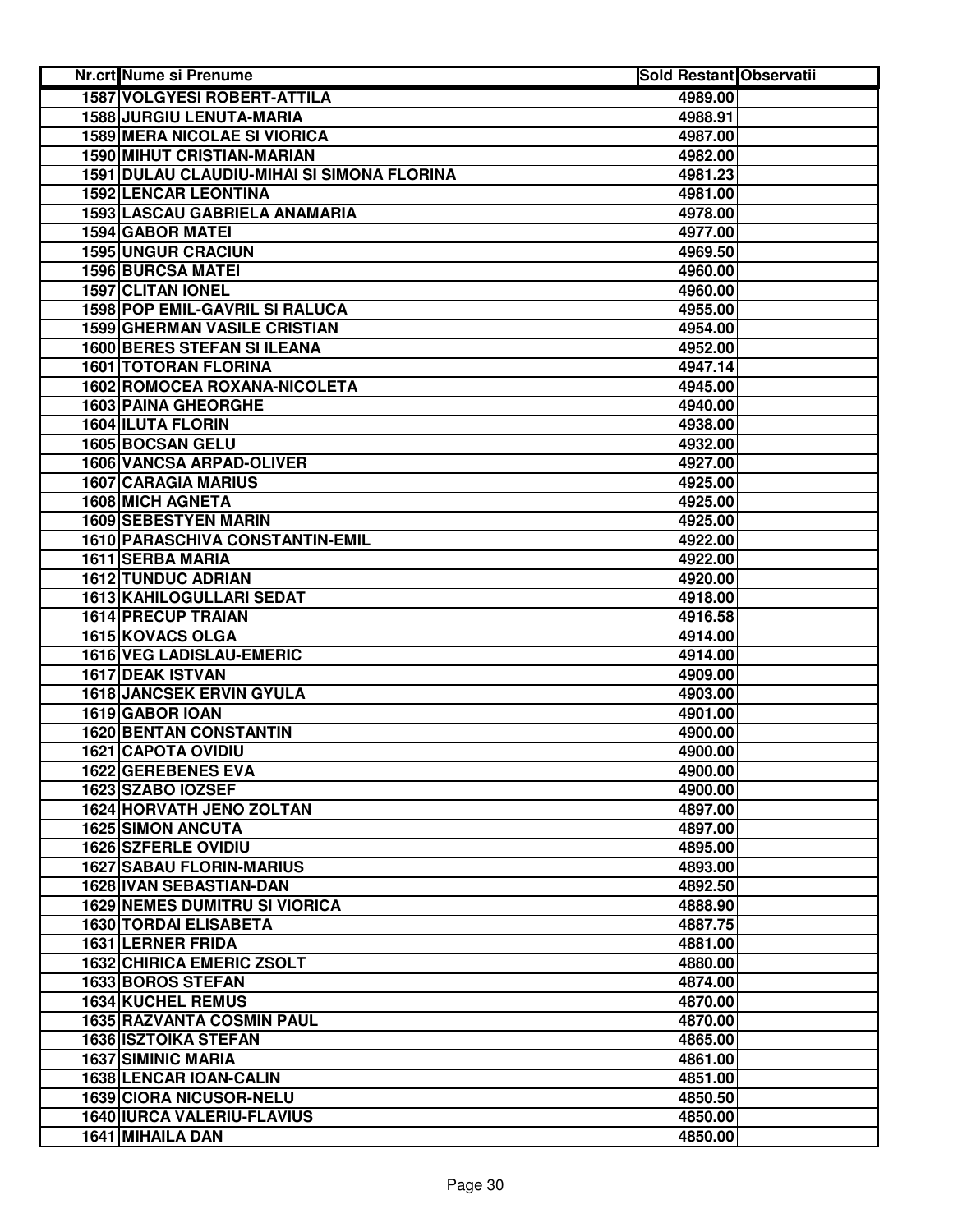| Nr.crt | Nume si Prenume | Sold Restant | Observatii |
|---|---|---|---|
| 1587 | VOLGYESI ROBERT-ATTILA | 4989.00 | |
| 1588 | JURGIU LENUTA-MARIA | 4988.91 | |
| 1589 | MERA NICOLAE SI VIORICA | 4987.00 | |
| 1590 | MIHUT CRISTIAN-MARIAN | 4982.00 | |
| 1591 | DULAU CLAUDIU-MIHAI SI SIMONA FLORINA | 4981.23 | |
| 1592 | LENCAR LEONTINA | 4981.00 | |
| 1593 | LASCAU GABRIELA ANAMARIA | 4978.00 | |
| 1594 | GABOR MATEI | 4977.00 | |
| 1595 | UNGUR CRACIUN | 4969.50 | |
| 1596 | BURCSA MATEI | 4960.00 | |
| 1597 | CLITAN IONEL | 4960.00 | |
| 1598 | POP EMIL-GAVRIL SI RALUCA | 4955.00 | |
| 1599 | GHERMAN VASILE CRISTIAN | 4954.00 | |
| 1600 | BERES STEFAN SI ILEANA | 4952.00 | |
| 1601 | TOTORAN FLORINA | 4947.14 | |
| 1602 | ROMOCEA ROXANA-NICOLETA | 4945.00 | |
| 1603 | PAINA GHEORGHE | 4940.00 | |
| 1604 | ILUTA FLORIN | 4938.00 | |
| 1605 | BOCSAN GELU | 4932.00 | |
| 1606 | VANCSA ARPAD-OLIVER | 4927.00 | |
| 1607 | CARAGIA MARIUS | 4925.00 | |
| 1608 | MICH AGNETA | 4925.00 | |
| 1609 | SEBESTYEN MARIN | 4925.00 | |
| 1610 | PARASCHIVA CONSTANTIN-EMIL | 4922.00 | |
| 1611 | SERBA MARIA | 4922.00 | |
| 1612 | TUNDUC ADRIAN | 4920.00 | |
| 1613 | KAHILOGULLARI SEDAT | 4918.00 | |
| 1614 | PRECUP TRAIAN | 4916.58 | |
| 1615 | KOVACS OLGA | 4914.00 | |
| 1616 | VEG LADISLAU-EMERIC | 4914.00 | |
| 1617 | DEAK ISTVAN | 4909.00 | |
| 1618 | JANCSEK ERVIN GYULA | 4903.00 | |
| 1619 | GABOR IOAN | 4901.00 | |
| 1620 | BENTAN CONSTANTIN | 4900.00 | |
| 1621 | CAPOTA OVIDIU | 4900.00 | |
| 1622 | GEREBENES EVA | 4900.00 | |
| 1623 | SZABO IOZSEF | 4900.00 | |
| 1624 | HORVATH JENO ZOLTAN | 4897.00 | |
| 1625 | SIMON ANCUTA | 4897.00 | |
| 1626 | SZFERLE OVIDIU | 4895.00 | |
| 1627 | SABAU FLORIN-MARIUS | 4893.00 | |
| 1628 | IVAN SEBASTIAN-DAN | 4892.50 | |
| 1629 | NEMES DUMITRU SI VIORICA | 4888.90 | |
| 1630 | TORDAI ELISABETA | 4887.75 | |
| 1631 | LERNER FRIDA | 4881.00 | |
| 1632 | CHIRICA EMERIC ZSOLT | 4880.00 | |
| 1633 | BOROS STEFAN | 4874.00 | |
| 1634 | KUCHEL REMUS | 4870.00 | |
| 1635 | RAZVANTA COSMIN PAUL | 4870.00 | |
| 1636 | ISZTOIKA STEFAN | 4865.00 | |
| 1637 | SIMINIC MARIA | 4861.00 | |
| 1638 | LENCAR IOAN-CALIN | 4851.00 | |
| 1639 | CIORA NICUSOR-NELU | 4850.50 | |
| 1640 | IURCA VALERIU-FLAVIUS | 4850.00 | |
| 1641 | MIHAILA DAN | 4850.00 | |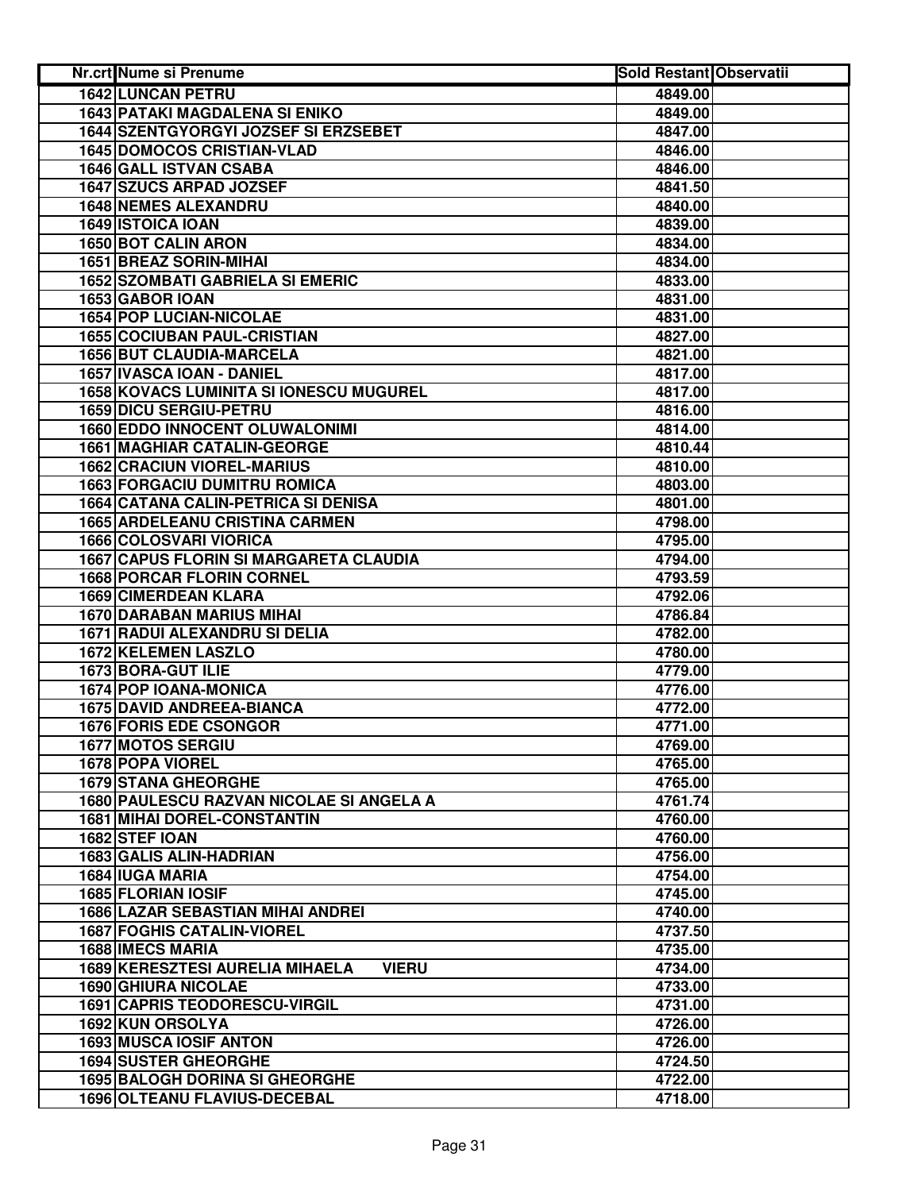| Nr.crt | Nume si Prenume | Sold Restant | Observatii |
|---|---|---|---|
| 1642 | LUNCAN PETRU | 4849.00 | |
| 1643 | PATAKI MAGDALENA SI ENIKO | 4849.00 | |
| 1644 | SZENTGYORGYI JOZSEF SI ERZSEBET | 4847.00 | |
| 1645 | DOMOCOS CRISTIAN-VLAD | 4846.00 | |
| 1646 | GALL ISTVAN CSABA | 4846.00 | |
| 1647 | SZUCS ARPAD JOZSEF | 4841.50 | |
| 1648 | NEMES ALEXANDRU | 4840.00 | |
| 1649 | ISTOICA IOAN | 4839.00 | |
| 1650 | BOT CALIN ARON | 4834.00 | |
| 1651 | BREAZ SORIN-MIHAI | 4834.00 | |
| 1652 | SZOMBATI GABRIELA SI EMERIC | 4833.00 | |
| 1653 | GABOR IOAN | 4831.00 | |
| 1654 | POP LUCIAN-NICOLAE | 4831.00 | |
| 1655 | COCIUBAN PAUL-CRISTIAN | 4827.00 | |
| 1656 | BUT CLAUDIA-MARCELA | 4821.00 | |
| 1657 | IVASCA IOAN - DANIEL | 4817.00 | |
| 1658 | KOVACS LUMINITA SI IONESCU MUGUREL | 4817.00 | |
| 1659 | DICU SERGIU-PETRU | 4816.00 | |
| 1660 | EDDO INNOCENT OLUWALONIMI | 4814.00 | |
| 1661 | MAGHIAR CATALIN-GEORGE | 4810.44 | |
| 1662 | CRACIUN VIOREL-MARIUS | 4810.00 | |
| 1663 | FORGACIU DUMITRU ROMICA | 4803.00 | |
| 1664 | CATANA CALIN-PETRICA SI DENISA | 4801.00 | |
| 1665 | ARDELEANU CRISTINA CARMEN | 4798.00 | |
| 1666 | COLOSVARI VIORICA | 4795.00 | |
| 1667 | CAPUS FLORIN SI MARGARETA CLAUDIA | 4794.00 | |
| 1668 | PORCAR FLORIN CORNEL | 4793.59 | |
| 1669 | CIMERDEAN KLARA | 4792.06 | |
| 1670 | DARABAN MARIUS MIHAI | 4786.84 | |
| 1671 | RADUI ALEXANDRU SI DELIA | 4782.00 | |
| 1672 | KELEMEN LASZLO | 4780.00 | |
| 1673 | BORA-GUT ILIE | 4779.00 | |
| 1674 | POP IOANA-MONICA | 4776.00 | |
| 1675 | DAVID ANDREEA-BIANCA | 4772.00 | |
| 1676 | FORIS EDE CSONGOR | 4771.00 | |
| 1677 | MOTOS SERGIU | 4769.00 | |
| 1678 | POPA VIOREL | 4765.00 | |
| 1679 | STANA GHEORGHE | 4765.00 | |
| 1680 | PAULESCU RAZVAN NICOLAE SI ANGELA A | 4761.74 | |
| 1681 | MIHAI DOREL-CONSTANTIN | 4760.00 | |
| 1682 | STEF IOAN | 4760.00 | |
| 1683 | GALIS ALIN-HADRIAN | 4756.00 | |
| 1684 | IUGA MARIA | 4754.00 | |
| 1685 | FLORIAN IOSIF | 4745.00 | |
| 1686 | LAZAR SEBASTIAN MIHAI ANDREI | 4740.00 | |
| 1687 | FOGHIS CATALIN-VIOREL | 4737.50 | |
| 1688 | IMECS MARIA | 4735.00 | |
| 1689 | KERESZTESI AURELIA MIHAELA VIERU | 4734.00 | |
| 1690 | GHIURA NICOLAE | 4733.00 | |
| 1691 | CAPRIS TEODORESCU-VIRGIL | 4731.00 | |
| 1692 | KUN ORSOLYA | 4726.00 | |
| 1693 | MUSCA IOSIF ANTON | 4726.00 | |
| 1694 | SUSTER GHEORGHE | 4724.50 | |
| 1695 | BALOGH DORINA SI GHEORGHE | 4722.00 | |
| 1696 | OLTEANU FLAVIUS-DECEBAL | 4718.00 | |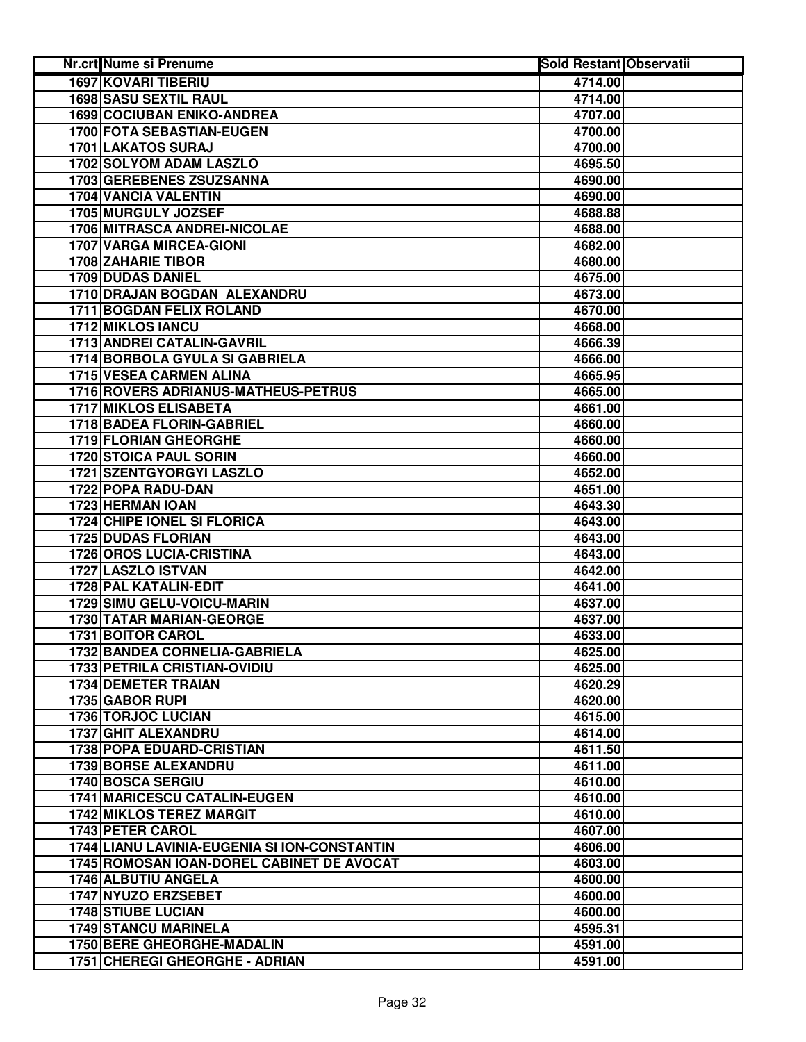| Nr.crt | Nume si Prenume | Sold Restant | Observatii |
|---|---|---|---|
| 1697 | KOVARI TIBERIU | 4714.00 | |
| 1698 | SASU SEXTIL RAUL | 4714.00 | |
| 1699 | COCIUBAN ENIKO-ANDREA | 4707.00 | |
| 1700 | FOTA SEBASTIAN-EUGEN | 4700.00 | |
| 1701 | LAKATOS SURAJ | 4700.00 | |
| 1702 | SOLYOM ADAM LASZLO | 4695.50 | |
| 1703 | GEREBENES ZSUZSANNA | 4690.00 | |
| 1704 | VANCIA VALENTIN | 4690.00 | |
| 1705 | MURGULY JOZSEF | 4688.88 | |
| 1706 | MITRASCA ANDREI-NICOLAE | 4688.00 | |
| 1707 | VARGA MIRCEA-GIONI | 4682.00 | |
| 1708 | ZAHARIE TIBOR | 4680.00 | |
| 1709 | DUDAS DANIEL | 4675.00 | |
| 1710 | DRAJAN BOGDAN ALEXANDRU | 4673.00 | |
| 1711 | BOGDAN FELIX ROLAND | 4670.00 | |
| 1712 | MIKLOS IANCU | 4668.00 | |
| 1713 | ANDREI CATALIN-GAVRIL | 4666.39 | |
| 1714 | BORBOLA GYULA SI GABRIELA | 4666.00 | |
| 1715 | VESEA CARMEN ALINA | 4665.95 | |
| 1716 | ROVERS ADRIANUS-MATHEUS-PETRUS | 4665.00 | |
| 1717 | MIKLOS ELISABETA | 4661.00 | |
| 1718 | BADEA FLORIN-GABRIEL | 4660.00 | |
| 1719 | FLORIAN GHEORGHE | 4660.00 | |
| 1720 | STOICA PAUL SORIN | 4660.00 | |
| 1721 | SZENTGYORGYI LASZLO | 4652.00 | |
| 1722 | POPA RADU-DAN | 4651.00 | |
| 1723 | HERMAN IOAN | 4643.30 | |
| 1724 | CHIPE IONEL SI FLORICA | 4643.00 | |
| 1725 | DUDAS FLORIAN | 4643.00 | |
| 1726 | OROS LUCIA-CRISTINA | 4643.00 | |
| 1727 | LASZLO ISTVAN | 4642.00 | |
| 1728 | PAL KATALIN-EDIT | 4641.00 | |
| 1729 | SIMU GELU-VOICU-MARIN | 4637.00 | |
| 1730 | TATAR MARIAN-GEORGE | 4637.00 | |
| 1731 | BOITOR CAROL | 4633.00 | |
| 1732 | BANDEA CORNELIA-GABRIELA | 4625.00 | |
| 1733 | PETRILA CRISTIAN-OVIDIU | 4625.00 | |
| 1734 | DEMETER TRAIAN | 4620.29 | |
| 1735 | GABOR RUPI | 4620.00 | |
| 1736 | TORJOC LUCIAN | 4615.00 | |
| 1737 | GHIT ALEXANDRU | 4614.00 | |
| 1738 | POPA EDUARD-CRISTIAN | 4611.50 | |
| 1739 | BORSE ALEXANDRU | 4611.00 | |
| 1740 | BOSCA SERGIU | 4610.00 | |
| 1741 | MARICESCU CATALIN-EUGEN | 4610.00 | |
| 1742 | MIKLOS TEREZ MARGIT | 4610.00 | |
| 1743 | PETER CAROL | 4607.00 | |
| 1744 | LIANU LAVINIA-EUGENIA SI ION-CONSTANTIN | 4606.00 | |
| 1745 | ROMOSAN IOAN-DOREL CABINET DE AVOCAT | 4603.00 | |
| 1746 | ALBUTIU ANGELA | 4600.00 | |
| 1747 | NYUZO ERZSEBET | 4600.00 | |
| 1748 | STIUBE LUCIAN | 4600.00 | |
| 1749 | STANCU MARINELA | 4595.31 | |
| 1750 | BERE GHEORGHE-MADALIN | 4591.00 | |
| 1751 | CHEREGI GHEORGHE - ADRIAN | 4591.00 | |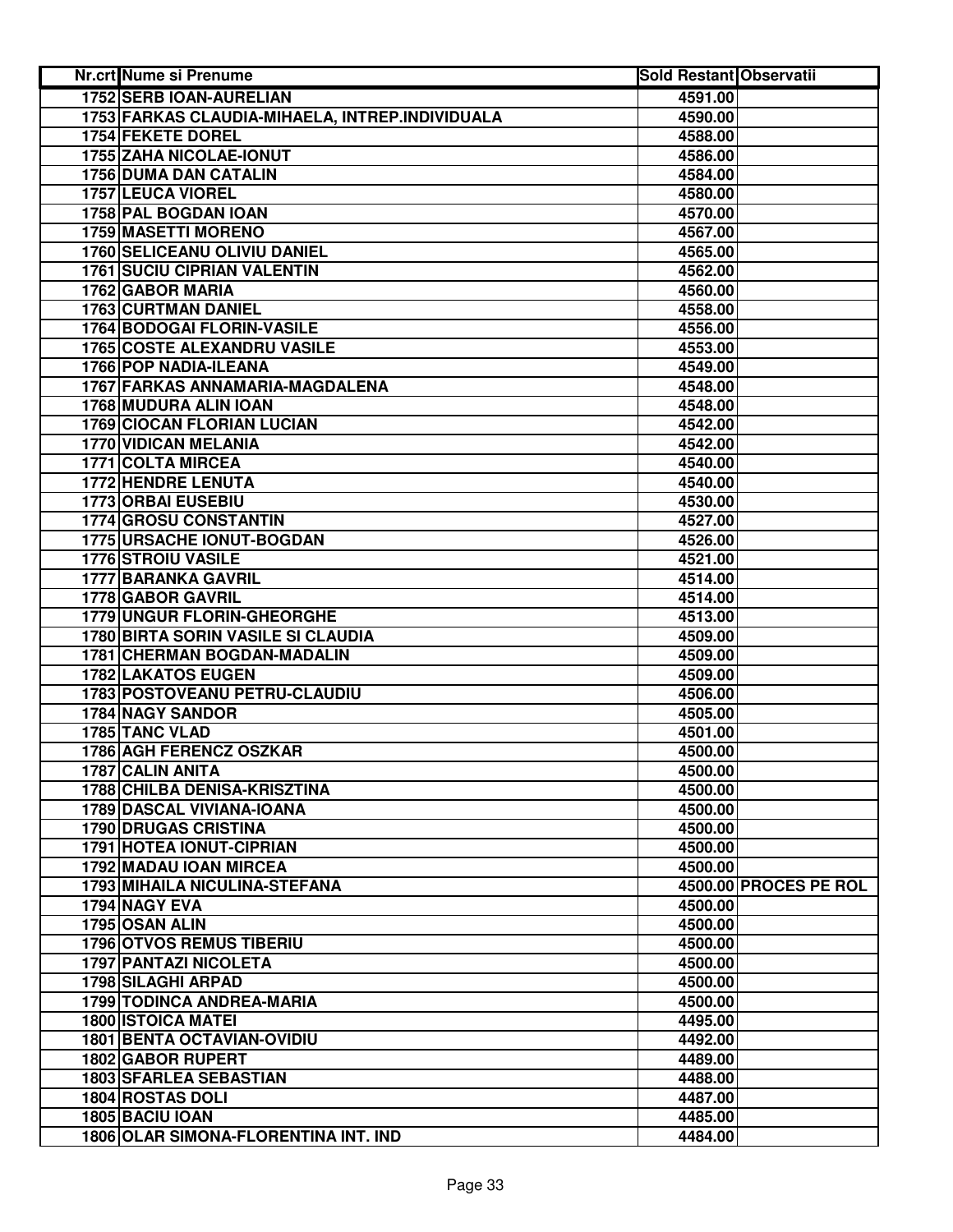| Nr.crt | Nume si Prenume | Sold Restant | Observatii |
|---|---|---|---|
| 1752 | SERB IOAN-AURELIAN | 4591.00 | |
| 1753 | FARKAS CLAUDIA-MIHAELA, INTREP.INDIVIDUALA | 4590.00 | |
| 1754 | FEKETE DOREL | 4588.00 | |
| 1755 | ZAHA NICOLAE-IONUT | 4586.00 | |
| 1756 | DUMA DAN CATALIN | 4584.00 | |
| 1757 | LEUCA VIOREL | 4580.00 | |
| 1758 | PAL BOGDAN IOAN | 4570.00 | |
| 1759 | MASETTI MORENO | 4567.00 | |
| 1760 | SELICEANU OLIVIU DANIEL | 4565.00 | |
| 1761 | SUCIU CIPRIAN VALENTIN | 4562.00 | |
| 1762 | GABOR MARIA | 4560.00 | |
| 1763 | CURTMAN DANIEL | 4558.00 | |
| 1764 | BODOGAI FLORIN-VASILE | 4556.00 | |
| 1765 | COSTE ALEXANDRU VASILE | 4553.00 | |
| 1766 | POP NADIA-ILEANA | 4549.00 | |
| 1767 | FARKAS ANNAMARIA-MAGDALENA | 4548.00 | |
| 1768 | MUDURA ALIN IOAN | 4548.00 | |
| 1769 | CIOCAN FLORIAN LUCIAN | 4542.00 | |
| 1770 | VIDICAN MELANIA | 4542.00 | |
| 1771 | COLTA MIRCEA | 4540.00 | |
| 1772 | HENDRE LENUTA | 4540.00 | |
| 1773 | ORBAI EUSEBIU | 4530.00 | |
| 1774 | GROSU CONSTANTIN | 4527.00 | |
| 1775 | URSACHE IONUT-BOGDAN | 4526.00 | |
| 1776 | STROIU VASILE | 4521.00 | |
| 1777 | BARANKA GAVRIL | 4514.00 | |
| 1778 | GABOR GAVRIL | 4514.00 | |
| 1779 | UNGUR FLORIN-GHEORGHE | 4513.00 | |
| 1780 | BIRTA SORIN VASILE SI CLAUDIA | 4509.00 | |
| 1781 | CHERMAN BOGDAN-MADALIN | 4509.00 | |
| 1782 | LAKATOS EUGEN | 4509.00 | |
| 1783 | POSTOVEANU PETRU-CLAUDIU | 4506.00 | |
| 1784 | NAGY SANDOR | 4505.00 | |
| 1785 | TANC VLAD | 4501.00 | |
| 1786 | AGH FERENCZ OSZKAR | 4500.00 | |
| 1787 | CALIN ANITA | 4500.00 | |
| 1788 | CHILBA DENISA-KRISZTINA | 4500.00 | |
| 1789 | DASCAL VIVIANA-IOANA | 4500.00 | |
| 1790 | DRUGAS CRISTINA | 4500.00 | |
| 1791 | HOTEA IONUT-CIPRIAN | 4500.00 | |
| 1792 | MADAU IOAN MIRCEA | 4500.00 | |
| 1793 | MIHAILA NICULINA-STEFANA | 4500.00 | PROCES PE ROL |
| 1794 | NAGY EVA | 4500.00 | |
| 1795 | OSAN ALIN | 4500.00 | |
| 1796 | OTVOS REMUS TIBERIU | 4500.00 | |
| 1797 | PANTAZI NICOLETA | 4500.00 | |
| 1798 | SILAGHI ARPAD | 4500.00 | |
| 1799 | TODINCA ANDREA-MARIA | 4500.00 | |
| 1800 | ISTOICA MATEI | 4495.00 | |
| 1801 | BENTA OCTAVIAN-OVIDIU | 4492.00 | |
| 1802 | GABOR RUPERT | 4489.00 | |
| 1803 | SFARLEA SEBASTIAN | 4488.00 | |
| 1804 | ROSTAS DOLI | 4487.00 | |
| 1805 | BACIU IOAN | 4485.00 | |
| 1806 | OLAR SIMONA-FLORENTINA INT. IND | 4484.00 | |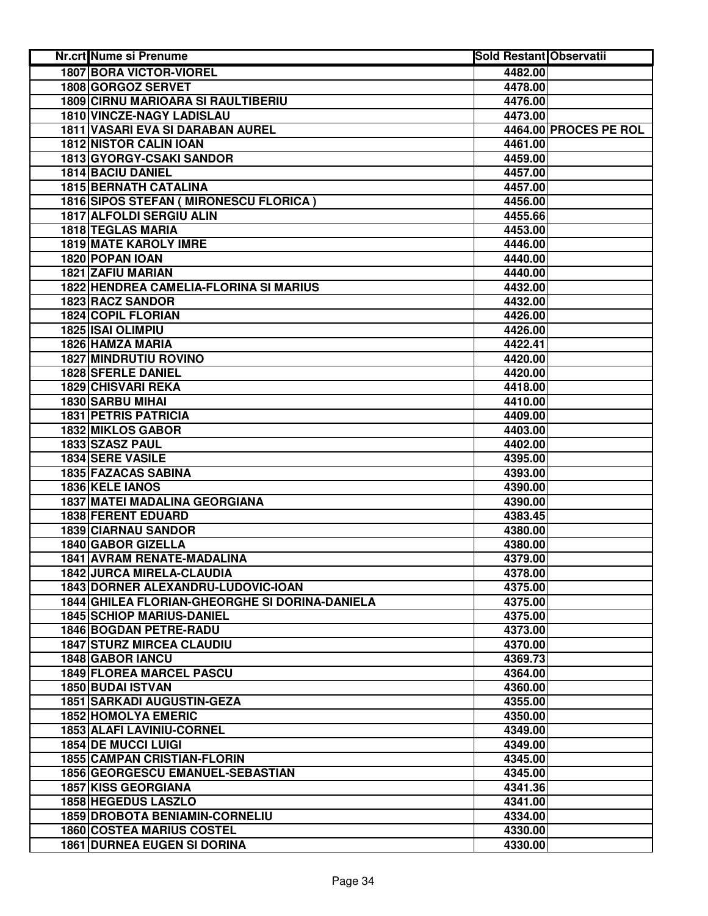| Nr.crt | Nume si Prenume | Sold Restant | Observatii |
|---|---|---|---|
| 1807 | BORA VICTOR-VIOREL | 4482.00 | |
| 1808 | GORGOZ SERVET | 4478.00 | |
| 1809 | CIRNU MARIOARA SI RAULTIBERIU | 4476.00 | |
| 1810 | VINCZE-NAGY LADISLAU | 4473.00 | |
| 1811 | VASARI EVA SI DARABAN AUREL | 4464.00 | PROCES PE ROL |
| 1812 | NISTOR CALIN IOAN | 4461.00 | |
| 1813 | GYORGY-CSAKI SANDOR | 4459.00 | |
| 1814 | BACIU DANIEL | 4457.00 | |
| 1815 | BERNATH CATALINA | 4457.00 | |
| 1816 | SIPOS STEFAN ( MIRONESCU FLORICA ) | 4456.00 | |
| 1817 | ALFOLDI SERGIU ALIN | 4455.66 | |
| 1818 | TEGLAS MARIA | 4453.00 | |
| 1819 | MATE KAROLY IMRE | 4446.00 | |
| 1820 | POPAN IOAN | 4440.00 | |
| 1821 | ZAFIU MARIAN | 4440.00 | |
| 1822 | HENDREA CAMELIA-FLORINA SI MARIUS | 4432.00 | |
| 1823 | RACZ SANDOR | 4432.00 | |
| 1824 | COPIL FLORIAN | 4426.00 | |
| 1825 | ISAI OLIMPIU | 4426.00 | |
| 1826 | HAMZA MARIA | 4422.41 | |
| 1827 | MINDRUTIU ROVINO | 4420.00 | |
| 1828 | SFERLE DANIEL | 4420.00 | |
| 1829 | CHISVARI REKA | 4418.00 | |
| 1830 | SARBU MIHAI | 4410.00 | |
| 1831 | PETRIS PATRICIA | 4409.00 | |
| 1832 | MIKLOS GABOR | 4403.00 | |
| 1833 | SZASZ PAUL | 4402.00 | |
| 1834 | SERE VASILE | 4395.00 | |
| 1835 | FAZACAS SABINA | 4393.00 | |
| 1836 | KELE IANOS | 4390.00 | |
| 1837 | MATEI MADALINA GEORGIANA | 4390.00 | |
| 1838 | FERENT EDUARD | 4383.45 | |
| 1839 | CIARNAU SANDOR | 4380.00 | |
| 1840 | GABOR GIZELLA | 4380.00 | |
| 1841 | AVRAM RENATE-MADALINA | 4379.00 | |
| 1842 | JURCA MIRELA-CLAUDIA | 4378.00 | |
| 1843 | DORNER ALEXANDRU-LUDOVIC-IOAN | 4375.00 | |
| 1844 | GHILEA FLORIAN-GHEORGHE SI DORINA-DANIELA | 4375.00 | |
| 1845 | SCHIOP MARIUS-DANIEL | 4375.00 | |
| 1846 | BOGDAN PETRE-RADU | 4373.00 | |
| 1847 | STURZ MIRCEA CLAUDIU | 4370.00 | |
| 1848 | GABOR IANCU | 4369.73 | |
| 1849 | FLOREA MARCEL PASCU | 4364.00 | |
| 1850 | BUDAI ISTVAN | 4360.00 | |
| 1851 | SARKADI AUGUSTIN-GEZA | 4355.00 | |
| 1852 | HOMOLYA EMERIC | 4350.00 | |
| 1853 | ALAFI LAVINIU-CORNEL | 4349.00 | |
| 1854 | DE MUCCI LUIGI | 4349.00 | |
| 1855 | CAMPAN CRISTIAN-FLORIN | 4345.00 | |
| 1856 | GEORGESCU EMANUEL-SEBASTIAN | 4345.00 | |
| 1857 | KISS GEORGIANA | 4341.36 | |
| 1858 | HEGEDUS LASZLO | 4341.00 | |
| 1859 | DROBOTA BENIAMIN-CORNELIU | 4334.00 | |
| 1860 | COSTEA MARIUS COSTEL | 4330.00 | |
| 1861 | DURNEA EUGEN SI DORINA | 4330.00 | |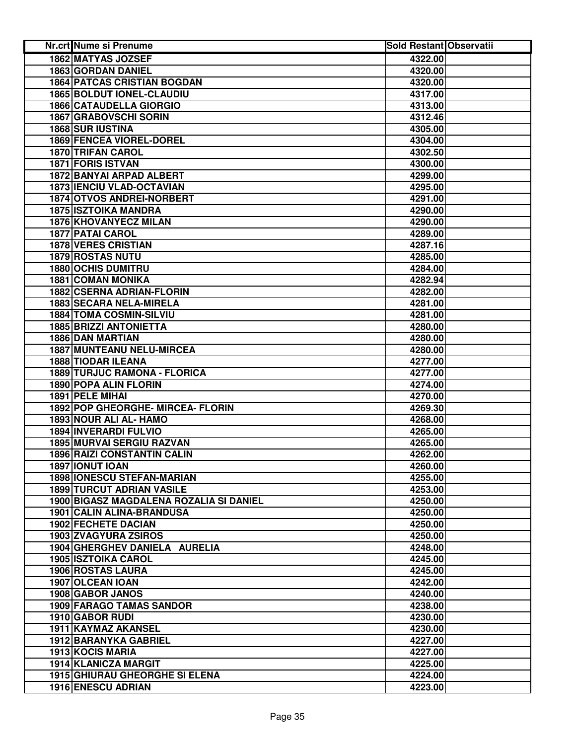| Nr.crt | Nume si Prenume | Sold Restant | Observatii |
|---|---|---|---|
| 1862 | MATYAS JOZSEF | 4322.00 | |
| 1863 | GORDAN DANIEL | 4320.00 | |
| 1864 | PATCAS CRISTIAN BOGDAN | 4320.00 | |
| 1865 | BOLDUT IONEL-CLAUDIU | 4317.00 | |
| 1866 | CATAUDELLA GIORGIO | 4313.00 | |
| 1867 | GRABOVSCHI SORIN | 4312.46 | |
| 1868 | SUR IUSTINA | 4305.00 | |
| 1869 | FENCEA VIOREL-DOREL | 4304.00 | |
| 1870 | TRIFAN CAROL | 4302.50 | |
| 1871 | FORIS ISTVAN | 4300.00 | |
| 1872 | BANYAI ARPAD ALBERT | 4299.00 | |
| 1873 | IENCIU VLAD-OCTAVIAN | 4295.00 | |
| 1874 | OTVOS ANDREI-NORBERT | 4291.00 | |
| 1875 | ISZTOIKA MANDRA | 4290.00 | |
| 1876 | KHOVANYECZ MILAN | 4290.00 | |
| 1877 | PATAI CAROL | 4289.00 | |
| 1878 | VERES CRISTIAN | 4287.16 | |
| 1879 | ROSTAS NUTU | 4285.00 | |
| 1880 | OCHIS DUMITRU | 4284.00 | |
| 1881 | COMAN MONIKA | 4282.94 | |
| 1882 | CSERNA ADRIAN-FLORIN | 4282.00 | |
| 1883 | SECARA NELA-MIRELA | 4281.00 | |
| 1884 | TOMA COSMIN-SILVIU | 4281.00 | |
| 1885 | BRIZZI ANTONIETTA | 4280.00 | |
| 1886 | DAN MARTIAN | 4280.00 | |
| 1887 | MUNTEANU NELU-MIRCEA | 4280.00 | |
| 1888 | TIODAR ILEANA | 4277.00 | |
| 1889 | TURJUC RAMONA - FLORICA | 4277.00 | |
| 1890 | POPA ALIN FLORIN | 4274.00 | |
| 1891 | PELE MIHAI | 4270.00 | |
| 1892 | POP GHEORGHE- MIRCEA- FLORIN | 4269.30 | |
| 1893 | NOUR ALI AL- HAMO | 4268.00 | |
| 1894 | INVERARDI FULVIO | 4265.00 | |
| 1895 | MURVAI SERGIU RAZVAN | 4265.00 | |
| 1896 | RAIZI CONSTANTIN CALIN | 4262.00 | |
| 1897 | IONUT IOAN | 4260.00 | |
| 1898 | IONESCU STEFAN-MARIAN | 4255.00 | |
| 1899 | TURCUT ADRIAN VASILE | 4253.00 | |
| 1900 | BIGASZ MAGDALENA ROZALIA SI DANIEL | 4250.00 | |
| 1901 | CALIN ALINA-BRANDUSA | 4250.00 | |
| 1902 | FECHETE DACIAN | 4250.00 | |
| 1903 | ZVAGYURA ZSIROS | 4250.00 | |
| 1904 | GHERGHEV DANIELA AURELIA | 4248.00 | |
| 1905 | ISZTOIKA CAROL | 4245.00 | |
| 1906 | ROSTAS LAURA | 4245.00 | |
| 1907 | OLCEAN IOAN | 4242.00 | |
| 1908 | GABOR JANOS | 4240.00 | |
| 1909 | FARAGO TAMAS SANDOR | 4238.00 | |
| 1910 | GABOR RUDI | 4230.00 | |
| 1911 | KAYMAZ AKANSEL | 4230.00 | |
| 1912 | BARANYKA GABRIEL | 4227.00 | |
| 1913 | KOCIS MARIA | 4227.00 | |
| 1914 | KLANICZA MARGIT | 4225.00 | |
| 1915 | GHIURAU GHEORGHE SI ELENA | 4224.00 | |
| 1916 | ENESCU ADRIAN | 4223.00 | |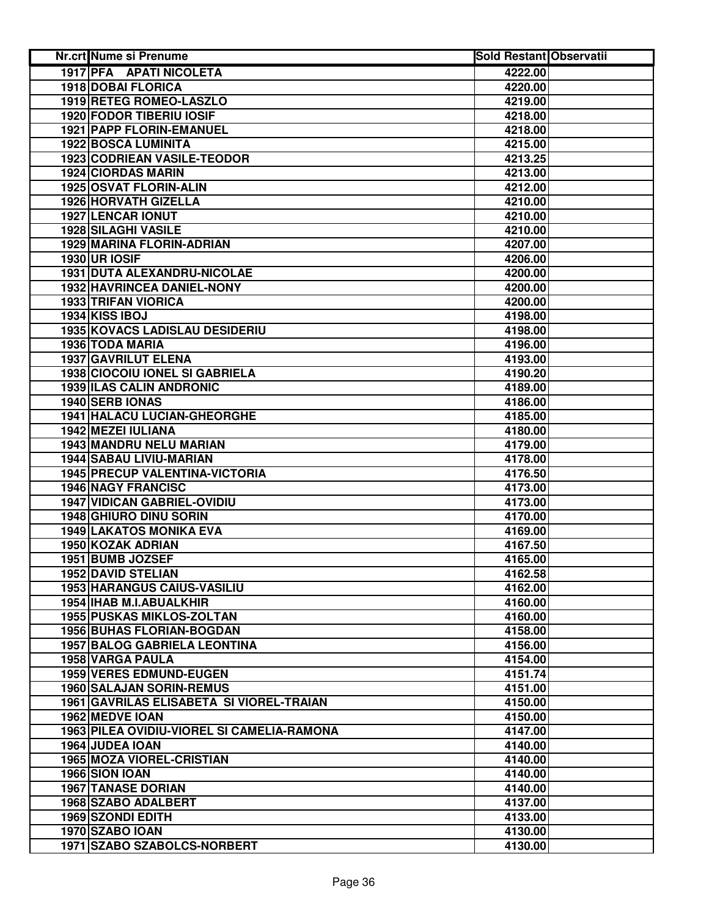| Nr.crt | Nume si Prenume | Sold Restant | Observatii |
|---|---|---|---|
| 1917 | PFA APATI NICOLETA | 4222.00 | |
| 1918 | DOBAI FLORICA | 4220.00 | |
| 1919 | RETEG ROMEO-LASZLO | 4219.00 | |
| 1920 | FODOR TIBERIU IOSIF | 4218.00 | |
| 1921 | PAPP FLORIN-EMANUEL | 4218.00 | |
| 1922 | BOSCA LUMINITA | 4215.00 | |
| 1923 | CODRIEAN VASILE-TEODOR | 4213.25 | |
| 1924 | CIORDAS MARIN | 4213.00 | |
| 1925 | OSVAT FLORIN-ALIN | 4212.00 | |
| 1926 | HORVATH GIZELLA | 4210.00 | |
| 1927 | LENCAR IONUT | 4210.00 | |
| 1928 | SILAGHI VASILE | 4210.00 | |
| 1929 | MARINA FLORIN-ADRIAN | 4207.00 | |
| 1930 | UR IOSIF | 4206.00 | |
| 1931 | DUTA ALEXANDRU-NICOLAE | 4200.00 | |
| 1932 | HAVRINCEA DANIEL-NONY | 4200.00 | |
| 1933 | TRIFAN VIORICA | 4200.00 | |
| 1934 | KISS IBOJ | 4198.00 | |
| 1935 | KOVACS LADISLAU DESIDERIU | 4198.00 | |
| 1936 | TODA MARIA | 4196.00 | |
| 1937 | GAVRILUT ELENA | 4193.00 | |
| 1938 | CIOCOIU IONEL SI GABRIELA | 4190.20 | |
| 1939 | ILAS CALIN ANDRONIC | 4189.00 | |
| 1940 | SERB IONAS | 4186.00 | |
| 1941 | HALACU LUCIAN-GHEORGHE | 4185.00 | |
| 1942 | MEZEI IULIANA | 4180.00 | |
| 1943 | MANDRU NELU MARIAN | 4179.00 | |
| 1944 | SABAU LIVIU-MARIAN | 4178.00 | |
| 1945 | PRECUP VALENTINA-VICTORIA | 4176.50 | |
| 1946 | NAGY FRANCISC | 4173.00 | |
| 1947 | VIDICAN GABRIEL-OVIDIU | 4173.00 | |
| 1948 | GHIURO DINU SORIN | 4170.00 | |
| 1949 | LAKATOS MONIKA EVA | 4169.00 | |
| 1950 | KOZAK ADRIAN | 4167.50 | |
| 1951 | BUMB JOZSEF | 4165.00 | |
| 1952 | DAVID STELIAN | 4162.58 | |
| 1953 | HARANGUS CAIUS-VASILIU | 4162.00 | |
| 1954 | IHAB M.I.ABUALKHIR | 4160.00 | |
| 1955 | PUSKAS MIKLOS-ZOLTAN | 4160.00 | |
| 1956 | BUHAS FLORIAN-BOGDAN | 4158.00 | |
| 1957 | BALOG GABRIELA LEONTINA | 4156.00 | |
| 1958 | VARGA PAULA | 4154.00 | |
| 1959 | VERES EDMUND-EUGEN | 4151.74 | |
| 1960 | SALAJAN SORIN-REMUS | 4151.00 | |
| 1961 | GAVRILAS ELISABETA SI VIOREL-TRAIAN | 4150.00 | |
| 1962 | MEDVE IOAN | 4150.00 | |
| 1963 | PILEA OVIDIU-VIOREL SI CAMELIA-RAMONA | 4147.00 | |
| 1964 | JUDEA IOAN | 4140.00 | |
| 1965 | MOZA VIOREL-CRISTIAN | 4140.00 | |
| 1966 | SION IOAN | 4140.00 | |
| 1967 | TANASE DORIAN | 4140.00 | |
| 1968 | SZABO ADALBERT | 4137.00 | |
| 1969 | SZONDI EDITH | 4133.00 | |
| 1970 | SZABO IOAN | 4130.00 | |
| 1971 | SZABO SZABOLCS-NORBERT | 4130.00 | |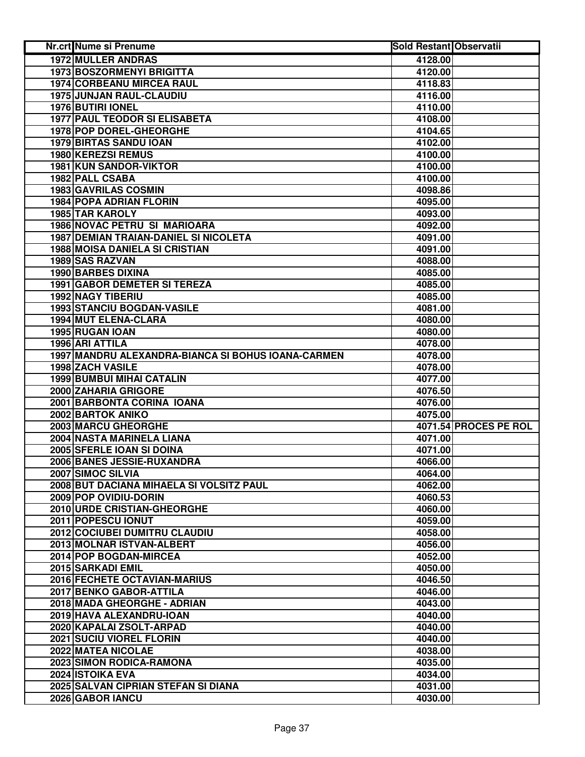| Nr.crt | Nume si Prenume | Sold Restant | Observatii |
|---|---|---|---|
| 1972 | MULLER ANDRAS | 4128.00 | |
| 1973 | BOSZORMENYI BRIGITTA | 4120.00 | |
| 1974 | CORBEANU MIRCEA RAUL | 4118.83 | |
| 1975 | JUNJAN RAUL-CLAUDIU | 4116.00 | |
| 1976 | BUTIRI IONEL | 4110.00 | |
| 1977 | PAUL TEODOR SI ELISABETA | 4108.00 | |
| 1978 | POP DOREL-GHEORGHE | 4104.65 | |
| 1979 | BIRTAS SANDU IOAN | 4102.00 | |
| 1980 | KEREZSI REMUS | 4100.00 | |
| 1981 | KUN SANDOR-VIKTOR | 4100.00 | |
| 1982 | PALL CSABA | 4100.00 | |
| 1983 | GAVRILAS COSMIN | 4098.86 | |
| 1984 | POPA ADRIAN FLORIN | 4095.00 | |
| 1985 | TAR KAROLY | 4093.00 | |
| 1986 | NOVAC PETRU SI MARIOARA | 4092.00 | |
| 1987 | DEMIAN TRAIAN-DANIEL SI NICOLETA | 4091.00 | |
| 1988 | MOISA DANIELA SI CRISTIAN | 4091.00 | |
| 1989 | SAS RAZVAN | 4088.00 | |
| 1990 | BARBES DIXINA | 4085.00 | |
| 1991 | GABOR DEMETER SI TEREZA | 4085.00 | |
| 1992 | NAGY TIBERIU | 4085.00 | |
| 1993 | STANCIU BOGDAN-VASILE | 4081.00 | |
| 1994 | MUT ELENA-CLARA | 4080.00 | |
| 1995 | RUGAN IOAN | 4080.00 | |
| 1996 | ARI ATTILA | 4078.00 | |
| 1997 | MANDRU ALEXANDRA-BIANCA SI BOHUS IOANA-CARMEN | 4078.00 | |
| 1998 | ZACH VASILE | 4078.00 | |
| 1999 | BUMBUI MIHAI CATALIN | 4077.00 | |
| 2000 | ZAHARIA GRIGORE | 4076.50 | |
| 2001 | BARBONTA CORINA IOANA | 4076.00 | |
| 2002 | BARTOK ANIKO | 4075.00 | |
| 2003 | MARCU GHEORGHE | 4071.54 | PROCES PE ROL |
| 2004 | NASTA MARINELA LIANA | 4071.00 | |
| 2005 | SFERLE IOAN SI DOINA | 4071.00 | |
| 2006 | BANES JESSIE-RUXANDRA | 4066.00 | |
| 2007 | SIMOC SILVIA | 4064.00 | |
| 2008 | BUT DACIANA MIHAELA SI VOLSITZ PAUL | 4062.00 | |
| 2009 | POP OVIDIU-DORIN | 4060.53 | |
| 2010 | URDE CRISTIAN-GHEORGHE | 4060.00 | |
| 2011 | POPESCU IONUT | 4059.00 | |
| 2012 | COCIUBEI DUMITRU CLAUDIU | 4058.00 | |
| 2013 | MOLNAR ISTVAN-ALBERT | 4056.00 | |
| 2014 | POP BOGDAN-MIRCEA | 4052.00 | |
| 2015 | SARKADI EMIL | 4050.00 | |
| 2016 | FECHETE OCTAVIAN-MARIUS | 4046.50 | |
| 2017 | BENKO GABOR-ATTILA | 4046.00 | |
| 2018 | MADA GHEORGHE - ADRIAN | 4043.00 | |
| 2019 | HAVA ALEXANDRU-IOAN | 4040.00 | |
| 2020 | KAPALAI ZSOLT-ARPAD | 4040.00 | |
| 2021 | SUCIU VIOREL FLORIN | 4040.00 | |
| 2022 | MATEA NICOLAE | 4038.00 | |
| 2023 | SIMON RODICA-RAMONA | 4035.00 | |
| 2024 | ISTOIKA EVA | 4034.00 | |
| 2025 | SALVAN CIPRIAN STEFAN SI DIANA | 4031.00 | |
| 2026 | GABOR IANCU | 4030.00 | |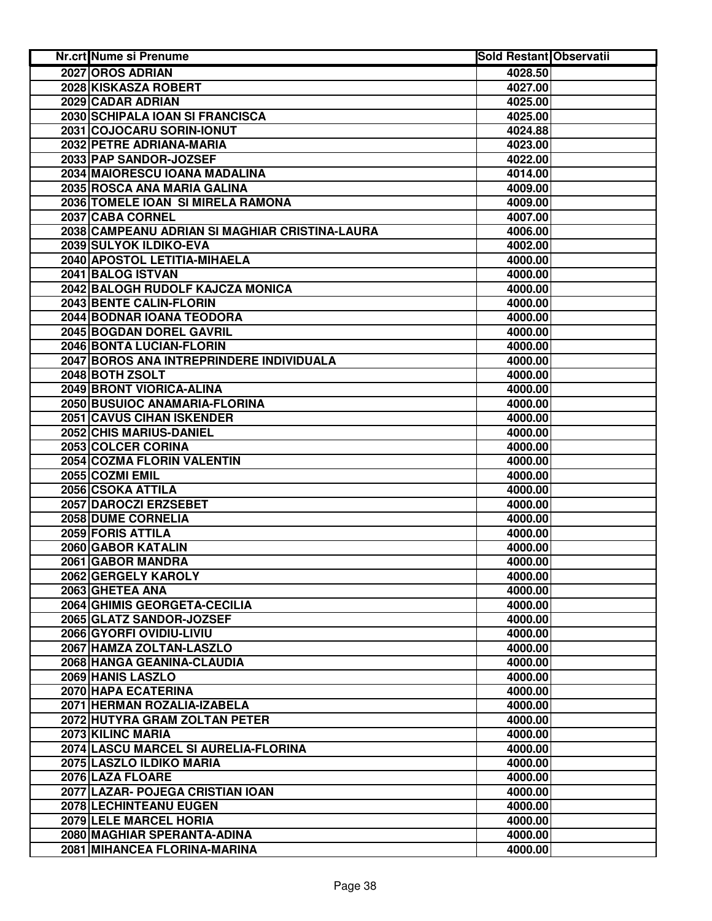| Nr.crt | Nume si Prenume | Sold Restant | Observatii |
|---|---|---|---|
| 2027 | OROS ADRIAN | 4028.50 | |
| 2028 | KISKASZA ROBERT | 4027.00 | |
| 2029 | CADAR ADRIAN | 4025.00 | |
| 2030 | SCHIPALA IOAN SI FRANCISCA | 4025.00 | |
| 2031 | COJOCARU SORIN-IONUT | 4024.88 | |
| 2032 | PETRE ADRIANA-MARIA | 4023.00 | |
| 2033 | PAP SANDOR-JOZSEF | 4022.00 | |
| 2034 | MAIORESCU IOANA MADALINA | 4014.00 | |
| 2035 | ROSCA ANA MARIA GALINA | 4009.00 | |
| 2036 | TOMELE IOAN SI MIRELA RAMONA | 4009.00 | |
| 2037 | CABA CORNEL | 4007.00 | |
| 2038 | CAMPEANU ADRIAN SI MAGHIAR CRISTINA-LAURA | 4006.00 | |
| 2039 | SULYOK ILDIKO-EVA | 4002.00 | |
| 2040 | APOSTOL LETITIA-MIHAELA | 4000.00 | |
| 2041 | BALOG ISTVAN | 4000.00 | |
| 2042 | BALOGH RUDOLF KAJCZA MONICA | 4000.00 | |
| 2043 | BENTE CALIN-FLORIN | 4000.00 | |
| 2044 | BODNAR IOANA TEODORA | 4000.00 | |
| 2045 | BOGDAN DOREL GAVRIL | 4000.00 | |
| 2046 | BONTA LUCIAN-FLORIN | 4000.00 | |
| 2047 | BOROS ANA INTREPRINDERE INDIVIDUALA | 4000.00 | |
| 2048 | BOTH ZSOLT | 4000.00 | |
| 2049 | BRONT VIORICA-ALINA | 4000.00 | |
| 2050 | BUSUIOC ANAMARIA-FLORINA | 4000.00 | |
| 2051 | CAVUS CIHAN ISKENDER | 4000.00 | |
| 2052 | CHIS MARIUS-DANIEL | 4000.00 | |
| 2053 | COLCER CORINA | 4000.00 | |
| 2054 | COZMA FLORIN VALENTIN | 4000.00 | |
| 2055 | COZMI EMIL | 4000.00 | |
| 2056 | CSOKA ATTILA | 4000.00 | |
| 2057 | DAROCZI ERZSEBET | 4000.00 | |
| 2058 | DUME CORNELIA | 4000.00 | |
| 2059 | FORIS ATTILA | 4000.00 | |
| 2060 | GABOR KATALIN | 4000.00 | |
| 2061 | GABOR MANDRA | 4000.00 | |
| 2062 | GERGELY KAROLY | 4000.00 | |
| 2063 | GHETEA ANA | 4000.00 | |
| 2064 | GHIMIS GEORGETA-CECILIA | 4000.00 | |
| 2065 | GLATZ SANDOR-JOZSEF | 4000.00 | |
| 2066 | GYORFI OVIDIU-LIVIU | 4000.00 | |
| 2067 | HAMZA ZOLTAN-LASZLO | 4000.00 | |
| 2068 | HANGA GEANINA-CLAUDIA | 4000.00 | |
| 2069 | HANIS LASZLO | 4000.00 | |
| 2070 | HAPA ECATERINA | 4000.00 | |
| 2071 | HERMAN ROZALIA-IZABELA | 4000.00 | |
| 2072 | HUTYRA GRAM ZOLTAN PETER | 4000.00 | |
| 2073 | KILINC MARIA | 4000.00 | |
| 2074 | LASCU MARCEL SI AURELIA-FLORINA | 4000.00 | |
| 2075 | LASZLO ILDIKO MARIA | 4000.00 | |
| 2076 | LAZA FLOARE | 4000.00 | |
| 2077 | LAZAR- POJEGA CRISTIAN IOAN | 4000.00 | |
| 2078 | LECHINTEANU EUGEN | 4000.00 | |
| 2079 | LELE MARCEL HORIA | 4000.00 | |
| 2080 | MAGHIAR SPERANTA-ADINA | 4000.00 | |
| 2081 | MIHANCEA FLORINA-MARINA | 4000.00 | |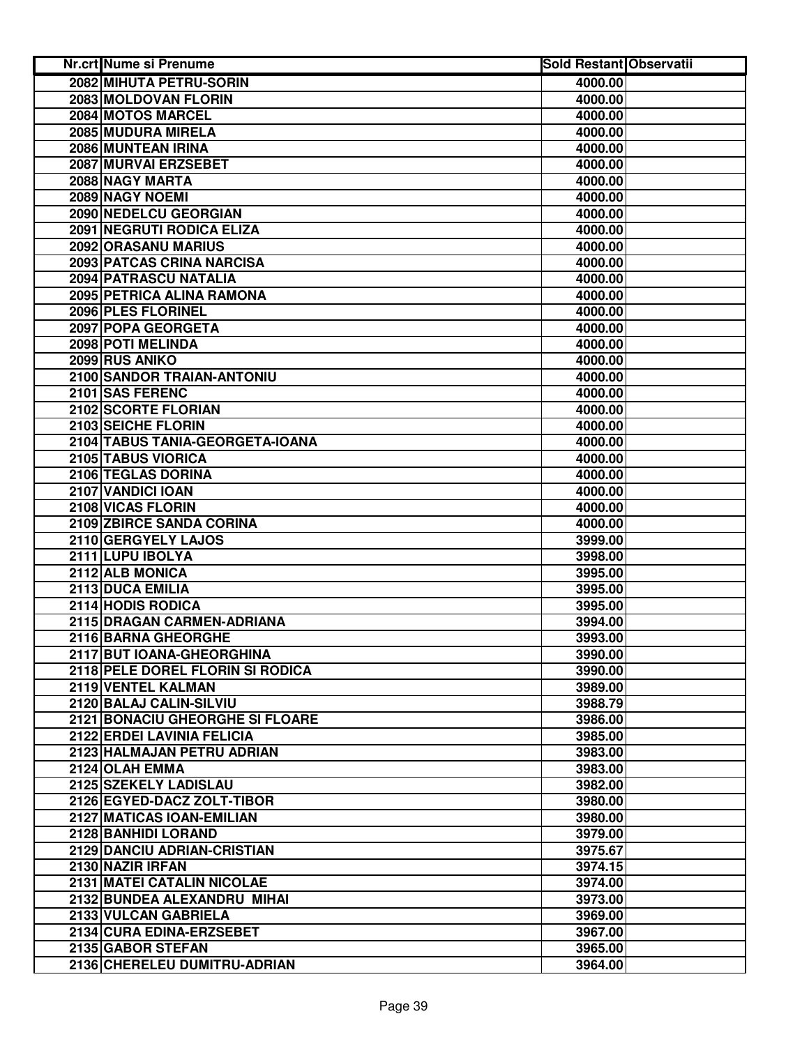| Nr.crt | Nume si Prenume | Sold Restant | Observatii |
|---|---|---|---|
| 2082 | MIHUTA PETRU-SORIN | 4000.00 | |
| 2083 | MOLDOVAN FLORIN | 4000.00 | |
| 2084 | MOTOS MARCEL | 4000.00 | |
| 2085 | MUDURA MIRELA | 4000.00 | |
| 2086 | MUNTEAN IRINA | 4000.00 | |
| 2087 | MURVAI ERZSEBET | 4000.00 | |
| 2088 | NAGY MARTA | 4000.00 | |
| 2089 | NAGY NOEMI | 4000.00 | |
| 2090 | NEDELCU GEORGIAN | 4000.00 | |
| 2091 | NEGRUTI RODICA ELIZA | 4000.00 | |
| 2092 | ORASANU MARIUS | 4000.00 | |
| 2093 | PATCAS CRINA NARCISA | 4000.00 | |
| 2094 | PATRASCU NATALIA | 4000.00 | |
| 2095 | PETRICA ALINA RAMONA | 4000.00 | |
| 2096 | PLES FLORINEL | 4000.00 | |
| 2097 | POPA GEORGETA | 4000.00 | |
| 2098 | POTI MELINDA | 4000.00 | |
| 2099 | RUS ANIKO | 4000.00 | |
| 2100 | SANDOR TRAIAN-ANTONIU | 4000.00 | |
| 2101 | SAS FERENC | 4000.00 | |
| 2102 | SCORTE FLORIAN | 4000.00 | |
| 2103 | SEICHE FLORIN | 4000.00 | |
| 2104 | TABUS TANIA-GEORGETA-IOANA | 4000.00 | |
| 2105 | TABUS VIORICA | 4000.00 | |
| 2106 | TEGLAS DORINA | 4000.00 | |
| 2107 | VANDICI IOAN | 4000.00 | |
| 2108 | VICAS FLORIN | 4000.00 | |
| 2109 | ZBIRCE SANDA CORINA | 4000.00 | |
| 2110 | GERGYELY LAJOS | 3999.00 | |
| 2111 | LUPU IBOLYA | 3998.00 | |
| 2112 | ALB MONICA | 3995.00 | |
| 2113 | DUCA EMILIA | 3995.00 | |
| 2114 | HODIS RODICA | 3995.00 | |
| 2115 | DRAGAN CARMEN-ADRIANA | 3994.00 | |
| 2116 | BARNA GHEORGHE | 3993.00 | |
| 2117 | BUT IOANA-GHEORGHINA | 3990.00 | |
| 2118 | PELE DOREL FLORIN SI RODICA | 3990.00 | |
| 2119 | VENTEL KALMAN | 3989.00 | |
| 2120 | BALAJ CALIN-SILVIU | 3988.79 | |
| 2121 | BONACIU GHEORGHE SI FLOARE | 3986.00 | |
| 2122 | ERDEI LAVINIA FELICIA | 3985.00 | |
| 2123 | HALMAJAN PETRU ADRIAN | 3983.00 | |
| 2124 | OLAH EMMA | 3983.00 | |
| 2125 | SZEKELY LADISLAU | 3982.00 | |
| 2126 | EGYED-DACZ ZOLT-TIBOR | 3980.00 | |
| 2127 | MATICAS IOAN-EMILIAN | 3980.00 | |
| 2128 | BANHIDI LORAND | 3979.00 | |
| 2129 | DANCIU ADRIAN-CRISTIAN | 3975.67 | |
| 2130 | NAZIR IRFAN | 3974.15 | |
| 2131 | MATEI CATALIN NICOLAE | 3974.00 | |
| 2132 | BUNDEA ALEXANDRU  MIHAI | 3973.00 | |
| 2133 | VULCAN GABRIELA | 3969.00 | |
| 2134 | CURA EDINA-ERZSEBET | 3967.00 | |
| 2135 | GABOR STEFAN | 3965.00 | |
| 2136 | CHERELEU DUMITRU-ADRIAN | 3964.00 | |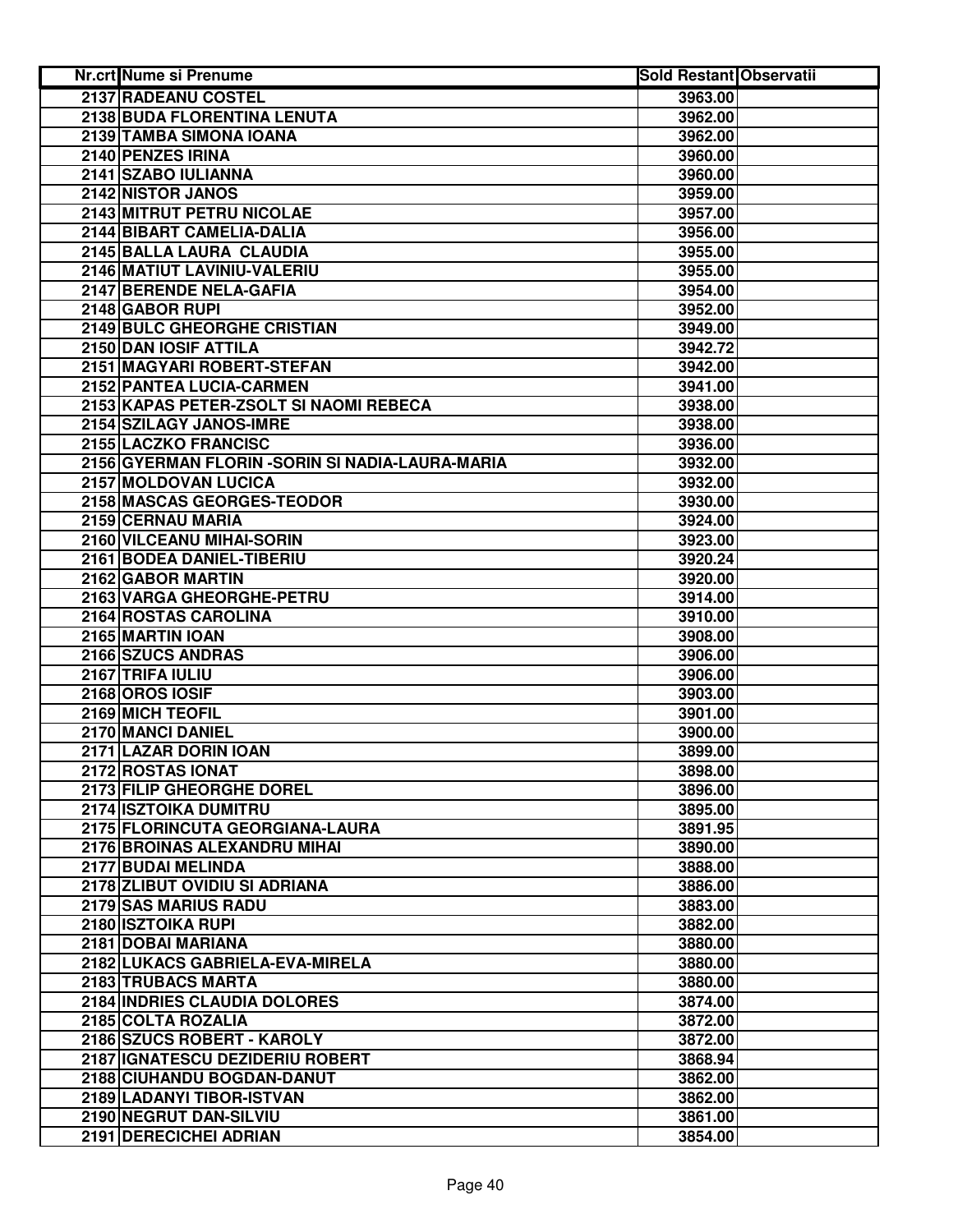| Nr.crt | Nume si Prenume | Sold Restant | Observatii |
|---|---|---|---|
| 2137 | RADEANU COSTEL | 3963.00 | |
| 2138 | BUDA FLORENTINA LENUTA | 3962.00 | |
| 2139 | TAMBA SIMONA IOANA | 3962.00 | |
| 2140 | PENZES IRINA | 3960.00 | |
| 2141 | SZABO IULIANNA | 3960.00 | |
| 2142 | NISTOR JANOS | 3959.00 | |
| 2143 | MITRUT PETRU NICOLAE | 3957.00 | |
| 2144 | BIBART CAMELIA-DALIA | 3956.00 | |
| 2145 | BALLA LAURA CLAUDIA | 3955.00 | |
| 2146 | MATIUT LAVINIU-VALERIU | 3955.00 | |
| 2147 | BERENDE NELA-GAFIA | 3954.00 | |
| 2148 | GABOR RUPI | 3952.00 | |
| 2149 | BULC GHEORGHE CRISTIAN | 3949.00 | |
| 2150 | DAN IOSIF ATTILA | 3942.72 | |
| 2151 | MAGYARI ROBERT-STEFAN | 3942.00 | |
| 2152 | PANTEA LUCIA-CARMEN | 3941.00 | |
| 2153 | KAPAS PETER-ZSOLT SI NAOMI REBECA | 3938.00 | |
| 2154 | SZILAGY JANOS-IMRE | 3938.00 | |
| 2155 | LACZKO FRANCISC | 3936.00 | |
| 2156 | GYERMAN FLORIN -SORIN SI NADIA-LAURA-MARIA | 3932.00 | |
| 2157 | MOLDOVAN LUCICA | 3932.00 | |
| 2158 | MASCAS GEORGES-TEODOR | 3930.00 | |
| 2159 | CERNAU MARIA | 3924.00 | |
| 2160 | VILCEANU MIHAI-SORIN | 3923.00 | |
| 2161 | BODEA DANIEL-TIBERIU | 3920.24 | |
| 2162 | GABOR MARTIN | 3920.00 | |
| 2163 | VARGA GHEORGHE-PETRU | 3914.00 | |
| 2164 | ROSTAS CAROLINA | 3910.00 | |
| 2165 | MARTIN IOAN | 3908.00 | |
| 2166 | SZUCS ANDRAS | 3906.00 | |
| 2167 | TRIFA IULIU | 3906.00 | |
| 2168 | OROS IOSIF | 3903.00 | |
| 2169 | MICH TEOFIL | 3901.00 | |
| 2170 | MANCI DANIEL | 3900.00 | |
| 2171 | LAZAR DORIN IOAN | 3899.00 | |
| 2172 | ROSTAS IONAT | 3898.00 | |
| 2173 | FILIP GHEORGHE DOREL | 3896.00 | |
| 2174 | ISZTOIKA DUMITRU | 3895.00 | |
| 2175 | FLORINCUTA GEORGIANA-LAURA | 3891.95 | |
| 2176 | BROINAS ALEXANDRU MIHAI | 3890.00 | |
| 2177 | BUDAI MELINDA | 3888.00 | |
| 2178 | ZLIBUT OVIDIU SI ADRIANA | 3886.00 | |
| 2179 | SAS MARIUS RADU | 3883.00 | |
| 2180 | ISZTOIKA RUPI | 3882.00 | |
| 2181 | DOBAI MARIANA | 3880.00 | |
| 2182 | LUKACS GABRIELA-EVA-MIRELA | 3880.00 | |
| 2183 | TRUBACS MARTA | 3880.00 | |
| 2184 | INDRIES CLAUDIA DOLORES | 3874.00 | |
| 2185 | COLTA ROZALIA | 3872.00 | |
| 2186 | SZUCS ROBERT - KAROLY | 3872.00 | |
| 2187 | IGNATESCU DEZIDERIU ROBERT | 3868.94 | |
| 2188 | CIUHANDU BOGDAN-DANUT | 3862.00 | |
| 2189 | LADANYI TIBOR-ISTVAN | 3862.00 | |
| 2190 | NEGRUT DAN-SILVIU | 3861.00 | |
| 2191 | DERECICHEI ADRIAN | 3854.00 | |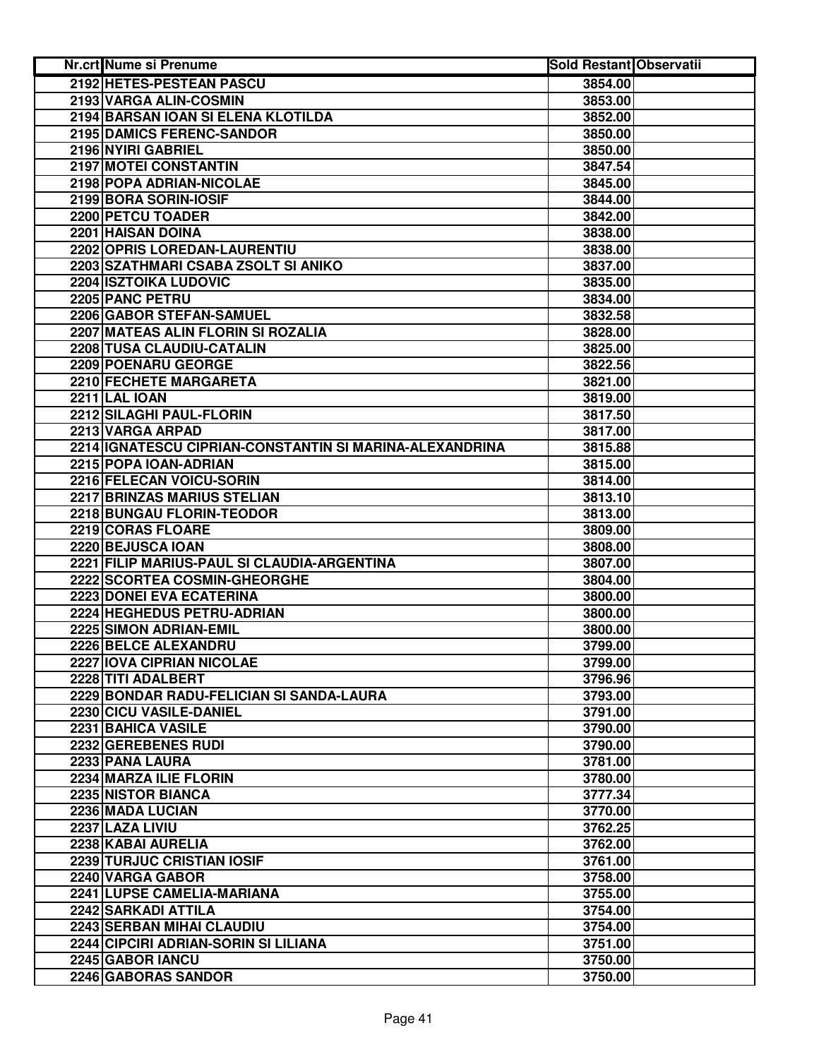| Nr.crt | Nume si Prenume | Sold Restant | Observatii |
|---|---|---|---|
| 2192 | HETES-PESTEAN PASCU | 3854.00 | |
| 2193 | VARGA ALIN-COSMIN | 3853.00 | |
| 2194 | BARSAN IOAN SI ELENA KLOTILDA | 3852.00 | |
| 2195 | DAMICS FERENC-SANDOR | 3850.00 | |
| 2196 | NYIRI GABRIEL | 3850.00 | |
| 2197 | MOTEI CONSTANTIN | 3847.54 | |
| 2198 | POPA ADRIAN-NICOLAE | 3845.00 | |
| 2199 | BORA SORIN-IOSIF | 3844.00 | |
| 2200 | PETCU TOADER | 3842.00 | |
| 2201 | HAISAN DOINA | 3838.00 | |
| 2202 | OPRIS LOREDAN-LAURENTIU | 3838.00 | |
| 2203 | SZATHMARI CSABA ZSOLT SI ANIKO | 3837.00 | |
| 2204 | ISZTOIKA LUDOVIC | 3835.00 | |
| 2205 | PANC PETRU | 3834.00 | |
| 2206 | GABOR STEFAN-SAMUEL | 3832.58 | |
| 2207 | MATEAS ALIN FLORIN SI ROZALIA | 3828.00 | |
| 2208 | TUSA CLAUDIU-CATALIN | 3825.00 | |
| 2209 | POENARU GEORGE | 3822.56 | |
| 2210 | FECHETE MARGARETA | 3821.00 | |
| 2211 | LAL IOAN | 3819.00 | |
| 2212 | SILAGHI PAUL-FLORIN | 3817.50 | |
| 2213 | VARGA ARPAD | 3817.00 | |
| 2214 | IGNATESCU CIPRIAN-CONSTANTIN SI MARINA-ALEXANDRINA | 3815.88 | |
| 2215 | POPA IOAN-ADRIAN | 3815.00 | |
| 2216 | FELECAN VOICU-SORIN | 3814.00 | |
| 2217 | BRINZAS MARIUS STELIAN | 3813.10 | |
| 2218 | BUNGAU FLORIN-TEODOR | 3813.00 | |
| 2219 | CORAS FLOARE | 3809.00 | |
| 2220 | BEJUSCA IOAN | 3808.00 | |
| 2221 | FILIP MARIUS-PAUL SI CLAUDIA-ARGENTINA | 3807.00 | |
| 2222 | SCORTEA COSMIN-GHEORGHE | 3804.00 | |
| 2223 | DONEI EVA ECATERINA | 3800.00 | |
| 2224 | HEGHEDUS PETRU-ADRIAN | 3800.00 | |
| 2225 | SIMON ADRIAN-EMIL | 3800.00 | |
| 2226 | BELCE ALEXANDRU | 3799.00 | |
| 2227 | IOVA CIPRIAN NICOLAE | 3799.00 | |
| 2228 | TITI ADALBERT | 3796.96 | |
| 2229 | BONDAR RADU-FELICIAN SI SANDA-LAURA | 3793.00 | |
| 2230 | CICU VASILE-DANIEL | 3791.00 | |
| 2231 | BAHICA VASILE | 3790.00 | |
| 2232 | GEREBENES RUDI | 3790.00 | |
| 2233 | PANA LAURA | 3781.00 | |
| 2234 | MARZA ILIE FLORIN | 3780.00 | |
| 2235 | NISTOR BIANCA | 3777.34 | |
| 2236 | MADA LUCIAN | 3770.00 | |
| 2237 | LAZA LIVIU | 3762.25 | |
| 2238 | KABAI AURELIA | 3762.00 | |
| 2239 | TURJUC CRISTIAN IOSIF | 3761.00 | |
| 2240 | VARGA GABOR | 3758.00 | |
| 2241 | LUPSE CAMELIA-MARIANA | 3755.00 | |
| 2242 | SARKADI ATTILA | 3754.00 | |
| 2243 | SERBAN MIHAI CLAUDIU | 3754.00 | |
| 2244 | CIPCIRI ADRIAN-SORIN SI LILIANA | 3751.00 | |
| 2245 | GABOR IANCU | 3750.00 | |
| 2246 | GABORAS SANDOR | 3750.00 | |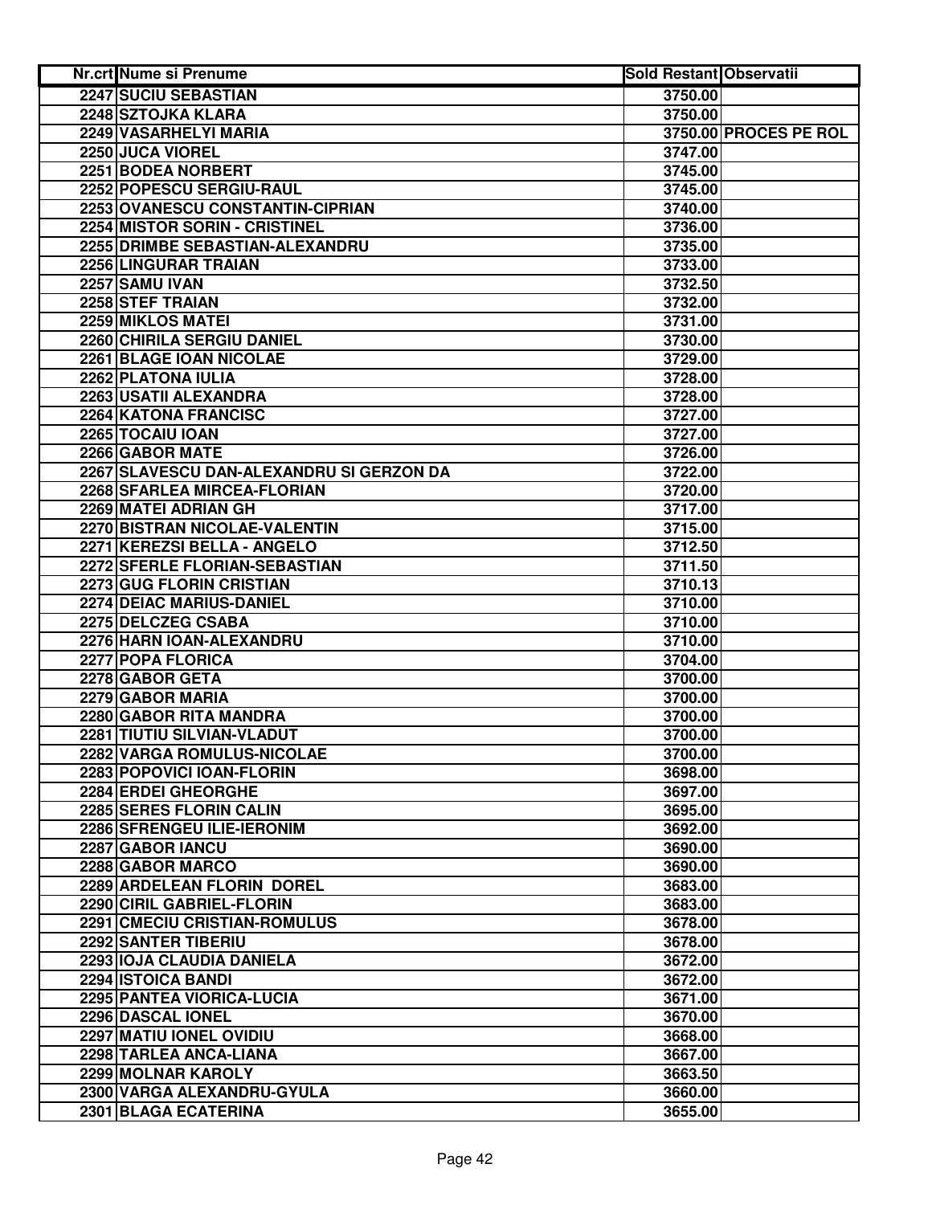| Nr.crt | Nume si Prenume | Sold Restant | Observatii |
|---|---|---|---|
| 2247 | SUCIU SEBASTIAN | 3750.00 | |
| 2248 | SZTOJKA KLARA | 3750.00 | |
| 2249 | VASARHELYI MARIA | 3750.00 | PROCES PE ROL |
| 2250 | JUCA VIOREL | 3747.00 | |
| 2251 | BODEA NORBERT | 3745.00 | |
| 2252 | POPESCU SERGIU-RAUL | 3745.00 | |
| 2253 | OVANESCU CONSTANTIN-CIPRIAN | 3740.00 | |
| 2254 | MISTOR SORIN - CRISTINEL | 3736.00 | |
| 2255 | DRIMBE SEBASTIAN-ALEXANDRU | 3735.00 | |
| 2256 | LINGURAR TRAIAN | 3733.00 | |
| 2257 | SAMU IVAN | 3732.50 | |
| 2258 | STEF TRAIAN | 3732.00 | |
| 2259 | MIKLOS MATEI | 3731.00 | |
| 2260 | CHIRILA SERGIU DANIEL | 3730.00 | |
| 2261 | BLAGE IOAN NICOLAE | 3729.00 | |
| 2262 | PLATONA IULIA | 3728.00 | |
| 2263 | USATII ALEXANDRA | 3728.00 | |
| 2264 | KATONA FRANCISC | 3727.00 | |
| 2265 | TOCAIU IOAN | 3727.00 | |
| 2266 | GABOR MATE | 3726.00 | |
| 2267 | SLAVESCU DAN-ALEXANDRU SI GERZON DA | 3722.00 | |
| 2268 | SFARLEA MIRCEA-FLORIAN | 3720.00 | |
| 2269 | MATEI ADRIAN GH | 3717.00 | |
| 2270 | BISTRAN NICOLAE-VALENTIN | 3715.00 | |
| 2271 | KEREZSI BELLA - ANGELO | 3712.50 | |
| 2272 | SFERLE FLORIAN-SEBASTIAN | 3711.50 | |
| 2273 | GUG FLORIN CRISTIAN | 3710.13 | |
| 2274 | DEIAC MARIUS-DANIEL | 3710.00 | |
| 2275 | DELCZEG CSABA | 3710.00 | |
| 2276 | HARN IOAN-ALEXANDRU | 3710.00 | |
| 2277 | POPA FLORICA | 3704.00 | |
| 2278 | GABOR GETA | 3700.00 | |
| 2279 | GABOR MARIA | 3700.00 | |
| 2280 | GABOR RITA MANDRA | 3700.00 | |
| 2281 | TIUTIU SILVIAN-VLADUT | 3700.00 | |
| 2282 | VARGA ROMULUS-NICOLAE | 3700.00 | |
| 2283 | POPOVICI IOAN-FLORIN | 3698.00 | |
| 2284 | ERDEI GHEORGHE | 3697.00 | |
| 2285 | SERES FLORIN CALIN | 3695.00 | |
| 2286 | SFRENGEU ILIE-IERONIM | 3692.00 | |
| 2287 | GABOR IANCU | 3690.00 | |
| 2288 | GABOR MARCO | 3690.00 | |
| 2289 | ARDELEAN FLORIN DOREL | 3683.00 | |
| 2290 | CIRIL GABRIEL-FLORIN | 3683.00 | |
| 2291 | CMECIU CRISTIAN-ROMULUS | 3678.00 | |
| 2292 | SANTER TIBERIU | 3678.00 | |
| 2293 | IOJA CLAUDIA DANIELA | 3672.00 | |
| 2294 | ISTOICA BANDI | 3672.00 | |
| 2295 | PANTEA VIORICA-LUCIA | 3671.00 | |
| 2296 | DASCAL IONEL | 3670.00 | |
| 2297 | MATIU IONEL OVIDIU | 3668.00 | |
| 2298 | TARLEA ANCA-LIANA | 3667.00 | |
| 2299 | MOLNAR KAROLY | 3663.50 | |
| 2300 | VARGA ALEXANDRU-GYULA | 3660.00 | |
| 2301 | BLAGA ECATERINA | 3655.00 | |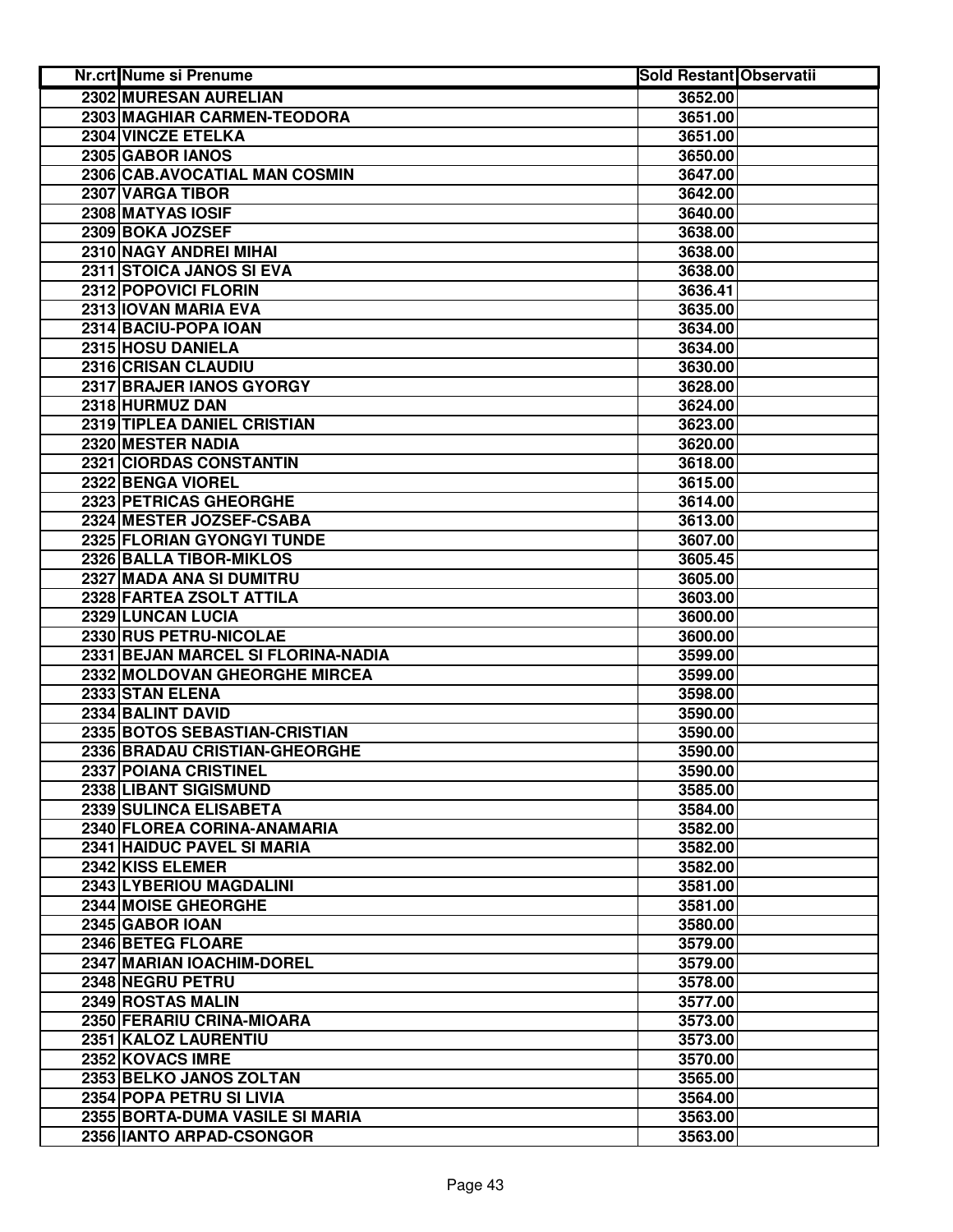| Nr.crt | Nume si Prenume | Sold Restant | Observatii |
|---|---|---|---|
| 2302 | MURESAN AURELIAN | 3652.00 | |
| 2303 | MAGHIAR CARMEN-TEODORA | 3651.00 | |
| 2304 | VINCZE ETELKA | 3651.00 | |
| 2305 | GABOR IANOS | 3650.00 | |
| 2306 | CAB.AVOCATIAL MAN COSMIN | 3647.00 | |
| 2307 | VARGA TIBOR | 3642.00 | |
| 2308 | MATYAS IOSIF | 3640.00 | |
| 2309 | BOKA JOZSEF | 3638.00 | |
| 2310 | NAGY ANDREI MIHAI | 3638.00 | |
| 2311 | STOICA JANOS SI EVA | 3638.00 | |
| 2312 | POPOVICI FLORIN | 3636.41 | |
| 2313 | IOVAN MARIA EVA | 3635.00 | |
| 2314 | BACIU-POPA IOAN | 3634.00 | |
| 2315 | HOSU DANIELA | 3634.00 | |
| 2316 | CRISAN CLAUDIU | 3630.00 | |
| 2317 | BRAJER IANOS GYORGY | 3628.00 | |
| 2318 | HURMUZ DAN | 3624.00 | |
| 2319 | TIPLEA DANIEL CRISTIAN | 3623.00 | |
| 2320 | MESTER NADIA | 3620.00 | |
| 2321 | CIORDAS CONSTANTIN | 3618.00 | |
| 2322 | BENGA VIOREL | 3615.00 | |
| 2323 | PETRICAS GHEORGHE | 3614.00 | |
| 2324 | MESTER JOZSEF-CSABA | 3613.00 | |
| 2325 | FLORIAN GYONGYI TUNDE | 3607.00 | |
| 2326 | BALLA TIBOR-MIKLOS | 3605.45 | |
| 2327 | MADA ANA SI DUMITRU | 3605.00 | |
| 2328 | FARTEA ZSOLT ATTILA | 3603.00 | |
| 2329 | LUNCAN LUCIA | 3600.00 | |
| 2330 | RUS PETRU-NICOLAE | 3600.00 | |
| 2331 | BEJAN MARCEL SI FLORINA-NADIA | 3599.00 | |
| 2332 | MOLDOVAN GHEORGHE MIRCEA | 3599.00 | |
| 2333 | STAN ELENA | 3598.00 | |
| 2334 | BALINT DAVID | 3590.00 | |
| 2335 | BOTOS SEBASTIAN-CRISTIAN | 3590.00 | |
| 2336 | BRADAU CRISTIAN-GHEORGHE | 3590.00 | |
| 2337 | POIANA CRISTINEL | 3590.00 | |
| 2338 | LIBANT SIGISMUND | 3585.00 | |
| 2339 | SULINCA ELISABETA | 3584.00 | |
| 2340 | FLOREA CORINA-ANAMARIA | 3582.00 | |
| 2341 | HAIDUC PAVEL SI MARIA | 3582.00 | |
| 2342 | KISS ELEMER | 3582.00 | |
| 2343 | LYBERIOU MAGDALINI | 3581.00 | |
| 2344 | MOISE GHEORGHE | 3581.00 | |
| 2345 | GABOR IOAN | 3580.00 | |
| 2346 | BETEG FLOARE | 3579.00 | |
| 2347 | MARIAN IOACHIM-DOREL | 3579.00 | |
| 2348 | NEGRU PETRU | 3578.00 | |
| 2349 | ROSTAS MALIN | 3577.00 | |
| 2350 | FERARIU CRINA-MIOARA | 3573.00 | |
| 2351 | KALOZ LAURENTIU | 3573.00 | |
| 2352 | KOVACS IMRE | 3570.00 | |
| 2353 | BELKO JANOS ZOLTAN | 3565.00 | |
| 2354 | POPA PETRU SI LIVIA | 3564.00 | |
| 2355 | BORTA-DUMA VASILE SI MARIA | 3563.00 | |
| 2356 | IANTO ARPAD-CSONGOR | 3563.00 | |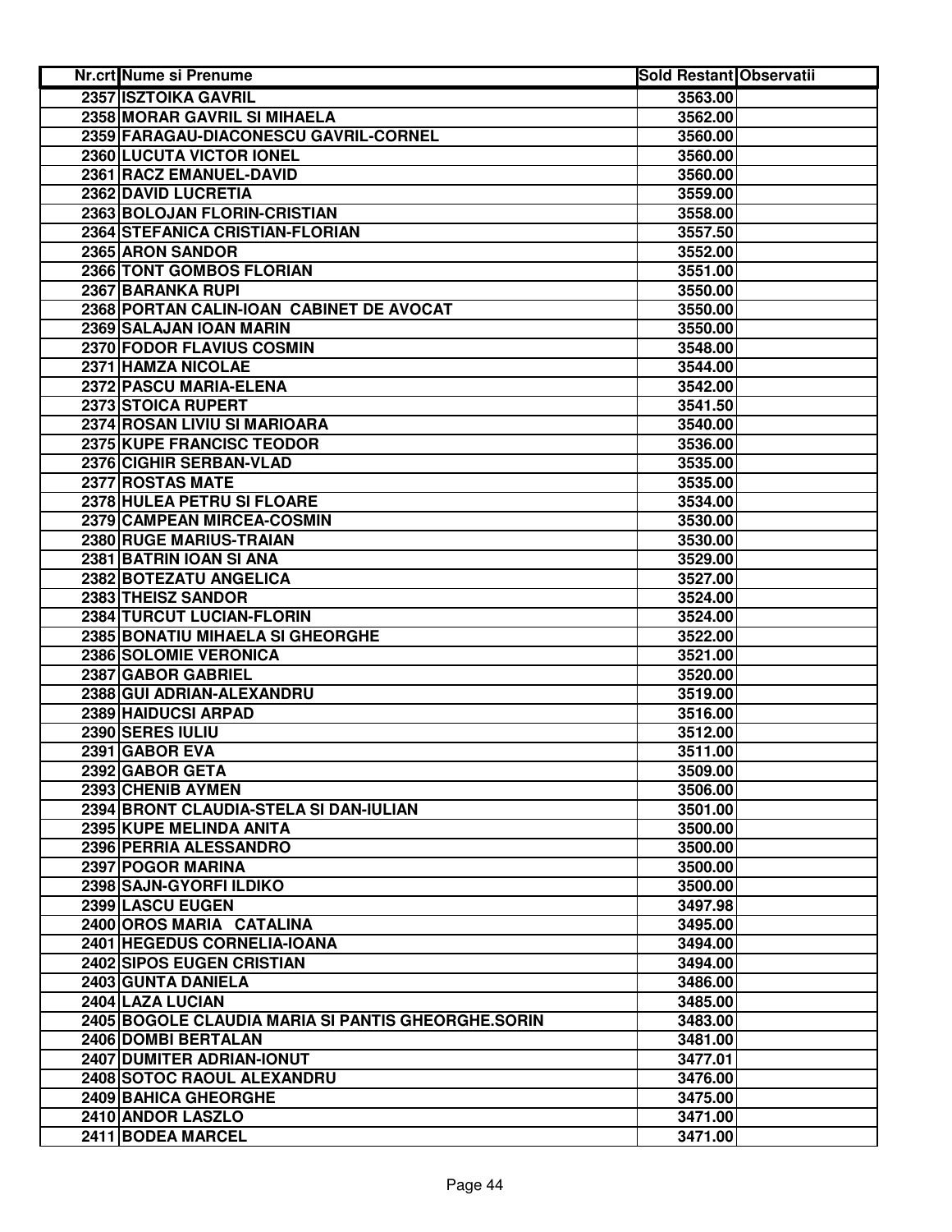| Nr.crt | Nume si Prenume | Sold Restant | Observatii |
|---|---|---|---|
| 2357 | ISZTOIKA GAVRIL | 3563.00 | |
| 2358 | MORAR GAVRIL SI MIHAELA | 3562.00 | |
| 2359 | FARAGAU-DIACONESCU GAVRIL-CORNEL | 3560.00 | |
| 2360 | LUCUTA VICTOR IONEL | 3560.00 | |
| 2361 | RACZ EMANUEL-DAVID | 3560.00 | |
| 2362 | DAVID LUCRETIA | 3559.00 | |
| 2363 | BOLOJAN FLORIN-CRISTIAN | 3558.00 | |
| 2364 | STEFANICA CRISTIAN-FLORIAN | 3557.50 | |
| 2365 | ARON SANDOR | 3552.00 | |
| 2366 | TONT GOMBOS FLORIAN | 3551.00 | |
| 2367 | BARANKA RUPI | 3550.00 | |
| 2368 | PORTAN CALIN-IOAN CABINET DE AVOCAT | 3550.00 | |
| 2369 | SALAJAN IOAN MARIN | 3550.00 | |
| 2370 | FODOR FLAVIUS COSMIN | 3548.00 | |
| 2371 | HAMZA NICOLAE | 3544.00 | |
| 2372 | PASCU MARIA-ELENA | 3542.00 | |
| 2373 | STOICA RUPERT | 3541.50 | |
| 2374 | ROSAN LIVIU SI MARIOARA | 3540.00 | |
| 2375 | KUPE FRANCISC TEODOR | 3536.00 | |
| 2376 | CIGHIR SERBAN-VLAD | 3535.00 | |
| 2377 | ROSTAS MATE | 3535.00 | |
| 2378 | HULEA PETRU SI FLOARE | 3534.00 | |
| 2379 | CAMPEAN MIRCEA-COSMIN | 3530.00 | |
| 2380 | RUGE MARIUS-TRAIAN | 3530.00 | |
| 2381 | BATRIN IOAN SI ANA | 3529.00 | |
| 2382 | BOTEZATU ANGELICA | 3527.00 | |
| 2383 | THEISZ SANDOR | 3524.00 | |
| 2384 | TURCUT LUCIAN-FLORIN | 3524.00 | |
| 2385 | BONATIU MIHAELA SI GHEORGHE | 3522.00 | |
| 2386 | SOLOMIE VERONICA | 3521.00 | |
| 2387 | GABOR GABRIEL | 3520.00 | |
| 2388 | GUI ADRIAN-ALEXANDRU | 3519.00 | |
| 2389 | HAIDUCSI ARPAD | 3516.00 | |
| 2390 | SERES IULIU | 3512.00 | |
| 2391 | GABOR EVA | 3511.00 | |
| 2392 | GABOR GETA | 3509.00 | |
| 2393 | CHENIB AYMEN | 3506.00 | |
| 2394 | BRONT CLAUDIA-STELA SI DAN-IULIAN | 3501.00 | |
| 2395 | KUPE MELINDA ANITA | 3500.00 | |
| 2396 | PERRIA ALESSANDRO | 3500.00 | |
| 2397 | POGOR MARINA | 3500.00 | |
| 2398 | SAJN-GYORFI ILDIKO | 3500.00 | |
| 2399 | LASCU EUGEN | 3497.98 | |
| 2400 | OROS MARIA CATALINA | 3495.00 | |
| 2401 | HEGEDUS CORNELIA-IOANA | 3494.00 | |
| 2402 | SIPOS EUGEN CRISTIAN | 3494.00 | |
| 2403 | GUNTA DANIELA | 3486.00 | |
| 2404 | LAZA LUCIAN | 3485.00 | |
| 2405 | BOGOLE CLAUDIA MARIA SI PANTIS GHEORGHE.SORIN | 3483.00 | |
| 2406 | DOMBI BERTALAN | 3481.00 | |
| 2407 | DUMITER ADRIAN-IONUT | 3477.01 | |
| 2408 | SOTOC RAOUL ALEXANDRU | 3476.00 | |
| 2409 | BAHICA GHEORGHE | 3475.00 | |
| 2410 | ANDOR LASZLO | 3471.00 | |
| 2411 | BODEA MARCEL | 3471.00 | |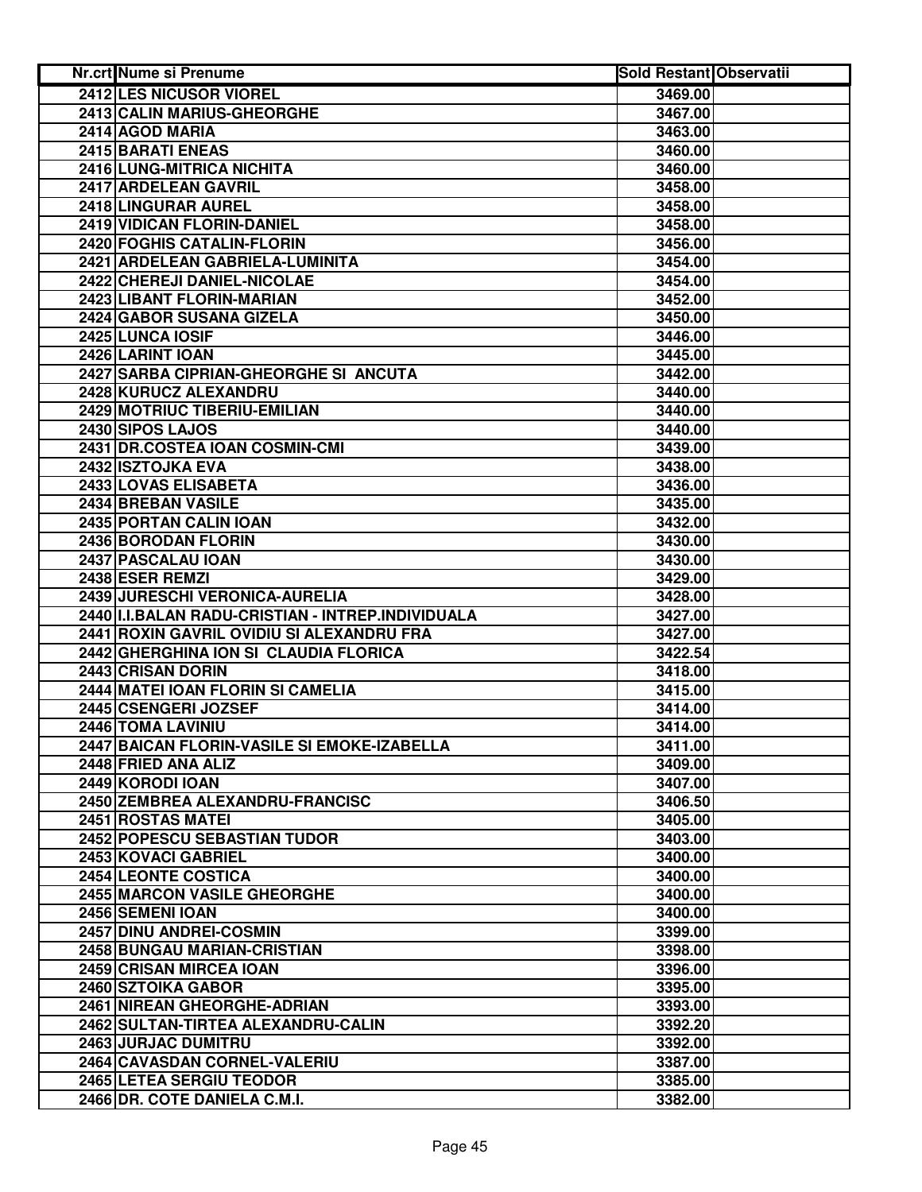| Nr.crt | Nume si Prenume | Sold Restant | Observatii |
|---|---|---|---|
| 2412 | LES NICUSOR VIOREL | 3469.00 | |
| 2413 | CALIN MARIUS-GHEORGHE | 3467.00 | |
| 2414 | AGOD MARIA | 3463.00 | |
| 2415 | BARATI ENEAS | 3460.00 | |
| 2416 | LUNG-MITRICA NICHITA | 3460.00 | |
| 2417 | ARDELEAN GAVRIL | 3458.00 | |
| 2418 | LINGURAR AUREL | 3458.00 | |
| 2419 | VIDICAN FLORIN-DANIEL | 3458.00 | |
| 2420 | FOGHIS CATALIN-FLORIN | 3456.00 | |
| 2421 | ARDELEAN GABRIELA-LUMINITA | 3454.00 | |
| 2422 | CHEREJI DANIEL-NICOLAE | 3454.00 | |
| 2423 | LIBANT FLORIN-MARIAN | 3452.00 | |
| 2424 | GABOR SUSANA GIZELA | 3450.00 | |
| 2425 | LUNCA IOSIF | 3446.00 | |
| 2426 | LARINT IOAN | 3445.00 | |
| 2427 | SARBA CIPRIAN-GHEORGHE SI ANCUTA | 3442.00 | |
| 2428 | KURUCZ ALEXANDRU | 3440.00 | |
| 2429 | MOTRIUC TIBERIU-EMILIAN | 3440.00 | |
| 2430 | SIPOS LAJOS | 3440.00 | |
| 2431 | DR.COSTEA IOAN COSMIN-CMI | 3439.00 | |
| 2432 | ISZTOJKA EVA | 3438.00 | |
| 2433 | LOVAS ELISABETA | 3436.00 | |
| 2434 | BREBAN VASILE | 3435.00 | |
| 2435 | PORTAN CALIN IOAN | 3432.00 | |
| 2436 | BORODAN FLORIN | 3430.00 | |
| 2437 | PASCALAU IOAN | 3430.00 | |
| 2438 | ESER REMZI | 3429.00 | |
| 2439 | JURESCHI VERONICA-AURELIA | 3428.00 | |
| 2440 | I.I.BALAN RADU-CRISTIAN - INTREP.INDIVIDUALA | 3427.00 | |
| 2441 | ROXIN GAVRIL OVIDIU SI ALEXANDRU FRA | 3427.00 | |
| 2442 | GHERGHINA ION SI CLAUDIA FLORICA | 3422.54 | |
| 2443 | CRISAN DORIN | 3418.00 | |
| 2444 | MATEI IOAN FLORIN SI CAMELIA | 3415.00 | |
| 2445 | CSENGERI JOZSEF | 3414.00 | |
| 2446 | TOMA LAVINIU | 3414.00 | |
| 2447 | BAICAN FLORIN-VASILE SI EMOKE-IZABELLA | 3411.00 | |
| 2448 | FRIED ANA ALIZ | 3409.00 | |
| 2449 | KORODI IOAN | 3407.00 | |
| 2450 | ZEMBREA ALEXANDRU-FRANCISC | 3406.50 | |
| 2451 | ROSTAS MATEI | 3405.00 | |
| 2452 | POPESCU SEBASTIAN TUDOR | 3403.00 | |
| 2453 | KOVACI GABRIEL | 3400.00 | |
| 2454 | LEONTE COSTICA | 3400.00 | |
| 2455 | MARCON VASILE GHEORGHE | 3400.00 | |
| 2456 | SEMENI IOAN | 3400.00 | |
| 2457 | DINU ANDREI-COSMIN | 3399.00 | |
| 2458 | BUNGAU MARIAN-CRISTIAN | 3398.00 | |
| 2459 | CRISAN MIRCEA IOAN | 3396.00 | |
| 2460 | SZTOIKA GABOR | 3395.00 | |
| 2461 | NIREAN GHEORGHE-ADRIAN | 3393.00 | |
| 2462 | SULTAN-TIRTEA ALEXANDRU-CALIN | 3392.20 | |
| 2463 | JURJAC DUMITRU | 3392.00 | |
| 2464 | CAVASDAN CORNEL-VALERIU | 3387.00 | |
| 2465 | LETEA SERGIU TEODOR | 3385.00 | |
| 2466 | DR. COTE DANIELA C.M.I. | 3382.00 | |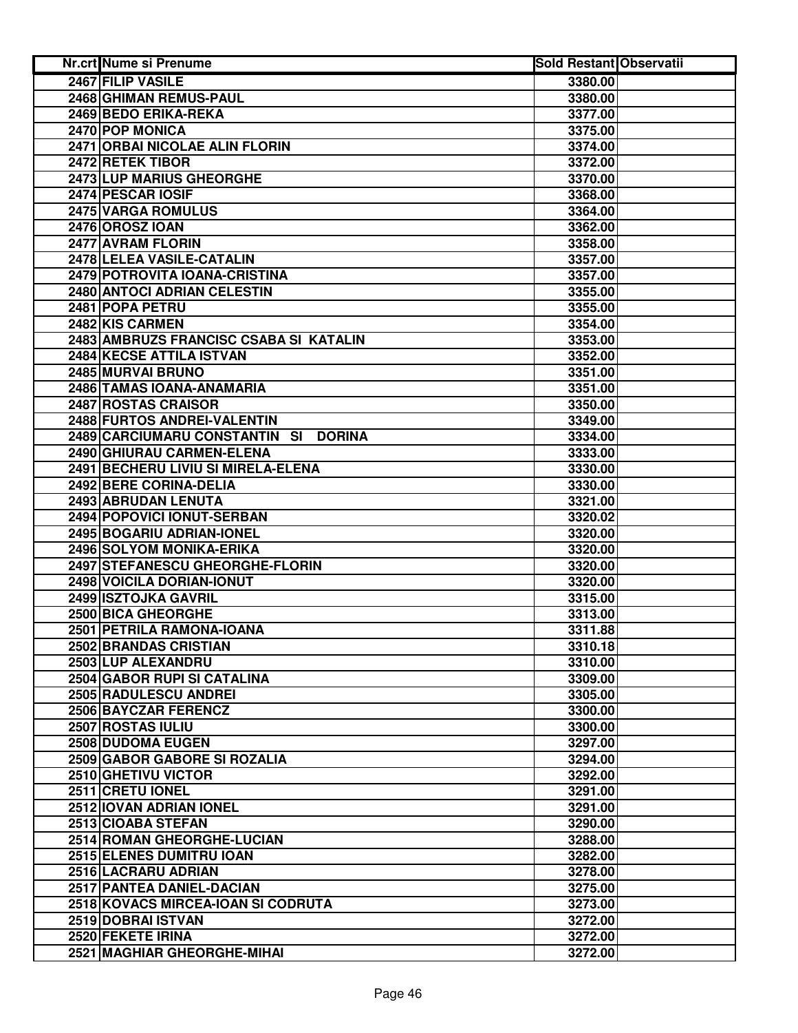| Nr.crt | Nume si Prenume | Sold Restant | Observatii |
|---|---|---|---|
| 2467 | FILIP VASILE | 3380.00 | |
| 2468 | GHIMAN REMUS-PAUL | 3380.00 | |
| 2469 | BEDO ERIKA-REKA | 3377.00 | |
| 2470 | POP MONICA | 3375.00 | |
| 2471 | ORBAI NICOLAE ALIN FLORIN | 3374.00 | |
| 2472 | RETEK TIBOR | 3372.00 | |
| 2473 | LUP MARIUS GHEORGHE | 3370.00 | |
| 2474 | PESCAR IOSIF | 3368.00 | |
| 2475 | VARGA ROMULUS | 3364.00 | |
| 2476 | OROSZ IOAN | 3362.00 | |
| 2477 | AVRAM FLORIN | 3358.00 | |
| 2478 | LELEA VASILE-CATALIN | 3357.00 | |
| 2479 | POTROVITA IOANA-CRISTINA | 3357.00 | |
| 2480 | ANTOCI ADRIAN CELESTIN | 3355.00 | |
| 2481 | POPA PETRU | 3355.00 | |
| 2482 | KIS CARMEN | 3354.00 | |
| 2483 | AMBRUZS FRANCISC CSABA SI KATALIN | 3353.00 | |
| 2484 | KECSE ATTILA ISTVAN | 3352.00 | |
| 2485 | MURVAI BRUNO | 3351.00 | |
| 2486 | TAMAS IOANA-ANAMARIA | 3351.00 | |
| 2487 | ROSTAS CRAISOR | 3350.00 | |
| 2488 | FURTOS ANDREI-VALENTIN | 3349.00 | |
| 2489 | CARCIUMARU CONSTANTIN SI DORINA | 3334.00 | |
| 2490 | GHIURAU CARMEN-ELENA | 3333.00 | |
| 2491 | BECHERU LIVIU SI MIRELA-ELENA | 3330.00 | |
| 2492 | BERE CORINA-DELIA | 3330.00 | |
| 2493 | ABRUDAN LENUTA | 3321.00 | |
| 2494 | POPOVICI IONUT-SERBAN | 3320.02 | |
| 2495 | BOGARIU ADRIAN-IONEL | 3320.00 | |
| 2496 | SOLYOM MONIKA-ERIKA | 3320.00 | |
| 2497 | STEFANESCU GHEORGHE-FLORIN | 3320.00 | |
| 2498 | VOICILA DORIAN-IONUT | 3320.00 | |
| 2499 | ISZTOJKA GAVRIL | 3315.00 | |
| 2500 | BICA GHEORGHE | 3313.00 | |
| 2501 | PETRILA RAMONA-IOANA | 3311.88 | |
| 2502 | BRANDAS CRISTIAN | 3310.18 | |
| 2503 | LUP ALEXANDRU | 3310.00 | |
| 2504 | GABOR RUPI SI CATALINA | 3309.00 | |
| 2505 | RADULESCU ANDREI | 3305.00 | |
| 2506 | BAYCZAR FERENCZ | 3300.00 | |
| 2507 | ROSTAS IULIU | 3300.00 | |
| 2508 | DUDOMA EUGEN | 3297.00 | |
| 2509 | GABOR GABORE SI ROZALIA | 3294.00 | |
| 2510 | GHETIVU VICTOR | 3292.00 | |
| 2511 | CRETU IONEL | 3291.00 | |
| 2512 | IOVAN ADRIAN IONEL | 3291.00 | |
| 2513 | CIOABA STEFAN | 3290.00 | |
| 2514 | ROMAN GHEORGHE-LUCIAN | 3288.00 | |
| 2515 | ELENES DUMITRU IOAN | 3282.00 | |
| 2516 | LACRARU ADRIAN | 3278.00 | |
| 2517 | PANTEA DANIEL-DACIAN | 3275.00 | |
| 2518 | KOVACS MIRCEA-IOAN SI CODRUTA | 3273.00 | |
| 2519 | DOBRAI ISTVAN | 3272.00 | |
| 2520 | FEKETE IRINA | 3272.00 | |
| 2521 | MAGHIAR GHEORGHE-MIHAI | 3272.00 | |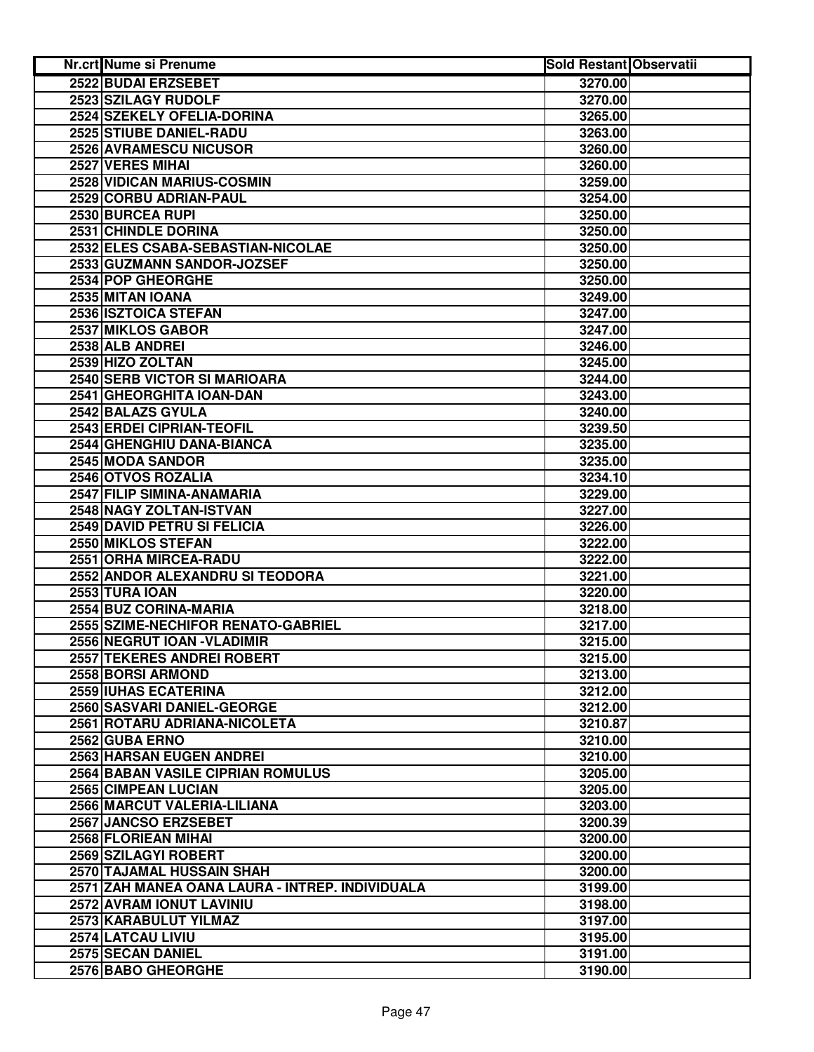| Nr.crt | Nume si Prenume | Sold Restant | Observatii |
|---|---|---|---|
| 2522 | BUDAI ERZSEBET | 3270.00 | |
| 2523 | SZILAGY RUDOLF | 3270.00 | |
| 2524 | SZEKELY OFELIA-DORINA | 3265.00 | |
| 2525 | STIUBE DANIEL-RADU | 3263.00 | |
| 2526 | AVRAMESCU NICUSOR | 3260.00 | |
| 2527 | VERES MIHAI | 3260.00 | |
| 2528 | VIDICAN MARIUS-COSMIN | 3259.00 | |
| 2529 | CORBU ADRIAN-PAUL | 3254.00 | |
| 2530 | BURCEA RUPI | 3250.00 | |
| 2531 | CHINDLE DORINA | 3250.00 | |
| 2532 | ELES CSABA-SEBASTIAN-NICOLAE | 3250.00 | |
| 2533 | GUZMANN SANDOR-JOZSEF | 3250.00 | |
| 2534 | POP GHEORGHE | 3250.00 | |
| 2535 | MITAN IOANA | 3249.00 | |
| 2536 | ISZTOICA STEFAN | 3247.00 | |
| 2537 | MIKLOS GABOR | 3247.00 | |
| 2538 | ALB ANDREI | 3246.00 | |
| 2539 | HIZO ZOLTAN | 3245.00 | |
| 2540 | SERB VICTOR SI MARIOARA | 3244.00 | |
| 2541 | GHEORGHITA IOAN-DAN | 3243.00 | |
| 2542 | BALAZS GYULA | 3240.00 | |
| 2543 | ERDEI CIPRIAN-TEOFIL | 3239.50 | |
| 2544 | GHENGHIU DANA-BIANCA | 3235.00 | |
| 2545 | MODA SANDOR | 3235.00 | |
| 2546 | OTVOS ROZALIA | 3234.10 | |
| 2547 | FILIP SIMINA-ANAMARIA | 3229.00 | |
| 2548 | NAGY ZOLTAN-ISTVAN | 3227.00 | |
| 2549 | DAVID PETRU SI FELICIA | 3226.00 | |
| 2550 | MIKLOS STEFAN | 3222.00 | |
| 2551 | ORHA MIRCEA-RADU | 3222.00 | |
| 2552 | ANDOR ALEXANDRU SI TEODORA | 3221.00 | |
| 2553 | TURA IOAN | 3220.00 | |
| 2554 | BUZ CORINA-MARIA | 3218.00 | |
| 2555 | SZIME-NECHIFOR RENATO-GABRIEL | 3217.00 | |
| 2556 | NEGRUT IOAN -VLADIMIR | 3215.00 | |
| 2557 | TEKERES ANDREI ROBERT | 3215.00 | |
| 2558 | BORSI ARMOND | 3213.00 | |
| 2559 | IUHAS ECATERINA | 3212.00 | |
| 2560 | SASVARI DANIEL-GEORGE | 3212.00 | |
| 2561 | ROTARU ADRIANA-NICOLETA | 3210.87 | |
| 2562 | GUBA ERNO | 3210.00 | |
| 2563 | HARSAN EUGEN ANDREI | 3210.00 | |
| 2564 | BABAN VASILE CIPRIAN ROMULUS | 3205.00 | |
| 2565 | CIMPEAN LUCIAN | 3205.00 | |
| 2566 | MARCUT VALERIA-LILIANA | 3203.00 | |
| 2567 | JANCSO ERZSEBET | 3200.39 | |
| 2568 | FLORIEAN MIHAI | 3200.00 | |
| 2569 | SZILAGYI ROBERT | 3200.00 | |
| 2570 | TAJAMAL HUSSAIN SHAH | 3200.00 | |
| 2571 | ZAH MANEA OANA LAURA - INTREP. INDIVIDUALA | 3199.00 | |
| 2572 | AVRAM IONUT LAVINIU | 3198.00 | |
| 2573 | KARABULUT YILMAZ | 3197.00 | |
| 2574 | LATCAU LIVIU | 3195.00 | |
| 2575 | SECAN DANIEL | 3191.00 | |
| 2576 | BABO GHEORGHE | 3190.00 | |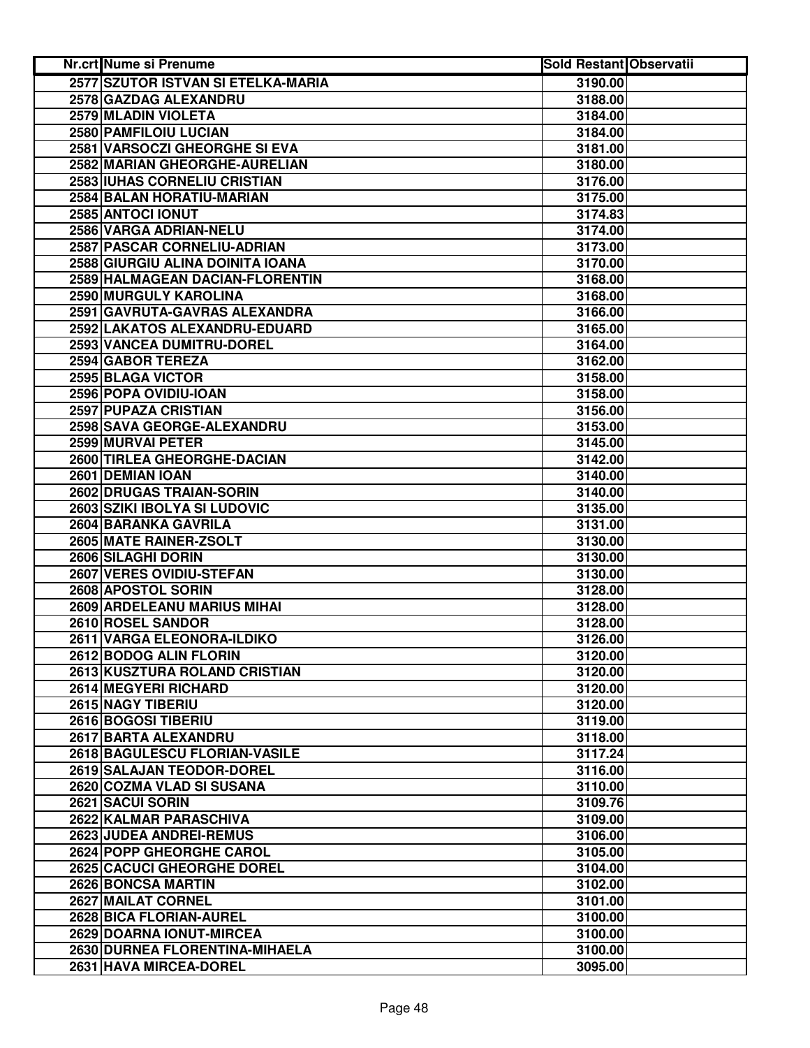| Nr.crt | Nume si Prenume | Sold Restant | Observatii |
|---|---|---|---|
| 2577 | SZUTOR ISTVAN SI ETELKA-MARIA | 3190.00 | |
| 2578 | GAZDAG ALEXANDRU | 3188.00 | |
| 2579 | MLADIN VIOLETA | 3184.00 | |
| 2580 | PAMFILOIU LUCIAN | 3184.00 | |
| 2581 | VARSOCZI GHEORGHE SI EVA | 3181.00 | |
| 2582 | MARIAN GHEORGHE-AURELIAN | 3180.00 | |
| 2583 | IUHAS CORNELIU CRISTIAN | 3176.00 | |
| 2584 | BALAN HORATIU-MARIAN | 3175.00 | |
| 2585 | ANTOCI IONUT | 3174.83 | |
| 2586 | VARGA ADRIAN-NELU | 3174.00 | |
| 2587 | PASCAR CORNELIU-ADRIAN | 3173.00 | |
| 2588 | GIURGIU ALINA DOINITA IOANA | 3170.00 | |
| 2589 | HALMAGEAN DACIAN-FLORENTIN | 3168.00 | |
| 2590 | MURGULY KAROLINA | 3168.00 | |
| 2591 | GAVRUTA-GAVRAS ALEXANDRA | 3166.00 | |
| 2592 | LAKATOS ALEXANDRU-EDUARD | 3165.00 | |
| 2593 | VANCEA DUMITRU-DOREL | 3164.00 | |
| 2594 | GABOR TEREZA | 3162.00 | |
| 2595 | BLAGA VICTOR | 3158.00 | |
| 2596 | POPA OVIDIU-IOAN | 3158.00 | |
| 2597 | PUPAZA CRISTIAN | 3156.00 | |
| 2598 | SAVA GEORGE-ALEXANDRU | 3153.00 | |
| 2599 | MURVAI PETER | 3145.00 | |
| 2600 | TIRLEA GHEORGHE-DACIAN | 3142.00 | |
| 2601 | DEMIAN IOAN | 3140.00 | |
| 2602 | DRUGAS TRAIAN-SORIN | 3140.00 | |
| 2603 | SZIKI IBOLYA SI LUDOVIC | 3135.00 | |
| 2604 | BARANKA GAVRILA | 3131.00 | |
| 2605 | MATE RAINER-ZSOLT | 3130.00 | |
| 2606 | SILAGHI DORIN | 3130.00 | |
| 2607 | VERES OVIDIU-STEFAN | 3130.00 | |
| 2608 | APOSTOL SORIN | 3128.00 | |
| 2609 | ARDELEANU MARIUS MIHAI | 3128.00 | |
| 2610 | ROSEL SANDOR | 3128.00 | |
| 2611 | VARGA ELEONORA-ILDIKO | 3126.00 | |
| 2612 | BODOG ALIN FLORIN | 3120.00 | |
| 2613 | KUSZTURA ROLAND CRISTIAN | 3120.00 | |
| 2614 | MEGYERI RICHARD | 3120.00 | |
| 2615 | NAGY TIBERIU | 3120.00 | |
| 2616 | BOGOSI TIBERIU | 3119.00 | |
| 2617 | BARTA ALEXANDRU | 3118.00 | |
| 2618 | BAGULESCU FLORIAN-VASILE | 3117.24 | |
| 2619 | SALAJAN TEODOR-DOREL | 3116.00 | |
| 2620 | COZMA VLAD SI SUSANA | 3110.00 | |
| 2621 | SACUI SORIN | 3109.76 | |
| 2622 | KALMAR PARASCHIVA | 3109.00 | |
| 2623 | JUDEA ANDREI-REMUS | 3106.00 | |
| 2624 | POPP GHEORGHE CAROL | 3105.00 | |
| 2625 | CACUCI GHEORGHE DOREL | 3104.00 | |
| 2626 | BONCSA MARTIN | 3102.00 | |
| 2627 | MAILAT CORNEL | 3101.00 | |
| 2628 | BICA FLORIAN-AUREL | 3100.00 | |
| 2629 | DOARNA IONUT-MIRCEA | 3100.00 | |
| 2630 | DURNEA FLORENTINA-MIHAELA | 3100.00 | |
| 2631 | HAVA MIRCEA-DOREL | 3095.00 | |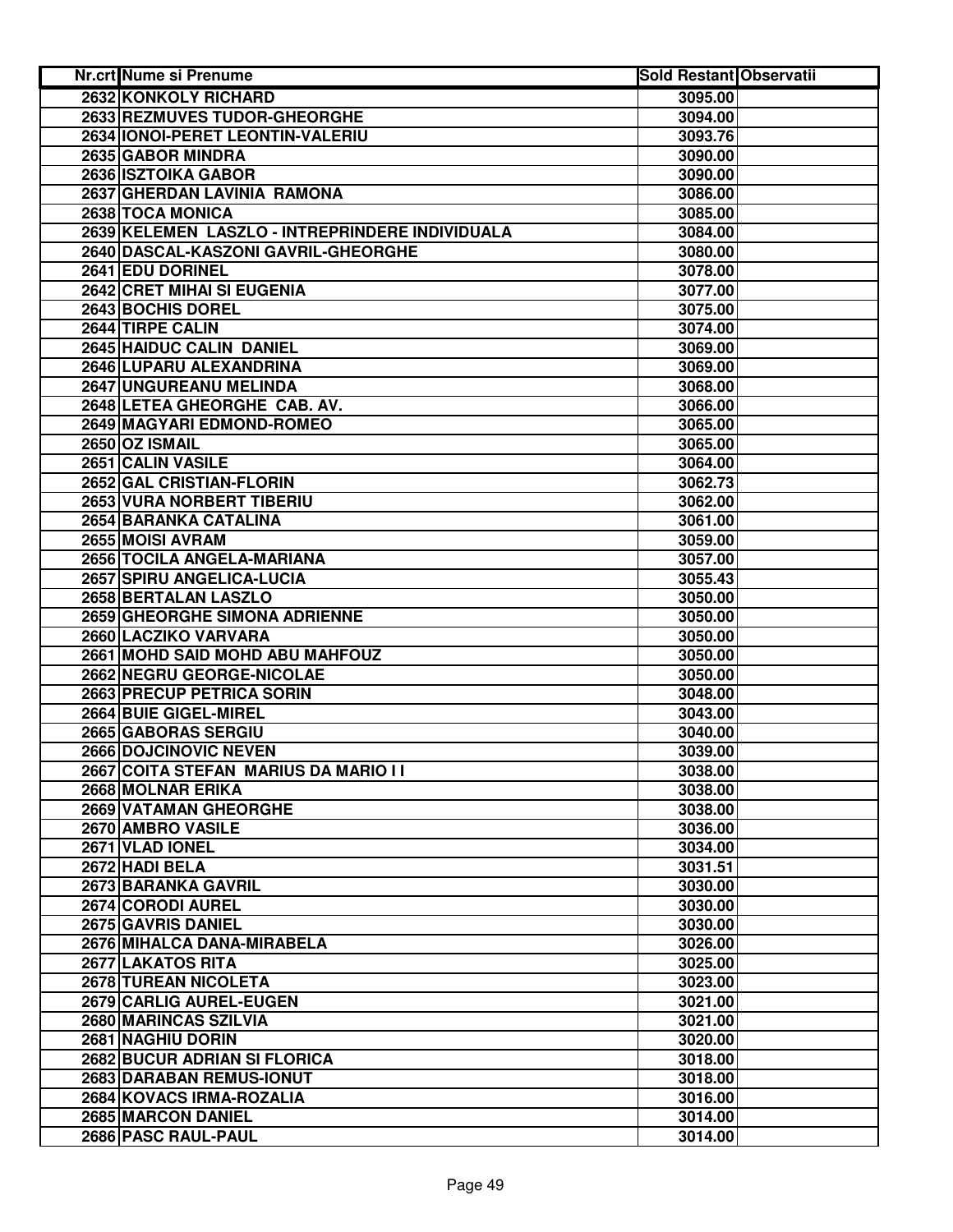| Nr.crt | Nume si Prenume | Sold Restant | Observatii |
|---|---|---|---|
| 2632 | KONKOLY RICHARD | 3095.00 | |
| 2633 | REZMUVES TUDOR-GHEORGHE | 3094.00 | |
| 2634 | IONOI-PERET LEONTIN-VALERIU | 3093.76 | |
| 2635 | GABOR MINDRA | 3090.00 | |
| 2636 | ISZTOIKA GABOR | 3090.00 | |
| 2637 | GHERDAN LAVINIA RAMONA | 3086.00 | |
| 2638 | TOCA MONICA | 3085.00 | |
| 2639 | KELEMEN LASZLO - INTREPRINDERE INDIVIDUALA | 3084.00 | |
| 2640 | DASCAL-KASZONI GAVRIL-GHEORGHE | 3080.00 | |
| 2641 | EDU DORINEL | 3078.00 | |
| 2642 | CRET MIHAI SI EUGENIA | 3077.00 | |
| 2643 | BOCHIS DOREL | 3075.00 | |
| 2644 | TIRPE CALIN | 3074.00 | |
| 2645 | HAIDUC CALIN DANIEL | 3069.00 | |
| 2646 | LUPARU ALEXANDRINA | 3069.00 | |
| 2647 | UNGUREANU MELINDA | 3068.00 | |
| 2648 | LETEA GHEORGHE CAB. AV. | 3066.00 | |
| 2649 | MAGYARI EDMOND-ROMEO | 3065.00 | |
| 2650 | OZ ISMAIL | 3065.00 | |
| 2651 | CALIN VASILE | 3064.00 | |
| 2652 | GAL CRISTIAN-FLORIN | 3062.73 | |
| 2653 | VURA NORBERT TIBERIU | 3062.00 | |
| 2654 | BARANKA CATALINA | 3061.00 | |
| 2655 | MOISI AVRAM | 3059.00 | |
| 2656 | TOCILA ANGELA-MARIANA | 3057.00 | |
| 2657 | SPIRU ANGELICA-LUCIA | 3055.43 | |
| 2658 | BERTALAN LASZLO | 3050.00 | |
| 2659 | GHEORGHE SIMONA ADRIENNE | 3050.00 | |
| 2660 | LACZIKO VARVARA | 3050.00 | |
| 2661 | MOHD SAID MOHD ABU MAHFOUZ | 3050.00 | |
| 2662 | NEGRU GEORGE-NICOLAE | 3050.00 | |
| 2663 | PRECUP PETRICA SORIN | 3048.00 | |
| 2664 | BUIE GIGEL-MIREL | 3043.00 | |
| 2665 | GABORAS SERGIU | 3040.00 | |
| 2666 | DOJCINOVIC NEVEN | 3039.00 | |
| 2667 | COITA STEFAN MARIUS DA MARIO I I | 3038.00 | |
| 2668 | MOLNAR ERIKA | 3038.00 | |
| 2669 | VATAMAN GHEORGHE | 3038.00 | |
| 2670 | AMBRO VASILE | 3036.00 | |
| 2671 | VLAD IONEL | 3034.00 | |
| 2672 | HADI BELA | 3031.51 | |
| 2673 | BARANKA GAVRIL | 3030.00 | |
| 2674 | CORODI AUREL | 3030.00 | |
| 2675 | GAVRIS DANIEL | 3030.00 | |
| 2676 | MIHALCA DANA-MIRABELA | 3026.00 | |
| 2677 | LAKATOS RITA | 3025.00 | |
| 2678 | TUREAN NICOLETA | 3023.00 | |
| 2679 | CARLIG AUREL-EUGEN | 3021.00 | |
| 2680 | MARINCAS SZILVIA | 3021.00 | |
| 2681 | NAGHIU DORIN | 3020.00 | |
| 2682 | BUCUR ADRIAN SI FLORICA | 3018.00 | |
| 2683 | DARABAN REMUS-IONUT | 3018.00 | |
| 2684 | KOVACS IRMA-ROZALIA | 3016.00 | |
| 2685 | MARCON DANIEL | 3014.00 | |
| 2686 | PASC RAUL-PAUL | 3014.00 | |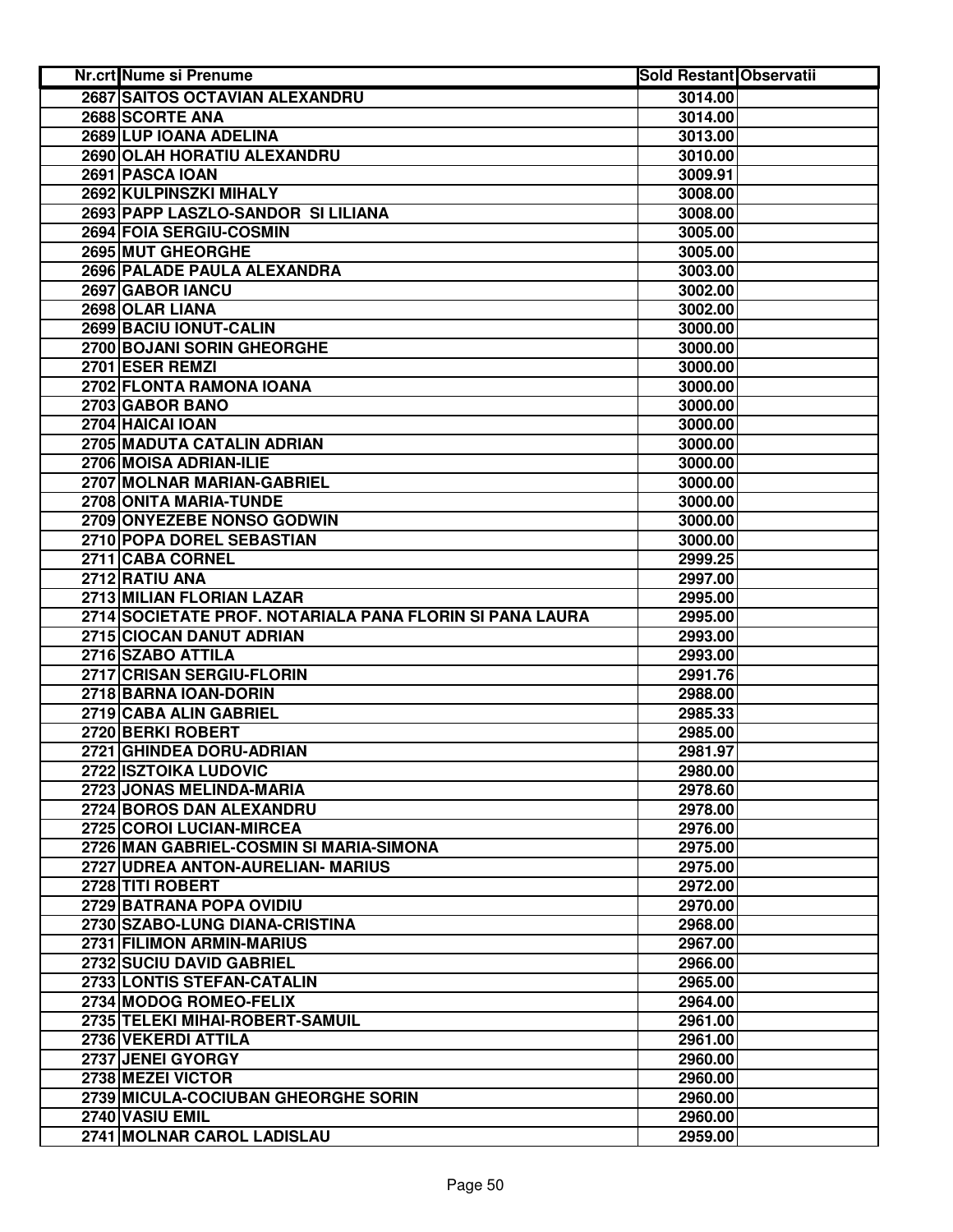| Nr.crt | Nume si Prenume | Sold Restant | Observatii |
|---|---|---|---|
| 2687 | SAITOS OCTAVIAN ALEXANDRU | 3014.00 | |
| 2688 | SCORTE ANA | 3014.00 | |
| 2689 | LUP IOANA ADELINA | 3013.00 | |
| 2690 | OLAH HORATIU ALEXANDRU | 3010.00 | |
| 2691 | PASCA IOAN | 3009.91 | |
| 2692 | KULPINSZKI MIHALY | 3008.00 | |
| 2693 | PAPP LASZLO-SANDOR SI LILIANA | 3008.00 | |
| 2694 | FOIA SERGIU-COSMIN | 3005.00 | |
| 2695 | MUT GHEORGHE | 3005.00 | |
| 2696 | PALADE PAULA ALEXANDRA | 3003.00 | |
| 2697 | GABOR IANCU | 3002.00 | |
| 2698 | OLAR LIANA | 3002.00 | |
| 2699 | BACIU IONUT-CALIN | 3000.00 | |
| 2700 | BOJANI SORIN GHEORGHE | 3000.00 | |
| 2701 | ESER REMZI | 3000.00 | |
| 2702 | FLONTA RAMONA IOANA | 3000.00 | |
| 2703 | GABOR BANO | 3000.00 | |
| 2704 | HAICAI IOAN | 3000.00 | |
| 2705 | MADUTA CATALIN ADRIAN | 3000.00 | |
| 2706 | MOISA ADRIAN-ILIE | 3000.00 | |
| 2707 | MOLNAR MARIAN-GABRIEL | 3000.00 | |
| 2708 | ONITA MARIA-TUNDE | 3000.00 | |
| 2709 | ONYEZEBE NONSO GODWIN | 3000.00 | |
| 2710 | POPA DOREL SEBASTIAN | 3000.00 | |
| 2711 | CABA CORNEL | 2999.25 | |
| 2712 | RATIU ANA | 2997.00 | |
| 2713 | MILIAN FLORIAN LAZAR | 2995.00 | |
| 2714 | SOCIETATE PROF. NOTARIALA PANA FLORIN SI PANA LAURA | 2995.00 | |
| 2715 | CIOCAN DANUT ADRIAN | 2993.00 | |
| 2716 | SZABO ATTILA | 2993.00 | |
| 2717 | CRISAN SERGIU-FLORIN | 2991.76 | |
| 2718 | BARNA IOAN-DORIN | 2988.00 | |
| 2719 | CABA ALIN GABRIEL | 2985.33 | |
| 2720 | BERKI ROBERT | 2985.00 | |
| 2721 | GHINDEA DORU-ADRIAN | 2981.97 | |
| 2722 | ISZTOIKA LUDOVIC | 2980.00 | |
| 2723 | JONAS MELINDA-MARIA | 2978.60 | |
| 2724 | BOROS DAN ALEXANDRU | 2978.00 | |
| 2725 | COROI LUCIAN-MIRCEA | 2976.00 | |
| 2726 | MAN GABRIEL-COSMIN SI MARIA-SIMONA | 2975.00 | |
| 2727 | UDREA ANTON-AURELIAN- MARIUS | 2975.00 | |
| 2728 | TITI ROBERT | 2972.00 | |
| 2729 | BATRANA POPA OVIDIU | 2970.00 | |
| 2730 | SZABO-LUNG DIANA-CRISTINA | 2968.00 | |
| 2731 | FILIMON ARMIN-MARIUS | 2967.00 | |
| 2732 | SUCIU DAVID GABRIEL | 2966.00 | |
| 2733 | LONTIS STEFAN-CATALIN | 2965.00 | |
| 2734 | MODOG ROMEO-FELIX | 2964.00 | |
| 2735 | TELEKI MIHAI-ROBERT-SAMUIL | 2961.00 | |
| 2736 | VEKERDI ATTILA | 2961.00 | |
| 2737 | JENEI GYORGY | 2960.00 | |
| 2738 | MEZEI VICTOR | 2960.00 | |
| 2739 | MICULA-COCIUBAN GHEORGHE SORIN | 2960.00 | |
| 2740 | VASIU EMIL | 2960.00 | |
| 2741 | MOLNAR CAROL LADISLAU | 2959.00 | |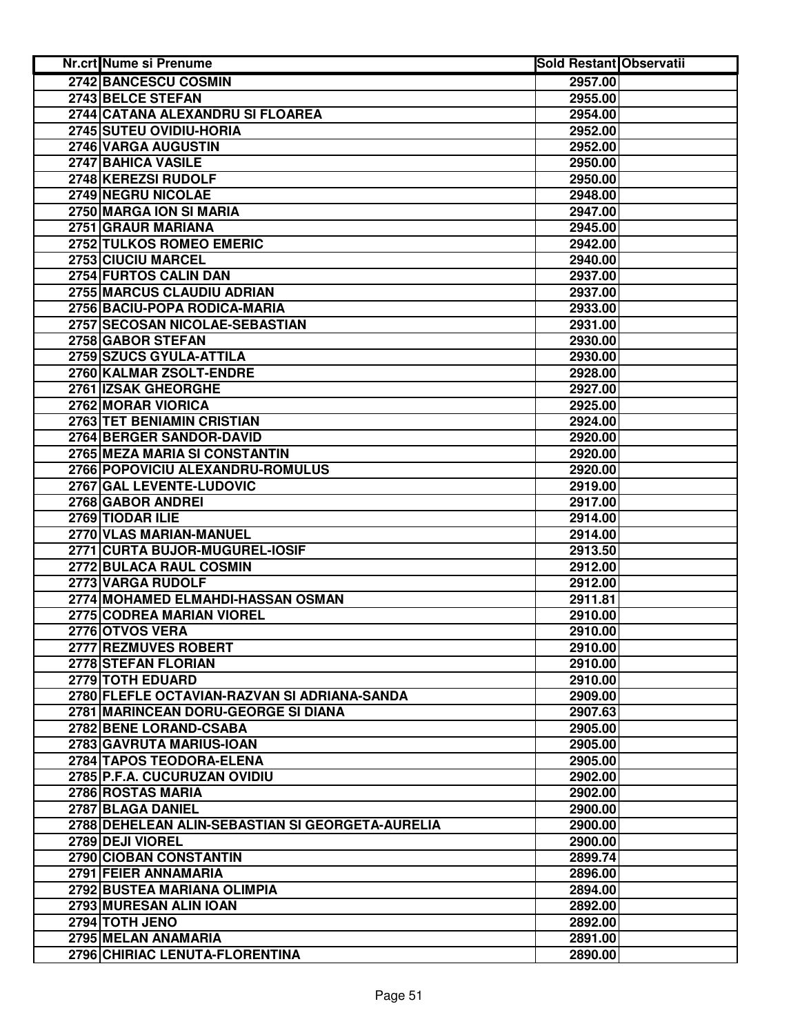| Nr.crt | Nume si Prenume | Sold Restant | Observatii |
| --- | --- | --- | --- |
| 2742 | BANCESCU COSMIN | 2957.00 | |
| 2743 | BELCE STEFAN | 2955.00 | |
| 2744 | CATANA ALEXANDRU SI FLOAREA | 2954.00 | |
| 2745 | SUTEU OVIDIU-HORIA | 2952.00 | |
| 2746 | VARGA AUGUSTIN | 2952.00 | |
| 2747 | BAHICA VASILE | 2950.00 | |
| 2748 | KEREZSI RUDOLF | 2950.00 | |
| 2749 | NEGRU NICOLAE | 2948.00 | |
| 2750 | MARGA ION SI MARIA | 2947.00 | |
| 2751 | GRAUR MARIANA | 2945.00 | |
| 2752 | TULKOS ROMEO EMERIC | 2942.00 | |
| 2753 | CIUCIU MARCEL | 2940.00 | |
| 2754 | FURTOS CALIN DAN | 2937.00 | |
| 2755 | MARCUS CLAUDIU ADRIAN | 2937.00 | |
| 2756 | BACIU-POPA RODICA-MARIA | 2933.00 | |
| 2757 | SECOSAN NICOLAE-SEBASTIAN | 2931.00 | |
| 2758 | GABOR STEFAN | 2930.00 | |
| 2759 | SZUCS GYULA-ATTILA | 2930.00 | |
| 2760 | KALMAR ZSOLT-ENDRE | 2928.00 | |
| 2761 | IZSAK GHEORGHE | 2927.00 | |
| 2762 | MORAR VIORICA | 2925.00 | |
| 2763 | TET BENIAMIN CRISTIAN | 2924.00 | |
| 2764 | BERGER SANDOR-DAVID | 2920.00 | |
| 2765 | MEZA MARIA SI CONSTANTIN | 2920.00 | |
| 2766 | POPOVICIU ALEXANDRU-ROMULUS | 2920.00 | |
| 2767 | GAL LEVENTE-LUDOVIC | 2919.00 | |
| 2768 | GABOR ANDREI | 2917.00 | |
| 2769 | TIODAR ILIE | 2914.00 | |
| 2770 | VLAS MARIAN-MANUEL | 2914.00 | |
| 2771 | CURTA BUJOR-MUGUREL-IOSIF | 2913.50 | |
| 2772 | BULACA RAUL COSMIN | 2912.00 | |
| 2773 | VARGA RUDOLF | 2912.00 | |
| 2774 | MOHAMED ELMAHDI-HASSAN OSMAN | 2911.81 | |
| 2775 | CODREA MARIAN VIOREL | 2910.00 | |
| 2776 | OTVOS VERA | 2910.00 | |
| 2777 | REZMUVES ROBERT | 2910.00 | |
| 2778 | STEFAN FLORIAN | 2910.00 | |
| 2779 | TOTH EDUARD | 2910.00 | |
| 2780 | FLEFLE OCTAVIAN-RAZVAN SI ADRIANA-SANDA | 2909.00 | |
| 2781 | MARINCEAN DORU-GEORGE SI DIANA | 2907.63 | |
| 2782 | BENE LORAND-CSABA | 2905.00 | |
| 2783 | GAVRUTA MARIUS-IOAN | 2905.00 | |
| 2784 | TAPOS TEODORA-ELENA | 2905.00 | |
| 2785 | P.F.A. CUCURUZAN OVIDIU | 2902.00 | |
| 2786 | ROSTAS MARIA | 2902.00 | |
| 2787 | BLAGA DANIEL | 2900.00 | |
| 2788 | DEHELEAN ALIN-SEBASTIAN SI GEORGETA-AURELIA | 2900.00 | |
| 2789 | DEJI VIOREL | 2900.00 | |
| 2790 | CIOBAN CONSTANTIN | 2899.74 | |
| 2791 | FEIER ANNAMARIA | 2896.00 | |
| 2792 | BUSTEA MARIANA OLIMPIA | 2894.00 | |
| 2793 | MURESAN ALIN IOAN | 2892.00 | |
| 2794 | TOTH JENO | 2892.00 | |
| 2795 | MELAN ANAMARIA | 2891.00 | |
| 2796 | CHIRIAC LENUTA-FLORENTINA | 2890.00 | |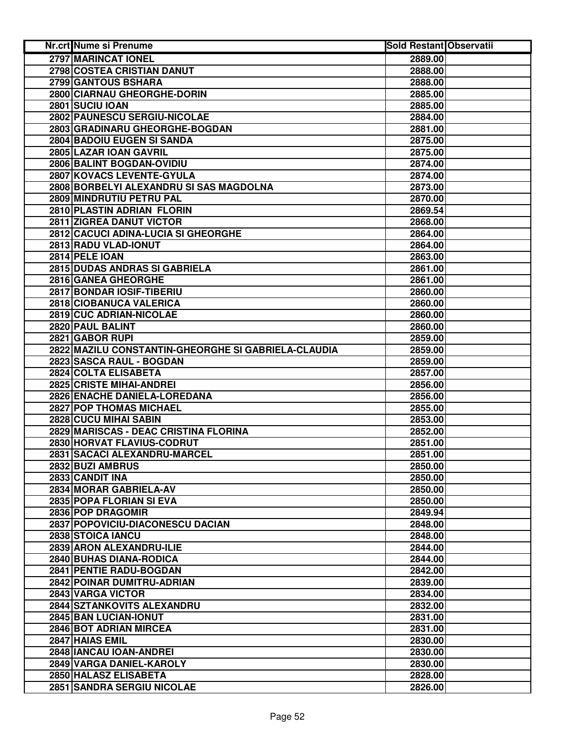| Nr.crt | Nume si Prenume | Sold Restant | Observatii |
|---|---|---|---|
| 2797 | MARINCAT IONEL | 2889.00 | |
| 2798 | COSTEA CRISTIAN DANUT | 2888.00 | |
| 2799 | GANTOUS BSHARA | 2888.00 | |
| 2800 | CIARNAU GHEORGHE-DORIN | 2885.00 | |
| 2801 | SUCIU IOAN | 2885.00 | |
| 2802 | PAUNESCU SERGIU-NICOLAE | 2884.00 | |
| 2803 | GRADINARU GHEORGHE-BOGDAN | 2881.00 | |
| 2804 | BADOIU EUGEN SI SANDA | 2875.00 | |
| 2805 | LAZAR IOAN GAVRIL | 2875.00 | |
| 2806 | BALINT BOGDAN-OVIDIU | 2874.00 | |
| 2807 | KOVACS LEVENTE-GYULA | 2874.00 | |
| 2808 | BORBELYI ALEXANDRU SI SAS MAGDOLNA | 2873.00 | |
| 2809 | MINDRUTIU PETRU PAL | 2870.00 | |
| 2810 | PLASTIN ADRIAN FLORIN | 2869.54 | |
| 2811 | ZIGREA DANUT VICTOR | 2868.00 | |
| 2812 | CACUCI ADINA-LUCIA SI GHEORGHE | 2864.00 | |
| 2813 | RADU VLAD-IONUT | 2864.00 | |
| 2814 | PELE IOAN | 2863.00 | |
| 2815 | DUDAS ANDRAS SI GABRIELA | 2861.00 | |
| 2816 | GANEA GHEORGHE | 2861.00 | |
| 2817 | BONDAR IOSIF-TIBERIU | 2860.00 | |
| 2818 | CIOBANUCA VALERICA | 2860.00 | |
| 2819 | CUC ADRIAN-NICOLAE | 2860.00 | |
| 2820 | PAUL BALINT | 2860.00 | |
| 2821 | GABOR RUPI | 2859.00 | |
| 2822 | MAZILU CONSTANTIN-GHEORGHE SI GABRIELA-CLAUDIA | 2859.00 | |
| 2823 | SASCA RAUL - BOGDAN | 2859.00 | |
| 2824 | COLTA ELISABETA | 2857.00 | |
| 2825 | CRISTE MIHAI-ANDREI | 2856.00 | |
| 2826 | ENACHE DANIELA-LOREDANA | 2856.00 | |
| 2827 | POP THOMAS MICHAEL | 2855.00 | |
| 2828 | CUCU MIHAI SABIN | 2853.00 | |
| 2829 | MARISCAS - DEAC CRISTINA FLORINA | 2852.00 | |
| 2830 | HORVAT FLAVIUS-CODRUT | 2851.00 | |
| 2831 | SACACI ALEXANDRU-MARCEL | 2851.00 | |
| 2832 | BUZI AMBRUS | 2850.00 | |
| 2833 | CANDIT INA | 2850.00 | |
| 2834 | MORAR GABRIELA-AV | 2850.00 | |
| 2835 | POPA FLORIAN SI EVA | 2850.00 | |
| 2836 | POP DRAGOMIR | 2849.94 | |
| 2837 | POPOVICIU-DIACONESCU DACIAN | 2848.00 | |
| 2838 | STOICA IANCU | 2848.00 | |
| 2839 | ARON ALEXANDRU-ILIE | 2844.00 | |
| 2840 | BUHAS DIANA-RODICA | 2844.00 | |
| 2841 | PENTIE RADU-BOGDAN | 2842.00 | |
| 2842 | POINAR DUMITRU-ADRIAN | 2839.00 | |
| 2843 | VARGA VICTOR | 2834.00 | |
| 2844 | SZTANKOVITS ALEXANDRU | 2832.00 | |
| 2845 | BAN LUCIAN-IONUT | 2831.00 | |
| 2846 | BOT ADRIAN MIRCEA | 2831.00 | |
| 2847 | HAIAS EMIL | 2830.00 | |
| 2848 | IANCAU IOAN-ANDREI | 2830.00 | |
| 2849 | VARGA DANIEL-KAROLY | 2830.00 | |
| 2850 | HALASZ ELISABETA | 2828.00 | |
| 2851 | SANDRA SERGIU NICOLAE | 2826.00 | |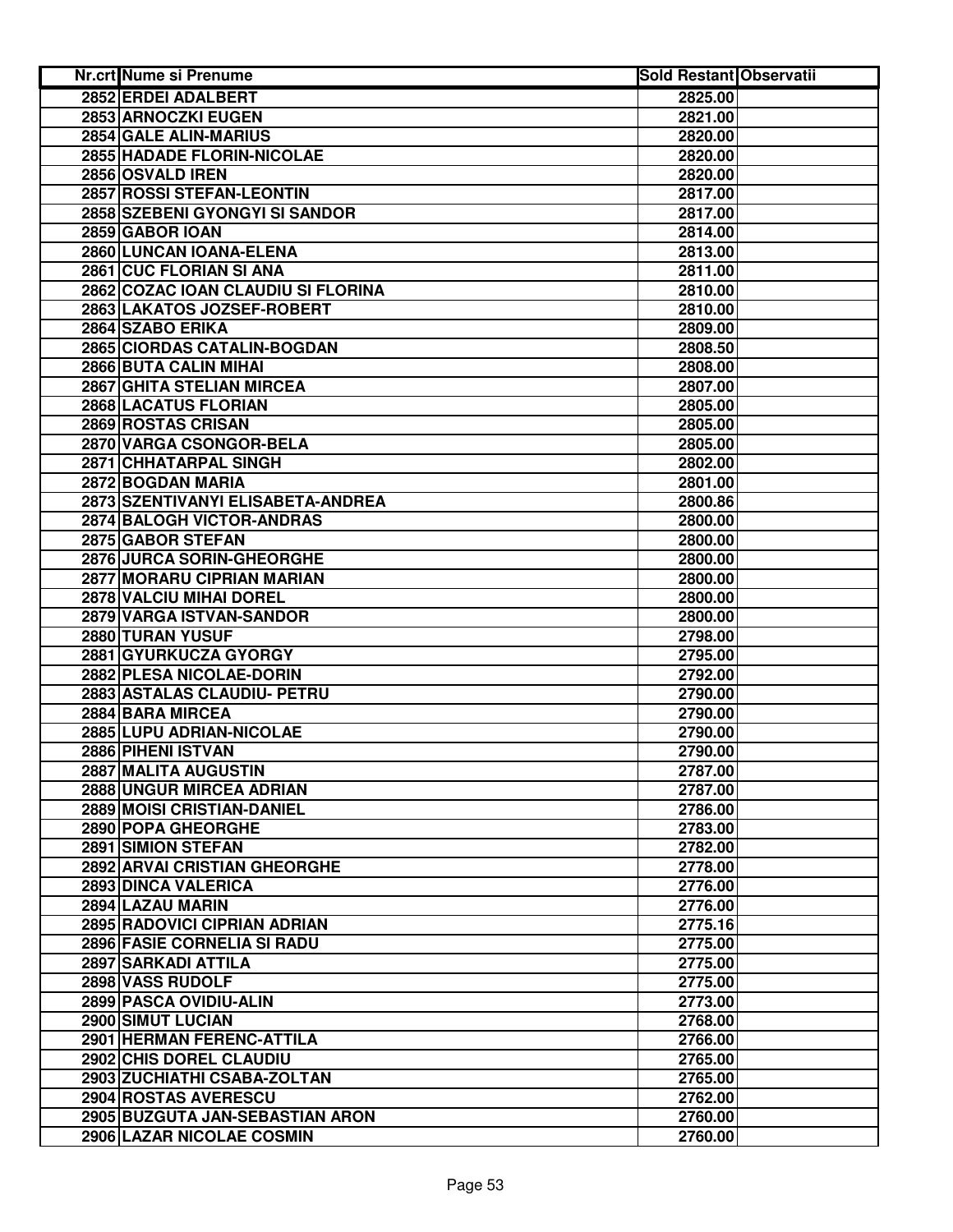| Nr.crt | Nume si Prenume | Sold Restant | Observatii |
|---|---|---|---|
| 2852 | ERDEI ADALBERT | 2825.00 | |
| 2853 | ARNOCZKI EUGEN | 2821.00 | |
| 2854 | GALE ALIN-MARIUS | 2820.00 | |
| 2855 | HADADE FLORIN-NICOLAE | 2820.00 | |
| 2856 | OSVALD IREN | 2820.00 | |
| 2857 | ROSSI STEFAN-LEONTIN | 2817.00 | |
| 2858 | SZEBENI GYONGYI SI SANDOR | 2817.00 | |
| 2859 | GABOR IOAN | 2814.00 | |
| 2860 | LUNCAN IOANA-ELENA | 2813.00 | |
| 2861 | CUC FLORIAN SI ANA | 2811.00 | |
| 2862 | COZAC IOAN CLAUDIU SI FLORINA | 2810.00 | |
| 2863 | LAKATOS JOZSEF-ROBERT | 2810.00 | |
| 2864 | SZABO ERIKA | 2809.00 | |
| 2865 | CIORDAS CATALIN-BOGDAN | 2808.50 | |
| 2866 | BUTA CALIN MIHAI | 2808.00 | |
| 2867 | GHITA STELIAN MIRCEA | 2807.00 | |
| 2868 | LACATUS FLORIAN | 2805.00 | |
| 2869 | ROSTAS CRISAN | 2805.00 | |
| 2870 | VARGA CSONGOR-BELA | 2805.00 | |
| 2871 | CHHATARPAL SINGH | 2802.00 | |
| 2872 | BOGDAN MARIA | 2801.00 | |
| 2873 | SZENTIVANYI ELISABETA-ANDREA | 2800.86 | |
| 2874 | BALOGH VICTOR-ANDRAS | 2800.00 | |
| 2875 | GABOR STEFAN | 2800.00 | |
| 2876 | JURCA SORIN-GHEORGHE | 2800.00 | |
| 2877 | MORARU CIPRIAN MARIAN | 2800.00 | |
| 2878 | VALCIU MIHAI DOREL | 2800.00 | |
| 2879 | VARGA ISTVAN-SANDOR | 2800.00 | |
| 2880 | TURAN YUSUF | 2798.00 | |
| 2881 | GYURKUCZA GYORGY | 2795.00 | |
| 2882 | PLESA NICOLAE-DORIN | 2792.00 | |
| 2883 | ASTALAS CLAUDIU- PETRU | 2790.00 | |
| 2884 | BARA MIRCEA | 2790.00 | |
| 2885 | LUPU ADRIAN-NICOLAE | 2790.00 | |
| 2886 | PIHENI ISTVAN | 2790.00 | |
| 2887 | MALITA AUGUSTIN | 2787.00 | |
| 2888 | UNGUR MIRCEA ADRIAN | 2787.00 | |
| 2889 | MOISI CRISTIAN-DANIEL | 2786.00 | |
| 2890 | POPA GHEORGHE | 2783.00 | |
| 2891 | SIMION STEFAN | 2782.00 | |
| 2892 | ARVAI CRISTIAN GHEORGHE | 2778.00 | |
| 2893 | DINCA VALERICA | 2776.00 | |
| 2894 | LAZAU MARIN | 2776.00 | |
| 2895 | RADOVICI CIPRIAN ADRIAN | 2775.16 | |
| 2896 | FASIE CORNELIA SI RADU | 2775.00 | |
| 2897 | SARKADI ATTILA | 2775.00 | |
| 2898 | VASS RUDOLF | 2775.00 | |
| 2899 | PASCA OVIDIU-ALIN | 2773.00 | |
| 2900 | SIMUT LUCIAN | 2768.00 | |
| 2901 | HERMAN FERENC-ATTILA | 2766.00 | |
| 2902 | CHIS DOREL CLAUDIU | 2765.00 | |
| 2903 | ZUCHIATHI CSABA-ZOLTAN | 2765.00 | |
| 2904 | ROSTAS AVERESCU | 2762.00 | |
| 2905 | BUZGUTA JAN-SEBASTIAN ARON | 2760.00 | |
| 2906 | LAZAR NICOLAE COSMIN | 2760.00 | |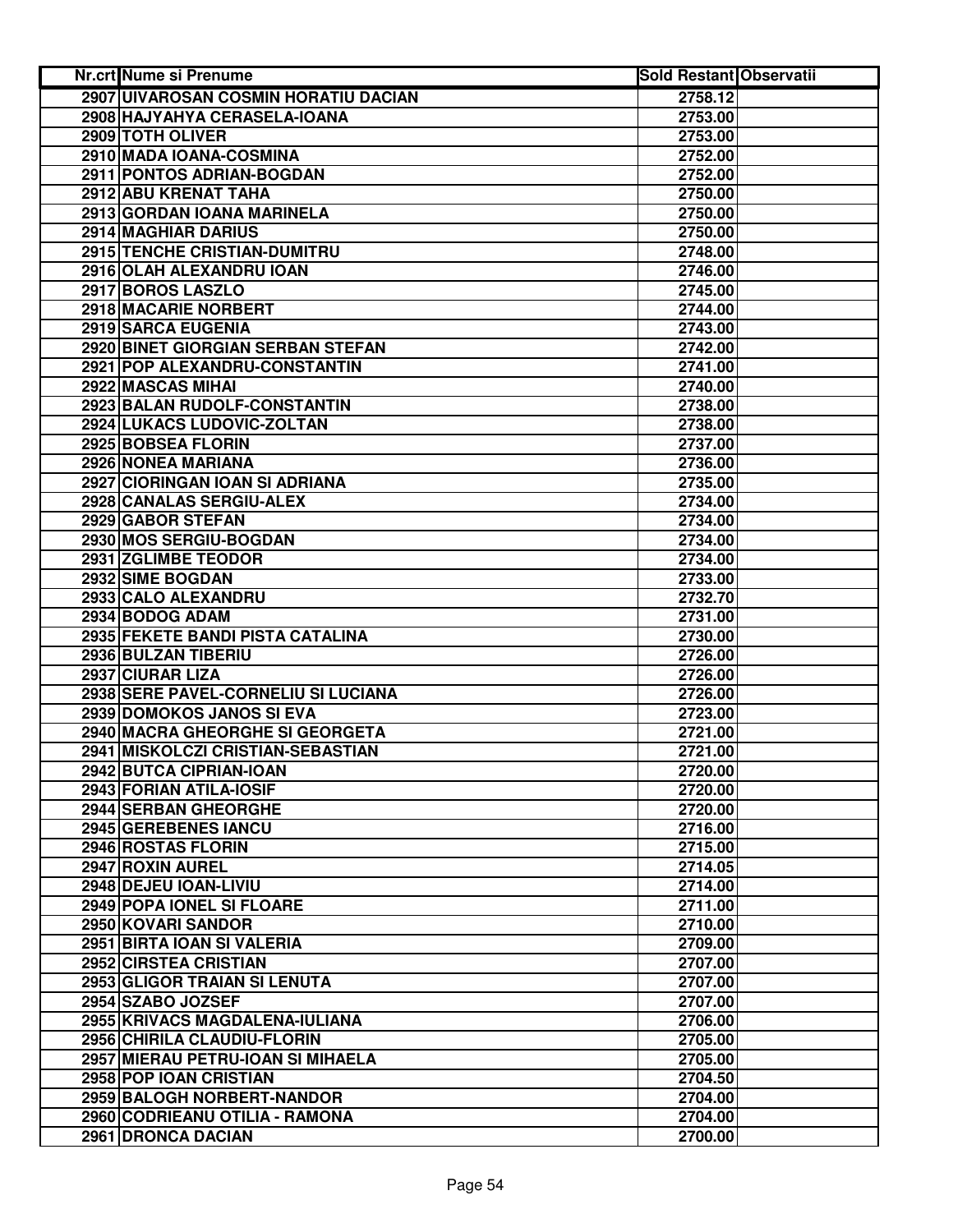| Nr.crt | Nume si Prenume | Sold Restant | Observatii |
|---|---|---|---|
| 2907 | UIVAROSAN COSMIN HORATIU DACIAN | 2758.12 | |
| 2908 | HAJYAHYA CERASELA-IOANA | 2753.00 | |
| 2909 | TOTH OLIVER | 2753.00 | |
| 2910 | MADA IOANA-COSMINA | 2752.00 | |
| 2911 | PONTOS ADRIAN-BOGDAN | 2752.00 | |
| 2912 | ABU KRENAT TAHA | 2750.00 | |
| 2913 | GORDAN IOANA MARINELA | 2750.00 | |
| 2914 | MAGHIAR DARIUS | 2750.00 | |
| 2915 | TENCHE CRISTIAN-DUMITRU | 2748.00 | |
| 2916 | OLAH ALEXANDRU IOAN | 2746.00 | |
| 2917 | BOROS LASZLO | 2745.00 | |
| 2918 | MACARIE NORBERT | 2744.00 | |
| 2919 | SARCA EUGENIA | 2743.00 | |
| 2920 | BINET GIORGIAN SERBAN STEFAN | 2742.00 | |
| 2921 | POP ALEXANDRU-CONSTANTIN | 2741.00 | |
| 2922 | MASCAS MIHAI | 2740.00 | |
| 2923 | BALAN RUDOLF-CONSTANTIN | 2738.00 | |
| 2924 | LUKACS LUDOVIC-ZOLTAN | 2738.00 | |
| 2925 | BOBSEA FLORIN | 2737.00 | |
| 2926 | NONEA MARIANA | 2736.00 | |
| 2927 | CIORINGAN IOAN SI ADRIANA | 2735.00 | |
| 2928 | CANALAS SERGIU-ALEX | 2734.00 | |
| 2929 | GABOR STEFAN | 2734.00 | |
| 2930 | MOS SERGIU-BOGDAN | 2734.00 | |
| 2931 | ZGLIMBE TEODOR | 2734.00 | |
| 2932 | SIME BOGDAN | 2733.00 | |
| 2933 | CALO ALEXANDRU | 2732.70 | |
| 2934 | BODOG ADAM | 2731.00 | |
| 2935 | FEKETE BANDI PISTA CATALINA | 2730.00 | |
| 2936 | BULZAN TIBERIU | 2726.00 | |
| 2937 | CIURAR LIZA | 2726.00 | |
| 2938 | SERE PAVEL-CORNELIU SI LUCIANA | 2726.00 | |
| 2939 | DOMOKOS JANOS SI EVA | 2723.00 | |
| 2940 | MACRA GHEORGHE SI GEORGETA | 2721.00 | |
| 2941 | MISKOLCZI CRISTIAN-SEBASTIAN | 2721.00 | |
| 2942 | BUTCA CIPRIAN-IOAN | 2720.00 | |
| 2943 | FORIAN ATILA-IOSIF | 2720.00 | |
| 2944 | SERBAN GHEORGHE | 2720.00 | |
| 2945 | GEREBENES IANCU | 2716.00 | |
| 2946 | ROSTAS FLORIN | 2715.00 | |
| 2947 | ROXIN AUREL | 2714.05 | |
| 2948 | DEJEU IOAN-LIVIU | 2714.00 | |
| 2949 | POPA IONEL SI FLOARE | 2711.00 | |
| 2950 | KOVARI SANDOR | 2710.00 | |
| 2951 | BIRTA IOAN SI VALERIA | 2709.00 | |
| 2952 | CIRSTEA CRISTIAN | 2707.00 | |
| 2953 | GLIGOR TRAIAN SI LENUTA | 2707.00 | |
| 2954 | SZABO JOZSEF | 2707.00 | |
| 2955 | KRIVACS MAGDALENA-IULIANA | 2706.00 | |
| 2956 | CHIRILA CLAUDIU-FLORIN | 2705.00 | |
| 2957 | MIERAU PETRU-IOAN SI MIHAELA | 2705.00 | |
| 2958 | POP IOAN CRISTIAN | 2704.50 | |
| 2959 | BALOGH NORBERT-NANDOR | 2704.00 | |
| 2960 | CODRIEANU OTILIA - RAMONA | 2704.00 | |
| 2961 | DRONCA DACIAN | 2700.00 | |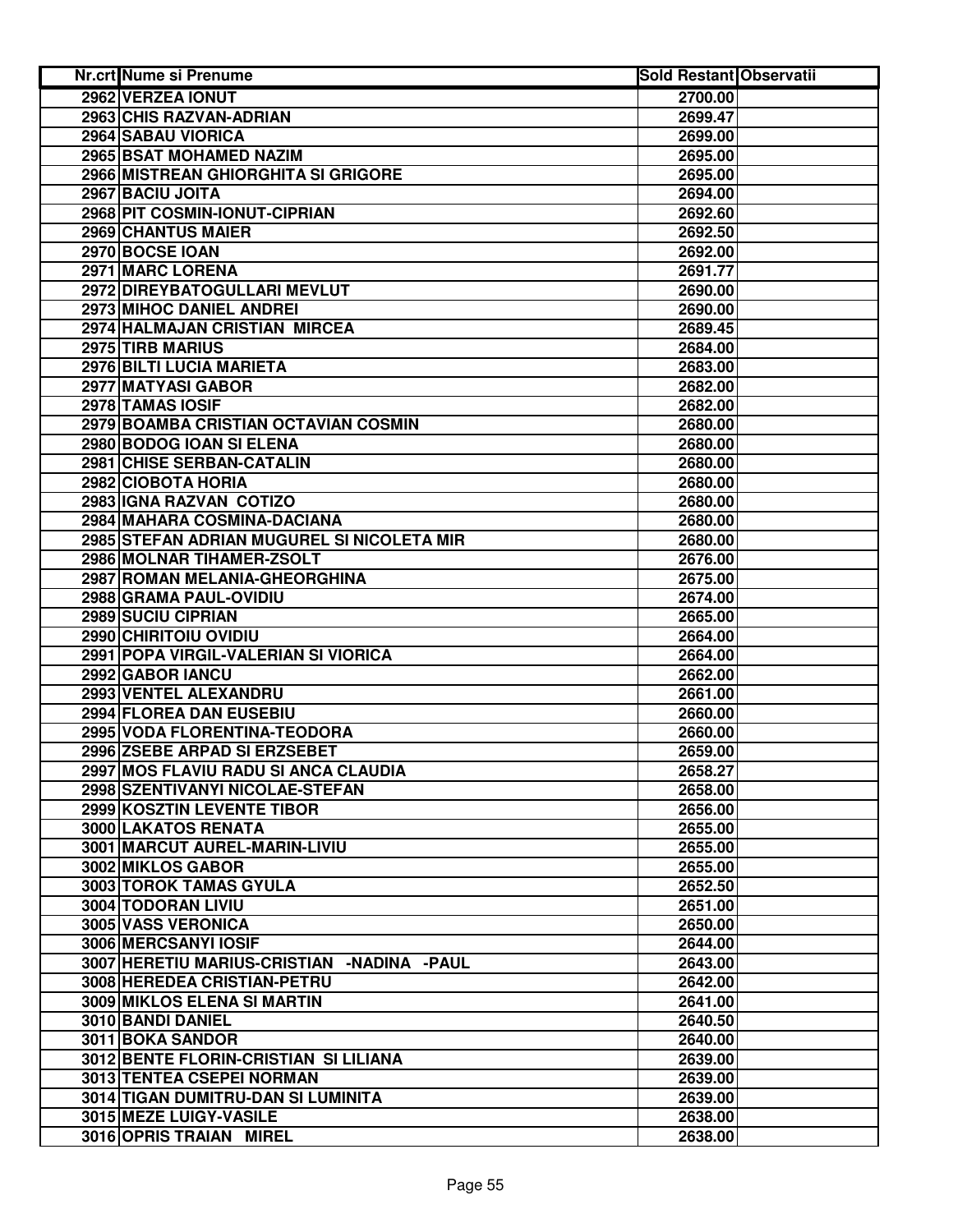| Nr.crt | Nume si Prenume | Sold Restant | Observatii |
|---|---|---|---|
| 2962 | VERZEA IONUT | 2700.00 | |
| 2963 | CHIS RAZVAN-ADRIAN | 2699.47 | |
| 2964 | SABAU VIORICA | 2699.00 | |
| 2965 | BSAT MOHAMED NAZIM | 2695.00 | |
| 2966 | MISTREAN GHIORGHITA SI GRIGORE | 2695.00 | |
| 2967 | BACIU JOITA | 2694.00 | |
| 2968 | PIT COSMIN-IONUT-CIPRIAN | 2692.60 | |
| 2969 | CHANTUS MAIER | 2692.50 | |
| 2970 | BOCSE IOAN | 2692.00 | |
| 2971 | MARC LORENA | 2691.77 | |
| 2972 | DIREYBATOGULLARI MEVLUT | 2690.00 | |
| 2973 | MIHOC DANIEL ANDREI | 2690.00 | |
| 2974 | HALMAJAN CRISTIAN MIRCEA | 2689.45 | |
| 2975 | TIRB MARIUS | 2684.00 | |
| 2976 | BILTI LUCIA MARIETA | 2683.00 | |
| 2977 | MATYASI GABOR | 2682.00 | |
| 2978 | TAMAS IOSIF | 2682.00 | |
| 2979 | BOAMBA CRISTIAN OCTAVIAN COSMIN | 2680.00 | |
| 2980 | BODOG IOAN SI ELENA | 2680.00 | |
| 2981 | CHISE SERBAN-CATALIN | 2680.00 | |
| 2982 | CIOBOTA HORIA | 2680.00 | |
| 2983 | IGNA RAZVAN COTIZO | 2680.00 | |
| 2984 | MAHARA COSMINA-DACIANA | 2680.00 | |
| 2985 | STEFAN ADRIAN MUGUREL SI NICOLETA MIR | 2680.00 | |
| 2986 | MOLNAR TIHAMER-ZSOLT | 2676.00 | |
| 2987 | ROMAN MELANIA-GHEORGHINA | 2675.00 | |
| 2988 | GRAMA PAUL-OVIDIU | 2674.00 | |
| 2989 | SUCIU CIPRIAN | 2665.00 | |
| 2990 | CHIRITOIU OVIDIU | 2664.00 | |
| 2991 | POPA VIRGIL-VALERIAN SI VIORICA | 2664.00 | |
| 2992 | GABOR IANCU | 2662.00 | |
| 2993 | VENTEL ALEXANDRU | 2661.00 | |
| 2994 | FLOREA DAN EUSEBIU | 2660.00 | |
| 2995 | VODA FLORENTINA-TEODORA | 2660.00 | |
| 2996 | ZSEBE ARPAD SI ERZSEBET | 2659.00 | |
| 2997 | MOS FLAVIU RADU SI ANCA CLAUDIA | 2658.27 | |
| 2998 | SZENTIVANYI NICOLAE-STEFAN | 2658.00 | |
| 2999 | KOSZTIN LEVENTE TIBOR | 2656.00 | |
| 3000 | LAKATOS RENATA | 2655.00 | |
| 3001 | MARCUT AUREL-MARIN-LIVIU | 2655.00 | |
| 3002 | MIKLOS GABOR | 2655.00 | |
| 3003 | TOROK TAMAS GYULA | 2652.50 | |
| 3004 | TODORAN LIVIU | 2651.00 | |
| 3005 | VASS VERONICA | 2650.00 | |
| 3006 | MERCSANYI IOSIF | 2644.00 | |
| 3007 | HERETIU MARIUS-CRISTIAN -NADINA -PAUL | 2643.00 | |
| 3008 | HEREDEA CRISTIAN-PETRU | 2642.00 | |
| 3009 | MIKLOS ELENA SI MARTIN | 2641.00 | |
| 3010 | BANDI DANIEL | 2640.50 | |
| 3011 | BOKA SANDOR | 2640.00 | |
| 3012 | BENTE FLORIN-CRISTIAN SI LILIANA | 2639.00 | |
| 3013 | TENTEA CSEPEI NORMAN | 2639.00 | |
| 3014 | TIGAN DUMITRU-DAN SI LUMINITA | 2639.00 | |
| 3015 | MEZE LUIGY-VASILE | 2638.00 | |
| 3016 | OPRIS TRAIAN MIREL | 2638.00 | |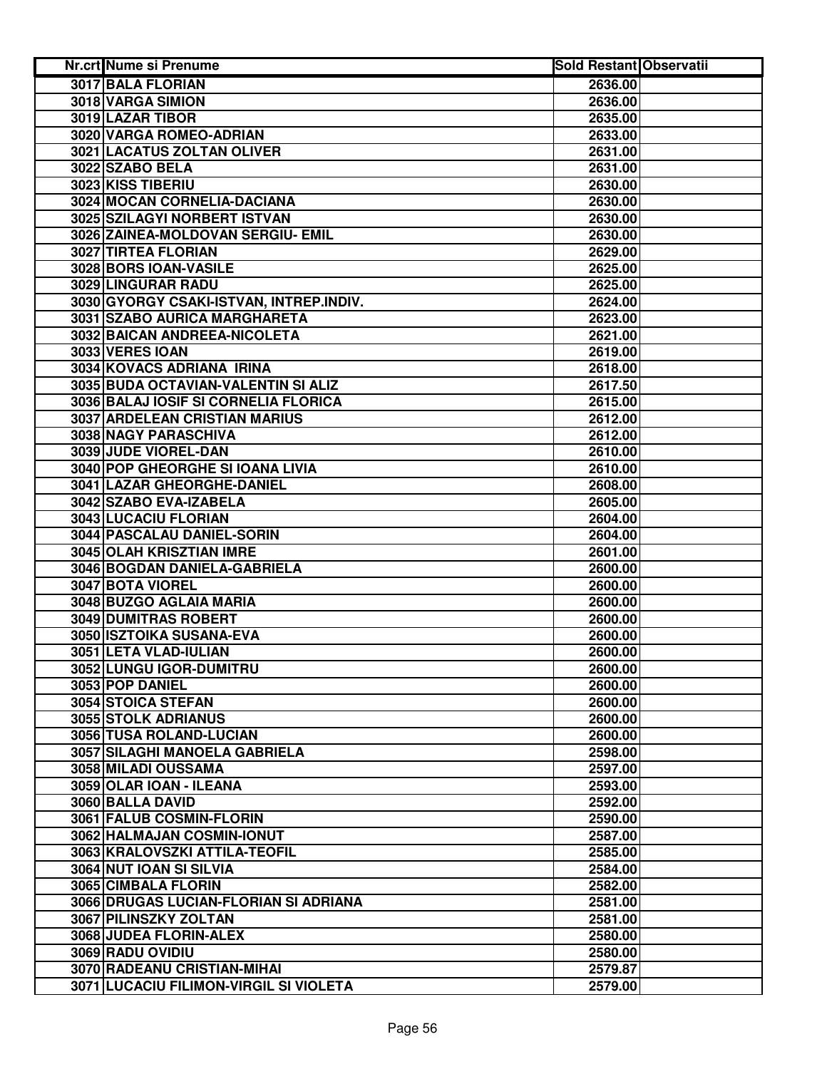| Nr.crt | Nume si Prenume | Sold Restant | Observatii |
|---|---|---|---|
| 3017 | BALA FLORIAN | 2636.00 | |
| 3018 | VARGA SIMION | 2636.00 | |
| 3019 | LAZAR TIBOR | 2635.00 | |
| 3020 | VARGA ROMEO-ADRIAN | 2633.00 | |
| 3021 | LACATUS ZOLTAN OLIVER | 2631.00 | |
| 3022 | SZABO BELA | 2631.00 | |
| 3023 | KISS TIBERIU | 2630.00 | |
| 3024 | MOCAN CORNELIA-DACIANA | 2630.00 | |
| 3025 | SZILAGYI NORBERT ISTVAN | 2630.00 | |
| 3026 | ZAINEA-MOLDOVAN SERGIU- EMIL | 2630.00 | |
| 3027 | TIRTEA FLORIAN | 2629.00 | |
| 3028 | BORS IOAN-VASILE | 2625.00 | |
| 3029 | LINGURAR RADU | 2625.00 | |
| 3030 | GYORGY CSAKI-ISTVAN, INTREP.INDIV. | 2624.00 | |
| 3031 | SZABO AURICA MARGHARETA | 2623.00 | |
| 3032 | BAICAN ANDREEA-NICOLETA | 2621.00 | |
| 3033 | VERES IOAN | 2619.00 | |
| 3034 | KOVACS ADRIANA IRINA | 2618.00 | |
| 3035 | BUDA OCTAVIAN-VALENTIN SI ALIZ | 2617.50 | |
| 3036 | BALAJ IOSIF SI CORNELIA FLORICA | 2615.00 | |
| 3037 | ARDELEAN CRISTIAN MARIUS | 2612.00 | |
| 3038 | NAGY PARASCHIVA | 2612.00 | |
| 3039 | JUDE VIOREL-DAN | 2610.00 | |
| 3040 | POP GHEORGHE SI IOANA LIVIA | 2610.00 | |
| 3041 | LAZAR GHEORGHE-DANIEL | 2608.00 | |
| 3042 | SZABO EVA-IZABELA | 2605.00 | |
| 3043 | LUCACIU FLORIAN | 2604.00 | |
| 3044 | PASCALAU DANIEL-SORIN | 2604.00 | |
| 3045 | OLAH KRISZTIAN IMRE | 2601.00 | |
| 3046 | BOGDAN DANIELA-GABRIELA | 2600.00 | |
| 3047 | BOTA VIOREL | 2600.00 | |
| 3048 | BUZGO AGLAIA MARIA | 2600.00 | |
| 3049 | DUMITRAS ROBERT | 2600.00 | |
| 3050 | ISZTOIKA SUSANA-EVA | 2600.00 | |
| 3051 | LETA VLAD-IULIAN | 2600.00 | |
| 3052 | LUNGU IGOR-DUMITRU | 2600.00 | |
| 3053 | POP DANIEL | 2600.00 | |
| 3054 | STOICA STEFAN | 2600.00 | |
| 3055 | STOLK ADRIANUS | 2600.00 | |
| 3056 | TUSA ROLAND-LUCIAN | 2600.00 | |
| 3057 | SILAGHI MANOELA GABRIELA | 2598.00 | |
| 3058 | MILADI OUSSAMA | 2597.00 | |
| 3059 | OLAR IOAN - ILEANA | 2593.00 | |
| 3060 | BALLA DAVID | 2592.00 | |
| 3061 | FALUB COSMIN-FLORIN | 2590.00 | |
| 3062 | HALMAJAN COSMIN-IONUT | 2587.00 | |
| 3063 | KRALOVSZKI ATTILA-TEOFIL | 2585.00 | |
| 3064 | NUT IOAN SI SILVIA | 2584.00 | |
| 3065 | CIMBALA FLORIN | 2582.00 | |
| 3066 | DRUGAS LUCIAN-FLORIAN SI ADRIANA | 2581.00 | |
| 3067 | PILINSZKY ZOLTAN | 2581.00 | |
| 3068 | JUDEA FLORIN-ALEX | 2580.00 | |
| 3069 | RADU OVIDIU | 2580.00 | |
| 3070 | RADEANU CRISTIAN-MIHAI | 2579.87 | |
| 3071 | LUCACIU FILIMON-VIRGIL SI VIOLETA | 2579.00 | |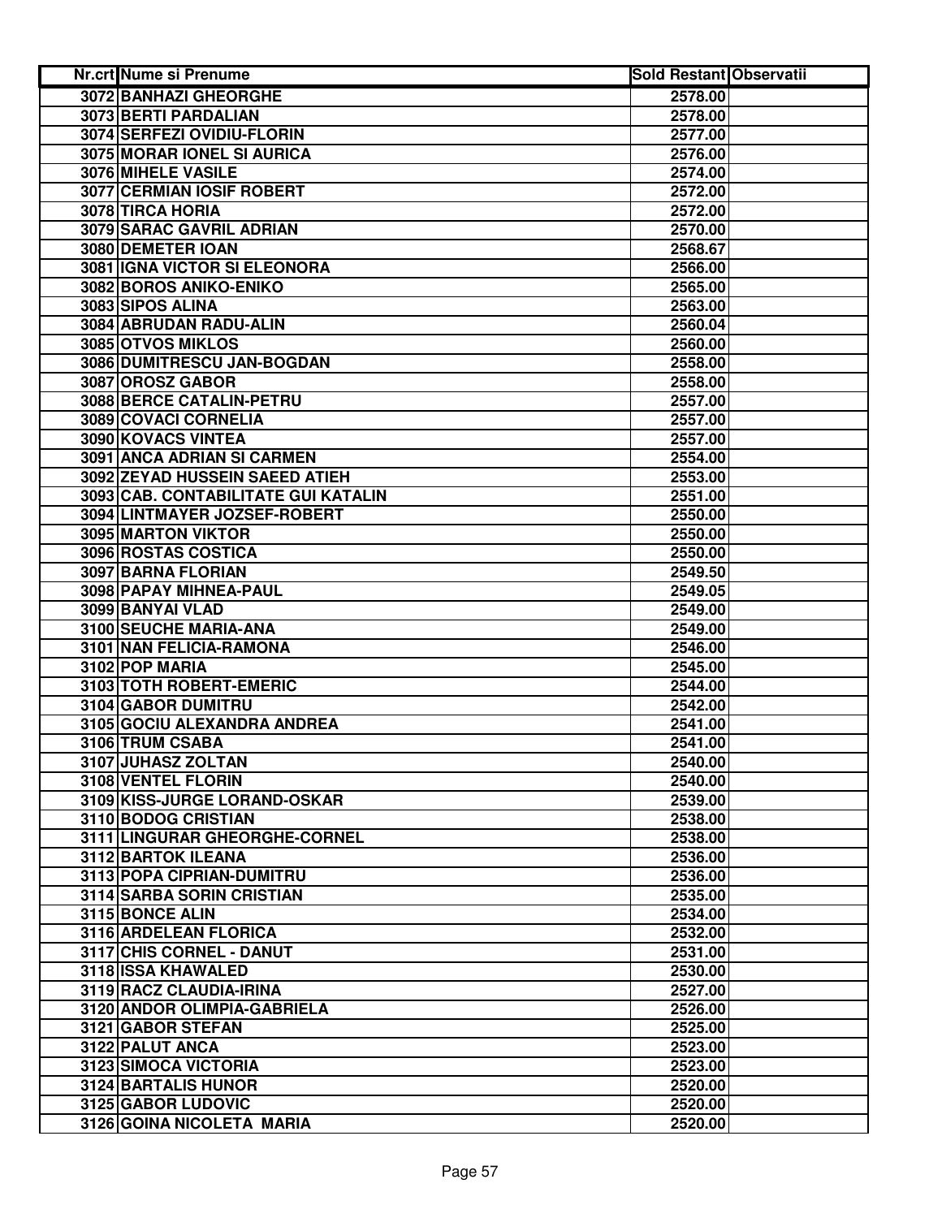| Nr.crt | Nume si Prenume | Sold Restant | Observatii |
|---|---|---|---|
| 3072 | BANHAZI GHEORGHE | 2578.00 | |
| 3073 | BERTI PARDALIAN | 2578.00 | |
| 3074 | SERFEZI OVIDIU-FLORIN | 2577.00 | |
| 3075 | MORAR IONEL SI AURICA | 2576.00 | |
| 3076 | MIHELE VASILE | 2574.00 | |
| 3077 | CERMIAN IOSIF ROBERT | 2572.00 | |
| 3078 | TIRCA HORIA | 2572.00 | |
| 3079 | SARAC GAVRIL ADRIAN | 2570.00 | |
| 3080 | DEMETER IOAN | 2568.67 | |
| 3081 | IGNA VICTOR SI ELEONORA | 2566.00 | |
| 3082 | BOROS ANIKO-ENIKO | 2565.00 | |
| 3083 | SIPOS ALINA | 2563.00 | |
| 3084 | ABRUDAN RADU-ALIN | 2560.04 | |
| 3085 | OTVOS MIKLOS | 2560.00 | |
| 3086 | DUMITRESCU JAN-BOGDAN | 2558.00 | |
| 3087 | OROSZ GABOR | 2558.00 | |
| 3088 | BERCE CATALIN-PETRU | 2557.00 | |
| 3089 | COVACI CORNELIA | 2557.00 | |
| 3090 | KOVACS VINTEA | 2557.00 | |
| 3091 | ANCA ADRIAN SI CARMEN | 2554.00 | |
| 3092 | ZEYAD HUSSEIN SAEED ATIEH | 2553.00 | |
| 3093 | CAB. CONTABILITATE GUI KATALIN | 2551.00 | |
| 3094 | LINTMAYER JOZSEF-ROBERT | 2550.00 | |
| 3095 | MARTON VIKTOR | 2550.00 | |
| 3096 | ROSTAS COSTICA | 2550.00 | |
| 3097 | BARNA FLORIAN | 2549.50 | |
| 3098 | PAPAY MIHNEA-PAUL | 2549.05 | |
| 3099 | BANYAI VLAD | 2549.00 | |
| 3100 | SEUCHE MARIA-ANA | 2549.00 | |
| 3101 | NAN FELICIA-RAMONA | 2546.00 | |
| 3102 | POP MARIA | 2545.00 | |
| 3103 | TOTH ROBERT-EMERIC | 2544.00 | |
| 3104 | GABOR DUMITRU | 2542.00 | |
| 3105 | GOCIU ALEXANDRA ANDREA | 2541.00 | |
| 3106 | TRUM CSABA | 2541.00 | |
| 3107 | JUHASZ ZOLTAN | 2540.00 | |
| 3108 | VENTEL FLORIN | 2540.00 | |
| 3109 | KISS-JURGE LORAND-OSKAR | 2539.00 | |
| 3110 | BODOG CRISTIAN | 2538.00 | |
| 3111 | LINGURAR GHEORGHE-CORNEL | 2538.00 | |
| 3112 | BARTOK ILEANA | 2536.00 | |
| 3113 | POPA CIPRIAN-DUMITRU | 2536.00 | |
| 3114 | SARBA SORIN CRISTIAN | 2535.00 | |
| 3115 | BONCE ALIN | 2534.00 | |
| 3116 | ARDELEAN FLORICA | 2532.00 | |
| 3117 | CHIS CORNEL - DANUT | 2531.00 | |
| 3118 | ISSA KHAWALED | 2530.00 | |
| 3119 | RACZ CLAUDIA-IRINA | 2527.00 | |
| 3120 | ANDOR OLIMPIA-GABRIELA | 2526.00 | |
| 3121 | GABOR STEFAN | 2525.00 | |
| 3122 | PALUT ANCA | 2523.00 | |
| 3123 | SIMOCA VICTORIA | 2523.00 | |
| 3124 | BARTALIS HUNOR | 2520.00 | |
| 3125 | GABOR LUDOVIC | 2520.00 | |
| 3126 | GOINA NICOLETA MARIA | 2520.00 | |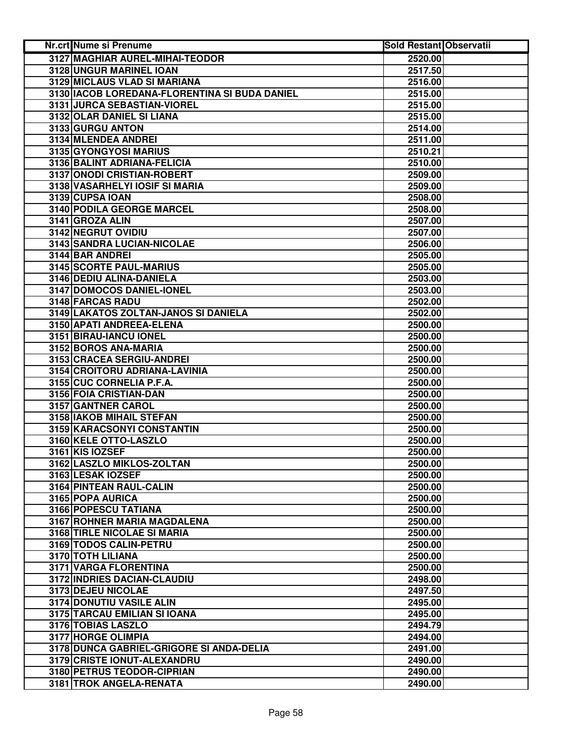| Nr.crt | Nume si Prenume | Sold Restant | Observatii |
|---|---|---|---|
| 3127 | MAGHIAR AUREL-MIHAI-TEODOR | 2520.00 | |
| 3128 | UNGUR MARINEL IOAN | 2517.50 | |
| 3129 | MICLAUS VLAD SI MARIANA | 2516.00 | |
| 3130 | IACOB LOREDANA-FLORENTINA SI BUDA DANIEL | 2515.00 | |
| 3131 | JURCA SEBASTIAN-VIOREL | 2515.00 | |
| 3132 | OLAR DANIEL SI LIANA | 2515.00 | |
| 3133 | GURGU ANTON | 2514.00 | |
| 3134 | MLENDEA ANDREI | 2511.00 | |
| 3135 | GYONGYOSI MARIUS | 2510.21 | |
| 3136 | BALINT ADRIANA-FELICIA | 2510.00 | |
| 3137 | ONODI CRISTIAN-ROBERT | 2509.00 | |
| 3138 | VASARHELYI IOSIF SI MARIA | 2509.00 | |
| 3139 | CUPSA IOAN | 2508.00 | |
| 3140 | PODILA GEORGE MARCEL | 2508.00 | |
| 3141 | GROZA ALIN | 2507.00 | |
| 3142 | NEGRUT OVIDIU | 2507.00 | |
| 3143 | SANDRA LUCIAN-NICOLAE | 2506.00 | |
| 3144 | BAR ANDREI | 2505.00 | |
| 3145 | SCORTE PAUL-MARIUS | 2505.00 | |
| 3146 | DEDIU ALINA-DANIELA | 2503.00 | |
| 3147 | DOMOCOS DANIEL-IONEL | 2503.00 | |
| 3148 | FARCAS RADU | 2502.00 | |
| 3149 | LAKATOS ZOLTAN-JANOS SI DANIELA | 2502.00 | |
| 3150 | APATI ANDREEA-ELENA | 2500.00 | |
| 3151 | BIRAU-IANCU IONEL | 2500.00 | |
| 3152 | BOROS ANA-MARIA | 2500.00 | |
| 3153 | CRACEA SERGIU-ANDREI | 2500.00 | |
| 3154 | CROITORU ADRIANA-LAVINIA | 2500.00 | |
| 3155 | CUC CORNELIA P.F.A. | 2500.00 | |
| 3156 | FOIA CRISTIAN-DAN | 2500.00 | |
| 3157 | GANTNER CAROL | 2500.00 | |
| 3158 | IAKOB MIHAIL STEFAN | 2500.00 | |
| 3159 | KARACSONYI CONSTANTIN | 2500.00 | |
| 3160 | KELE OTTO-LASZLO | 2500.00 | |
| 3161 | KIS IOZSEF | 2500.00 | |
| 3162 | LASZLO MIKLOS-ZOLTAN | 2500.00 | |
| 3163 | LESAK IOZSEF | 2500.00 | |
| 3164 | PINTEAN RAUL-CALIN | 2500.00 | |
| 3165 | POPA AURICA | 2500.00 | |
| 3166 | POPESCU TATIANA | 2500.00 | |
| 3167 | ROHNER MARIA MAGDALENA | 2500.00 | |
| 3168 | TIRLE NICOLAE SI MARIA | 2500.00 | |
| 3169 | TODOS CALIN-PETRU | 2500.00 | |
| 3170 | TOTH LILIANA | 2500.00 | |
| 3171 | VARGA FLORENTINA | 2500.00 | |
| 3172 | INDRIES DACIAN-CLAUDIU | 2498.00 | |
| 3173 | DEJEU NICOLAE | 2497.50 | |
| 3174 | DONUTIU VASILE ALIN | 2495.00 | |
| 3175 | TARCAU EMILIAN SI IOANA | 2495.00 | |
| 3176 | TOBIAS LASZLO | 2494.79 | |
| 3177 | HORGE OLIMPIA | 2494.00 | |
| 3178 | DUNCA GABRIEL-GRIGORE SI ANDA-DELIA | 2491.00 | |
| 3179 | CRISTE IONUT-ALEXANDRU | 2490.00 | |
| 3180 | PETRUS TEODOR-CIPRIAN | 2490.00 | |
| 3181 | TROK ANGELA-RENATA | 2490.00 | |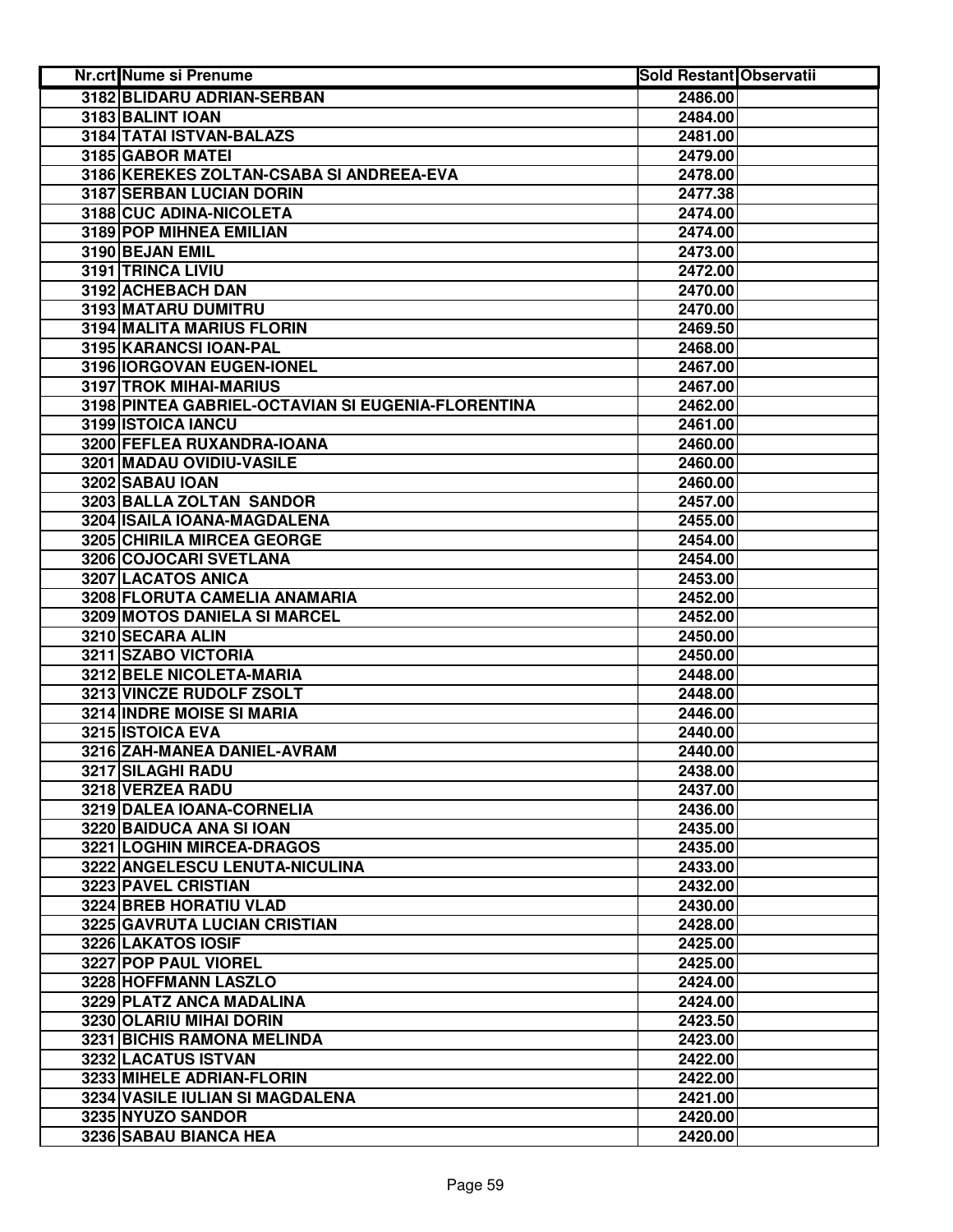| Nr.crt | Nume si Prenume | Sold Restant | Observatii |
|---|---|---|---|
| 3182 | BLIDARU ADRIAN-SERBAN | 2486.00 | |
| 3183 | BALINT IOAN | 2484.00 | |
| 3184 | TATAI ISTVAN-BALAZS | 2481.00 | |
| 3185 | GABOR MATEI | 2479.00 | |
| 3186 | KEREKES ZOLTAN-CSABA SI ANDREEA-EVA | 2478.00 | |
| 3187 | SERBAN LUCIAN DORIN | 2477.38 | |
| 3188 | CUC ADINA-NICOLETA | 2474.00 | |
| 3189 | POP MIHNEA EMILIAN | 2474.00 | |
| 3190 | BEJAN EMIL | 2473.00 | |
| 3191 | TRINCA LIVIU | 2472.00 | |
| 3192 | ACHEBACH DAN | 2470.00 | |
| 3193 | MATARU DUMITRU | 2470.00 | |
| 3194 | MALITA MARIUS FLORIN | 2469.50 | |
| 3195 | KARANCSI IOAN-PAL | 2468.00 | |
| 3196 | IORGOVAN EUGEN-IONEL | 2467.00 | |
| 3197 | TROK MIHAI-MARIUS | 2467.00 | |
| 3198 | PINTEA GABRIEL-OCTAVIAN SI EUGENIA-FLORENTINA | 2462.00 | |
| 3199 | ISTOICA IANCU | 2461.00 | |
| 3200 | FEFLEA RUXANDRA-IOANA | 2460.00 | |
| 3201 | MADAU OVIDIU-VASILE | 2460.00 | |
| 3202 | SABAU IOAN | 2460.00 | |
| 3203 | BALLA ZOLTAN SANDOR | 2457.00 | |
| 3204 | ISAILA IOANA-MAGDALENA | 2455.00 | |
| 3205 | CHIRILA MIRCEA GEORGE | 2454.00 | |
| 3206 | COJOCARI SVETLANA | 2454.00 | |
| 3207 | LACATOS ANICA | 2453.00 | |
| 3208 | FLORUTA CAMELIA ANAMARIA | 2452.00 | |
| 3209 | MOTOS DANIELA SI MARCEL | 2452.00 | |
| 3210 | SECARA ALIN | 2450.00 | |
| 3211 | SZABO VICTORIA | 2450.00 | |
| 3212 | BELE NICOLETA-MARIA | 2448.00 | |
| 3213 | VINCZE RUDOLF ZSOLT | 2448.00 | |
| 3214 | INDRE MOISE SI MARIA | 2446.00 | |
| 3215 | ISTOICA EVA | 2440.00 | |
| 3216 | ZAH-MANEA DANIEL-AVRAM | 2440.00 | |
| 3217 | SILAGHI RADU | 2438.00 | |
| 3218 | VERZEA RADU | 2437.00 | |
| 3219 | DALEA IOANA-CORNELIA | 2436.00 | |
| 3220 | BAIDUCA ANA SI IOAN | 2435.00 | |
| 3221 | LOGHIN MIRCEA-DRAGOS | 2435.00 | |
| 3222 | ANGELESCU LENUTA-NICULINA | 2433.00 | |
| 3223 | PAVEL CRISTIAN | 2432.00 | |
| 3224 | BREB HORATIU VLAD | 2430.00 | |
| 3225 | GAVRUTA LUCIAN CRISTIAN | 2428.00 | |
| 3226 | LAKATOS IOSIF | 2425.00 | |
| 3227 | POP PAUL VIOREL | 2425.00 | |
| 3228 | HOFFMANN LASZLO | 2424.00 | |
| 3229 | PLATZ ANCA MADALINA | 2424.00 | |
| 3230 | OLARIU MIHAI DORIN | 2423.50 | |
| 3231 | BICHIS RAMONA MELINDA | 2423.00 | |
| 3232 | LACATUS ISTVAN | 2422.00 | |
| 3233 | MIHELE ADRIAN-FLORIN | 2422.00 | |
| 3234 | VASILE IULIAN SI MAGDALENA | 2421.00 | |
| 3235 | NYUZO SANDOR | 2420.00 | |
| 3236 | SABAU BIANCA HEA | 2420.00 | |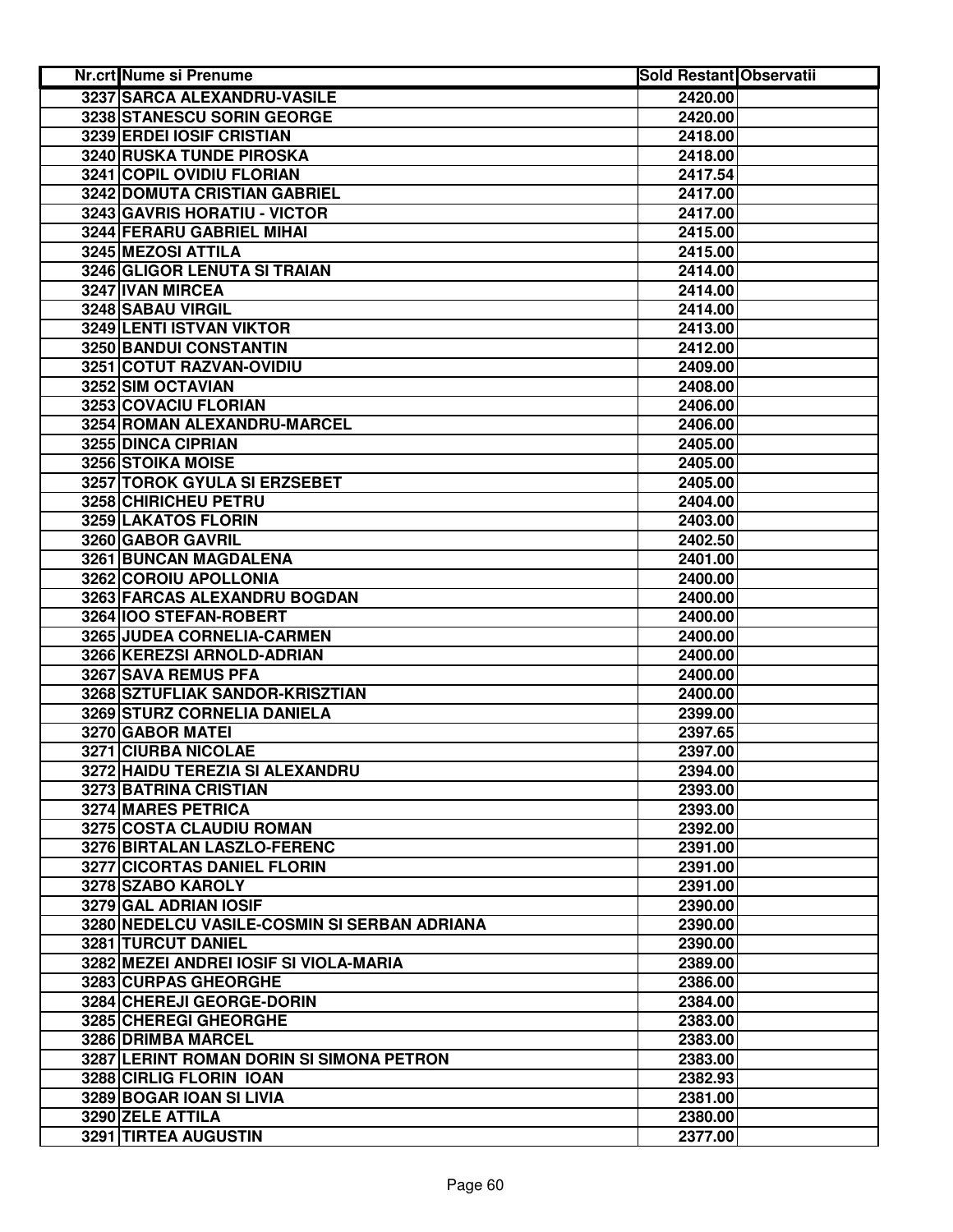| Nr.crt | Nume si Prenume | Sold Restant | Observatii |
|---|---|---|---|
| 3237 | SARCA ALEXANDRU-VASILE | 2420.00 | |
| 3238 | STANESCU SORIN GEORGE | 2420.00 | |
| 3239 | ERDEI IOSIF CRISTIAN | 2418.00 | |
| 3240 | RUSKA TUNDE PIROSKA | 2418.00 | |
| 3241 | COPIL OVIDIU FLORIAN | 2417.54 | |
| 3242 | DOMUTA CRISTIAN GABRIEL | 2417.00 | |
| 3243 | GAVRIS HORATIU - VICTOR | 2417.00 | |
| 3244 | FERARU GABRIEL MIHAI | 2415.00 | |
| 3245 | MEZOSI ATTILA | 2415.00 | |
| 3246 | GLIGOR LENUTA SI TRAIAN | 2414.00 | |
| 3247 | IVAN MIRCEA | 2414.00 | |
| 3248 | SABAU VIRGIL | 2414.00 | |
| 3249 | LENTI ISTVAN VIKTOR | 2413.00 | |
| 3250 | BANDUI CONSTANTIN | 2412.00 | |
| 3251 | COTUT RAZVAN-OVIDIU | 2409.00 | |
| 3252 | SIM OCTAVIAN | 2408.00 | |
| 3253 | COVACIU FLORIAN | 2406.00 | |
| 3254 | ROMAN ALEXANDRU-MARCEL | 2406.00 | |
| 3255 | DINCA CIPRIAN | 2405.00 | |
| 3256 | STOIKA MOISE | 2405.00 | |
| 3257 | TOROK GYULA SI ERZSEBET | 2405.00 | |
| 3258 | CHIRICHEU PETRU | 2404.00 | |
| 3259 | LAKATOS FLORIN | 2403.00 | |
| 3260 | GABOR GAVRIL | 2402.50 | |
| 3261 | BUNCAN MAGDALENA | 2401.00 | |
| 3262 | COROIU APOLLONIA | 2400.00 | |
| 3263 | FARCAS ALEXANDRU BOGDAN | 2400.00 | |
| 3264 | IOO STEFAN-ROBERT | 2400.00 | |
| 3265 | JUDEA CORNELIA-CARMEN | 2400.00 | |
| 3266 | KEREZSI ARNOLD-ADRIAN | 2400.00 | |
| 3267 | SAVA REMUS PFA | 2400.00 | |
| 3268 | SZTUFLIAK SANDOR-KRISZTIAN | 2400.00 | |
| 3269 | STURZ CORNELIA DANIELA | 2399.00 | |
| 3270 | GABOR MATEI | 2397.65 | |
| 3271 | CIURBA NICOLAE | 2397.00 | |
| 3272 | HAIDU TEREZIA SI ALEXANDRU | 2394.00 | |
| 3273 | BATRINA CRISTIAN | 2393.00 | |
| 3274 | MARES PETRICA | 2393.00 | |
| 3275 | COSTA CLAUDIU ROMAN | 2392.00 | |
| 3276 | BIRTALAN LASZLO-FERENC | 2391.00 | |
| 3277 | CICORTAS DANIEL FLORIN | 2391.00 | |
| 3278 | SZABO KAROLY | 2391.00 | |
| 3279 | GAL ADRIAN IOSIF | 2390.00 | |
| 3280 | NEDELCU VASILE-COSMIN SI SERBAN ADRIANA | 2390.00 | |
| 3281 | TURCUT DANIEL | 2390.00 | |
| 3282 | MEZEI ANDREI IOSIF SI VIOLA-MARIA | 2389.00 | |
| 3283 | CURPAS GHEORGHE | 2386.00 | |
| 3284 | CHEREJI GEORGE-DORIN | 2384.00 | |
| 3285 | CHEREGI GHEORGHE | 2383.00 | |
| 3286 | DRIMBA MARCEL | 2383.00 | |
| 3287 | LERINT ROMAN DORIN SI SIMONA PETRON | 2383.00 | |
| 3288 | CIRLIG FLORIN IOAN | 2382.93 | |
| 3289 | BOGAR IOAN SI LIVIA | 2381.00 | |
| 3290 | ZELE ATTILA | 2380.00 | |
| 3291 | TIRTEA AUGUSTIN | 2377.00 | |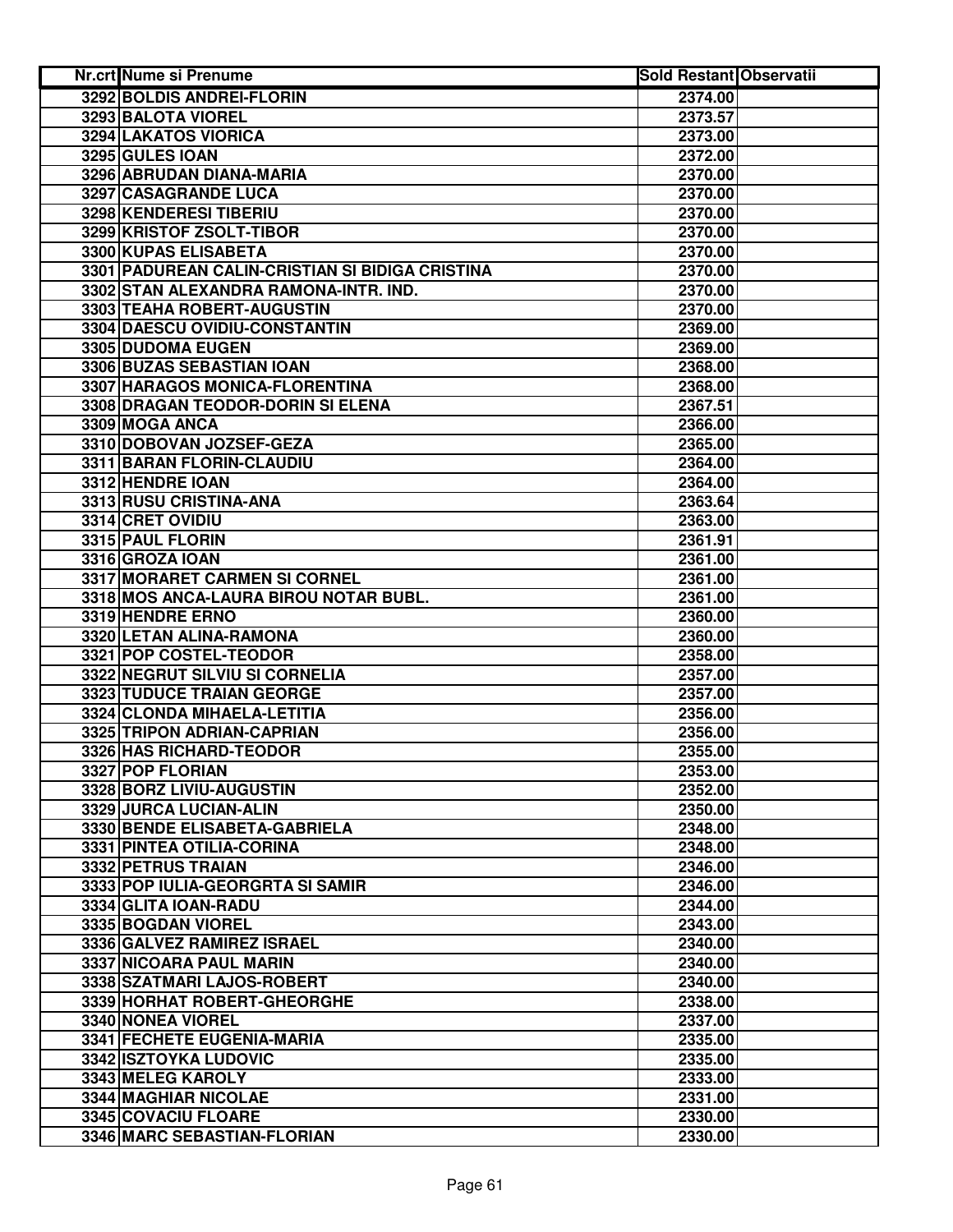| Nr.crt | Nume si Prenume | Sold Restant | Observatii |
|---|---|---|---|
| 3292 | BOLDIS ANDREI-FLORIN | 2374.00 | |
| 3293 | BALOTA VIOREL | 2373.57 | |
| 3294 | LAKATOS VIORICA | 2373.00 | |
| 3295 | GULES IOAN | 2372.00 | |
| 3296 | ABRUDAN DIANA-MARIA | 2370.00 | |
| 3297 | CASAGRANDE LUCA | 2370.00 | |
| 3298 | KENDERESI TIBERIU | 2370.00 | |
| 3299 | KRISTOF ZSOLT-TIBOR | 2370.00 | |
| 3300 | KUPAS ELISABETA | 2370.00 | |
| 3301 | PADUREAN CALIN-CRISTIAN SI BIDIGA CRISTINA | 2370.00 | |
| 3302 | STAN ALEXANDRA RAMONA-INTR. IND. | 2370.00 | |
| 3303 | TEAHA ROBERT-AUGUSTIN | 2370.00 | |
| 3304 | DAESCU OVIDIU-CONSTANTIN | 2369.00 | |
| 3305 | DUDOMA EUGEN | 2369.00 | |
| 3306 | BUZAS SEBASTIAN IOAN | 2368.00 | |
| 3307 | HARAGOS MONICA-FLORENTINA | 2368.00 | |
| 3308 | DRAGAN TEODOR-DORIN SI ELENA | 2367.51 | |
| 3309 | MOGA ANCA | 2366.00 | |
| 3310 | DOBOVAN JOZSEF-GEZA | 2365.00 | |
| 3311 | BARAN FLORIN-CLAUDIU | 2364.00 | |
| 3312 | HENDRE IOAN | 2364.00 | |
| 3313 | RUSU CRISTINA-ANA | 2363.64 | |
| 3314 | CRET OVIDIU | 2363.00 | |
| 3315 | PAUL FLORIN | 2361.91 | |
| 3316 | GROZA IOAN | 2361.00 | |
| 3317 | MORARET CARMEN SI CORNEL | 2361.00 | |
| 3318 | MOS ANCA-LAURA BIROU NOTAR BUBL. | 2361.00 | |
| 3319 | HENDRE ERNO | 2360.00 | |
| 3320 | LETAN ALINA-RAMONA | 2360.00 | |
| 3321 | POP COSTEL-TEODOR | 2358.00 | |
| 3322 | NEGRUT SILVIU SI CORNELIA | 2357.00 | |
| 3323 | TUDUCE TRAIAN GEORGE | 2357.00 | |
| 3324 | CLONDA MIHAELA-LETITIA | 2356.00 | |
| 3325 | TRIPON ADRIAN-CAPRIAN | 2356.00 | |
| 3326 | HAS RICHARD-TEODOR | 2355.00 | |
| 3327 | POP FLORIAN | 2353.00 | |
| 3328 | BORZ LIVIU-AUGUSTIN | 2352.00 | |
| 3329 | JURCA LUCIAN-ALIN | 2350.00 | |
| 3330 | BENDE ELISABETA-GABRIELA | 2348.00 | |
| 3331 | PINTEA OTILIA-CORINA | 2348.00 | |
| 3332 | PETRUS TRAIAN | 2346.00 | |
| 3333 | POP IULIA-GEORGRTA SI SAMIR | 2346.00 | |
| 3334 | GLITA IOAN-RADU | 2344.00 | |
| 3335 | BOGDAN VIOREL | 2343.00 | |
| 3336 | GALVEZ RAMIREZ ISRAEL | 2340.00 | |
| 3337 | NICOARA PAUL MARIN | 2340.00 | |
| 3338 | SZATMARI LAJOS-ROBERT | 2340.00 | |
| 3339 | HORHAT ROBERT-GHEORGHE | 2338.00 | |
| 3340 | NONEA VIOREL | 2337.00 | |
| 3341 | FECHETE EUGENIA-MARIA | 2335.00 | |
| 3342 | ISZTOYKA LUDOVIC | 2335.00 | |
| 3343 | MELEG KAROLY | 2333.00 | |
| 3344 | MAGHIAR NICOLAE | 2331.00 | |
| 3345 | COVACIU FLOARE | 2330.00 | |
| 3346 | MARC SEBASTIAN-FLORIAN | 2330.00 | |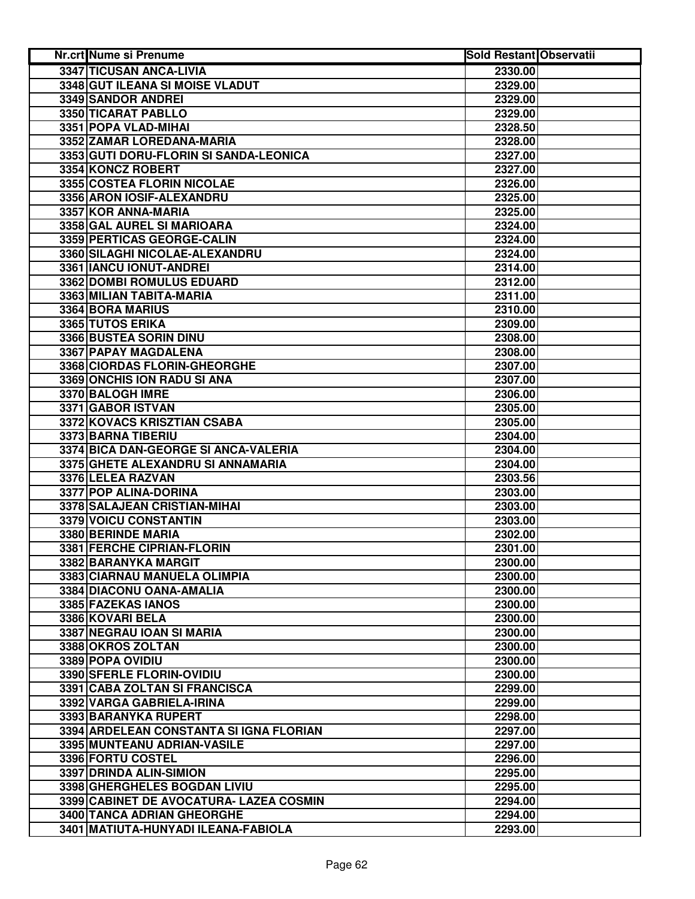| Nr.crt | Nume si Prenume | Sold Restant | Observatii |
|---|---|---|---|
| 3347 | TICUSAN ANCA-LIVIA | 2330.00 | |
| 3348 | GUT ILEANA SI MOISE VLADUT | 2329.00 | |
| 3349 | SANDOR ANDREI | 2329.00 | |
| 3350 | TICARAT PABLLO | 2329.00 | |
| 3351 | POPA VLAD-MIHAI | 2328.50 | |
| 3352 | ZAMAR LOREDANA-MARIA | 2328.00 | |
| 3353 | GUTI DORU-FLORIN SI SANDA-LEONICA | 2327.00 | |
| 3354 | KONCZ ROBERT | 2327.00 | |
| 3355 | COSTEA FLORIN NICOLAE | 2326.00 | |
| 3356 | ARON IOSIF-ALEXANDRU | 2325.00 | |
| 3357 | KOR ANNA-MARIA | 2325.00 | |
| 3358 | GAL AUREL SI MARIOARA | 2324.00 | |
| 3359 | PERTICAS GEORGE-CALIN | 2324.00 | |
| 3360 | SILAGHI NICOLAE-ALEXANDRU | 2324.00 | |
| 3361 | IANCU IONUT-ANDREI | 2314.00 | |
| 3362 | DOMBI ROMULUS EDUARD | 2312.00 | |
| 3363 | MILIAN TABITA-MARIA | 2311.00 | |
| 3364 | BORA MARIUS | 2310.00 | |
| 3365 | TUTOS ERIKA | 2309.00 | |
| 3366 | BUSTEA SORIN DINU | 2308.00 | |
| 3367 | PAPAY MAGDALENA | 2308.00 | |
| 3368 | CIORDAS FLORIN-GHEORGHE | 2307.00 | |
| 3369 | ONCHIS ION RADU SI ANA | 2307.00 | |
| 3370 | BALOGH IMRE | 2306.00 | |
| 3371 | GABOR ISTVAN | 2305.00 | |
| 3372 | KOVACS KRISZTIAN CSABA | 2305.00 | |
| 3373 | BARNA TIBERIU | 2304.00 | |
| 3374 | BICA DAN-GEORGE SI ANCA-VALERIA | 2304.00 | |
| 3375 | GHETE ALEXANDRU SI ANNAMARIA | 2304.00 | |
| 3376 | LELEA RAZVAN | 2303.56 | |
| 3377 | POP ALINA-DORINA | 2303.00 | |
| 3378 | SALAJEAN CRISTIAN-MIHAI | 2303.00 | |
| 3379 | VOICU CONSTANTIN | 2303.00 | |
| 3380 | BERINDE MARIA | 2302.00 | |
| 3381 | FERCHE CIPRIAN-FLORIN | 2301.00 | |
| 3382 | BARANYKA MARGIT | 2300.00 | |
| 3383 | CIARNAU MANUELA OLIMPIA | 2300.00 | |
| 3384 | DIACONU OANA-AMALIA | 2300.00 | |
| 3385 | FAZEKAS IANOS | 2300.00 | |
| 3386 | KOVARI BELA | 2300.00 | |
| 3387 | NEGRAU IOAN SI MARIA | 2300.00 | |
| 3388 | OKROS ZOLTAN | 2300.00 | |
| 3389 | POPA OVIDIU | 2300.00 | |
| 3390 | SFERLE FLORIN-OVIDIU | 2300.00 | |
| 3391 | CABA ZOLTAN SI FRANCISCA | 2299.00 | |
| 3392 | VARGA GABRIELA-IRINA | 2299.00 | |
| 3393 | BARANYKA RUPERT | 2298.00 | |
| 3394 | ARDELEAN CONSTANTA SI IGNA FLORIAN | 2297.00 | |
| 3395 | MUNTEANU ADRIAN-VASILE | 2297.00 | |
| 3396 | FORTU COSTEL | 2296.00 | |
| 3397 | DRINDA ALIN-SIMION | 2295.00 | |
| 3398 | GHERGHELES BOGDAN LIVIU | 2295.00 | |
| 3399 | CABINET DE AVOCATURA- LAZEA COSMIN | 2294.00 | |
| 3400 | TANCA ADRIAN GHEORGHE | 2294.00 | |
| 3401 | MATIUTA-HUNYADI ILEANA-FABIOLA | 2293.00 | |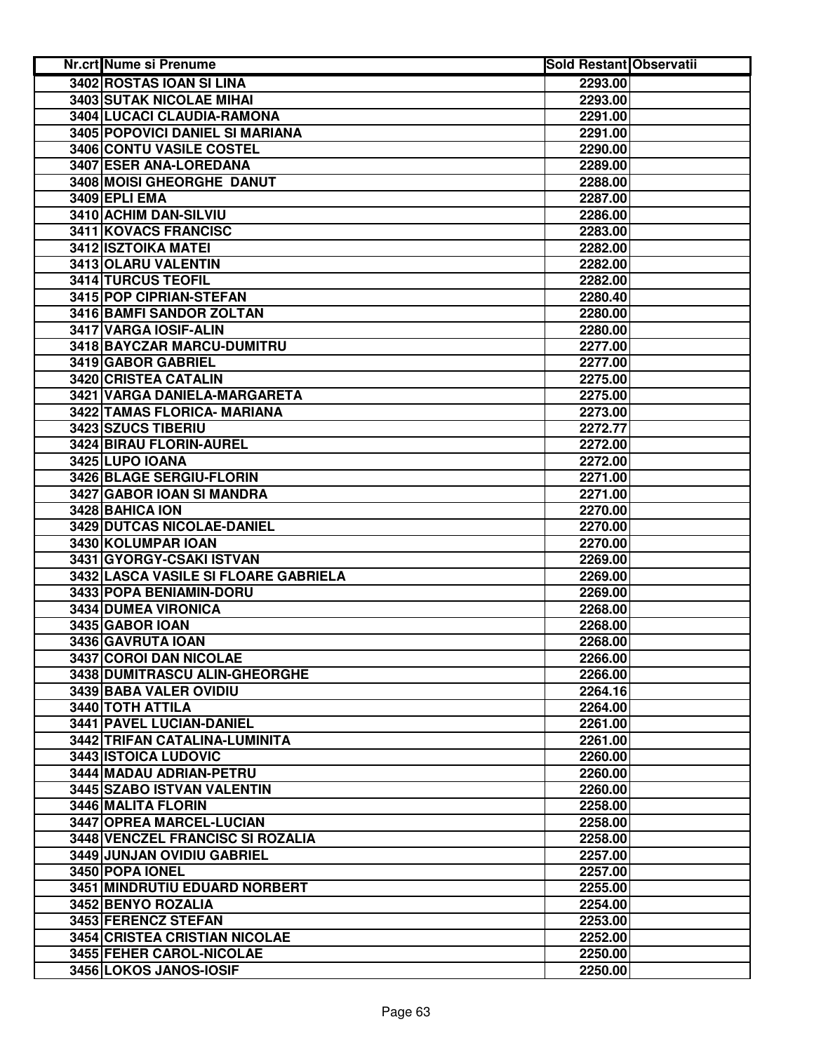| Nr.crt | Nume si Prenume | Sold Restant | Observatii |
|---|---|---|---|
| 3402 | ROSTAS IOAN SI LINA | 2293.00 | |
| 3403 | SUTAK NICOLAE MIHAI | 2293.00 | |
| 3404 | LUCACI CLAUDIA-RAMONA | 2291.00 | |
| 3405 | POPOVICI DANIEL SI MARIANA | 2291.00 | |
| 3406 | CONTU VASILE COSTEL | 2290.00 | |
| 3407 | ESER ANA-LOREDANA | 2289.00 | |
| 3408 | MOISI GHEORGHE DANUT | 2288.00 | |
| 3409 | EPLI EMA | 2287.00 | |
| 3410 | ACHIM DAN-SILVIU | 2286.00 | |
| 3411 | KOVACS FRANCISC | 2283.00 | |
| 3412 | ISZTOIKA MATEI | 2282.00 | |
| 3413 | OLARU VALENTIN | 2282.00 | |
| 3414 | TURCUS TEOFIL | 2282.00 | |
| 3415 | POP CIPRIAN-STEFAN | 2280.40 | |
| 3416 | BAMFI SANDOR ZOLTAN | 2280.00 | |
| 3417 | VARGA IOSIF-ALIN | 2280.00 | |
| 3418 | BAYCZAR MARCU-DUMITRU | 2277.00 | |
| 3419 | GABOR GABRIEL | 2277.00 | |
| 3420 | CRISTEA CATALIN | 2275.00 | |
| 3421 | VARGA DANIELA-MARGARETA | 2275.00 | |
| 3422 | TAMAS FLORICA- MARIANA | 2273.00 | |
| 3423 | SZUCS TIBERIU | 2272.77 | |
| 3424 | BIRAU FLORIN-AUREL | 2272.00 | |
| 3425 | LUPO IOANA | 2272.00 | |
| 3426 | BLAGE SERGIU-FLORIN | 2271.00 | |
| 3427 | GABOR IOAN SI MANDRA | 2271.00 | |
| 3428 | BAHICA ION | 2270.00 | |
| 3429 | DUTCAS NICOLAE-DANIEL | 2270.00 | |
| 3430 | KOLUMPAR IOAN | 2270.00 | |
| 3431 | GYORGY-CSAKI ISTVAN | 2269.00 | |
| 3432 | LASCA VASILE SI FLOARE GABRIELA | 2269.00 | |
| 3433 | POPA BENIAMIN-DORU | 2269.00 | |
| 3434 | DUMEA VIRONICA | 2268.00 | |
| 3435 | GABOR IOAN | 2268.00 | |
| 3436 | GAVRUTA IOAN | 2268.00 | |
| 3437 | COROI DAN NICOLAE | 2266.00 | |
| 3438 | DUMITRASCU ALIN-GHEORGHE | 2266.00 | |
| 3439 | BABA VALER OVIDIU | 2264.16 | |
| 3440 | TOTH ATTILA | 2264.00 | |
| 3441 | PAVEL LUCIAN-DANIEL | 2261.00 | |
| 3442 | TRIFAN CATALINA-LUMINITA | 2261.00 | |
| 3443 | ISTOICA LUDOVIC | 2260.00 | |
| 3444 | MADAU ADRIAN-PETRU | 2260.00 | |
| 3445 | SZABO ISTVAN VALENTIN | 2260.00 | |
| 3446 | MALITA FLORIN | 2258.00 | |
| 3447 | OPREA MARCEL-LUCIAN | 2258.00 | |
| 3448 | VENCZEL FRANCISC SI ROZALIA | 2258.00 | |
| 3449 | JUNJAN OVIDIU GABRIEL | 2257.00 | |
| 3450 | POPA IONEL | 2257.00 | |
| 3451 | MINDRUTIU EDUARD NORBERT | 2255.00 | |
| 3452 | BENYO ROZALIA | 2254.00 | |
| 3453 | FERENCZ STEFAN | 2253.00 | |
| 3454 | CRISTEA CRISTIAN NICOLAE | 2252.00 | |
| 3455 | FEHER CAROL-NICOLAE | 2250.00 | |
| 3456 | LOKOS JANOS-IOSIF | 2250.00 | |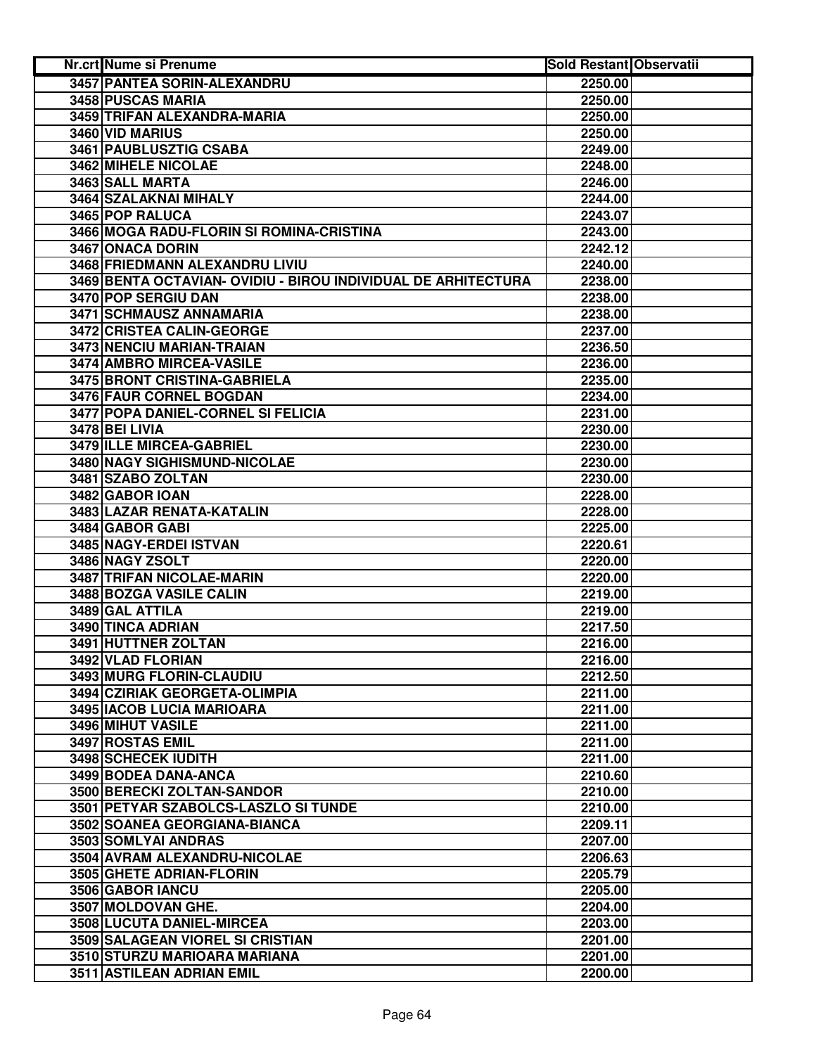| Nr.crt | Nume si Prenume | Sold Restant | Observatii |
|---|---|---|---|
| 3457 | PANTEA SORIN-ALEXANDRU | 2250.00 | |
| 3458 | PUSCAS MARIA | 2250.00 | |
| 3459 | TRIFAN ALEXANDRA-MARIA | 2250.00 | |
| 3460 | VID MARIUS | 2250.00 | |
| 3461 | PAUBLUSZTIG CSABA | 2249.00 | |
| 3462 | MIHELE NICOLAE | 2248.00 | |
| 3463 | SALL MARTA | 2246.00 | |
| 3464 | SZALAKNAI MIHALY | 2244.00 | |
| 3465 | POP RALUCA | 2243.07 | |
| 3466 | MOGA RADU-FLORIN SI ROMINA-CRISTINA | 2243.00 | |
| 3467 | ONACA DORIN | 2242.12 | |
| 3468 | FRIEDMANN ALEXANDRU LIVIU | 2240.00 | |
| 3469 | BENTA OCTAVIAN- OVIDIU - BIROU INDIVIDUAL DE ARHITECTURA | 2238.00 | |
| 3470 | POP SERGIU DAN | 2238.00 | |
| 3471 | SCHMAUSZ ANNAMARIA | 2238.00 | |
| 3472 | CRISTEA CALIN-GEORGE | 2237.00 | |
| 3473 | NENCIU MARIAN-TRAIAN | 2236.50 | |
| 3474 | AMBRO MIRCEA-VASILE | 2236.00 | |
| 3475 | BRONT CRISTINA-GABRIELA | 2235.00 | |
| 3476 | FAUR CORNEL BOGDAN | 2234.00 | |
| 3477 | POPA DANIEL-CORNEL SI FELICIA | 2231.00 | |
| 3478 | BEI LIVIA | 2230.00 | |
| 3479 | ILLE MIRCEA-GABRIEL | 2230.00 | |
| 3480 | NAGY SIGHISMUND-NICOLAE | 2230.00 | |
| 3481 | SZABO ZOLTAN | 2230.00 | |
| 3482 | GABOR IOAN | 2228.00 | |
| 3483 | LAZAR RENATA-KATALIN | 2228.00 | |
| 3484 | GABOR GABI | 2225.00 | |
| 3485 | NAGY-ERDEI ISTVAN | 2220.61 | |
| 3486 | NAGY ZSOLT | 2220.00 | |
| 3487 | TRIFAN NICOLAE-MARIN | 2220.00 | |
| 3488 | BOZGA VASILE CALIN | 2219.00 | |
| 3489 | GAL ATTILA | 2219.00 | |
| 3490 | TINCA ADRIAN | 2217.50 | |
| 3491 | HUTTNER ZOLTAN | 2216.00 | |
| 3492 | VLAD FLORIAN | 2216.00 | |
| 3493 | MURG FLORIN-CLAUDIU | 2212.50 | |
| 3494 | CZIRIAK GEORGETA-OLIMPIA | 2211.00 | |
| 3495 | IACOB LUCIA MARIOARA | 2211.00 | |
| 3496 | MIHUT VASILE | 2211.00 | |
| 3497 | ROSTAS EMIL | 2211.00 | |
| 3498 | SCHECEK IUDITH | 2211.00 | |
| 3499 | BODEA DANA-ANCA | 2210.60 | |
| 3500 | BERECKI ZOLTAN-SANDOR | 2210.00 | |
| 3501 | PETYAR SZABOLCS-LASZLO SI TUNDE | 2210.00 | |
| 3502 | SOANEA GEORGIANA-BIANCA | 2209.11 | |
| 3503 | SOMLYAI ANDRAS | 2207.00 | |
| 3504 | AVRAM ALEXANDRU-NICOLAE | 2206.63 | |
| 3505 | GHETE ADRIAN-FLORIN | 2205.79 | |
| 3506 | GABOR IANCU | 2205.00 | |
| 3507 | MOLDOVAN GHE. | 2204.00 | |
| 3508 | LUCUTA DANIEL-MIRCEA | 2203.00 | |
| 3509 | SALAGEAN VIOREL SI CRISTIAN | 2201.00 | |
| 3510 | STURZU MARIOARA MARIANA | 2201.00 | |
| 3511 | ASTILEAN ADRIAN EMIL | 2200.00 | |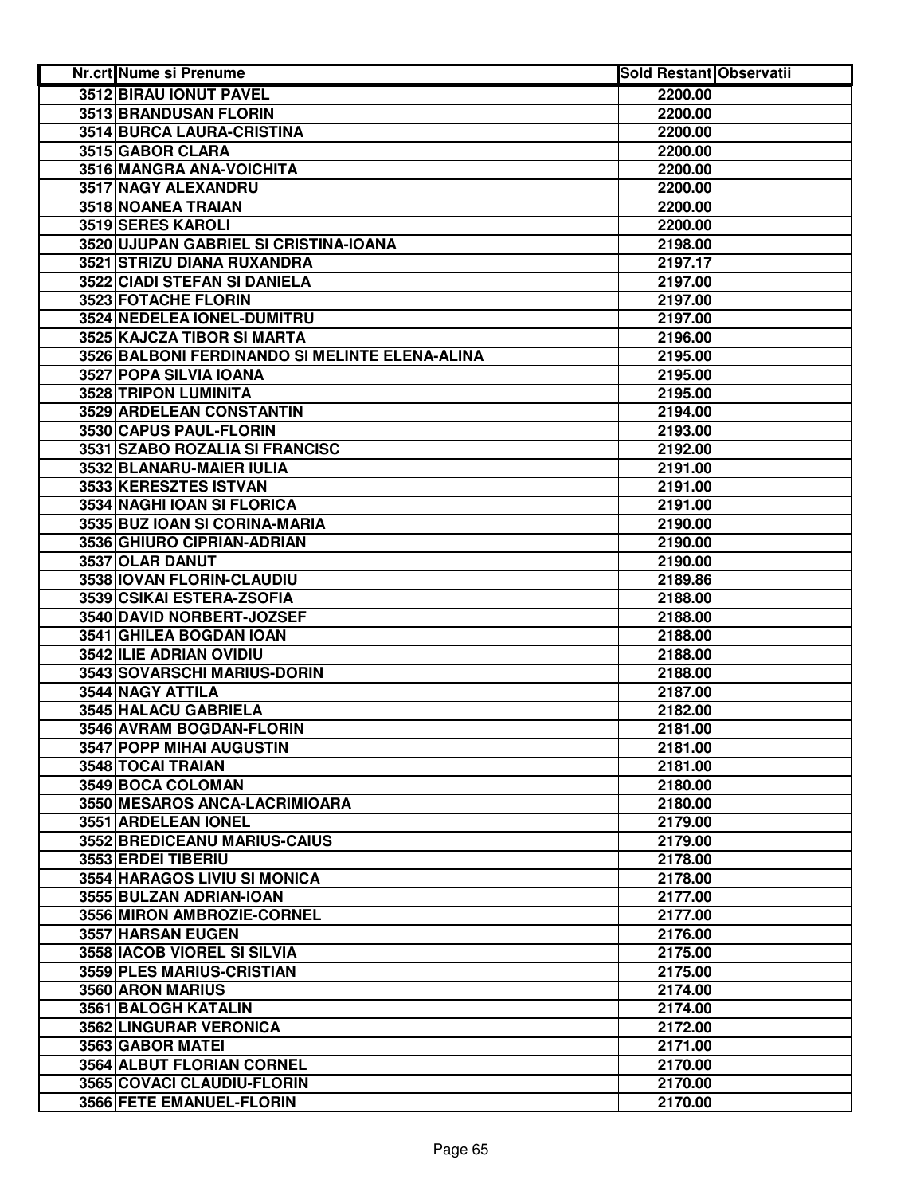| Nr.crt | Nume si Prenume | Sold Restant | Observatii |
|---|---|---|---|
| 3512 | BIRAU IONUT PAVEL | 2200.00 | |
| 3513 | BRANDUSAN FLORIN | 2200.00 | |
| 3514 | BURCA LAURA-CRISTINA | 2200.00 | |
| 3515 | GABOR CLARA | 2200.00 | |
| 3516 | MANGRA ANA-VOICHITA | 2200.00 | |
| 3517 | NAGY ALEXANDRU | 2200.00 | |
| 3518 | NOANEA TRAIAN | 2200.00 | |
| 3519 | SERES KAROLI | 2200.00 | |
| 3520 | UJUPAN GABRIEL SI CRISTINA-IOANA | 2198.00 | |
| 3521 | STRIZU DIANA RUXANDRA | 2197.17 | |
| 3522 | CIADI STEFAN SI DANIELA | 2197.00 | |
| 3523 | FOTACHE FLORIN | 2197.00 | |
| 3524 | NEDELEA IONEL-DUMITRU | 2197.00 | |
| 3525 | KAJCZA TIBOR SI MARTA | 2196.00 | |
| 3526 | BALBONI FERDINANDO SI MELINTE ELENA-ALINA | 2195.00 | |
| 3527 | POPA SILVIA IOANA | 2195.00 | |
| 3528 | TRIPON LUMINITA | 2195.00 | |
| 3529 | ARDELEAN CONSTANTIN | 2194.00 | |
| 3530 | CAPUS PAUL-FLORIN | 2193.00 | |
| 3531 | SZABO ROZALIA SI FRANCISC | 2192.00 | |
| 3532 | BLANARU-MAIER IULIA | 2191.00 | |
| 3533 | KERESZTES ISTVAN | 2191.00 | |
| 3534 | NAGHI IOAN SI FLORICA | 2191.00 | |
| 3535 | BUZ IOAN SI CORINA-MARIA | 2190.00 | |
| 3536 | GHIURO CIPRIAN-ADRIAN | 2190.00 | |
| 3537 | OLAR DANUT | 2190.00 | |
| 3538 | IOVAN FLORIN-CLAUDIU | 2189.86 | |
| 3539 | CSIKAI ESTERA-ZSOFIA | 2188.00 | |
| 3540 | DAVID NORBERT-JOZSEF | 2188.00 | |
| 3541 | GHILEA BOGDAN IOAN | 2188.00 | |
| 3542 | ILIE ADRIAN OVIDIU | 2188.00 | |
| 3543 | SOVARSCHI MARIUS-DORIN | 2188.00 | |
| 3544 | NAGY ATTILA | 2187.00 | |
| 3545 | HALACU GABRIELA | 2182.00 | |
| 3546 | AVRAM BOGDAN-FLORIN | 2181.00 | |
| 3547 | POPP MIHAI AUGUSTIN | 2181.00 | |
| 3548 | TOCAI TRAIAN | 2181.00 | |
| 3549 | BOCA COLOMAN | 2180.00 | |
| 3550 | MESAROS ANCA-LACRIMIOARA | 2180.00 | |
| 3551 | ARDELEAN IONEL | 2179.00 | |
| 3552 | BREDICEANU MARIUS-CAIUS | 2179.00 | |
| 3553 | ERDEI TIBERIU | 2178.00 | |
| 3554 | HARAGOS LIVIU SI MONICA | 2178.00 | |
| 3555 | BULZAN ADRIAN-IOAN | 2177.00 | |
| 3556 | MIRON AMBROZIE-CORNEL | 2177.00 | |
| 3557 | HARSAN EUGEN | 2176.00 | |
| 3558 | IACOB VIOREL SI SILVIA | 2175.00 | |
| 3559 | PLES MARIUS-CRISTIAN | 2175.00 | |
| 3560 | ARON MARIUS | 2174.00 | |
| 3561 | BALOGH KATALIN | 2174.00 | |
| 3562 | LINGURAR VERONICA | 2172.00 | |
| 3563 | GABOR MATEI | 2171.00 | |
| 3564 | ALBUT FLORIAN CORNEL | 2170.00 | |
| 3565 | COVACI CLAUDIU-FLORIN | 2170.00 | |
| 3566 | FETE EMANUEL-FLORIN | 2170.00 | |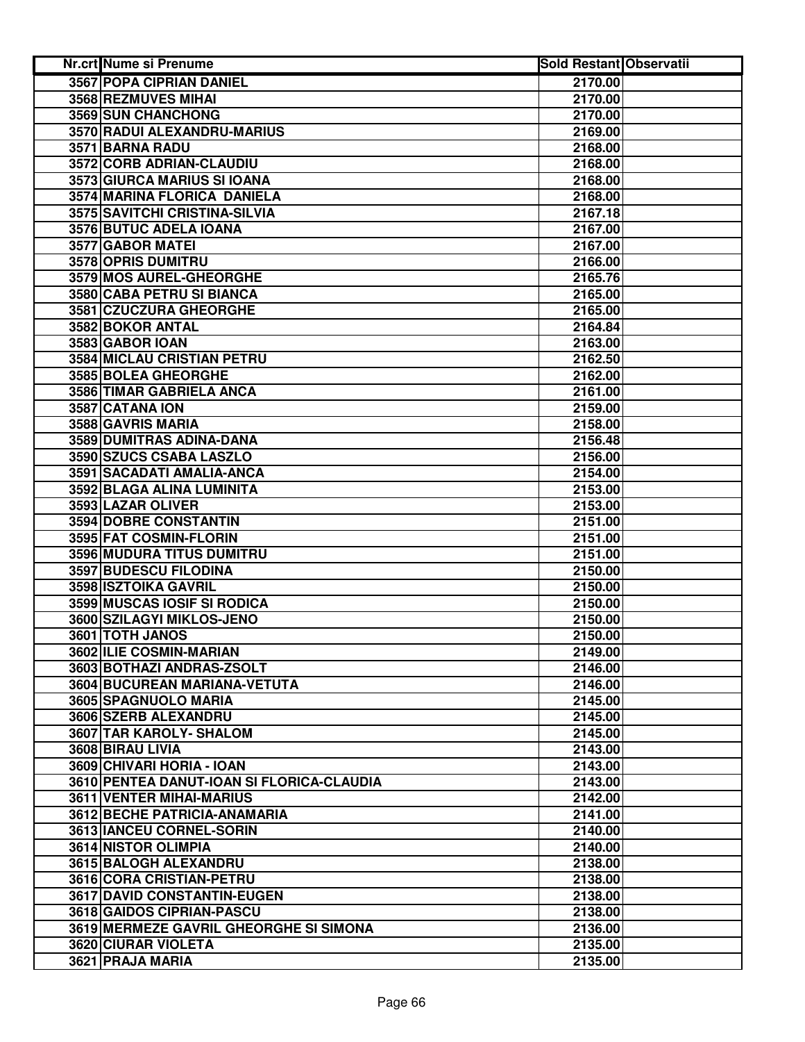| Nr.crt | Nume si Prenume | Sold Restant | Observatii |
|---|---|---|---|
| 3567 | POPA CIPRIAN DANIEL | 2170.00 | |
| 3568 | REZMUVES MIHAI | 2170.00 | |
| 3569 | SUN CHANCHONG | 2170.00 | |
| 3570 | RADUI ALEXANDRU-MARIUS | 2169.00 | |
| 3571 | BARNA RADU | 2168.00 | |
| 3572 | CORB ADRIAN-CLAUDIU | 2168.00 | |
| 3573 | GIURCA MARIUS SI IOANA | 2168.00 | |
| 3574 | MARINA FLORICA DANIELA | 2168.00 | |
| 3575 | SAVITCHI CRISTINA-SILVIA | 2167.18 | |
| 3576 | BUTUC ADELA IOANA | 2167.00 | |
| 3577 | GABOR MATEI | 2167.00 | |
| 3578 | OPRIS DUMITRU | 2166.00 | |
| 3579 | MOS AUREL-GHEORGHE | 2165.76 | |
| 3580 | CABA PETRU SI BIANCA | 2165.00 | |
| 3581 | CZUCZURA GHEORGHE | 2165.00 | |
| 3582 | BOKOR ANTAL | 2164.84 | |
| 3583 | GABOR IOAN | 2163.00 | |
| 3584 | MICLAU CRISTIAN PETRU | 2162.50 | |
| 3585 | BOLEA GHEORGHE | 2162.00 | |
| 3586 | TIMAR GABRIELA ANCA | 2161.00 | |
| 3587 | CATANA ION | 2159.00 | |
| 3588 | GAVRIS MARIA | 2158.00 | |
| 3589 | DUMITRAS ADINA-DANA | 2156.48 | |
| 3590 | SZUCS CSABA LASZLO | 2156.00 | |
| 3591 | SACADATI AMALIA-ANCA | 2154.00 | |
| 3592 | BLAGA ALINA LUMINITA | 2153.00 | |
| 3593 | LAZAR OLIVER | 2153.00 | |
| 3594 | DOBRE CONSTANTIN | 2151.00 | |
| 3595 | FAT COSMIN-FLORIN | 2151.00 | |
| 3596 | MUDURA TITUS DUMITRU | 2151.00 | |
| 3597 | BUDESCU FILODINA | 2150.00 | |
| 3598 | ISZTOIKA GAVRIL | 2150.00 | |
| 3599 | MUSCAS IOSIF SI RODICA | 2150.00 | |
| 3600 | SZILAGYI MIKLOS-JENO | 2150.00 | |
| 3601 | TOTH JANOS | 2150.00 | |
| 3602 | ILIE COSMIN-MARIAN | 2149.00 | |
| 3603 | BOTHAZI ANDRAS-ZSOLT | 2146.00 | |
| 3604 | BUCUREAN MARIANA-VETUTA | 2146.00 | |
| 3605 | SPAGNUOLO MARIA | 2145.00 | |
| 3606 | SZERB ALEXANDRU | 2145.00 | |
| 3607 | TAR KAROLY- SHALOM | 2145.00 | |
| 3608 | BIRAU LIVIA | 2143.00 | |
| 3609 | CHIVARI HORIA - IOAN | 2143.00 | |
| 3610 | PENTEA DANUT-IOAN SI FLORICA-CLAUDIA | 2143.00 | |
| 3611 | VENTER MIHAI-MARIUS | 2142.00 | |
| 3612 | BECHE PATRICIA-ANAMARIA | 2141.00 | |
| 3613 | IANCEU CORNEL-SORIN | 2140.00 | |
| 3614 | NISTOR OLIMPIA | 2140.00 | |
| 3615 | BALOGH ALEXANDRU | 2138.00 | |
| 3616 | CORA CRISTIAN-PETRU | 2138.00 | |
| 3617 | DAVID CONSTANTIN-EUGEN | 2138.00 | |
| 3618 | GAIDOS CIPRIAN-PASCU | 2138.00 | |
| 3619 | MERMEZE GAVRIL GHEORGHE SI SIMONA | 2136.00 | |
| 3620 | CIURAR VIOLETA | 2135.00 | |
| 3621 | PRAJA MARIA | 2135.00 | |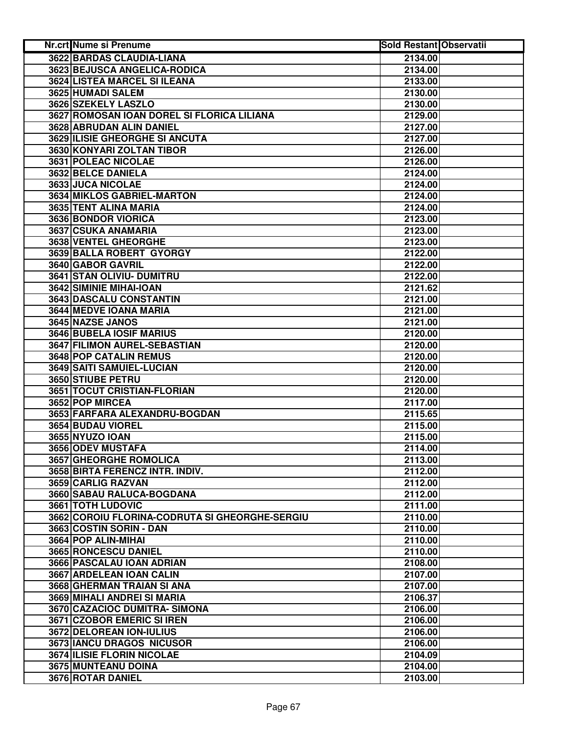| Nr.crt | Nume si Prenume | Sold Restant | Observatii |
|---|---|---|---|
| 3622 | BARDAS CLAUDIA-LIANA | 2134.00 | |
| 3623 | BEJUSCA ANGELICA-RODICA | 2134.00 | |
| 3624 | LISTEA MARCEL SI ILEANA | 2133.00 | |
| 3625 | HUMADI SALEM | 2130.00 | |
| 3626 | SZEKELY LASZLO | 2130.00 | |
| 3627 | ROMOSAN IOAN DOREL SI FLORICA LILIANA | 2129.00 | |
| 3628 | ABRUDAN ALIN DANIEL | 2127.00 | |
| 3629 | ILISIE GHEORGHE SI ANCUTA | 2127.00 | |
| 3630 | KONYARI ZOLTAN TIBOR | 2126.00 | |
| 3631 | POLEAC NICOLAE | 2126.00 | |
| 3632 | BELCE DANIELA | 2124.00 | |
| 3633 | JUCA NICOLAE | 2124.00 | |
| 3634 | MIKLOS GABRIEL-MARTON | 2124.00 | |
| 3635 | TENT ALINA MARIA | 2124.00 | |
| 3636 | BONDOR VIORICA | 2123.00 | |
| 3637 | CSUKA ANAMARIA | 2123.00 | |
| 3638 | VENTEL GHEORGHE | 2123.00 | |
| 3639 | BALLA ROBERT GYORGY | 2122.00 | |
| 3640 | GABOR GAVRIL | 2122.00 | |
| 3641 | STAN OLIVIU- DUMITRU | 2122.00 | |
| 3642 | SIMINIE MIHAI-IOAN | 2121.62 | |
| 3643 | DASCALU CONSTANTIN | 2121.00 | |
| 3644 | MEDVE IOANA MARIA | 2121.00 | |
| 3645 | NAZSE JANOS | 2121.00 | |
| 3646 | BUBELA IOSIF MARIUS | 2120.00 | |
| 3647 | FILIMON AUREL-SEBASTIAN | 2120.00 | |
| 3648 | POP CATALIN REMUS | 2120.00 | |
| 3649 | SAITI SAMUIEL-LUCIAN | 2120.00 | |
| 3650 | STIUBE PETRU | 2120.00 | |
| 3651 | TOCUT CRISTIAN-FLORIAN | 2120.00 | |
| 3652 | POP MIRCEA | 2117.00 | |
| 3653 | FARFARA ALEXANDRU-BOGDAN | 2115.65 | |
| 3654 | BUDAU VIOREL | 2115.00 | |
| 3655 | NYUZO IOAN | 2115.00 | |
| 3656 | ODEV MUSTAFA | 2114.00 | |
| 3657 | GHEORGHE ROMOLICA | 2113.00 | |
| 3658 | BIRTA FERENCZ INTR. INDIV. | 2112.00 | |
| 3659 | CARLIG RAZVAN | 2112.00 | |
| 3660 | SABAU RALUCA-BOGDANA | 2112.00 | |
| 3661 | TOTH LUDOVIC | 2111.00 | |
| 3662 | COROIU FLORINA-CODRUTA SI GHEORGHE-SERGIU | 2110.00 | |
| 3663 | COSTIN SORIN - DAN | 2110.00 | |
| 3664 | POP ALIN-MIHAI | 2110.00 | |
| 3665 | RONCESCU DANIEL | 2110.00 | |
| 3666 | PASCALAU IOAN ADRIAN | 2108.00 | |
| 3667 | ARDELEAN IOAN CALIN | 2107.00 | |
| 3668 | GHERMAN TRAIAN SI ANA | 2107.00 | |
| 3669 | MIHALI ANDREI SI MARIA | 2106.37 | |
| 3670 | CAZACIOC DUMITRA- SIMONA | 2106.00 | |
| 3671 | CZOBOR EMERIC SI IREN | 2106.00 | |
| 3672 | DELOREAN ION-IULIUS | 2106.00 | |
| 3673 | IANCU DRAGOS NICUSOR | 2106.00 | |
| 3674 | ILISIE FLORIN NICOLAE | 2104.09 | |
| 3675 | MUNTEANU DOINA | 2104.00 | |
| 3676 | ROTAR DANIEL | 2103.00 | |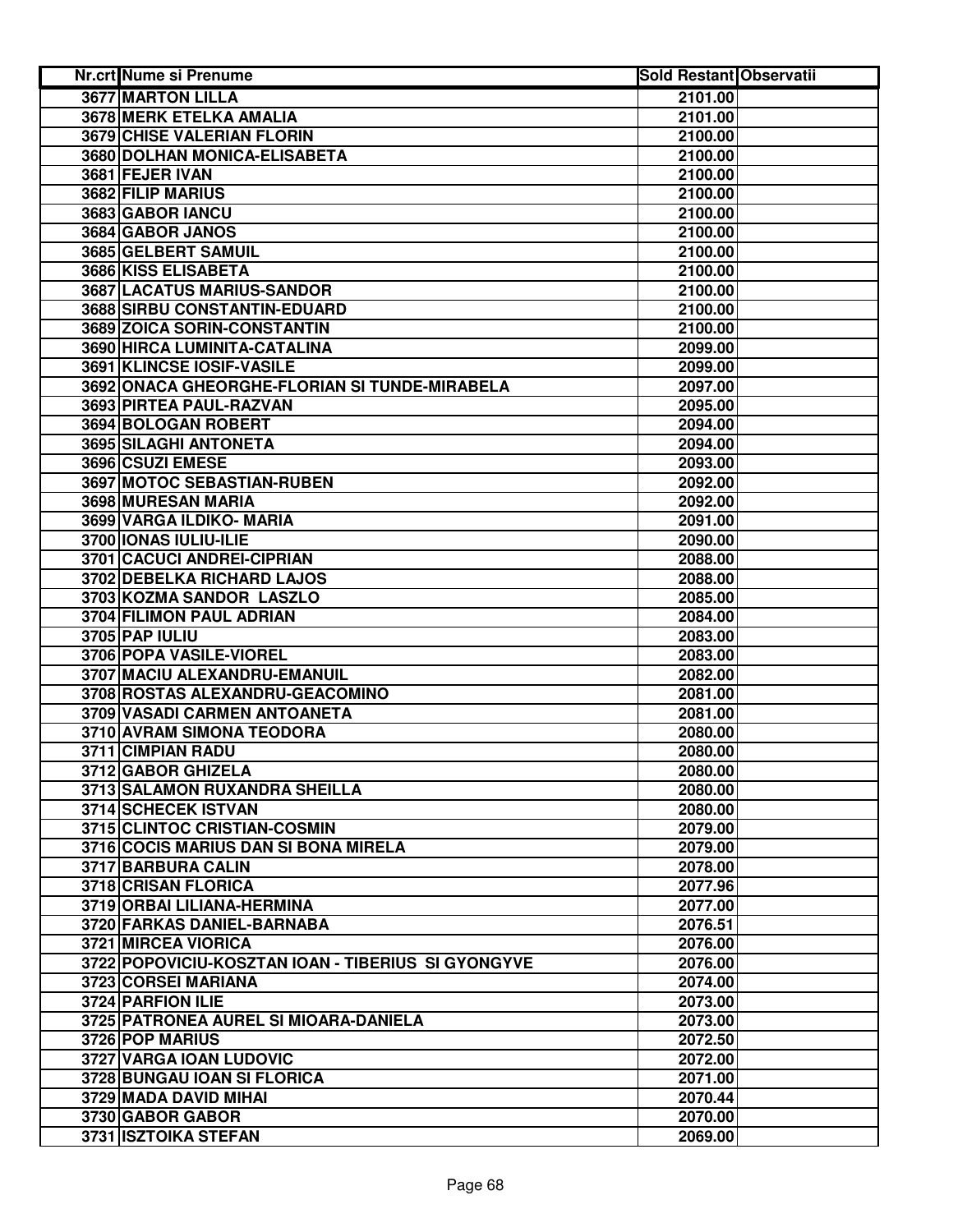| Nr.crt | Nume si Prenume | Sold Restant | Observatii |
|---|---|---|---|
| 3677 | MARTON LILLA | 2101.00 | |
| 3678 | MERK ETELKA AMALIA | 2101.00 | |
| 3679 | CHISE VALERIAN FLORIN | 2100.00 | |
| 3680 | DOLHAN MONICA-ELISABETA | 2100.00 | |
| 3681 | FEJER IVAN | 2100.00 | |
| 3682 | FILIP MARIUS | 2100.00 | |
| 3683 | GABOR IANCU | 2100.00 | |
| 3684 | GABOR JANOS | 2100.00 | |
| 3685 | GELBERT SAMUIL | 2100.00 | |
| 3686 | KISS ELISABETA | 2100.00 | |
| 3687 | LACATUS MARIUS-SANDOR | 2100.00 | |
| 3688 | SIRBU CONSTANTIN-EDUARD | 2100.00 | |
| 3689 | ZOICA SORIN-CONSTANTIN | 2100.00 | |
| 3690 | HIRCA LUMINITA-CATALINA | 2099.00 | |
| 3691 | KLINCSE IOSIF-VASILE | 2099.00 | |
| 3692 | ONACA GHEORGHE-FLORIAN SI TUNDE-MIRABELA | 2097.00 | |
| 3693 | PIRTEA PAUL-RAZVAN | 2095.00 | |
| 3694 | BOLOGAN ROBERT | 2094.00 | |
| 3695 | SILAGHI ANTONETA | 2094.00 | |
| 3696 | CSUZI EMESE | 2093.00 | |
| 3697 | MOTOC SEBASTIAN-RUBEN | 2092.00 | |
| 3698 | MURESAN MARIA | 2092.00 | |
| 3699 | VARGA ILDIKO- MARIA | 2091.00 | |
| 3700 | IONAS IULIU-ILIE | 2090.00 | |
| 3701 | CACUCI ANDREI-CIPRIAN | 2088.00 | |
| 3702 | DEBELKA RICHARD LAJOS | 2088.00 | |
| 3703 | KOZMA SANDOR LASZLO | 2085.00 | |
| 3704 | FILIMON PAUL ADRIAN | 2084.00 | |
| 3705 | PAP IULIU | 2083.00 | |
| 3706 | POPA VASILE-VIOREL | 2083.00 | |
| 3707 | MACIU ALEXANDRU-EMANUIL | 2082.00 | |
| 3708 | ROSTAS ALEXANDRU-GEACOMINO | 2081.00 | |
| 3709 | VASADI CARMEN ANTOANETA | 2081.00 | |
| 3710 | AVRAM SIMONA TEODORA | 2080.00 | |
| 3711 | CIMPIAN RADU | 2080.00 | |
| 3712 | GABOR GHIZELA | 2080.00 | |
| 3713 | SALAMON RUXANDRA SHEILLA | 2080.00 | |
| 3714 | SCHECEK ISTVAN | 2080.00 | |
| 3715 | CLINTOC CRISTIAN-COSMIN | 2079.00 | |
| 3716 | COCIS MARIUS DAN SI BONA MIRELA | 2079.00 | |
| 3717 | BARBURA CALIN | 2078.00 | |
| 3718 | CRISAN FLORICA | 2077.96 | |
| 3719 | ORBAI LILIANA-HERMINA | 2077.00 | |
| 3720 | FARKAS DANIEL-BARNABA | 2076.51 | |
| 3721 | MIRCEA VIORICA | 2076.00 | |
| 3722 | POPOVICIU-KOSZTAN IOAN - TIBERIUS SI GYONGYVE | 2076.00 | |
| 3723 | CORSEI MARIANA | 2074.00 | |
| 3724 | PARFION ILIE | 2073.00 | |
| 3725 | PATRONEA AUREL SI MIOARA-DANIELA | 2073.00 | |
| 3726 | POP MARIUS | 2072.50 | |
| 3727 | VARGA IOAN LUDOVIC | 2072.00 | |
| 3728 | BUNGAU IOAN SI FLORICA | 2071.00 | |
| 3729 | MADA DAVID MIHAI | 2070.44 | |
| 3730 | GABOR GABOR | 2070.00 | |
| 3731 | ISZTOIKA STEFAN | 2069.00 | |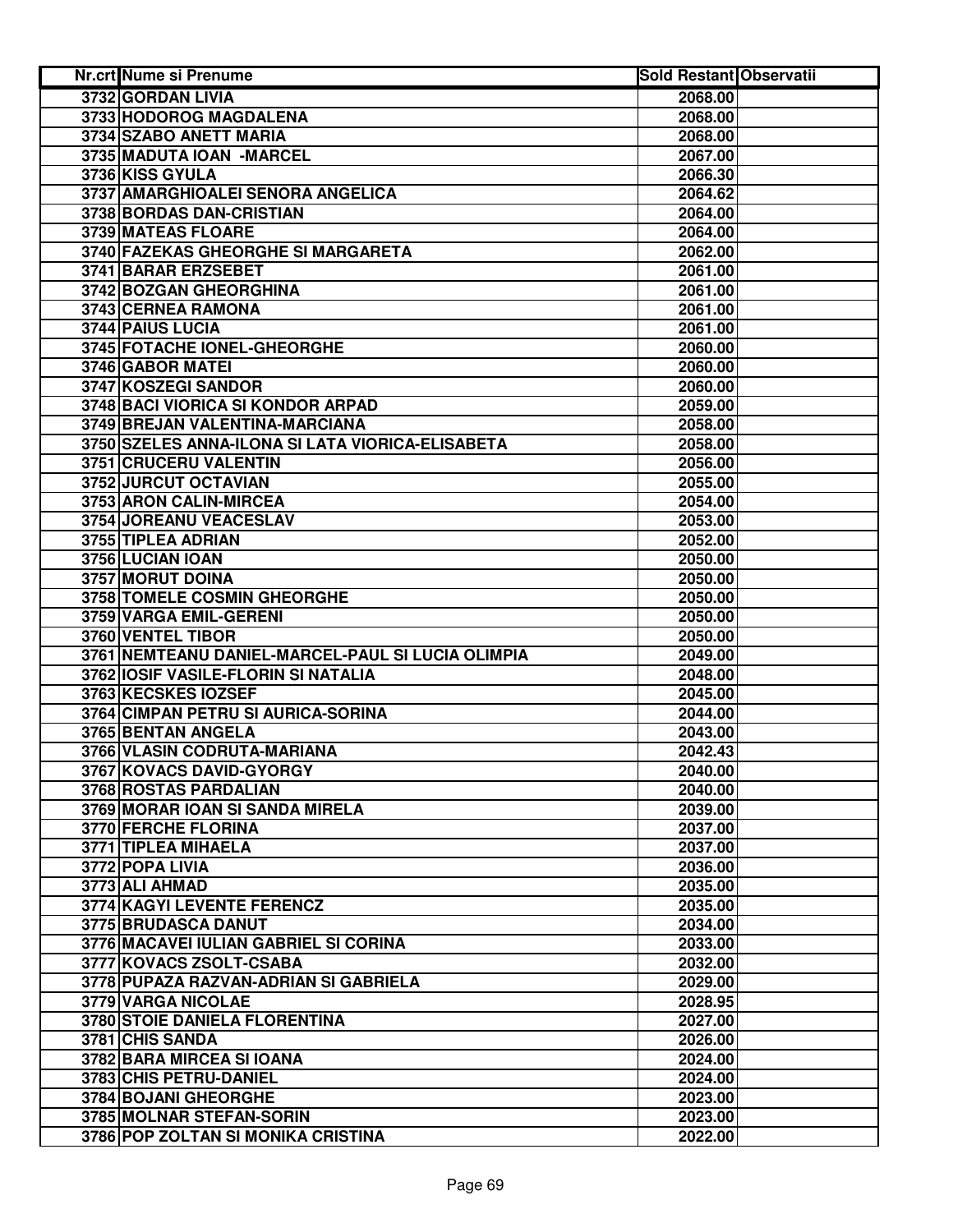| Nr.crt | Nume si Prenume | Sold Restant | Observatii |
|---|---|---|---|
| 3732 | GORDAN LIVIA | 2068.00 | |
| 3733 | HODOROG MAGDALENA | 2068.00 | |
| 3734 | SZABO ANETT MARIA | 2068.00 | |
| 3735 | MADUTA IOAN -MARCEL | 2067.00 | |
| 3736 | KISS GYULA | 2066.30 | |
| 3737 | AMARGHIOALEI SENORA ANGELICA | 2064.62 | |
| 3738 | BORDAS DAN-CRISTIAN | 2064.00 | |
| 3739 | MATEAS FLOARE | 2064.00 | |
| 3740 | FAZEKAS GHEORGHE SI MARGARETA | 2062.00 | |
| 3741 | BARAR ERZSEBET | 2061.00 | |
| 3742 | BOZGAN GHEORGHINA | 2061.00 | |
| 3743 | CERNEA RAMONA | 2061.00 | |
| 3744 | PAIUS LUCIA | 2061.00 | |
| 3745 | FOTACHE IONEL-GHEORGHE | 2060.00 | |
| 3746 | GABOR MATEI | 2060.00 | |
| 3747 | KOSZEGI SANDOR | 2060.00 | |
| 3748 | BACI VIORICA SI KONDOR ARPAD | 2059.00 | |
| 3749 | BREJAN VALENTINA-MARCIANA | 2058.00 | |
| 3750 | SZELES ANNA-ILONA SI LATA VIORICA-ELISABETA | 2058.00 | |
| 3751 | CRUCERU VALENTIN | 2056.00 | |
| 3752 | JURCUT OCTAVIAN | 2055.00 | |
| 3753 | ARON CALIN-MIRCEA | 2054.00 | |
| 3754 | JOREANU VEACESLAV | 2053.00 | |
| 3755 | TIPLEA ADRIAN | 2052.00 | |
| 3756 | LUCIAN IOAN | 2050.00 | |
| 3757 | MORUT DOINA | 2050.00 | |
| 3758 | TOMELE COSMIN GHEORGHE | 2050.00 | |
| 3759 | VARGA EMIL-GERENI | 2050.00 | |
| 3760 | VENTEL TIBOR | 2050.00 | |
| 3761 | NEMTEANU DANIEL-MARCEL-PAUL SI LUCIA OLIMPIA | 2049.00 | |
| 3762 | IOSIF VASILE-FLORIN SI NATALIA | 2048.00 | |
| 3763 | KECSKES IOZSEF | 2045.00 | |
| 3764 | CIMPAN PETRU SI AURICA-SORINA | 2044.00 | |
| 3765 | BENTAN ANGELA | 2043.00 | |
| 3766 | VLASIN CODRUTA-MARIANA | 2042.43 | |
| 3767 | KOVACS DAVID-GYORGY | 2040.00 | |
| 3768 | ROSTAS PARDALIAN | 2040.00 | |
| 3769 | MORAR IOAN SI SANDA MIRELA | 2039.00 | |
| 3770 | FERCHE FLORINA | 2037.00 | |
| 3771 | TIPLEA MIHAELA | 2037.00 | |
| 3772 | POPA LIVIA | 2036.00 | |
| 3773 | ALI AHMAD | 2035.00 | |
| 3774 | KAGYI LEVENTE FERENCZ | 2035.00 | |
| 3775 | BRUDASCA DANUT | 2034.00 | |
| 3776 | MACAVEI IULIAN GABRIEL SI CORINA | 2033.00 | |
| 3777 | KOVACS ZSOLT-CSABA | 2032.00 | |
| 3778 | PUPAZA RAZVAN-ADRIAN SI GABRIELA | 2029.00 | |
| 3779 | VARGA NICOLAE | 2028.95 | |
| 3780 | STOIE DANIELA FLORENTINA | 2027.00 | |
| 3781 | CHIS SANDA | 2026.00 | |
| 3782 | BARA MIRCEA SI IOANA | 2024.00 | |
| 3783 | CHIS PETRU-DANIEL | 2024.00 | |
| 3784 | BOJANI GHEORGHE | 2023.00 | |
| 3785 | MOLNAR STEFAN-SORIN | 2023.00 | |
| 3786 | POP ZOLTAN SI MONIKA CRISTINA | 2022.00 | |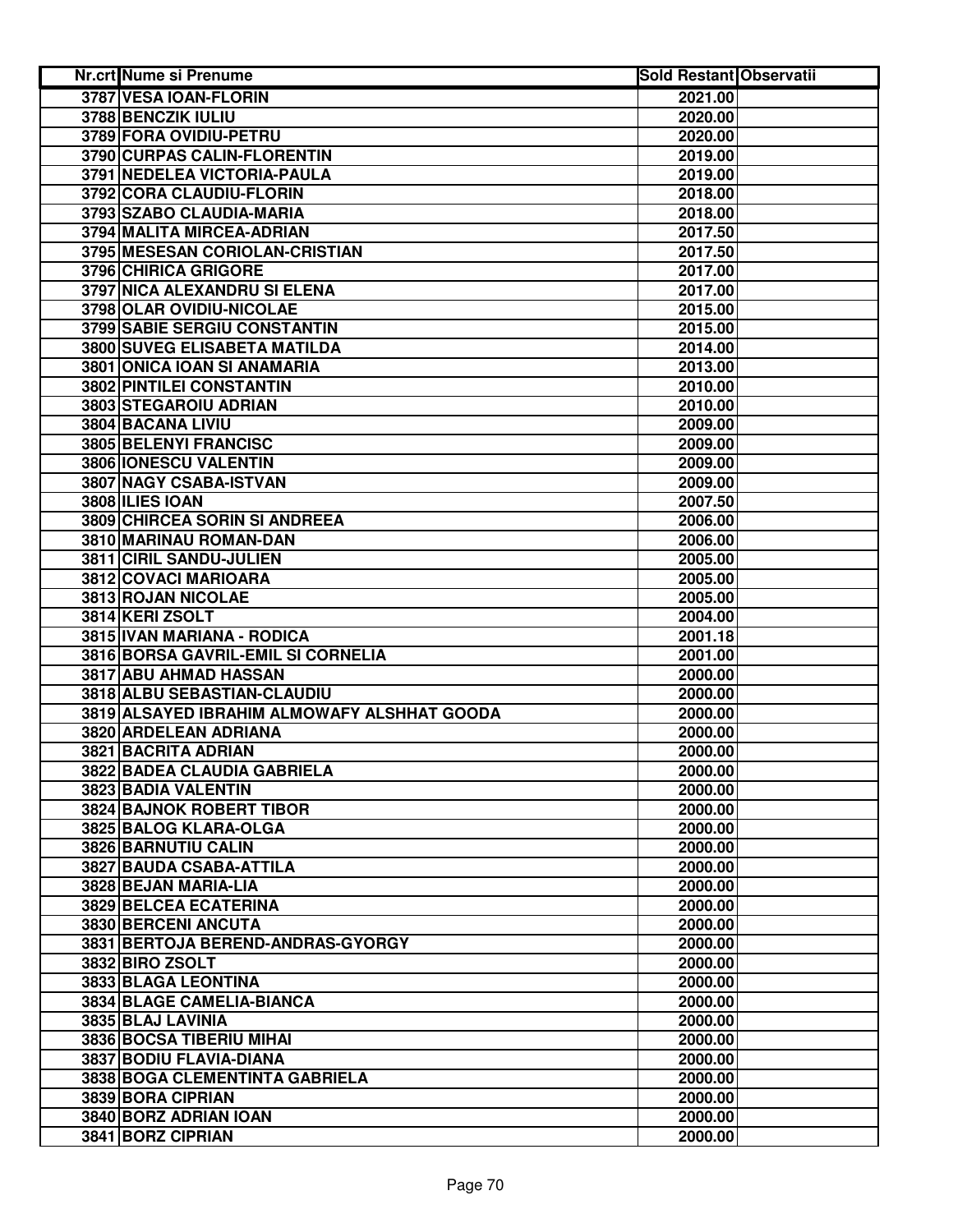| Nr.crt | Nume si Prenume | Sold Restant | Observatii |
|---|---|---|---|
| 3787 | VESA IOAN-FLORIN | 2021.00 | |
| 3788 | BENCZIK IULIU | 2020.00 | |
| 3789 | FORA OVIDIU-PETRU | 2020.00 | |
| 3790 | CURPAS CALIN-FLORENTIN | 2019.00 | |
| 3791 | NEDELEA VICTORIA-PAULA | 2019.00 | |
| 3792 | CORA CLAUDIU-FLORIN | 2018.00 | |
| 3793 | SZABO CLAUDIA-MARIA | 2018.00 | |
| 3794 | MALITA MIRCEA-ADRIAN | 2017.50 | |
| 3795 | MESESAN CORIOLAN-CRISTIAN | 2017.50 | |
| 3796 | CHIRICA GRIGORE | 2017.00 | |
| 3797 | NICA ALEXANDRU SI ELENA | 2017.00 | |
| 3798 | OLAR OVIDIU-NICOLAE | 2015.00 | |
| 3799 | SABIE SERGIU CONSTANTIN | 2015.00 | |
| 3800 | SUVEG ELISABETA MATILDA | 2014.00 | |
| 3801 | ONICA IOAN SI ANAMARIA | 2013.00 | |
| 3802 | PINTILEI CONSTANTIN | 2010.00 | |
| 3803 | STEGAROIU ADRIAN | 2010.00 | |
| 3804 | BACANA LIVIU | 2009.00 | |
| 3805 | BELENYI FRANCISC | 2009.00 | |
| 3806 | IONESCU VALENTIN | 2009.00 | |
| 3807 | NAGY CSABA-ISTVAN | 2009.00 | |
| 3808 | ILIES IOAN | 2007.50 | |
| 3809 | CHIRCEA SORIN SI ANDREEA | 2006.00 | |
| 3810 | MARINAU ROMAN-DAN | 2006.00 | |
| 3811 | CIRIL SANDU-JULIEN | 2005.00 | |
| 3812 | COVACI MARIOARA | 2005.00 | |
| 3813 | ROJAN NICOLAE | 2005.00 | |
| 3814 | KERI ZSOLT | 2004.00 | |
| 3815 | IVAN MARIANA - RODICA | 2001.18 | |
| 3816 | BORSA GAVRIL-EMIL SI CORNELIA | 2001.00 | |
| 3817 | ABU AHMAD HASSAN | 2000.00 | |
| 3818 | ALBU SEBASTIAN-CLAUDIU | 2000.00 | |
| 3819 | ALSAYED IBRAHIM ALMOWAFY ALSHHAT GOODA | 2000.00 | |
| 3820 | ARDELEAN ADRIANA | 2000.00 | |
| 3821 | BACRITA ADRIAN | 2000.00 | |
| 3822 | BADEA CLAUDIA GABRIELA | 2000.00 | |
| 3823 | BADIA VALENTIN | 2000.00 | |
| 3824 | BAJNOK ROBERT TIBOR | 2000.00 | |
| 3825 | BALOG KLARA-OLGA | 2000.00 | |
| 3826 | BARNUTIU CALIN | 2000.00 | |
| 3827 | BAUDA CSABA-ATTILA | 2000.00 | |
| 3828 | BEJAN MARIA-LIA | 2000.00 | |
| 3829 | BELCEA ECATERINA | 2000.00 | |
| 3830 | BERCENI ANCUTA | 2000.00 | |
| 3831 | BERTOJA BEREND-ANDRAS-GYORGY | 2000.00 | |
| 3832 | BIRO ZSOLT | 2000.00 | |
| 3833 | BLAGA LEONTINA | 2000.00 | |
| 3834 | BLAGE CAMELIA-BIANCA | 2000.00 | |
| 3835 | BLAJ LAVINIA | 2000.00 | |
| 3836 | BOCSA TIBERIU MIHAI | 2000.00 | |
| 3837 | BODIU FLAVIA-DIANA | 2000.00 | |
| 3838 | BOGA CLEMENTINTA GABRIELA | 2000.00 | |
| 3839 | BORA CIPRIAN | 2000.00 | |
| 3840 | BORZ ADRIAN IOAN | 2000.00 | |
| 3841 | BORZ CIPRIAN | 2000.00 | |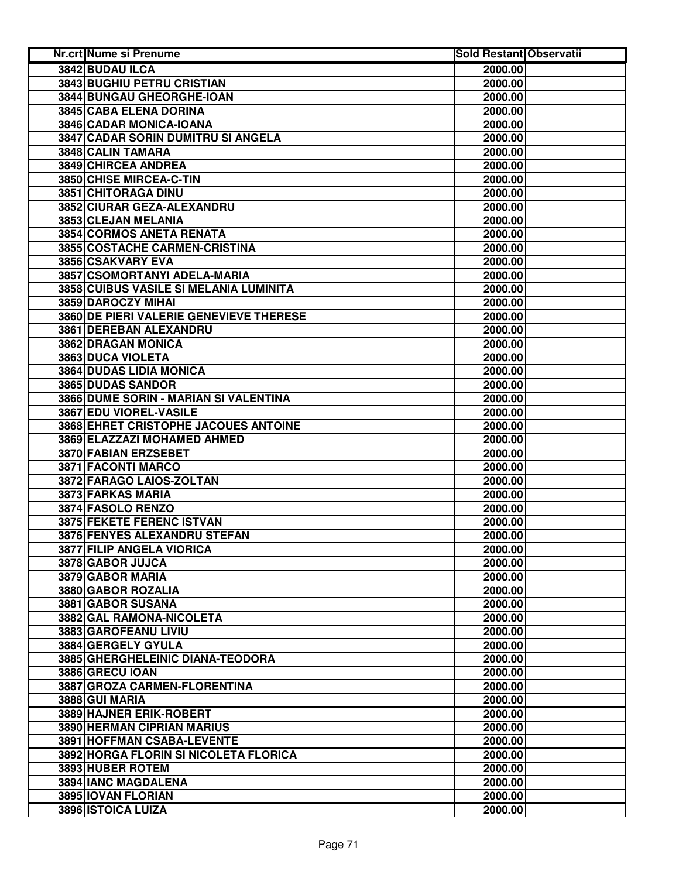| Nr.crt | Nume si Prenume | Sold Restant | Observatii |
|---|---|---|---|
| 3842 | BUDAU ILCA | 2000.00 | |
| 3843 | BUGHIU PETRU CRISTIAN | 2000.00 | |
| 3844 | BUNGAU GHEORGHE-IOAN | 2000.00 | |
| 3845 | CABA ELENA DORINA | 2000.00 | |
| 3846 | CADAR MONICA-IOANA | 2000.00 | |
| 3847 | CADAR SORIN DUMITRU SI ANGELA | 2000.00 | |
| 3848 | CALIN TAMARA | 2000.00 | |
| 3849 | CHIRCEA ANDREA | 2000.00 | |
| 3850 | CHISE MIRCEA-C-TIN | 2000.00 | |
| 3851 | CHITORAGA DINU | 2000.00 | |
| 3852 | CIURAR GEZA-ALEXANDRU | 2000.00 | |
| 3853 | CLEJAN MELANIA | 2000.00 | |
| 3854 | CORMOS ANETA RENATA | 2000.00 | |
| 3855 | COSTACHE CARMEN-CRISTINA | 2000.00 | |
| 3856 | CSAKVARY EVA | 2000.00 | |
| 3857 | CSOMORTANYI ADELA-MARIA | 2000.00 | |
| 3858 | CUIBUS VASILE SI MELANIA LUMINITA | 2000.00 | |
| 3859 | DAROCZY MIHAI | 2000.00 | |
| 3860 | DE PIERI VALERIE GENEVIEVE THERESE | 2000.00 | |
| 3861 | DEREBAN ALEXANDRU | 2000.00 | |
| 3862 | DRAGAN MONICA | 2000.00 | |
| 3863 | DUCA VIOLETA | 2000.00 | |
| 3864 | DUDAS LIDIA MONICA | 2000.00 | |
| 3865 | DUDAS SANDOR | 2000.00 | |
| 3866 | DUME SORIN - MARIAN SI VALENTINA | 2000.00 | |
| 3867 | EDU VIOREL-VASILE | 2000.00 | |
| 3868 | EHRET CRISTOPHE JACOUES ANTOINE | 2000.00 | |
| 3869 | ELAZZAZI MOHAMED AHMED | 2000.00 | |
| 3870 | FABIAN ERZSEBET | 2000.00 | |
| 3871 | FACONTI MARCO | 2000.00 | |
| 3872 | FARAGO LAIOS-ZOLTAN | 2000.00 | |
| 3873 | FARKAS MARIA | 2000.00 | |
| 3874 | FASOLO RENZO | 2000.00 | |
| 3875 | FEKETE FERENC ISTVAN | 2000.00 | |
| 3876 | FENYES ALEXANDRU STEFAN | 2000.00 | |
| 3877 | FILIP ANGELA VIORICA | 2000.00 | |
| 3878 | GABOR JUJCA | 2000.00 | |
| 3879 | GABOR MARIA | 2000.00 | |
| 3880 | GABOR ROZALIA | 2000.00 | |
| 3881 | GABOR SUSANA | 2000.00 | |
| 3882 | GAL RAMONA-NICOLETA | 2000.00 | |
| 3883 | GAROFEANU LIVIU | 2000.00 | |
| 3884 | GERGELY GYULA | 2000.00 | |
| 3885 | GHERGHELEINIC DIANA-TEODORA | 2000.00 | |
| 3886 | GRECU IOAN | 2000.00 | |
| 3887 | GROZA CARMEN-FLORENTINA | 2000.00 | |
| 3888 | GUI MARIA | 2000.00 | |
| 3889 | HAJNER ERIK-ROBERT | 2000.00 | |
| 3890 | HERMAN CIPRIAN MARIUS | 2000.00 | |
| 3891 | HOFFMAN CSABA-LEVENTE | 2000.00 | |
| 3892 | HORGA FLORIN SI NICOLETA FLORICA | 2000.00 | |
| 3893 | HUBER ROTEM | 2000.00 | |
| 3894 | IANC MAGDALENA | 2000.00 | |
| 3895 | IOVAN FLORIAN | 2000.00 | |
| 3896 | ISTOICA LUIZA | 2000.00 | |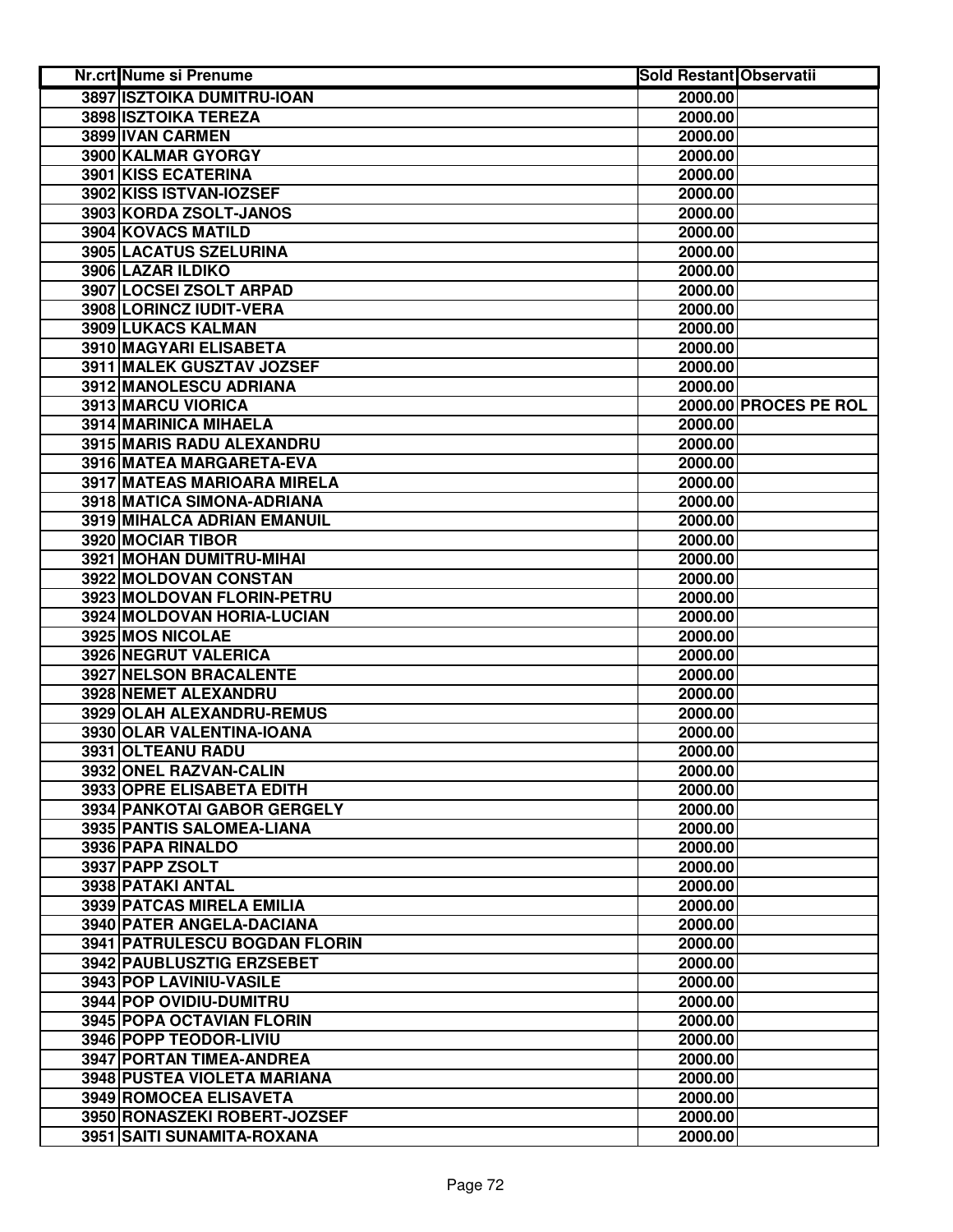| Nr.crt | Nume si Prenume | Sold Restant | Observatii |
|---|---|---|---|
| 3897 | ISZTOIKA DUMITRU-IOAN | 2000.00 | |
| 3898 | ISZTOIKA TEREZA | 2000.00 | |
| 3899 | IVAN CARMEN | 2000.00 | |
| 3900 | KALMAR GYORGY | 2000.00 | |
| 3901 | KISS ECATERINA | 2000.00 | |
| 3902 | KISS ISTVAN-IOZSEF | 2000.00 | |
| 3903 | KORDA ZSOLT-JANOS | 2000.00 | |
| 3904 | KOVACS MATILD | 2000.00 | |
| 3905 | LACATUS SZELURINA | 2000.00 | |
| 3906 | LAZAR ILDIKO | 2000.00 | |
| 3907 | LOCSEI ZSOLT ARPAD | 2000.00 | |
| 3908 | LORINCZ IUDIT-VERA | 2000.00 | |
| 3909 | LUKACS KALMAN | 2000.00 | |
| 3910 | MAGYARI ELISABETA | 2000.00 | |
| 3911 | MALEK GUSZTAV JOZSEF | 2000.00 | |
| 3912 | MANOLESCU ADRIANA | 2000.00 | |
| 3913 | MARCU VIORICA | 2000.00 | PROCES PE ROL |
| 3914 | MARINICA MIHAELA | 2000.00 | |
| 3915 | MARIS RADU ALEXANDRU | 2000.00 | |
| 3916 | MATEA MARGARETA-EVA | 2000.00 | |
| 3917 | MATEAS MARIOARA MIRELA | 2000.00 | |
| 3918 | MATICA SIMONA-ADRIANA | 2000.00 | |
| 3919 | MIHALCA ADRIAN EMANUIL | 2000.00 | |
| 3920 | MOCIAR TIBOR | 2000.00 | |
| 3921 | MOHAN DUMITRU-MIHAI | 2000.00 | |
| 3922 | MOLDOVAN CONSTAN | 2000.00 | |
| 3923 | MOLDOVAN FLORIN-PETRU | 2000.00 | |
| 3924 | MOLDOVAN HORIA-LUCIAN | 2000.00 | |
| 3925 | MOS NICOLAE | 2000.00 | |
| 3926 | NEGRUT VALERICA | 2000.00 | |
| 3927 | NELSON BRACALENTE | 2000.00 | |
| 3928 | NEMET ALEXANDRU | 2000.00 | |
| 3929 | OLAH ALEXANDRU-REMUS | 2000.00 | |
| 3930 | OLAR VALENTINA-IOANA | 2000.00 | |
| 3931 | OLTEANU RADU | 2000.00 | |
| 3932 | ONEL RAZVAN-CALIN | 2000.00 | |
| 3933 | OPRE ELISABETA EDITH | 2000.00 | |
| 3934 | PANKOTAI GABOR GERGELY | 2000.00 | |
| 3935 | PANTIS SALOMEA-LIANA | 2000.00 | |
| 3936 | PAPA RINALDO | 2000.00 | |
| 3937 | PAPP ZSOLT | 2000.00 | |
| 3938 | PATAKI ANTAL | 2000.00 | |
| 3939 | PATCAS MIRELA EMILIA | 2000.00 | |
| 3940 | PATER ANGELA-DACIANA | 2000.00 | |
| 3941 | PATRULESCU BOGDAN FLORIN | 2000.00 | |
| 3942 | PAUBLUSZTIG ERZSEBET | 2000.00 | |
| 3943 | POP LAVINIU-VASILE | 2000.00 | |
| 3944 | POP OVIDIU-DUMITRU | 2000.00 | |
| 3945 | POPA OCTAVIAN FLORIN | 2000.00 | |
| 3946 | POPP TEODOR-LIVIU | 2000.00 | |
| 3947 | PORTAN TIMEA-ANDREA | 2000.00 | |
| 3948 | PUSTEA VIOLETA MARIANA | 2000.00 | |
| 3949 | ROMOCEA ELISAVETA | 2000.00 | |
| 3950 | RONASZEKI ROBERT-JOZSEF | 2000.00 | |
| 3951 | SAITI SUNAMITA-ROXANA | 2000.00 | |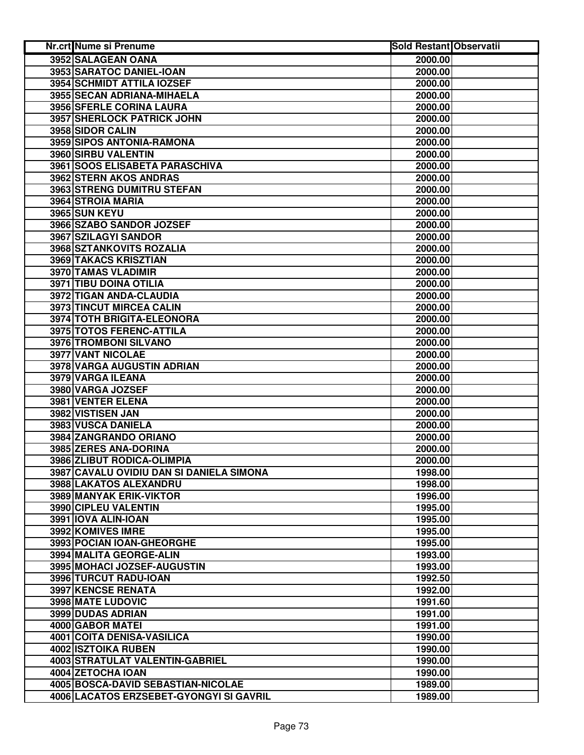| Nr.crt | Nume si Prenume | Sold Restant | Observatii |
|---|---|---|---|
| 3952 | SALAGEAN OANA | 2000.00 | |
| 3953 | SARATOC DANIEL-IOAN | 2000.00 | |
| 3954 | SCHMIDT ATTILA IOZSEF | 2000.00 | |
| 3955 | SECAN ADRIANA-MIHAELA | 2000.00 | |
| 3956 | SFERLE CORINA LAURA | 2000.00 | |
| 3957 | SHERLOCK PATRICK JOHN | 2000.00 | |
| 3958 | SIDOR CALIN | 2000.00 | |
| 3959 | SIPOS ANTONIA-RAMONA | 2000.00 | |
| 3960 | SIRBU VALENTIN | 2000.00 | |
| 3961 | SOOS ELISABETA PARASCHIVA | 2000.00 | |
| 3962 | STERN AKOS ANDRAS | 2000.00 | |
| 3963 | STRENG DUMITRU STEFAN | 2000.00 | |
| 3964 | STROIA MARIA | 2000.00 | |
| 3965 | SUN KEYU | 2000.00 | |
| 3966 | SZABO SANDOR JOZSEF | 2000.00 | |
| 3967 | SZILAGYI SANDOR | 2000.00 | |
| 3968 | SZTANKOVITS ROZALIA | 2000.00 | |
| 3969 | TAKACS KRISZTIAN | 2000.00 | |
| 3970 | TAMAS VLADIMIR | 2000.00 | |
| 3971 | TIBU DOINA OTILIA | 2000.00 | |
| 3972 | TIGAN ANDA-CLAUDIA | 2000.00 | |
| 3973 | TINCUT MIRCEA CALIN | 2000.00 | |
| 3974 | TOTH BRIGITA-ELEONORA | 2000.00 | |
| 3975 | TOTOS FERENC-ATTILA | 2000.00 | |
| 3976 | TROMBONI SILVANO | 2000.00 | |
| 3977 | VANT NICOLAE | 2000.00 | |
| 3978 | VARGA AUGUSTIN ADRIAN | 2000.00 | |
| 3979 | VARGA ILEANA | 2000.00 | |
| 3980 | VARGA JOZSEF | 2000.00 | |
| 3981 | VENTER ELENA | 2000.00 | |
| 3982 | VISTISEN JAN | 2000.00 | |
| 3983 | VUSCA DANIELA | 2000.00 | |
| 3984 | ZANGRANDO ORIANO | 2000.00 | |
| 3985 | ZERES ANA-DORINA | 2000.00 | |
| 3986 | ZLIBUT RODICA-OLIMPIA | 2000.00 | |
| 3987 | CAVALU OVIDIU DAN SI DANIELA SIMONA | 1998.00 | |
| 3988 | LAKATOS ALEXANDRU | 1998.00 | |
| 3989 | MANYAK ERIK-VIKTOR | 1996.00 | |
| 3990 | CIPLEU VALENTIN | 1995.00 | |
| 3991 | IOVA ALIN-IOAN | 1995.00 | |
| 3992 | KOMIVES IMRE | 1995.00 | |
| 3993 | POCIAN IOAN-GHEORGHE | 1995.00 | |
| 3994 | MALITA GEORGE-ALIN | 1993.00 | |
| 3995 | MOHACI JOZSEF-AUGUSTIN | 1993.00 | |
| 3996 | TURCUT RADU-IOAN | 1992.50 | |
| 3997 | KENCSE RENATA | 1992.00 | |
| 3998 | MATE LUDOVIC | 1991.60 | |
| 3999 | DUDAS ADRIAN | 1991.00 | |
| 4000 | GABOR MATEI | 1991.00 | |
| 4001 | COITA DENISA-VASILICA | 1990.00 | |
| 4002 | ISZTOIKA RUBEN | 1990.00 | |
| 4003 | STRATULAT VALENTIN-GABRIEL | 1990.00 | |
| 4004 | ZETOCHA IOAN | 1990.00 | |
| 4005 | BOSCA-DAVID SEBASTIAN-NICOLAE | 1989.00 | |
| 4006 | LACATOS ERZSEBET-GYONGYI SI GAVRIL | 1989.00 | |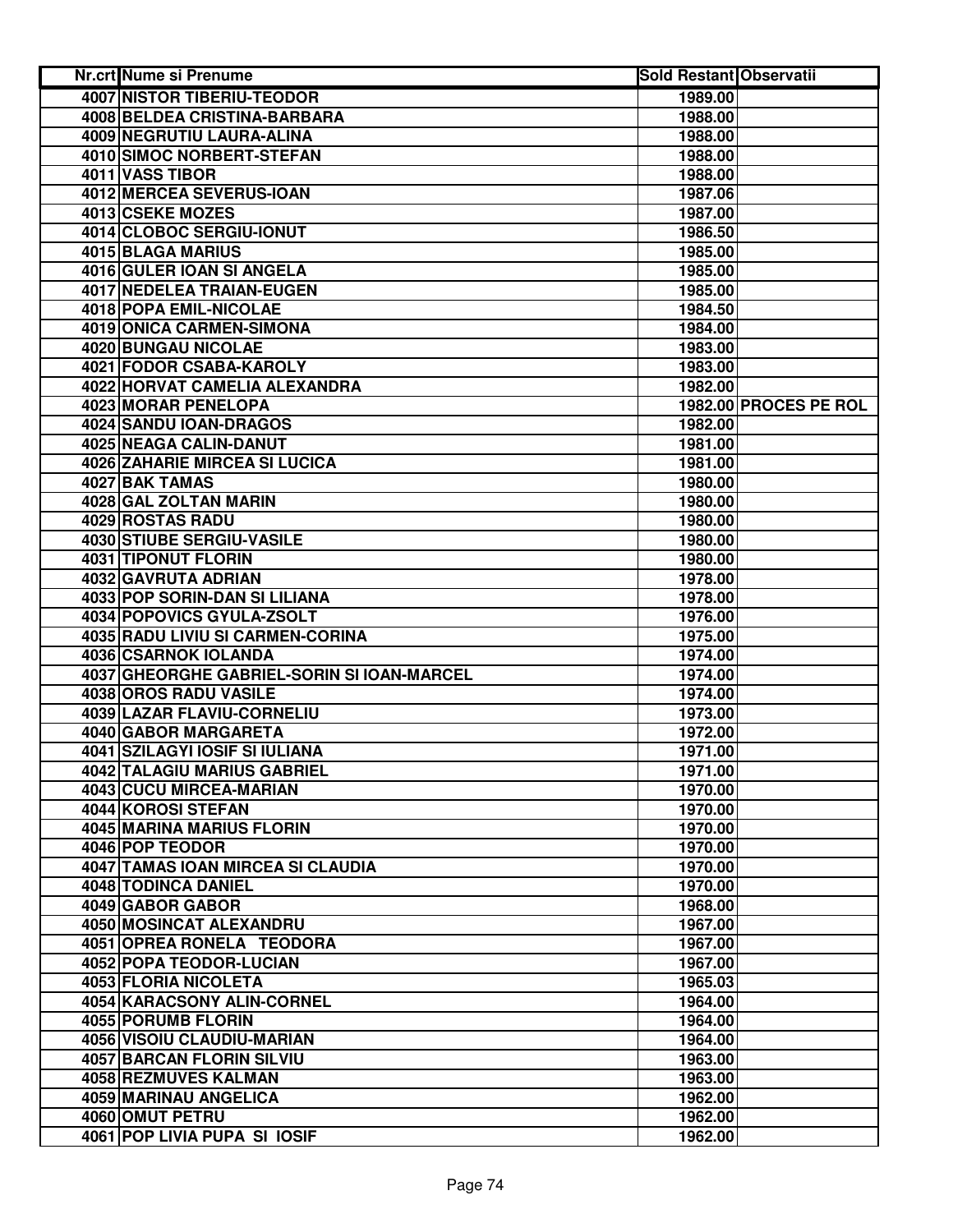| Nr.crt | Nume si Prenume | Sold Restant | Observatii |
|---|---|---|---|
| 4007 | NISTOR TIBERIU-TEODOR | 1989.00 | |
| 4008 | BELDEA CRISTINA-BARBARA | 1988.00 | |
| 4009 | NEGRUTIU LAURA-ALINA | 1988.00 | |
| 4010 | SIMOC NORBERT-STEFAN | 1988.00 | |
| 4011 | VASS TIBOR | 1988.00 | |
| 4012 | MERCEA SEVERUS-IOAN | 1987.06 | |
| 4013 | CSEKE MOZES | 1987.00 | |
| 4014 | CLOBOC SERGIU-IONUT | 1986.50 | |
| 4015 | BLAGA MARIUS | 1985.00 | |
| 4016 | GULER IOAN SI ANGELA | 1985.00 | |
| 4017 | NEDELEA TRAIAN-EUGEN | 1985.00 | |
| 4018 | POPA EMIL-NICOLAE | 1984.50 | |
| 4019 | ONICA CARMEN-SIMONA | 1984.00 | |
| 4020 | BUNGAU NICOLAE | 1983.00 | |
| 4021 | FODOR CSABA-KAROLY | 1983.00 | |
| 4022 | HORVAT CAMELIA ALEXANDRA | 1982.00 | |
| 4023 | MORAR PENELOPA | 1982.00 | PROCES PE ROL |
| 4024 | SANDU IOAN-DRAGOS | 1982.00 | |
| 4025 | NEAGA CALIN-DANUT | 1981.00 | |
| 4026 | ZAHARIE MIRCEA SI LUCICA | 1981.00 | |
| 4027 | BAK TAMAS | 1980.00 | |
| 4028 | GAL ZOLTAN MARIN | 1980.00 | |
| 4029 | ROSTAS RADU | 1980.00 | |
| 4030 | STIUBE SERGIU-VASILE | 1980.00 | |
| 4031 | TIPONUT FLORIN | 1980.00 | |
| 4032 | GAVRUTA ADRIAN | 1978.00 | |
| 4033 | POP SORIN-DAN SI LILIANA | 1978.00 | |
| 4034 | POPOVICS GYULA-ZSOLT | 1976.00 | |
| 4035 | RADU LIVIU SI CARMEN-CORINA | 1975.00 | |
| 4036 | CSARNOK IOLANDA | 1974.00 | |
| 4037 | GHEORGHE GABRIEL-SORIN SI IOAN-MARCEL | 1974.00 | |
| 4038 | OROS RADU VASILE | 1974.00 | |
| 4039 | LAZAR FLAVIU-CORNELIU | 1973.00 | |
| 4040 | GABOR MARGARETA | 1972.00 | |
| 4041 | SZILAGYI IOSIF SI IULIANA | 1971.00 | |
| 4042 | TALAGIU MARIUS GABRIEL | 1971.00 | |
| 4043 | CUCU MIRCEA-MARIAN | 1970.00 | |
| 4044 | KOROSI STEFAN | 1970.00 | |
| 4045 | MARINA MARIUS FLORIN | 1970.00 | |
| 4046 | POP TEODOR | 1970.00 | |
| 4047 | TAMAS IOAN MIRCEA SI CLAUDIA | 1970.00 | |
| 4048 | TODINCA DANIEL | 1970.00 | |
| 4049 | GABOR GABOR | 1968.00 | |
| 4050 | MOSINCAT ALEXANDRU | 1967.00 | |
| 4051 | OPREA RONELA TEODORA | 1967.00 | |
| 4052 | POPA TEODOR-LUCIAN | 1967.00 | |
| 4053 | FLORIA NICOLETA | 1965.03 | |
| 4054 | KARACSONY ALIN-CORNEL | 1964.00 | |
| 4055 | PORUMB FLORIN | 1964.00 | |
| 4056 | VISOIU CLAUDIU-MARIAN | 1964.00 | |
| 4057 | BARCAN FLORIN SILVIU | 1963.00 | |
| 4058 | REZMUVES KALMAN | 1963.00 | |
| 4059 | MARINAU ANGELICA | 1962.00 | |
| 4060 | OMUT PETRU | 1962.00 | |
| 4061 | POP LIVIA PUPA SI IOSIF | 1962.00 | |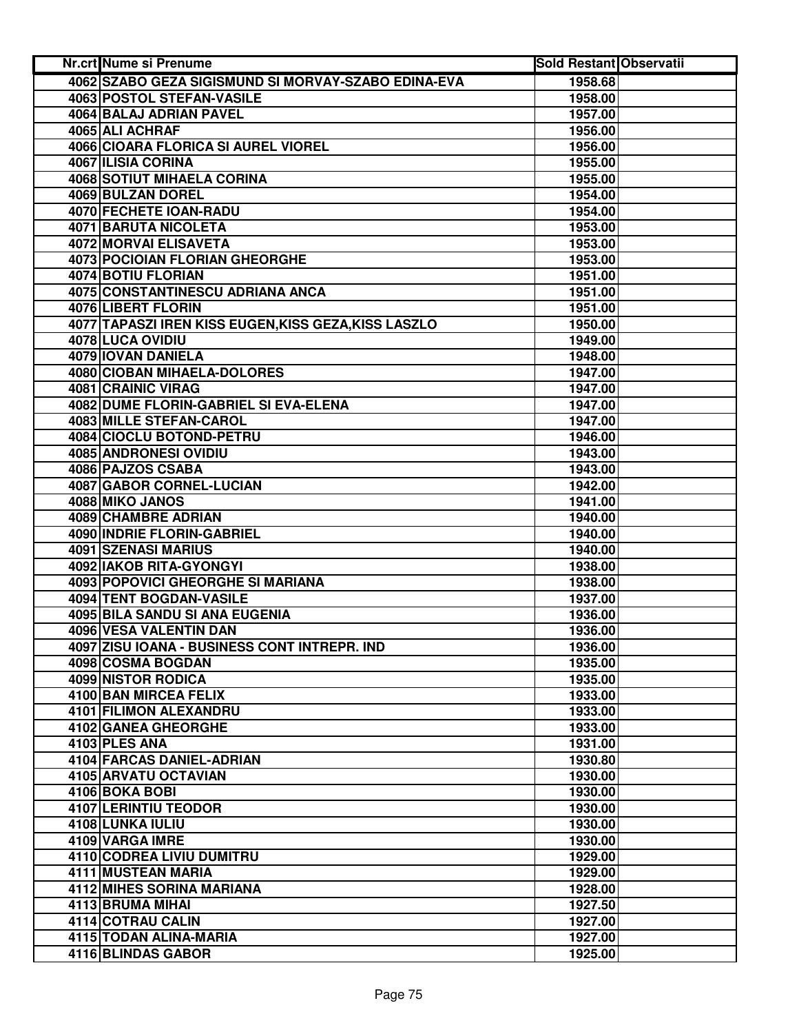| Nr.crt | Nume si Prenume | Sold Restant | Observatii |
|---|---|---|---|
| 4062 | SZABO GEZA SIGISMUND SI MORVAY-SZABO EDINA-EVA | 1958.68 | |
| 4063 | POSTOL STEFAN-VASILE | 1958.00 | |
| 4064 | BALAJ ADRIAN PAVEL | 1957.00 | |
| 4065 | ALI ACHRAF | 1956.00 | |
| 4066 | CIOARA FLORICA SI AUREL VIOREL | 1956.00 | |
| 4067 | ILISIA CORINA | 1955.00 | |
| 4068 | SOTIUT MIHAELA CORINA | 1955.00 | |
| 4069 | BULZAN DOREL | 1954.00 | |
| 4070 | FECHETE IOAN-RADU | 1954.00 | |
| 4071 | BARUTA NICOLETA | 1953.00 | |
| 4072 | MORVAI ELISAVETA | 1953.00 | |
| 4073 | POCIOIAN FLORIAN GHEORGHE | 1953.00 | |
| 4074 | BOTIU FLORIAN | 1951.00 | |
| 4075 | CONSTANTINESCU ADRIANA ANCA | 1951.00 | |
| 4076 | LIBERT FLORIN | 1951.00 | |
| 4077 | TAPASZI IREN KISS EUGEN,KISS GEZA,KISS LASZLO | 1950.00 | |
| 4078 | LUCA OVIDIU | 1949.00 | |
| 4079 | IOVAN DANIELA | 1948.00 | |
| 4080 | CIOBAN MIHAELA-DOLORES | 1947.00 | |
| 4081 | CRAINIC VIRAG | 1947.00 | |
| 4082 | DUME FLORIN-GABRIEL SI EVA-ELENA | 1947.00 | |
| 4083 | MILLE STEFAN-CAROL | 1947.00 | |
| 4084 | CIOCLU BOTOND-PETRU | 1946.00 | |
| 4085 | ANDRONESI OVIDIU | 1943.00 | |
| 4086 | PAJZOS CSABA | 1943.00 | |
| 4087 | GABOR CORNEL-LUCIAN | 1942.00 | |
| 4088 | MIKO JANOS | 1941.00 | |
| 4089 | CHAMBRE ADRIAN | 1940.00 | |
| 4090 | INDRIE FLORIN-GABRIEL | 1940.00 | |
| 4091 | SZENASI MARIUS | 1940.00 | |
| 4092 | IAKOB RITA-GYONGYI | 1938.00 | |
| 4093 | POPOVICI GHEORGHE SI MARIANA | 1938.00 | |
| 4094 | TENT BOGDAN-VASILE | 1937.00 | |
| 4095 | BILA SANDU SI ANA EUGENIA | 1936.00 | |
| 4096 | VESA VALENTIN DAN | 1936.00 | |
| 4097 | ZISU IOANA - BUSINESS CONT INTREPR. IND | 1936.00 | |
| 4098 | COSMA BOGDAN | 1935.00 | |
| 4099 | NISTOR RODICA | 1935.00 | |
| 4100 | BAN MIRCEA FELIX | 1933.00 | |
| 4101 | FILIMON ALEXANDRU | 1933.00 | |
| 4102 | GANEA GHEORGHE | 1933.00 | |
| 4103 | PLES ANA | 1931.00 | |
| 4104 | FARCAS DANIEL-ADRIAN | 1930.80 | |
| 4105 | ARVATU OCTAVIAN | 1930.00 | |
| 4106 | BOKA BOBI | 1930.00 | |
| 4107 | LERINTIU TEODOR | 1930.00 | |
| 4108 | LUNKA IULIU | 1930.00 | |
| 4109 | VARGA IMRE | 1930.00 | |
| 4110 | CODREA LIVIU DUMITRU | 1929.00 | |
| 4111 | MUSTEAN MARIA | 1929.00 | |
| 4112 | MIHES SORINA MARIANA | 1928.00 | |
| 4113 | BRUMA MIHAI | 1927.50 | |
| 4114 | COTRAU CALIN | 1927.00 | |
| 4115 | TODAN ALINA-MARIA | 1927.00 | |
| 4116 | BLINDAS GABOR | 1925.00 | |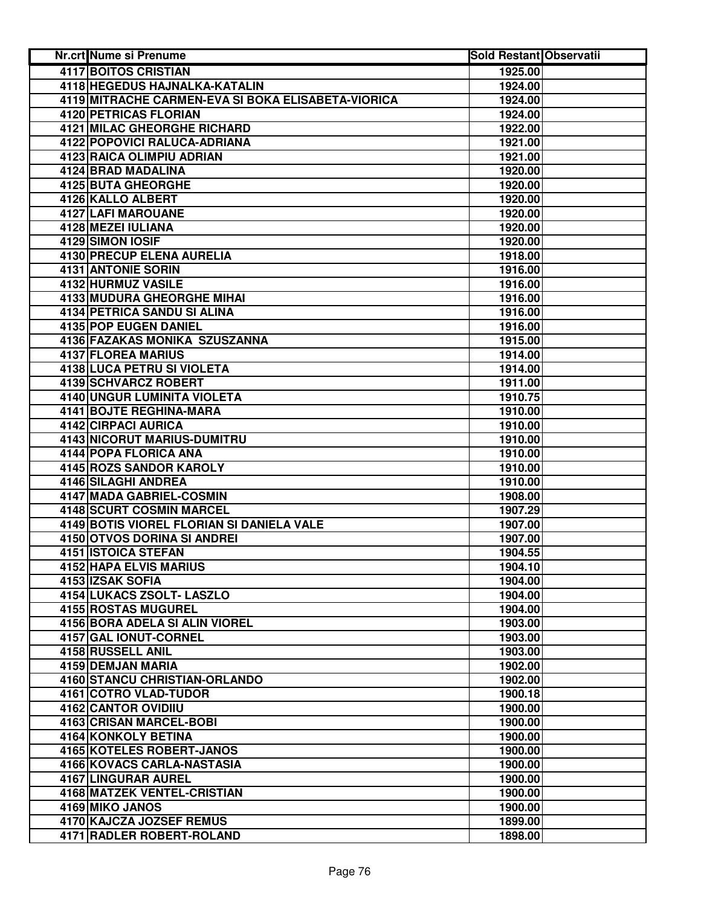| Nr.crt | Nume si Prenume | Sold Restant | Observatii |
|---|---|---|---|
| 4117 | BOITOS CRISTIAN | 1925.00 | |
| 4118 | HEGEDUS HAJNALKA-KATALIN | 1924.00 | |
| 4119 | MITRACHE CARMEN-EVA SI BOKA ELISABETA-VIORICA | 1924.00 | |
| 4120 | PETRICAS FLORIAN | 1924.00 | |
| 4121 | MILAC GHEORGHE RICHARD | 1922.00 | |
| 4122 | POPOVICI RALUCA-ADRIANA | 1921.00 | |
| 4123 | RAICA OLIMPIU ADRIAN | 1921.00 | |
| 4124 | BRAD MADALINA | 1920.00 | |
| 4125 | BUTA GHEORGHE | 1920.00 | |
| 4126 | KALLO ALBERT | 1920.00 | |
| 4127 | LAFI MAROUANE | 1920.00 | |
| 4128 | MEZEI IULIANA | 1920.00 | |
| 4129 | SIMON IOSIF | 1920.00 | |
| 4130 | PRECUP ELENA AURELIA | 1918.00 | |
| 4131 | ANTONIE SORIN | 1916.00 | |
| 4132 | HURMUZ VASILE | 1916.00 | |
| 4133 | MUDURA GHEORGHE MIHAI | 1916.00 | |
| 4134 | PETRICA SANDU SI ALINA | 1916.00 | |
| 4135 | POP EUGEN DANIEL | 1916.00 | |
| 4136 | FAZAKAS MONIKA SZUSZANNA | 1915.00 | |
| 4137 | FLOREA MARIUS | 1914.00 | |
| 4138 | LUCA PETRU SI VIOLETA | 1914.00 | |
| 4139 | SCHVARCZ ROBERT | 1911.00 | |
| 4140 | UNGUR LUMINITA VIOLETA | 1910.75 | |
| 4141 | BOJTE REGHINA-MARA | 1910.00 | |
| 4142 | CIRPACI AURICA | 1910.00 | |
| 4143 | NICORUT MARIUS-DUMITRU | 1910.00 | |
| 4144 | POPA FLORICA ANA | 1910.00 | |
| 4145 | ROZS SANDOR KAROLY | 1910.00 | |
| 4146 | SILAGHI ANDREA | 1910.00 | |
| 4147 | MADA GABRIEL-COSMIN | 1908.00 | |
| 4148 | SCURT COSMIN MARCEL | 1907.29 | |
| 4149 | BOTIS VIOREL FLORIAN SI DANIELA VALE | 1907.00 | |
| 4150 | OTVOS DORINA SI ANDREI | 1907.00 | |
| 4151 | ISTOICA STEFAN | 1904.55 | |
| 4152 | HAPA ELVIS MARIUS | 1904.10 | |
| 4153 | IZSAK SOFIA | 1904.00 | |
| 4154 | LUKACS ZSOLT- LASZLO | 1904.00 | |
| 4155 | ROSTAS MUGUREL | 1904.00 | |
| 4156 | BORA ADELA SI ALIN VIOREL | 1903.00 | |
| 4157 | GAL IONUT-CORNEL | 1903.00 | |
| 4158 | RUSSELL ANIL | 1903.00 | |
| 4159 | DEMJAN MARIA | 1902.00 | |
| 4160 | STANCU CHRISTIAN-ORLANDO | 1902.00 | |
| 4161 | COTRO VLAD-TUDOR | 1900.18 | |
| 4162 | CANTOR OVIDIIU | 1900.00 | |
| 4163 | CRISAN MARCEL-BOBI | 1900.00 | |
| 4164 | KONKOLY BETINA | 1900.00 | |
| 4165 | KOTELES ROBERT-JANOS | 1900.00 | |
| 4166 | KOVACS CARLA-NASTASIA | 1900.00 | |
| 4167 | LINGURAR AUREL | 1900.00 | |
| 4168 | MATZEK VENTEL-CRISTIAN | 1900.00 | |
| 4169 | MIKO JANOS | 1900.00 | |
| 4170 | KAJCZA JOZSEF REMUS | 1899.00 | |
| 4171 | RADLER ROBERT-ROLAND | 1898.00 | |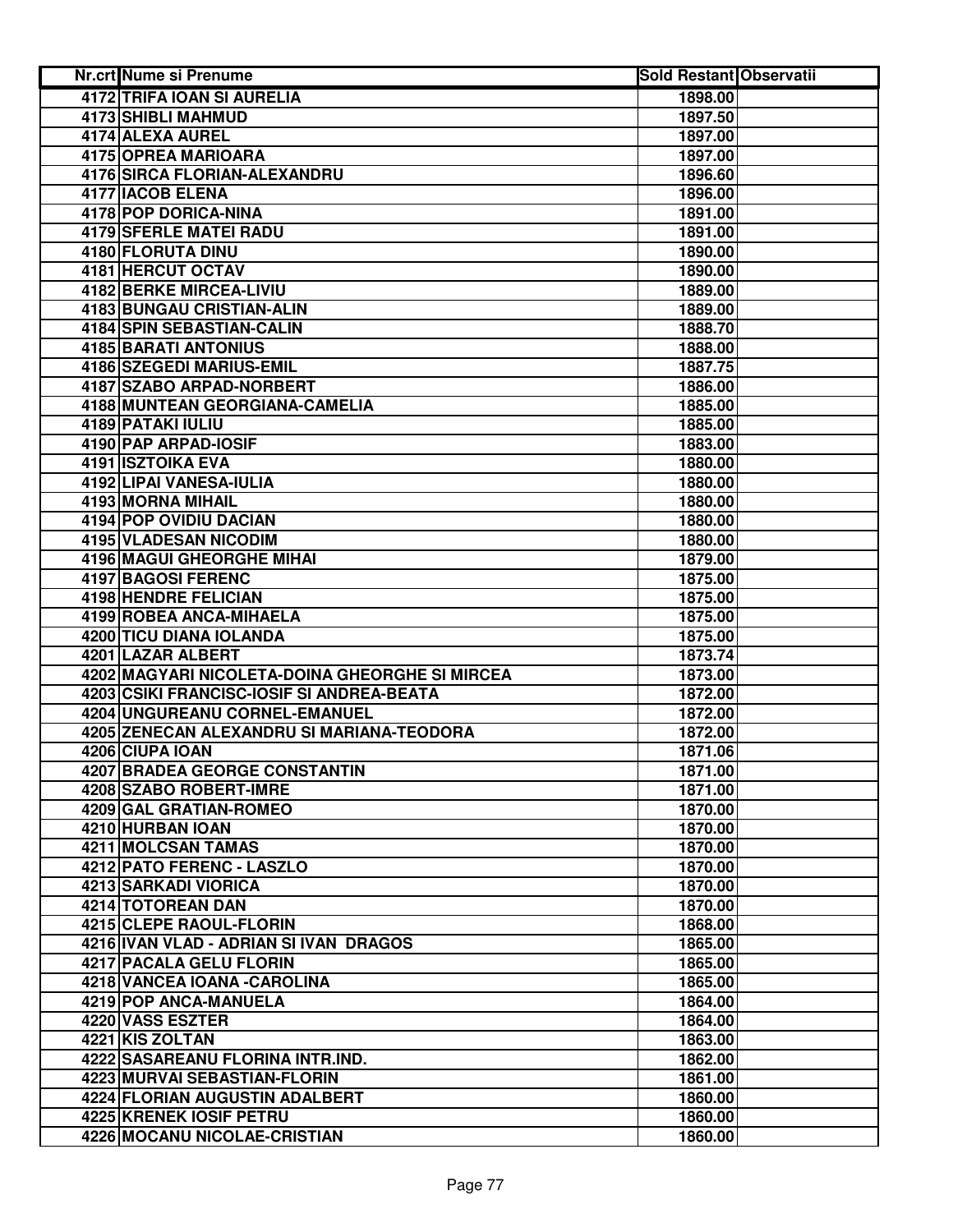| Nr.crt | Nume si Prenume | Sold Restant | Observatii |
|---|---|---|---|
| 4172 | TRIFA IOAN SI AURELIA | 1898.00 | |
| 4173 | SHIBLI MAHMUD | 1897.50 | |
| 4174 | ALEXA AUREL | 1897.00 | |
| 4175 | OPREA MARIOARA | 1897.00 | |
| 4176 | SIRCA FLORIAN-ALEXANDRU | 1896.60 | |
| 4177 | IACOB ELENA | 1896.00 | |
| 4178 | POP DORICA-NINA | 1891.00 | |
| 4179 | SFERLE MATEI RADU | 1891.00 | |
| 4180 | FLORUTA DINU | 1890.00 | |
| 4181 | HERCUT OCTAV | 1890.00 | |
| 4182 | BERKE MIRCEA-LIVIU | 1889.00 | |
| 4183 | BUNGAU CRISTIAN-ALIN | 1889.00 | |
| 4184 | SPIN SEBASTIAN-CALIN | 1888.70 | |
| 4185 | BARATI ANTONIUS | 1888.00 | |
| 4186 | SZEGEDI MARIUS-EMIL | 1887.75 | |
| 4187 | SZABO ARPAD-NORBERT | 1886.00 | |
| 4188 | MUNTEAN GEORGIANA-CAMELIA | 1885.00 | |
| 4189 | PATAKI IULIU | 1885.00 | |
| 4190 | PAP ARPAD-IOSIF | 1883.00 | |
| 4191 | ISZTOIKA EVA | 1880.00 | |
| 4192 | LIPAI VANESA-IULIA | 1880.00 | |
| 4193 | MORNA MIHAIL | 1880.00 | |
| 4194 | POP OVIDIU DACIAN | 1880.00 | |
| 4195 | VLADESAN NICODIM | 1880.00 | |
| 4196 | MAGUI GHEORGHE MIHAI | 1879.00 | |
| 4197 | BAGOSI FERENC | 1875.00 | |
| 4198 | HENDRE FELICIAN | 1875.00 | |
| 4199 | ROBEA ANCA-MIHAELA | 1875.00 | |
| 4200 | TICU DIANA IOLANDA | 1875.00 | |
| 4201 | LAZAR ALBERT | 1873.74 | |
| 4202 | MAGYARI NICOLETA-DOINA GHEORGHE SI MIRCEA | 1873.00 | |
| 4203 | CSIKI FRANCISC-IOSIF SI ANDREA-BEATA | 1872.00 | |
| 4204 | UNGUREANU CORNEL-EMANUEL | 1872.00 | |
| 4205 | ZENECAN ALEXANDRU SI MARIANA-TEODORA | 1872.00 | |
| 4206 | CIUPA IOAN | 1871.06 | |
| 4207 | BRADEA GEORGE CONSTANTIN | 1871.00 | |
| 4208 | SZABO ROBERT-IMRE | 1871.00 | |
| 4209 | GAL GRATIAN-ROMEO | 1870.00 | |
| 4210 | HURBAN IOAN | 1870.00 | |
| 4211 | MOLCSAN TAMAS | 1870.00 | |
| 4212 | PATO FERENC - LASZLO | 1870.00 | |
| 4213 | SARKADI VIORICA | 1870.00 | |
| 4214 | TOTOREAN DAN | 1870.00 | |
| 4215 | CLEPE RAOUL-FLORIN | 1868.00 | |
| 4216 | IVAN VLAD - ADRIAN SI IVAN DRAGOS | 1865.00 | |
| 4217 | PACALA GELU FLORIN | 1865.00 | |
| 4218 | VANCEA IOANA -CAROLINA | 1865.00 | |
| 4219 | POP ANCA-MANUELA | 1864.00 | |
| 4220 | VASS ESZTER | 1864.00 | |
| 4221 | KIS ZOLTAN | 1863.00 | |
| 4222 | SASAREANU FLORINA INTR.IND. | 1862.00 | |
| 4223 | MURVAI SEBASTIAN-FLORIN | 1861.00 | |
| 4224 | FLORIAN AUGUSTIN ADALBERT | 1860.00 | |
| 4225 | KRENEK IOSIF PETRU | 1860.00 | |
| 4226 | MOCANU NICOLAE-CRISTIAN | 1860.00 | |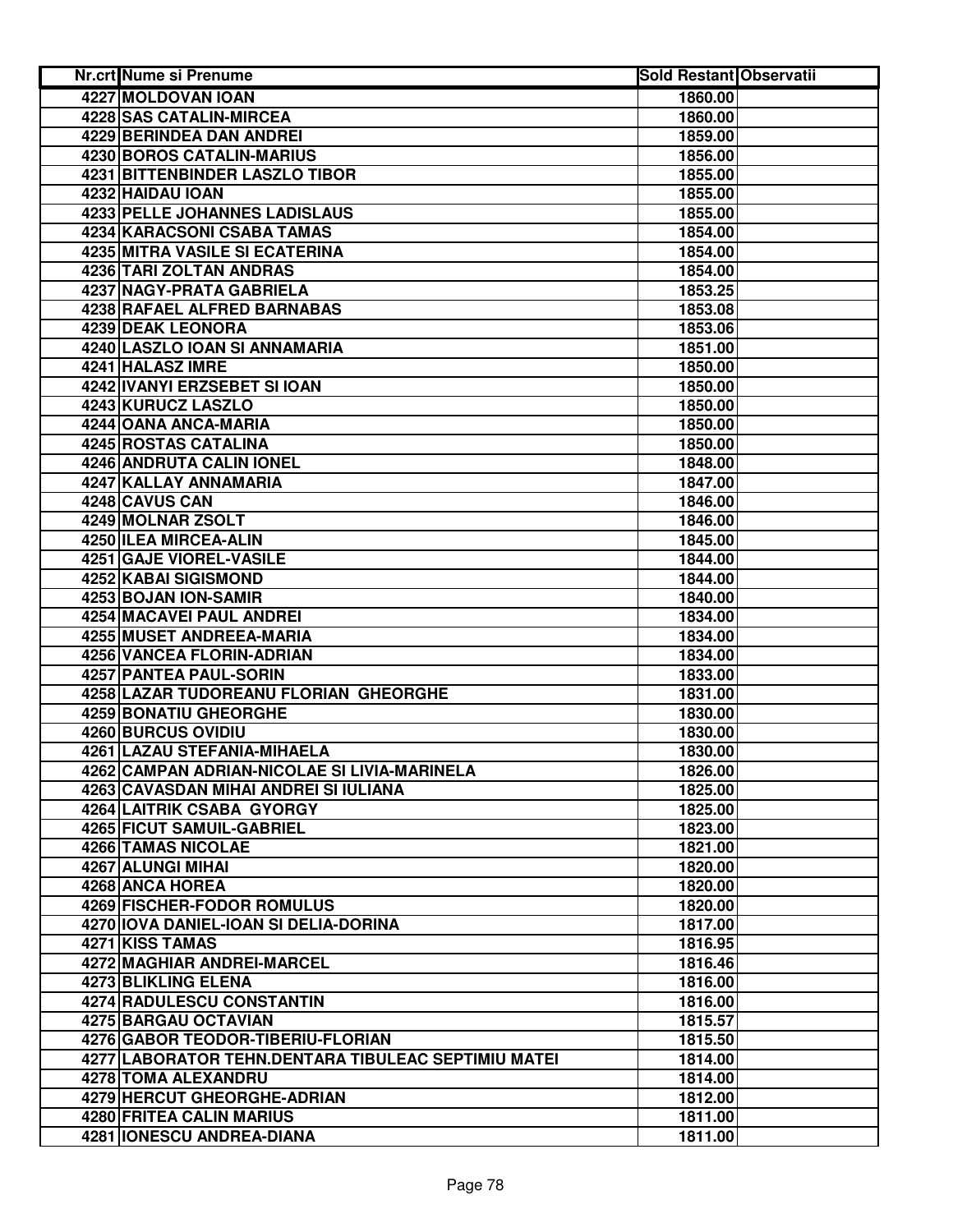| Nr.crt | Nume si Prenume | Sold Restant | Observatii |
|---|---|---|---|
| 4227 | MOLDOVAN IOAN | 1860.00 | |
| 4228 | SAS CATALIN-MIRCEA | 1860.00 | |
| 4229 | BERINDEA DAN ANDREI | 1859.00 | |
| 4230 | BOROS CATALIN-MARIUS | 1856.00 | |
| 4231 | BITTENBINDER LASZLO TIBOR | 1855.00 | |
| 4232 | HAIDAU IOAN | 1855.00 | |
| 4233 | PELLE JOHANNES LADISLAUS | 1855.00 | |
| 4234 | KARACSONI CSABA TAMAS | 1854.00 | |
| 4235 | MITRA VASILE SI ECATERINA | 1854.00 | |
| 4236 | TARI ZOLTAN ANDRAS | 1854.00 | |
| 4237 | NAGY-PRATA GABRIELA | 1853.25 | |
| 4238 | RAFAEL ALFRED BARNABAS | 1853.08 | |
| 4239 | DEAK LEONORA | 1853.06 | |
| 4240 | LASZLO IOAN SI ANNAMARIA | 1851.00 | |
| 4241 | HALASZ IMRE | 1850.00 | |
| 4242 | IVANYI ERZSEBET SI IOAN | 1850.00 | |
| 4243 | KURUCZ LASZLO | 1850.00 | |
| 4244 | OANA ANCA-MARIA | 1850.00 | |
| 4245 | ROSTAS CATALINA | 1850.00 | |
| 4246 | ANDRUTA CALIN IONEL | 1848.00 | |
| 4247 | KALLAY ANNAMARIA | 1847.00 | |
| 4248 | CAVUS CAN | 1846.00 | |
| 4249 | MOLNAR ZSOLT | 1846.00 | |
| 4250 | ILEA MIRCEA-ALIN | 1845.00 | |
| 4251 | GAJE VIOREL-VASILE | 1844.00 | |
| 4252 | KABAI SIGISMOND | 1844.00 | |
| 4253 | BOJAN ION-SAMIR | 1840.00 | |
| 4254 | MACAVEI PAUL ANDREI | 1834.00 | |
| 4255 | MUSET ANDREEA-MARIA | 1834.00 | |
| 4256 | VANCEA FLORIN-ADRIAN | 1834.00 | |
| 4257 | PANTEA PAUL-SORIN | 1833.00 | |
| 4258 | LAZAR TUDOREANU FLORIAN GHEORGHE | 1831.00 | |
| 4259 | BONATIU GHEORGHE | 1830.00 | |
| 4260 | BURCUS OVIDIU | 1830.00 | |
| 4261 | LAZAU STEFANIA-MIHAELA | 1830.00 | |
| 4262 | CAMPAN ADRIAN-NICOLAE SI LIVIA-MARINELA | 1826.00 | |
| 4263 | CAVASDAN MIHAI ANDREI SI IULIANA | 1825.00 | |
| 4264 | LAITRIK CSABA GYORGY | 1825.00 | |
| 4265 | FICUT SAMUIL-GABRIEL | 1823.00 | |
| 4266 | TAMAS NICOLAE | 1821.00 | |
| 4267 | ALUNGI MIHAI | 1820.00 | |
| 4268 | ANCA HOREA | 1820.00 | |
| 4269 | FISCHER-FODOR ROMULUS | 1820.00 | |
| 4270 | IOVA DANIEL-IOAN SI DELIA-DORINA | 1817.00 | |
| 4271 | KISS TAMAS | 1816.95 | |
| 4272 | MAGHIAR ANDREI-MARCEL | 1816.46 | |
| 4273 | BLIKLING ELENA | 1816.00 | |
| 4274 | RADULESCU CONSTANTIN | 1816.00 | |
| 4275 | BARGAU OCTAVIAN | 1815.57 | |
| 4276 | GABOR TEODOR-TIBERIU-FLORIAN | 1815.50 | |
| 4277 | LABORATOR TEHN.DENTARA TIBULEAC SEPTIMIU MATEI | 1814.00 | |
| 4278 | TOMA ALEXANDRU | 1814.00 | |
| 4279 | HERCUT GHEORGHE-ADRIAN | 1812.00 | |
| 4280 | FRITEA CALIN MARIUS | 1811.00 | |
| 4281 | IONESCU ANDREA-DIANA | 1811.00 | |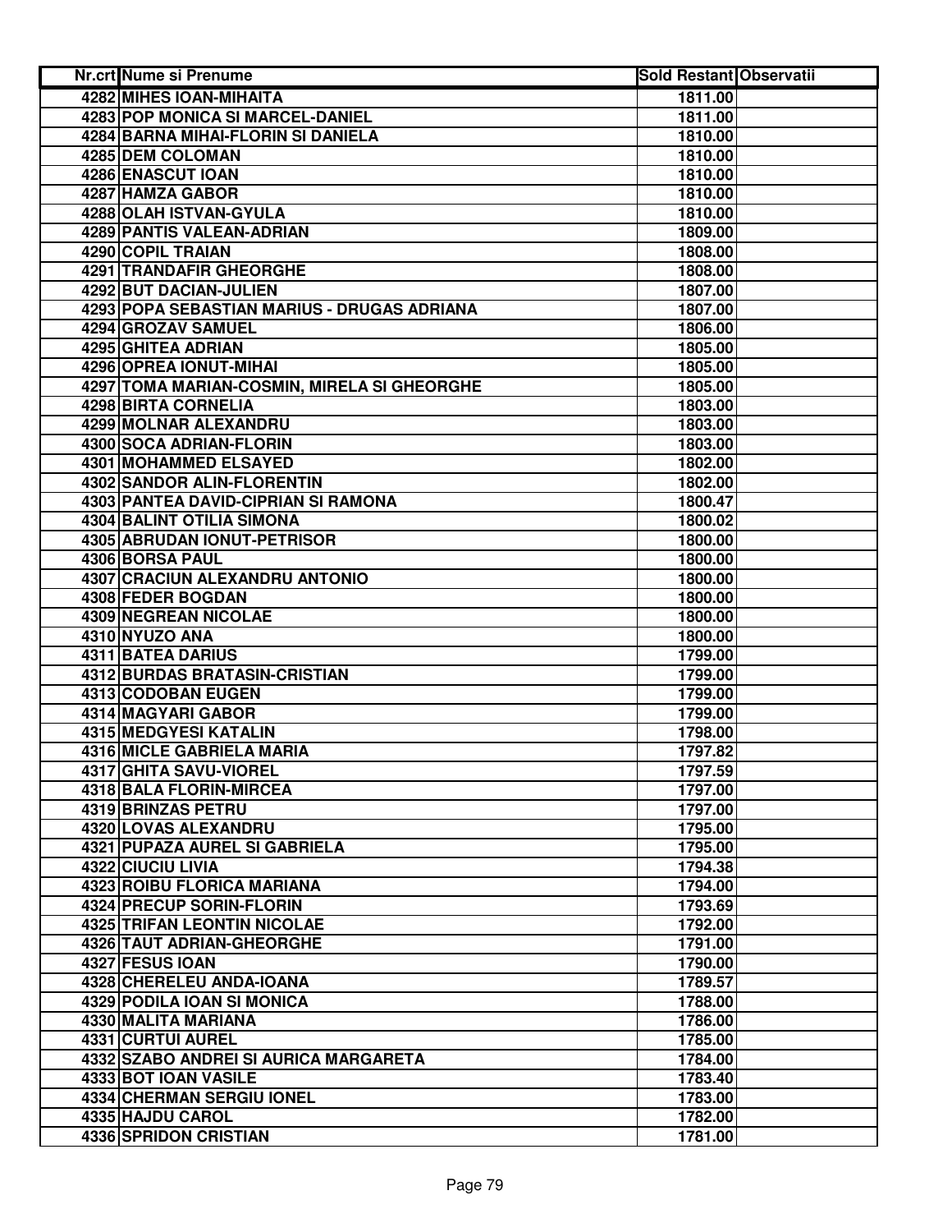| Nr.crt | Nume si Prenume | Sold Restant | Observatii |
|---|---|---|---|
| 4282 | MIHES IOAN-MIHAITA | 1811.00 | |
| 4283 | POP MONICA SI MARCEL-DANIEL | 1811.00 | |
| 4284 | BARNA MIHAI-FLORIN SI DANIELA | 1810.00 | |
| 4285 | DEM COLOMAN | 1810.00 | |
| 4286 | ENASCUT IOAN | 1810.00 | |
| 4287 | HAMZA GABOR | 1810.00 | |
| 4288 | OLAH ISTVAN-GYULA | 1810.00 | |
| 4289 | PANTIS VALEAN-ADRIAN | 1809.00 | |
| 4290 | COPIL TRAIAN | 1808.00 | |
| 4291 | TRANDAFIR GHEORGHE | 1808.00 | |
| 4292 | BUT DACIAN-JULIEN | 1807.00 | |
| 4293 | POPA SEBASTIAN MARIUS - DRUGAS ADRIANA | 1807.00 | |
| 4294 | GROZAV SAMUEL | 1806.00 | |
| 4295 | GHITEA ADRIAN | 1805.00 | |
| 4296 | OPREA IONUT-MIHAI | 1805.00 | |
| 4297 | TOMA MARIAN-COSMIN, MIRELA SI GHEORGHE | 1805.00 | |
| 4298 | BIRTA CORNELIA | 1803.00 | |
| 4299 | MOLNAR ALEXANDRU | 1803.00 | |
| 4300 | SOCA ADRIAN-FLORIN | 1803.00 | |
| 4301 | MOHAMMED ELSAYED | 1802.00 | |
| 4302 | SANDOR ALIN-FLORENTIN | 1802.00 | |
| 4303 | PANTEA DAVID-CIPRIAN SI RAMONA | 1800.47 | |
| 4304 | BALINT OTILIA SIMONA | 1800.02 | |
| 4305 | ABRUDAN IONUT-PETRISOR | 1800.00 | |
| 4306 | BORSA PAUL | 1800.00 | |
| 4307 | CRACIUN ALEXANDRU ANTONIO | 1800.00 | |
| 4308 | FEDER BOGDAN | 1800.00 | |
| 4309 | NEGREAN NICOLAE | 1800.00 | |
| 4310 | NYUZO ANA | 1800.00 | |
| 4311 | BATEA DARIUS | 1799.00 | |
| 4312 | BURDAS BRATASIN-CRISTIAN | 1799.00 | |
| 4313 | CODOBAN EUGEN | 1799.00 | |
| 4314 | MAGYARI GABOR | 1799.00 | |
| 4315 | MEDGYESI KATALIN | 1798.00 | |
| 4316 | MICLE GABRIELA MARIA | 1797.82 | |
| 4317 | GHITA SAVU-VIOREL | 1797.59 | |
| 4318 | BALA FLORIN-MIRCEA | 1797.00 | |
| 4319 | BRINZAS PETRU | 1797.00 | |
| 4320 | LOVAS ALEXANDRU | 1795.00 | |
| 4321 | PUPAZA AUREL SI GABRIELA | 1795.00 | |
| 4322 | CIUCIU LIVIA | 1794.38 | |
| 4323 | ROIBU FLORICA MARIANA | 1794.00 | |
| 4324 | PRECUP SORIN-FLORIN | 1793.69 | |
| 4325 | TRIFAN LEONTIN NICOLAE | 1792.00 | |
| 4326 | TAUT ADRIAN-GHEORGHE | 1791.00 | |
| 4327 | FESUS IOAN | 1790.00 | |
| 4328 | CHERELEU ANDA-IOANA | 1789.57 | |
| 4329 | PODILA IOAN SI MONICA | 1788.00 | |
| 4330 | MALITA MARIANA | 1786.00 | |
| 4331 | CURTUI AUREL | 1785.00 | |
| 4332 | SZABO ANDREI SI AURICA MARGARETA | 1784.00 | |
| 4333 | BOT IOAN VASILE | 1783.40 | |
| 4334 | CHERMAN SERGIU IONEL | 1783.00 | |
| 4335 | HAJDU CAROL | 1782.00 | |
| 4336 | SPRIDON CRISTIAN | 1781.00 | |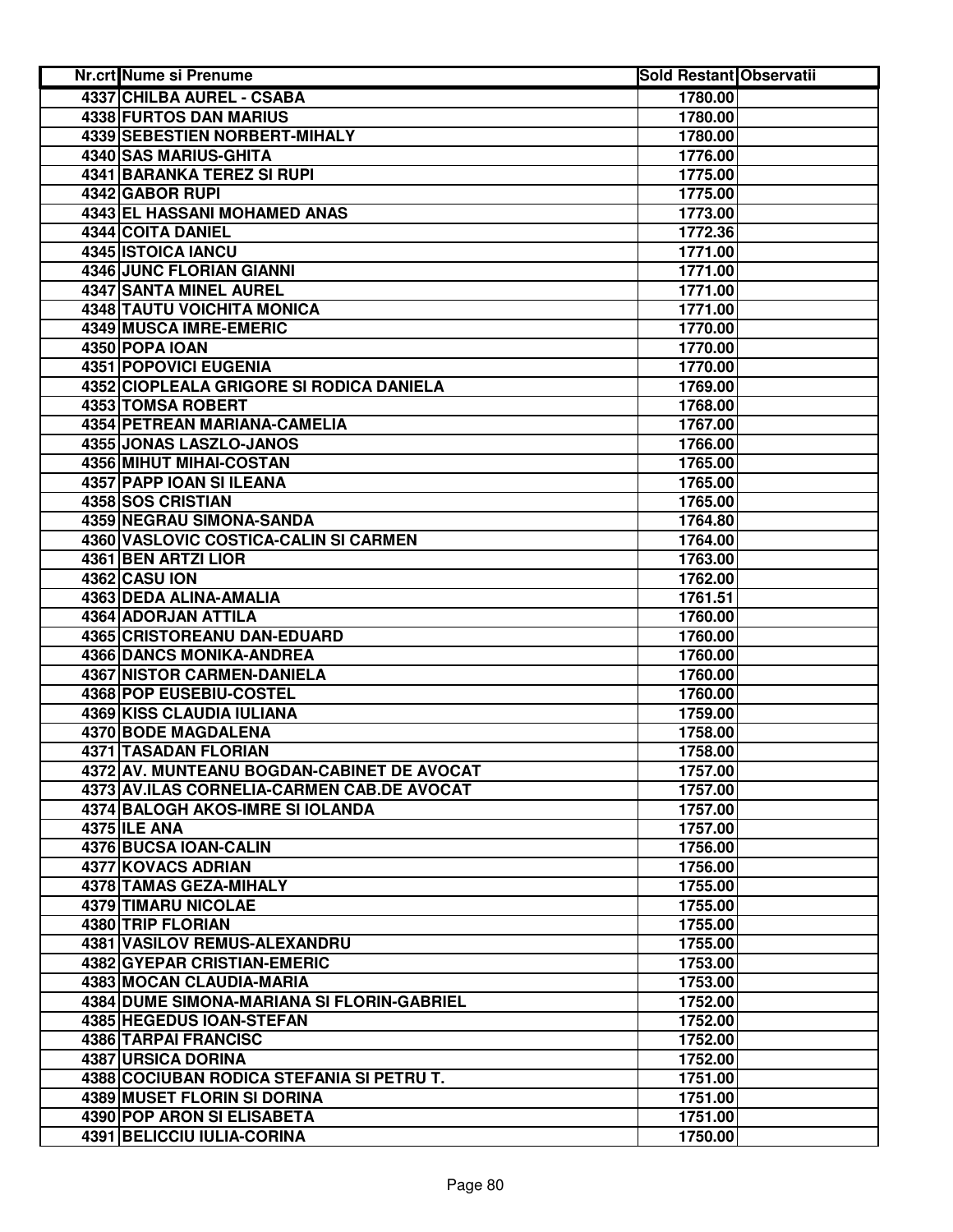| Nr.crt | Nume si Prenume | Sold Restant | Observatii |
|---|---|---|---|
| 4337 | CHILBA AUREL - CSABA | 1780.00 | |
| 4338 | FURTOS DAN MARIUS | 1780.00 | |
| 4339 | SEBESTIEN NORBERT-MIHALY | 1780.00 | |
| 4340 | SAS MARIUS-GHITA | 1776.00 | |
| 4341 | BARANKA TEREZ SI RUPI | 1775.00 | |
| 4342 | GABOR RUPI | 1775.00 | |
| 4343 | EL HASSANI MOHAMED ANAS | 1773.00 | |
| 4344 | COITA DANIEL | 1772.36 | |
| 4345 | ISTOICA IANCU | 1771.00 | |
| 4346 | JUNC FLORIAN GIANNI | 1771.00 | |
| 4347 | SANTA MINEL AUREL | 1771.00 | |
| 4348 | TAUTU VOICHITA MONICA | 1771.00 | |
| 4349 | MUSCA IMRE-EMERIC | 1770.00 | |
| 4350 | POPA IOAN | 1770.00 | |
| 4351 | POPOVICI EUGENIA | 1770.00 | |
| 4352 | CIOPLEALA GRIGORE SI RODICA DANIELA | 1769.00 | |
| 4353 | TOMSA ROBERT | 1768.00 | |
| 4354 | PETREAN MARIANA-CAMELIA | 1767.00 | |
| 4355 | JONAS LASZLO-JANOS | 1766.00 | |
| 4356 | MIHUT MIHAI-COSTAN | 1765.00 | |
| 4357 | PAPP IOAN SI ILEANA | 1765.00 | |
| 4358 | SOS CRISTIAN | 1765.00 | |
| 4359 | NEGRAU SIMONA-SANDA | 1764.80 | |
| 4360 | VASLOVIC COSTICA-CALIN SI CARMEN | 1764.00 | |
| 4361 | BEN ARTZI LIOR | 1763.00 | |
| 4362 | CASU ION | 1762.00 | |
| 4363 | DEDA ALINA-AMALIA | 1761.51 | |
| 4364 | ADORJAN ATTILA | 1760.00 | |
| 4365 | CRISTOREANU DAN-EDUARD | 1760.00 | |
| 4366 | DANCS MONIKA-ANDREA | 1760.00 | |
| 4367 | NISTOR CARMEN-DANIELA | 1760.00 | |
| 4368 | POP EUSEBIU-COSTEL | 1760.00 | |
| 4369 | KISS CLAUDIA IULIANA | 1759.00 | |
| 4370 | BODE MAGDALENA | 1758.00 | |
| 4371 | TASADAN FLORIAN | 1758.00 | |
| 4372 | AV. MUNTEANU BOGDAN-CABINET DE AVOCAT | 1757.00 | |
| 4373 | AV.ILAS CORNELIA-CARMEN CAB.DE AVOCAT | 1757.00 | |
| 4374 | BALOGH AKOS-IMRE SI IOLANDA | 1757.00 | |
| 4375 | ILE ANA | 1757.00 | |
| 4376 | BUCSA IOAN-CALIN | 1756.00 | |
| 4377 | KOVACS ADRIAN | 1756.00 | |
| 4378 | TAMAS GEZA-MIHALY | 1755.00 | |
| 4379 | TIMARU NICOLAE | 1755.00 | |
| 4380 | TRIP FLORIAN | 1755.00 | |
| 4381 | VASILOV REMUS-ALEXANDRU | 1755.00 | |
| 4382 | GYEPAR CRISTIAN-EMERIC | 1753.00 | |
| 4383 | MOCAN CLAUDIA-MARIA | 1753.00 | |
| 4384 | DUME SIMONA-MARIANA SI FLORIN-GABRIEL | 1752.00 | |
| 4385 | HEGEDUS IOAN-STEFAN | 1752.00 | |
| 4386 | TARPAI FRANCISC | 1752.00 | |
| 4387 | URSICA DORINA | 1752.00 | |
| 4388 | COCIUBAN RODICA STEFANIA SI PETRU T. | 1751.00 | |
| 4389 | MUSET FLORIN SI DORINA | 1751.00 | |
| 4390 | POP ARON SI ELISABETA | 1751.00 | |
| 4391 | BELICCIU IULIA-CORINA | 1750.00 | |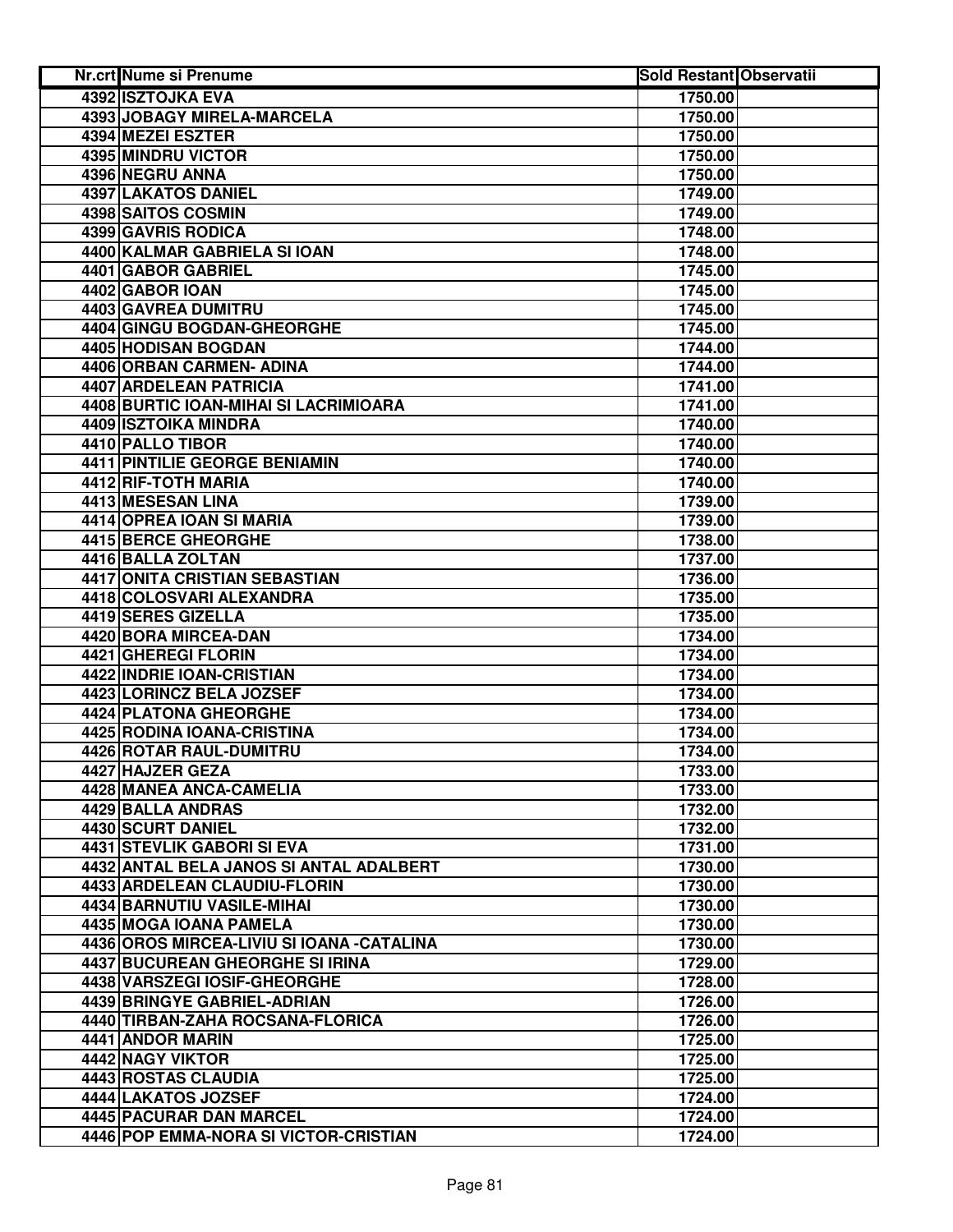| Nr.crt | Nume si Prenume | Sold Restant | Observatii |
|---|---|---|---|
| 4392 | ISZTOJKA EVA | 1750.00 | |
| 4393 | JOBAGY MIRELA-MARCELA | 1750.00 | |
| 4394 | MEZEI ESZTER | 1750.00 | |
| 4395 | MINDRU VICTOR | 1750.00 | |
| 4396 | NEGRU ANNA | 1750.00 | |
| 4397 | LAKATOS DANIEL | 1749.00 | |
| 4398 | SAITOS COSMIN | 1749.00 | |
| 4399 | GAVRIS RODICA | 1748.00 | |
| 4400 | KALMAR GABRIELA SI IOAN | 1748.00 | |
| 4401 | GABOR GABRIEL | 1745.00 | |
| 4402 | GABOR IOAN | 1745.00 | |
| 4403 | GAVREA DUMITRU | 1745.00 | |
| 4404 | GINGU BOGDAN-GHEORGHE | 1745.00 | |
| 4405 | HODISAN BOGDAN | 1744.00 | |
| 4406 | ORBAN CARMEN- ADINA | 1744.00 | |
| 4407 | ARDELEAN PATRICIA | 1741.00 | |
| 4408 | BURTIC IOAN-MIHAI SI LACRIMIOARA | 1741.00 | |
| 4409 | ISZTOIKA MINDRA | 1740.00 | |
| 4410 | PALLO TIBOR | 1740.00 | |
| 4411 | PINTILIE GEORGE BENIAMIN | 1740.00 | |
| 4412 | RIF-TOTH MARIA | 1740.00 | |
| 4413 | MESESAN LINA | 1739.00 | |
| 4414 | OPREA IOAN SI MARIA | 1739.00 | |
| 4415 | BERCE GHEORGHE | 1738.00 | |
| 4416 | BALLA ZOLTAN | 1737.00 | |
| 4417 | ONITA CRISTIAN SEBASTIAN | 1736.00 | |
| 4418 | COLOSVARI ALEXANDRA | 1735.00 | |
| 4419 | SERES GIZELLA | 1735.00 | |
| 4420 | BORA MIRCEA-DAN | 1734.00 | |
| 4421 | GHEREGI FLORIN | 1734.00 | |
| 4422 | INDRIE IOAN-CRISTIAN | 1734.00 | |
| 4423 | LORINCZ BELA JOZSEF | 1734.00 | |
| 4424 | PLATONA GHEORGHE | 1734.00 | |
| 4425 | RODINA IOANA-CRISTINA | 1734.00 | |
| 4426 | ROTAR RAUL-DUMITRU | 1734.00 | |
| 4427 | HAJZER GEZA | 1733.00 | |
| 4428 | MANEA ANCA-CAMELIA | 1733.00 | |
| 4429 | BALLA ANDRAS | 1732.00 | |
| 4430 | SCURT DANIEL | 1732.00 | |
| 4431 | STEVLIK GABORI SI EVA | 1731.00 | |
| 4432 | ANTAL BELA JANOS SI ANTAL ADALBERT | 1730.00 | |
| 4433 | ARDELEAN CLAUDIU-FLORIN | 1730.00 | |
| 4434 | BARNUTIU VASILE-MIHAI | 1730.00 | |
| 4435 | MOGA IOANA PAMELA | 1730.00 | |
| 4436 | OROS MIRCEA-LIVIU SI IOANA -CATALINA | 1730.00 | |
| 4437 | BUCUREAN GHEORGHE SI IRINA | 1729.00 | |
| 4438 | VARSZEGI IOSIF-GHEORGHE | 1728.00 | |
| 4439 | BRINGYE GABRIEL-ADRIAN | 1726.00 | |
| 4440 | TIRBAN-ZAHA ROCSANA-FLORICA | 1726.00 | |
| 4441 | ANDOR MARIN | 1725.00 | |
| 4442 | NAGY VIKTOR | 1725.00 | |
| 4443 | ROSTAS CLAUDIA | 1725.00 | |
| 4444 | LAKATOS JOZSEF | 1724.00 | |
| 4445 | PACURAR DAN MARCEL | 1724.00 | |
| 4446 | POP EMMA-NORA SI VICTOR-CRISTIAN | 1724.00 | |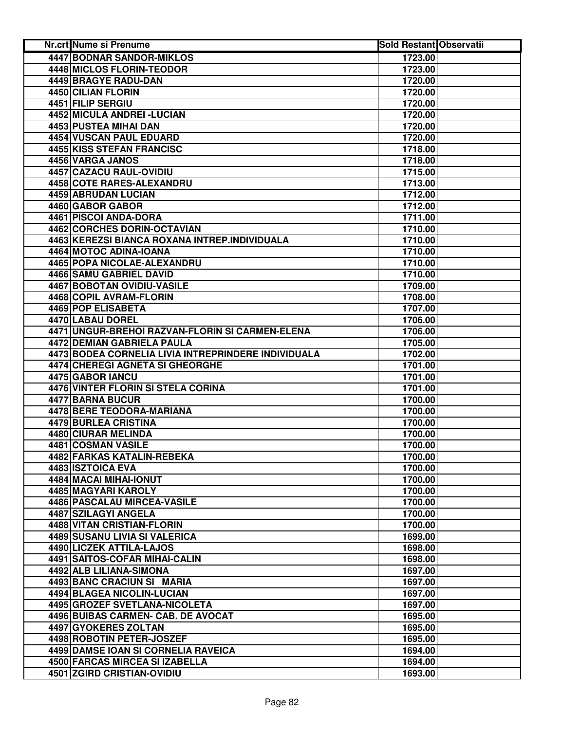| Nr.crt | Nume si Prenume | Sold Restant | Observatii |
| --- | --- | --- | --- |
| 4447 | BODNAR SANDOR-MIKLOS | 1723.00 | |
| 4448 | MICLOS FLORIN-TEODOR | 1723.00 | |
| 4449 | BRAGYE RADU-DAN | 1720.00 | |
| 4450 | CILIAN FLORIN | 1720.00 | |
| 4451 | FILIP SERGIU | 1720.00 | |
| 4452 | MICULA ANDREI -LUCIAN | 1720.00 | |
| 4453 | PUSTEA MIHAI DAN | 1720.00 | |
| 4454 | VUSCAN PAUL EDUARD | 1720.00 | |
| 4455 | KISS STEFAN FRANCISC | 1718.00 | |
| 4456 | VARGA JANOS | 1718.00 | |
| 4457 | CAZACU RAUL-OVIDIU | 1715.00 | |
| 4458 | COTE RARES-ALEXANDRU | 1713.00 | |
| 4459 | ABRUDAN LUCIAN | 1712.00 | |
| 4460 | GABOR GABOR | 1712.00 | |
| 4461 | PISCOI ANDA-DORA | 1711.00 | |
| 4462 | CORCHES DORIN-OCTAVIAN | 1710.00 | |
| 4463 | KEREZSI BIANCA ROXANA INTREP.INDIVIDUALA | 1710.00 | |
| 4464 | MOTOC ADINA-IOANA | 1710.00 | |
| 4465 | POPA NICOLAE-ALEXANDRU | 1710.00 | |
| 4466 | SAMU GABRIEL DAVID | 1710.00 | |
| 4467 | BOBOTAN OVIDIU-VASILE | 1709.00 | |
| 4468 | COPIL AVRAM-FLORIN | 1708.00 | |
| 4469 | POP ELISABETA | 1707.00 | |
| 4470 | LABAU DOREL | 1706.00 | |
| 4471 | UNGUR-BREHOI RAZVAN-FLORIN SI CARMEN-ELENA | 1706.00 | |
| 4472 | DEMIAN GABRIELA PAULA | 1705.00 | |
| 4473 | BODEA CORNELIA LIVIA INTREPRINDERE INDIVIDUALA | 1702.00 | |
| 4474 | CHEREGI AGNETA SI GHEORGHE | 1701.00 | |
| 4475 | GABOR IANCU | 1701.00 | |
| 4476 | VINTER FLORIN SI STELA CORINA | 1701.00 | |
| 4477 | BARNA BUCUR | 1700.00 | |
| 4478 | BERE TEODORA-MARIANA | 1700.00 | |
| 4479 | BURLEA CRISTINA | 1700.00 | |
| 4480 | CIURAR MELINDA | 1700.00 | |
| 4481 | COSMAN VASILE | 1700.00 | |
| 4482 | FARKAS KATALIN-REBEKA | 1700.00 | |
| 4483 | ISZTOICA EVA | 1700.00 | |
| 4484 | MACAI MIHAI-IONUT | 1700.00 | |
| 4485 | MAGYARI KAROLY | 1700.00 | |
| 4486 | PASCALAU MIRCEA-VASILE | 1700.00 | |
| 4487 | SZILAGYI ANGELA | 1700.00 | |
| 4488 | VITAN CRISTIAN-FLORIN | 1700.00 | |
| 4489 | SUSANU LIVIA SI VALERICA | 1699.00 | |
| 4490 | LICZEK ATTILA-LAJOS | 1698.00 | |
| 4491 | SAITOS-COFAR MIHAI-CALIN | 1698.00 | |
| 4492 | ALB LILIANA-SIMONA | 1697.00 | |
| 4493 | BANC CRACIUN SI MARIA | 1697.00 | |
| 4494 | BLAGEA NICOLIN-LUCIAN | 1697.00 | |
| 4495 | GROZEF SVETLANA-NICOLETA | 1697.00 | |
| 4496 | BUIBAS CARMEN- CAB. DE AVOCAT | 1695.00 | |
| 4497 | GYOKERES ZOLTAN | 1695.00 | |
| 4498 | ROBOTIN PETER-JOSZEF | 1695.00 | |
| 4499 | DAMSE IOAN SI CORNELIA RAVEICA | 1694.00 | |
| 4500 | FARCAS MIRCEA SI IZABELLA | 1694.00 | |
| 4501 | ZGIRD CRISTIAN-OVIDIU | 1693.00 | |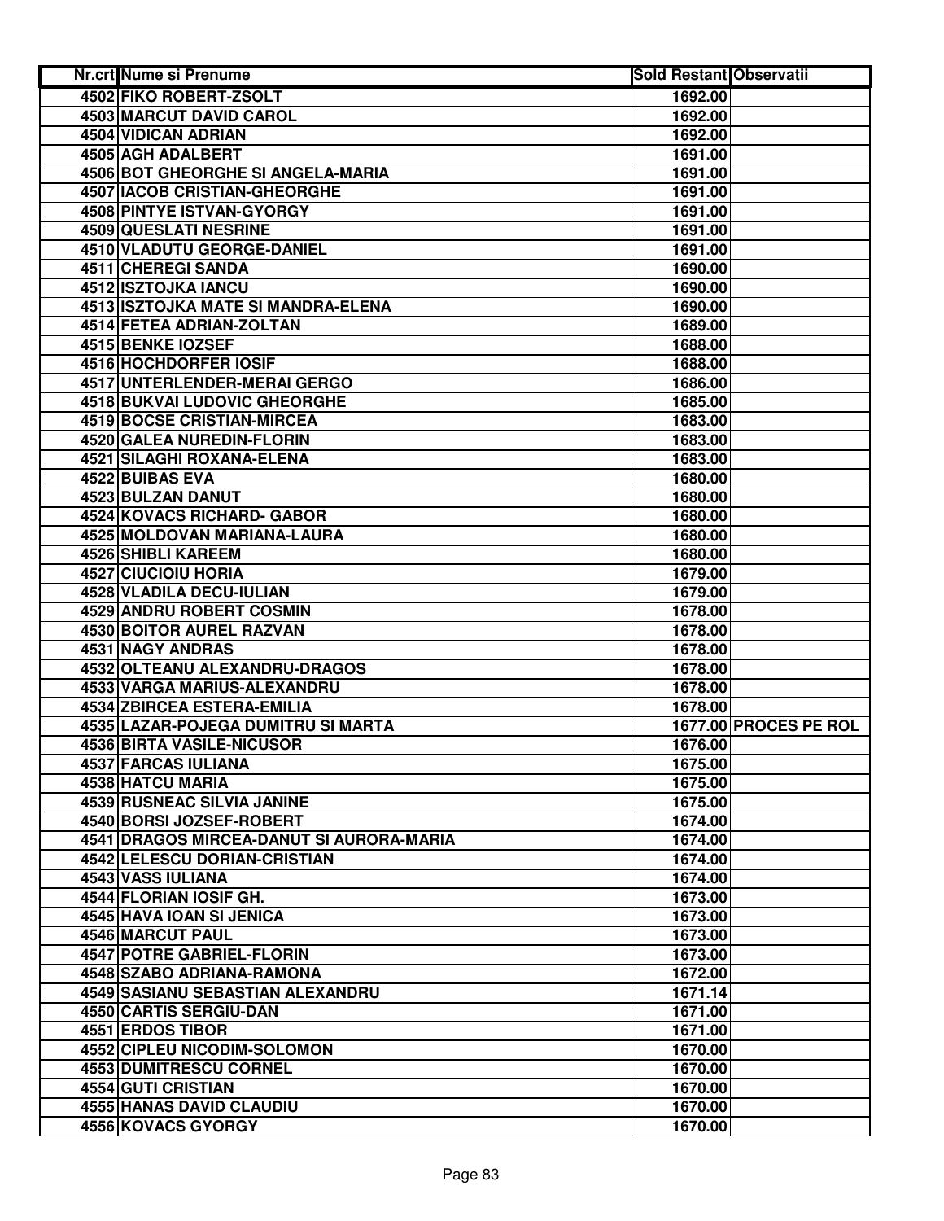| Nr.crt | Nume si Prenume | Sold Restant | Observatii |
|---|---|---|---|
| 4502 | FIKO ROBERT-ZSOLT | 1692.00 | |
| 4503 | MARCUT DAVID CAROL | 1692.00 | |
| 4504 | VIDICAN ADRIAN | 1692.00 | |
| 4505 | AGH ADALBERT | 1691.00 | |
| 4506 | BOT GHEORGHE SI ANGELA-MARIA | 1691.00 | |
| 4507 | IACOB CRISTIAN-GHEORGHE | 1691.00 | |
| 4508 | PINTYE ISTVAN-GYORGY | 1691.00 | |
| 4509 | QUESLATI NESRINE | 1691.00 | |
| 4510 | VLADUTU GEORGE-DANIEL | 1691.00 | |
| 4511 | CHEREGI SANDA | 1690.00 | |
| 4512 | ISZTOJKA IANCU | 1690.00 | |
| 4513 | ISZTOJKA MATE SI MANDRA-ELENA | 1690.00 | |
| 4514 | FETEA ADRIAN-ZOLTAN | 1689.00 | |
| 4515 | BENKE IOZSEF | 1688.00 | |
| 4516 | HOCHDORFER IOSIF | 1688.00 | |
| 4517 | UNTERLENDER-MERAI GERGO | 1686.00 | |
| 4518 | BUKVAI LUDOVIC GHEORGHE | 1685.00 | |
| 4519 | BOCSE CRISTIAN-MIRCEA | 1683.00 | |
| 4520 | GALEA NUREDIN-FLORIN | 1683.00 | |
| 4521 | SILAGHI ROXANA-ELENA | 1683.00 | |
| 4522 | BUIBAS EVA | 1680.00 | |
| 4523 | BULZAN DANUT | 1680.00 | |
| 4524 | KOVACS RICHARD- GABOR | 1680.00 | |
| 4525 | MOLDOVAN MARIANA-LAURA | 1680.00 | |
| 4526 | SHIBLI KAREEM | 1680.00 | |
| 4527 | CIUCIOIU HORIA | 1679.00 | |
| 4528 | VLADILA DECU-IULIAN | 1679.00 | |
| 4529 | ANDRU ROBERT COSMIN | 1678.00 | |
| 4530 | BOITOR AUREL RAZVAN | 1678.00 | |
| 4531 | NAGY ANDRAS | 1678.00 | |
| 4532 | OLTEANU ALEXANDRU-DRAGOS | 1678.00 | |
| 4533 | VARGA MARIUS-ALEXANDRU | 1678.00 | |
| 4534 | ZBIRCEA ESTERA-EMILIA | 1678.00 | |
| 4535 | LAZAR-POJEGA DUMITRU SI MARTA | 1677.00 | PROCES PE ROL |
| 4536 | BIRTA VASILE-NICUSOR | 1676.00 | |
| 4537 | FARCAS IULIANA | 1675.00 | |
| 4538 | HATCU MARIA | 1675.00 | |
| 4539 | RUSNEAC SILVIA JANINE | 1675.00 | |
| 4540 | BORSI JOZSEF-ROBERT | 1674.00 | |
| 4541 | DRAGOS MIRCEA-DANUT SI AURORA-MARIA | 1674.00 | |
| 4542 | LELESCU DORIAN-CRISTIAN | 1674.00 | |
| 4543 | VASS IULIANA | 1674.00 | |
| 4544 | FLORIAN IOSIF GH. | 1673.00 | |
| 4545 | HAVA IOAN SI JENICA | 1673.00 | |
| 4546 | MARCUT PAUL | 1673.00 | |
| 4547 | POTRE GABRIEL-FLORIN | 1673.00 | |
| 4548 | SZABO ADRIANA-RAMONA | 1672.00 | |
| 4549 | SASIANU SEBASTIAN ALEXANDRU | 1671.14 | |
| 4550 | CARTIS SERGIU-DAN | 1671.00 | |
| 4551 | ERDOS TIBOR | 1671.00 | |
| 4552 | CIPLEU NICODIM-SOLOMON | 1670.00 | |
| 4553 | DUMITRESCU CORNEL | 1670.00 | |
| 4554 | GUTI CRISTIAN | 1670.00 | |
| 4555 | HANAS DAVID CLAUDIU | 1670.00 | |
| 4556 | KOVACS GYORGY | 1670.00 | |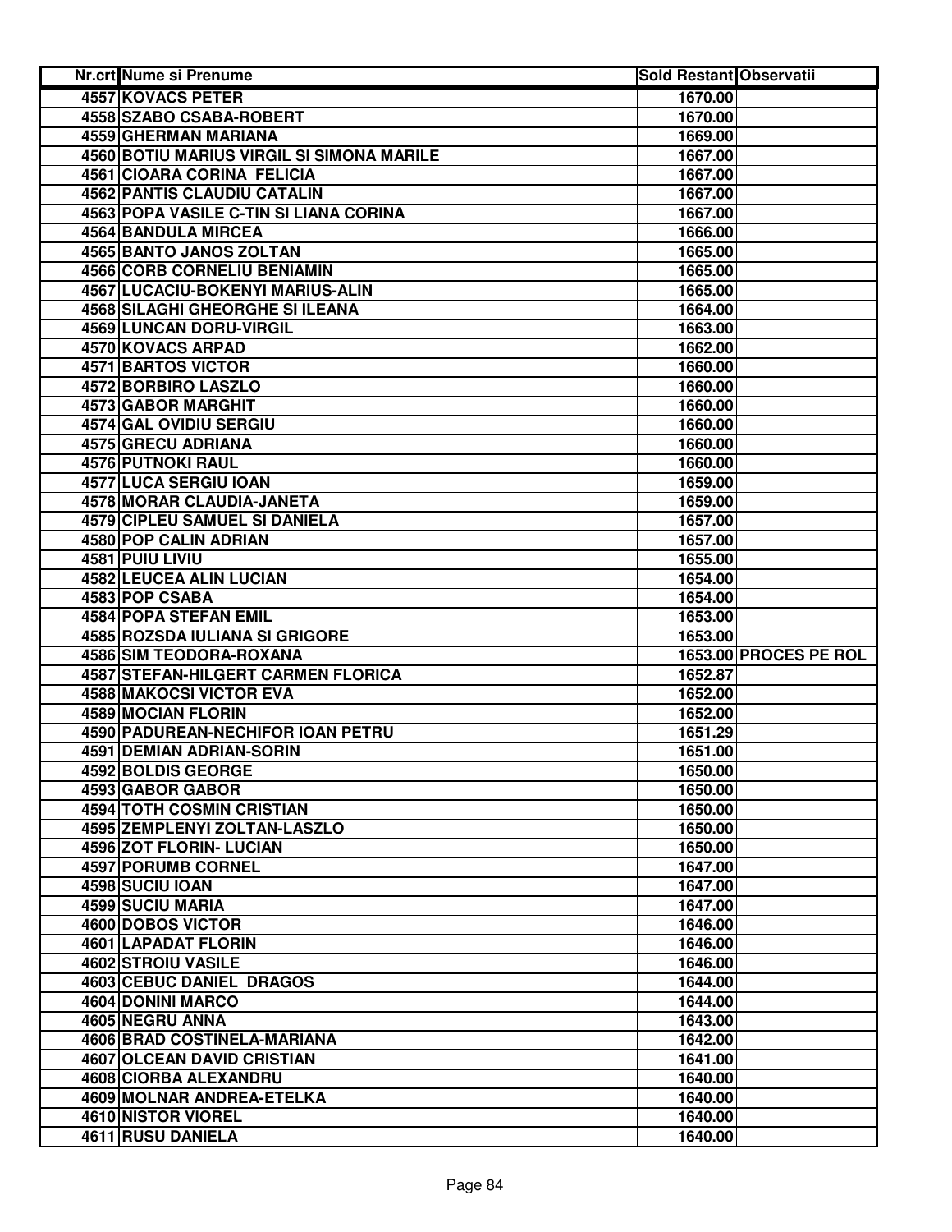| Nr.crt | Nume si Prenume | Sold Restant | Observatii |
|---|---|---|---|
| 4557 | KOVACS PETER | 1670.00 | |
| 4558 | SZABO CSABA-ROBERT | 1670.00 | |
| 4559 | GHERMAN MARIANA | 1669.00 | |
| 4560 | BOTIU MARIUS VIRGIL SI SIMONA MARILE | 1667.00 | |
| 4561 | CIOARA CORINA FELICIA | 1667.00 | |
| 4562 | PANTIS CLAUDIU CATALIN | 1667.00 | |
| 4563 | POPA VASILE C-TIN SI LIANA CORINA | 1667.00 | |
| 4564 | BANDULA MIRCEA | 1666.00 | |
| 4565 | BANTO JANOS ZOLTAN | 1665.00 | |
| 4566 | CORB CORNELIU BENIAMIN | 1665.00 | |
| 4567 | LUCACIU-BOKENYI MARIUS-ALIN | 1665.00 | |
| 4568 | SILAGHI GHEORGHE SI ILEANA | 1664.00 | |
| 4569 | LUNCAN DORU-VIRGIL | 1663.00 | |
| 4570 | KOVACS ARPAD | 1662.00 | |
| 4571 | BARTOS VICTOR | 1660.00 | |
| 4572 | BORBIRO LASZLO | 1660.00 | |
| 4573 | GABOR MARGHIT | 1660.00 | |
| 4574 | GAL OVIDIU SERGIU | 1660.00 | |
| 4575 | GRECU ADRIANA | 1660.00 | |
| 4576 | PUTNOKI RAUL | 1660.00 | |
| 4577 | LUCA SERGIU IOAN | 1659.00 | |
| 4578 | MORAR CLAUDIA-JANETA | 1659.00 | |
| 4579 | CIPLEU SAMUEL SI DANIELA | 1657.00 | |
| 4580 | POP CALIN ADRIAN | 1657.00 | |
| 4581 | PUIU LIVIU | 1655.00 | |
| 4582 | LEUCEA ALIN LUCIAN | 1654.00 | |
| 4583 | POP CSABA | 1654.00 | |
| 4584 | POPA STEFAN EMIL | 1653.00 | |
| 4585 | ROZSDA IULIANA SI GRIGORE | 1653.00 | |
| 4586 | SIM TEODORA-ROXANA | 1653.00 | PROCES PE ROL |
| 4587 | STEFAN-HILGERT CARMEN FLORICA | 1652.87 | |
| 4588 | MAKOCSI VICTOR EVA | 1652.00 | |
| 4589 | MOCIAN FLORIN | 1652.00 | |
| 4590 | PADUREAN-NECHIFOR IOAN PETRU | 1651.29 | |
| 4591 | DEMIAN ADRIAN-SORIN | 1651.00 | |
| 4592 | BOLDIS GEORGE | 1650.00 | |
| 4593 | GABOR GABOR | 1650.00 | |
| 4594 | TOTH COSMIN CRISTIAN | 1650.00 | |
| 4595 | ZEMPLENYI ZOLTAN-LASZLO | 1650.00 | |
| 4596 | ZOT FLORIN- LUCIAN | 1650.00 | |
| 4597 | PORUMB CORNEL | 1647.00 | |
| 4598 | SUCIU IOAN | 1647.00 | |
| 4599 | SUCIU MARIA | 1647.00 | |
| 4600 | DOBOS VICTOR | 1646.00 | |
| 4601 | LAPADAT FLORIN | 1646.00 | |
| 4602 | STROIU VASILE | 1646.00 | |
| 4603 | CEBUC DANIEL DRAGOS | 1644.00 | |
| 4604 | DONINI MARCO | 1644.00 | |
| 4605 | NEGRU ANNA | 1643.00 | |
| 4606 | BRAD COSTINELA-MARIANA | 1642.00 | |
| 4607 | OLCEAN DAVID CRISTIAN | 1641.00 | |
| 4608 | CIORBA ALEXANDRU | 1640.00 | |
| 4609 | MOLNAR ANDREA-ETELKA | 1640.00 | |
| 4610 | NISTOR VIOREL | 1640.00 | |
| 4611 | RUSU DANIELA | 1640.00 | |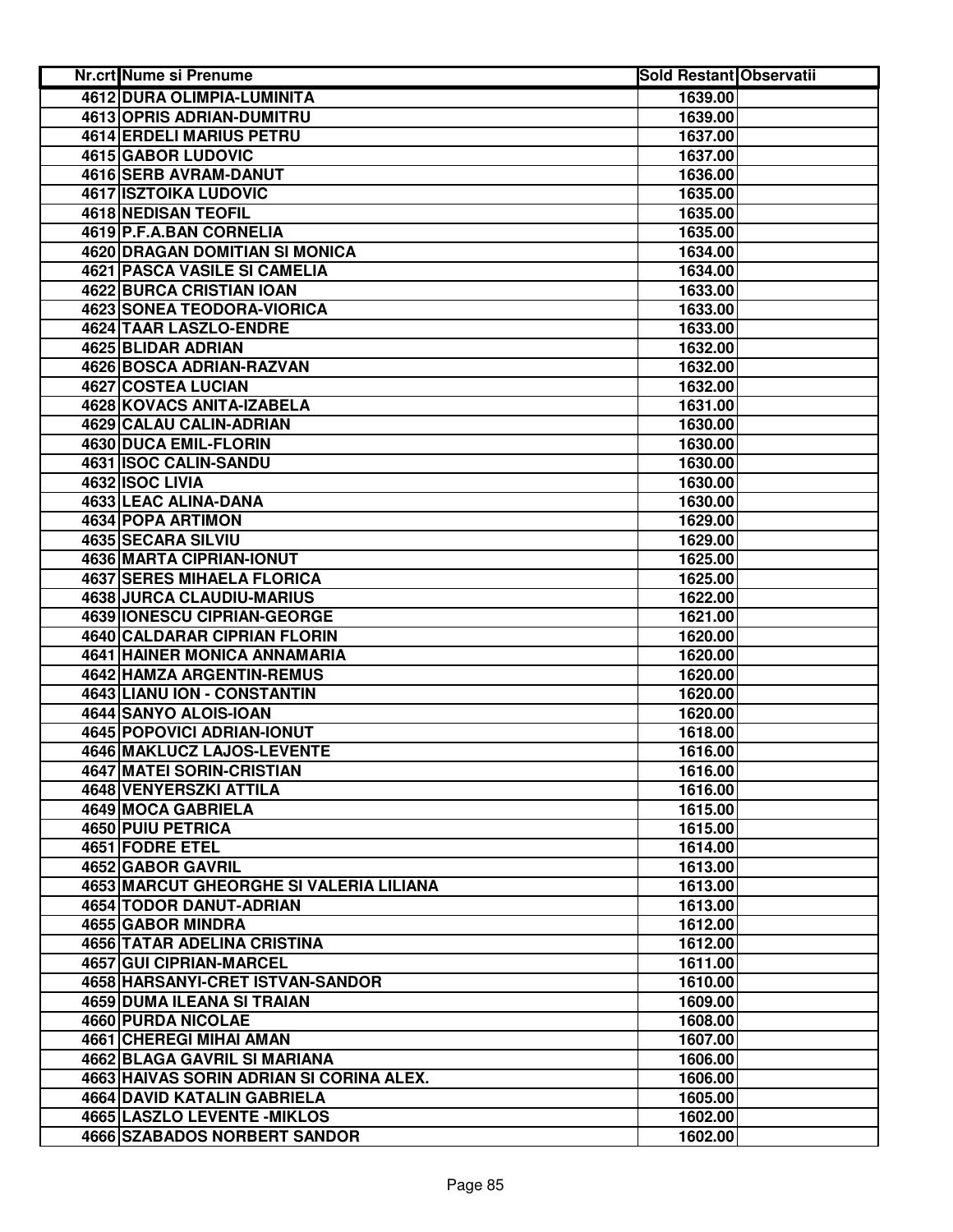| Nr.crt | Nume si Prenume | Sold Restant | Observatii |
|---|---|---|---|
| 4612 | DURA OLIMPIA-LUMINITA | 1639.00 | |
| 4613 | OPRIS ADRIAN-DUMITRU | 1639.00 | |
| 4614 | ERDELI MARIUS PETRU | 1637.00 | |
| 4615 | GABOR LUDOVIC | 1637.00 | |
| 4616 | SERB AVRAM-DANUT | 1636.00 | |
| 4617 | ISZTOIKA LUDOVIC | 1635.00 | |
| 4618 | NEDISAN TEOFIL | 1635.00 | |
| 4619 | P.F.A.BAN CORNELIA | 1635.00 | |
| 4620 | DRAGAN DOMITIAN SI MONICA | 1634.00 | |
| 4621 | PASCA VASILE SI CAMELIA | 1634.00 | |
| 4622 | BURCA CRISTIAN IOAN | 1633.00 | |
| 4623 | SONEA TEODORA-VIORICA | 1633.00 | |
| 4624 | TAAR LASZLO-ENDRE | 1633.00 | |
| 4625 | BLIDAR ADRIAN | 1632.00 | |
| 4626 | BOSCA ADRIAN-RAZVAN | 1632.00 | |
| 4627 | COSTEA LUCIAN | 1632.00 | |
| 4628 | KOVACS ANITA-IZABELA | 1631.00 | |
| 4629 | CALAU CALIN-ADRIAN | 1630.00 | |
| 4630 | DUCA EMIL-FLORIN | 1630.00 | |
| 4631 | ISOC CALIN-SANDU | 1630.00 | |
| 4632 | ISOC LIVIA | 1630.00 | |
| 4633 | LEAC ALINA-DANA | 1630.00 | |
| 4634 | POPA ARTIMON | 1629.00 | |
| 4635 | SECARA SILVIU | 1629.00 | |
| 4636 | MARTA CIPRIAN-IONUT | 1625.00 | |
| 4637 | SERES MIHAELA FLORICA | 1625.00 | |
| 4638 | JURCA CLAUDIU-MARIUS | 1622.00 | |
| 4639 | IONESCU CIPRIAN-GEORGE | 1621.00 | |
| 4640 | CALDARAR CIPRIAN FLORIN | 1620.00 | |
| 4641 | HAINER MONICA ANNAMARIA | 1620.00 | |
| 4642 | HAMZA ARGENTIN-REMUS | 1620.00 | |
| 4643 | LIANU ION - CONSTANTIN | 1620.00 | |
| 4644 | SANYO ALOIS-IOAN | 1620.00 | |
| 4645 | POPOVICI ADRIAN-IONUT | 1618.00 | |
| 4646 | MAKLUCZ LAJOS-LEVENTE | 1616.00 | |
| 4647 | MATEI SORIN-CRISTIAN | 1616.00 | |
| 4648 | VENYERSZKI ATTILA | 1616.00 | |
| 4649 | MOCA GABRIELA | 1615.00 | |
| 4650 | PUIU PETRICA | 1615.00 | |
| 4651 | FODRE ETEL | 1614.00 | |
| 4652 | GABOR GAVRIL | 1613.00 | |
| 4653 | MARCUT GHEORGHE SI VALERIA LILIANA | 1613.00 | |
| 4654 | TODOR DANUT-ADRIAN | 1613.00 | |
| 4655 | GABOR MINDRA | 1612.00 | |
| 4656 | TATAR ADELINA CRISTINA | 1612.00 | |
| 4657 | GUI CIPRIAN-MARCEL | 1611.00 | |
| 4658 | HARSANYI-CRET ISTVAN-SANDOR | 1610.00 | |
| 4659 | DUMA ILEANA SI TRAIAN | 1609.00 | |
| 4660 | PURDA NICOLAE | 1608.00 | |
| 4661 | CHEREGI MIHAI AMAN | 1607.00 | |
| 4662 | BLAGA GAVRIL SI MARIANA | 1606.00 | |
| 4663 | HAIVAS SORIN ADRIAN SI CORINA ALEX. | 1606.00 | |
| 4664 | DAVID KATALIN GABRIELA | 1605.00 | |
| 4665 | LASZLO LEVENTE -MIKLOS | 1602.00 | |
| 4666 | SZABADOS NORBERT SANDOR | 1602.00 | |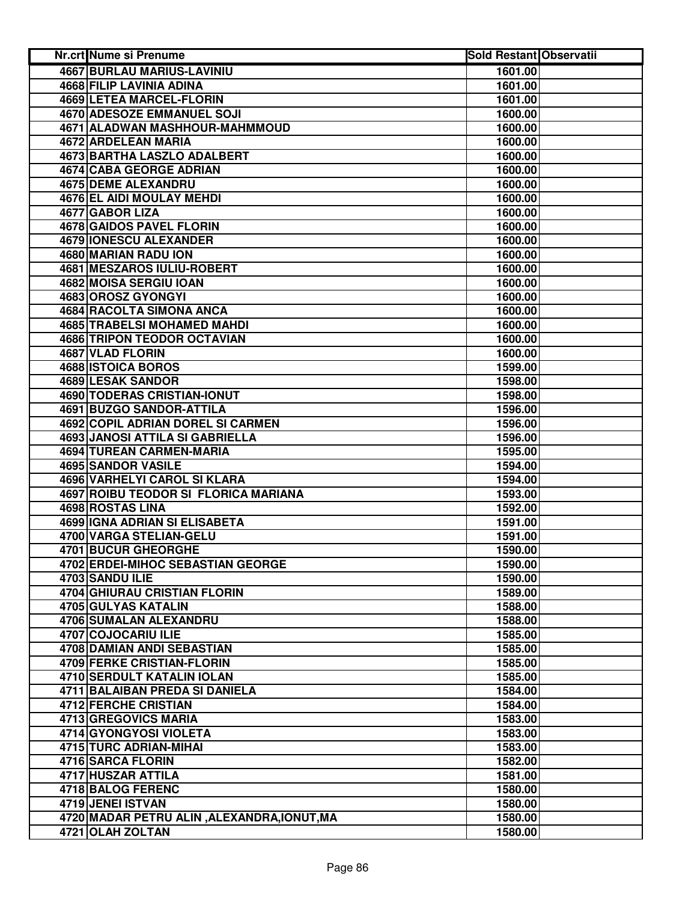| Nr.crt | Nume si Prenume | Sold Restant | Observatii |
|---|---|---|---|
| 4667 | BURLAU MARIUS-LAVINIU | 1601.00 | |
| 4668 | FILIP LAVINIA ADINA | 1601.00 | |
| 4669 | LETEA MARCEL-FLORIN | 1601.00 | |
| 4670 | ADESOZE EMMANUEL SOJI | 1600.00 | |
| 4671 | ALADWAN MASHHOUR-MAHMMOUD | 1600.00 | |
| 4672 | ARDELEAN MARIA | 1600.00 | |
| 4673 | BARTHA LASZLO ADALBERT | 1600.00 | |
| 4674 | CABA GEORGE ADRIAN | 1600.00 | |
| 4675 | DEME ALEXANDRU | 1600.00 | |
| 4676 | EL AIDI MOULAY MEHDI | 1600.00 | |
| 4677 | GABOR LIZA | 1600.00 | |
| 4678 | GAIDOS PAVEL FLORIN | 1600.00 | |
| 4679 | IONESCU ALEXANDER | 1600.00 | |
| 4680 | MARIAN RADU ION | 1600.00 | |
| 4681 | MESZAROS IULIU-ROBERT | 1600.00 | |
| 4682 | MOISA SERGIU IOAN | 1600.00 | |
| 4683 | OROSZ GYONGYI | 1600.00 | |
| 4684 | RACOLTA SIMONA ANCA | 1600.00 | |
| 4685 | TRABELSI MOHAMED MAHDI | 1600.00 | |
| 4686 | TRIPON TEODOR OCTAVIAN | 1600.00 | |
| 4687 | VLAD FLORIN | 1600.00 | |
| 4688 | ISTOICA BOROS | 1599.00 | |
| 4689 | LESAK SANDOR | 1598.00 | |
| 4690 | TODERAS CRISTIAN-IONUT | 1598.00 | |
| 4691 | BUZGO SANDOR-ATTILA | 1596.00 | |
| 4692 | COPIL ADRIAN DOREL SI CARMEN | 1596.00 | |
| 4693 | JANOSI ATTILA SI GABRIELLA | 1596.00 | |
| 4694 | TUREAN CARMEN-MARIA | 1595.00 | |
| 4695 | SANDOR VASILE | 1594.00 | |
| 4696 | VARHELYI CAROL SI KLARA | 1594.00 | |
| 4697 | ROIBU TEODOR SI FLORICA MARIANA | 1593.00 | |
| 4698 | ROSTAS LINA | 1592.00 | |
| 4699 | IGNA ADRIAN SI ELISABETA | 1591.00 | |
| 4700 | VARGA STELIAN-GELU | 1591.00 | |
| 4701 | BUCUR GHEORGHE | 1590.00 | |
| 4702 | ERDEI-MIHOC SEBASTIAN GEORGE | 1590.00 | |
| 4703 | SANDU ILIE | 1590.00 | |
| 4704 | GHIURAU CRISTIAN FLORIN | 1589.00 | |
| 4705 | GULYAS KATALIN | 1588.00 | |
| 4706 | SUMALAN ALEXANDRU | 1588.00 | |
| 4707 | COJOCARIU ILIE | 1585.00 | |
| 4708 | DAMIAN ANDI SEBASTIAN | 1585.00 | |
| 4709 | FERKE CRISTIAN-FLORIN | 1585.00 | |
| 4710 | SERDULT KATALIN IOLAN | 1585.00 | |
| 4711 | BALAIBAN PREDA SI DANIELA | 1584.00 | |
| 4712 | FERCHE CRISTIAN | 1584.00 | |
| 4713 | GREGOVICS MARIA | 1583.00 | |
| 4714 | GYONGYOSI VIOLETA | 1583.00 | |
| 4715 | TURC ADRIAN-MIHAI | 1583.00 | |
| 4716 | SARCA FLORIN | 1582.00 | |
| 4717 | HUSZAR ATTILA | 1581.00 | |
| 4718 | BALOG FERENC | 1580.00 | |
| 4719 | JENEI ISTVAN | 1580.00 | |
| 4720 | MADAR PETRU ALIN ,ALEXANDRA,IONUT,MA | 1580.00 | |
| 4721 | OLAH ZOLTAN | 1580.00 | |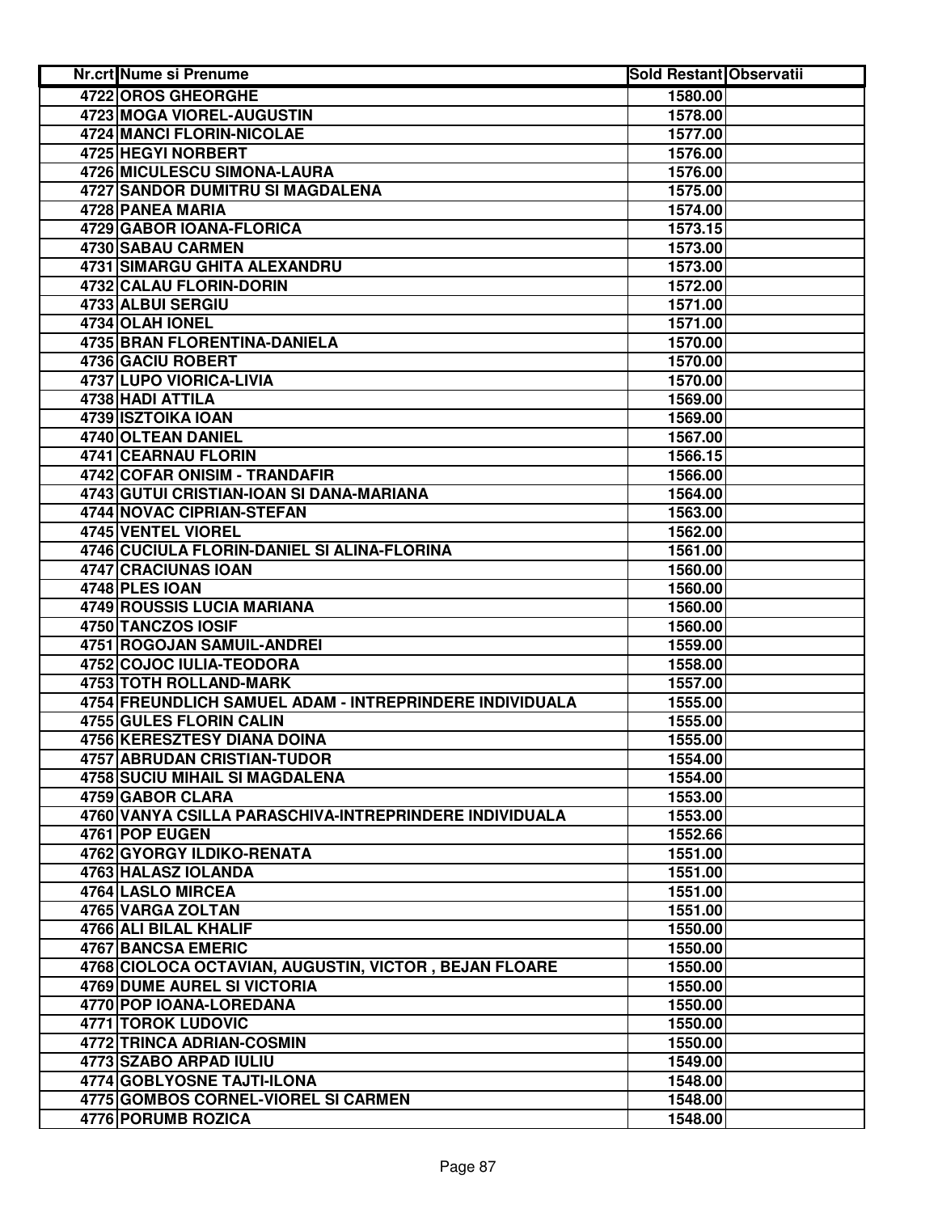| Nr.crt | Nume si Prenume | Sold Restant | Observatii |
| --- | --- | --- | --- |
| 4722 | OROS GHEORGHE | 1580.00 | |
| 4723 | MOGA VIOREL-AUGUSTIN | 1578.00 | |
| 4724 | MANCI FLORIN-NICOLAE | 1577.00 | |
| 4725 | HEGYI NORBERT | 1576.00 | |
| 4726 | MICULESCU SIMONA-LAURA | 1576.00 | |
| 4727 | SANDOR DUMITRU SI MAGDALENA | 1575.00 | |
| 4728 | PANEA MARIA | 1574.00 | |
| 4729 | GABOR IOANA-FLORICA | 1573.15 | |
| 4730 | SABAU CARMEN | 1573.00 | |
| 4731 | SIMARGU GHITA ALEXANDRU | 1573.00 | |
| 4732 | CALAU FLORIN-DORIN | 1572.00 | |
| 4733 | ALBUI SERGIU | 1571.00 | |
| 4734 | OLAH IONEL | 1571.00 | |
| 4735 | BRAN FLORENTINA-DANIELA | 1570.00 | |
| 4736 | GACIU ROBERT | 1570.00 | |
| 4737 | LUPO VIORICA-LIVIA | 1570.00 | |
| 4738 | HADI ATTILA | 1569.00 | |
| 4739 | ISZTOIKA IOAN | 1569.00 | |
| 4740 | OLTEAN DANIEL | 1567.00 | |
| 4741 | CEARNAU FLORIN | 1566.15 | |
| 4742 | COFAR ONISIM - TRANDAFIR | 1566.00 | |
| 4743 | GUTUI CRISTIAN-IOAN SI DANA-MARIANA | 1564.00 | |
| 4744 | NOVAC CIPRIAN-STEFAN | 1563.00 | |
| 4745 | VENTEL VIOREL | 1562.00 | |
| 4746 | CUCIULA FLORIN-DANIEL SI ALINA-FLORINA | 1561.00 | |
| 4747 | CRACIUNAS IOAN | 1560.00 | |
| 4748 | PLES IOAN | 1560.00 | |
| 4749 | ROUSSIS LUCIA MARIANA | 1560.00 | |
| 4750 | TANCZOS IOSIF | 1560.00 | |
| 4751 | ROGOJAN SAMUIL-ANDREI | 1559.00 | |
| 4752 | COJOC IULIA-TEODORA | 1558.00 | |
| 4753 | TOTH ROLLAND-MARK | 1557.00 | |
| 4754 | FREUNDLICH SAMUEL ADAM - INTREPRINDERE INDIVIDUALA | 1555.00 | |
| 4755 | GULES FLORIN CALIN | 1555.00 | |
| 4756 | KERESZTESY DIANA DOINA | 1555.00 | |
| 4757 | ABRUDAN CRISTIAN-TUDOR | 1554.00 | |
| 4758 | SUCIU MIHAIL SI MAGDALENA | 1554.00 | |
| 4759 | GABOR CLARA | 1553.00 | |
| 4760 | VANYA CSILLA PARASCHIVA-INTREPRINDERE INDIVIDUALA | 1553.00 | |
| 4761 | POP EUGEN | 1552.66 | |
| 4762 | GYORGY ILDIKO-RENATA | 1551.00 | |
| 4763 | HALASZ IOLANDA | 1551.00 | |
| 4764 | LASLO MIRCEA | 1551.00 | |
| 4765 | VARGA ZOLTAN | 1551.00 | |
| 4766 | ALI BILAL KHALIF | 1550.00 | |
| 4767 | BANCSA EMERIC | 1550.00 | |
| 4768 | CIOLOCA OCTAVIAN, AUGUSTIN, VICTOR , BEJAN FLOARE | 1550.00 | |
| 4769 | DUME AUREL SI VICTORIA | 1550.00 | |
| 4770 | POP IOANA-LOREDANA | 1550.00 | |
| 4771 | TOROK LUDOVIC | 1550.00 | |
| 4772 | TRINCA ADRIAN-COSMIN | 1550.00 | |
| 4773 | SZABO ARPAD IULIU | 1549.00 | |
| 4774 | GOBLYOSNE TAJTI-ILONA | 1548.00 | |
| 4775 | GOMBOS CORNEL-VIOREL SI CARMEN | 1548.00 | |
| 4776 | PORUMB ROZICA | 1548.00 | |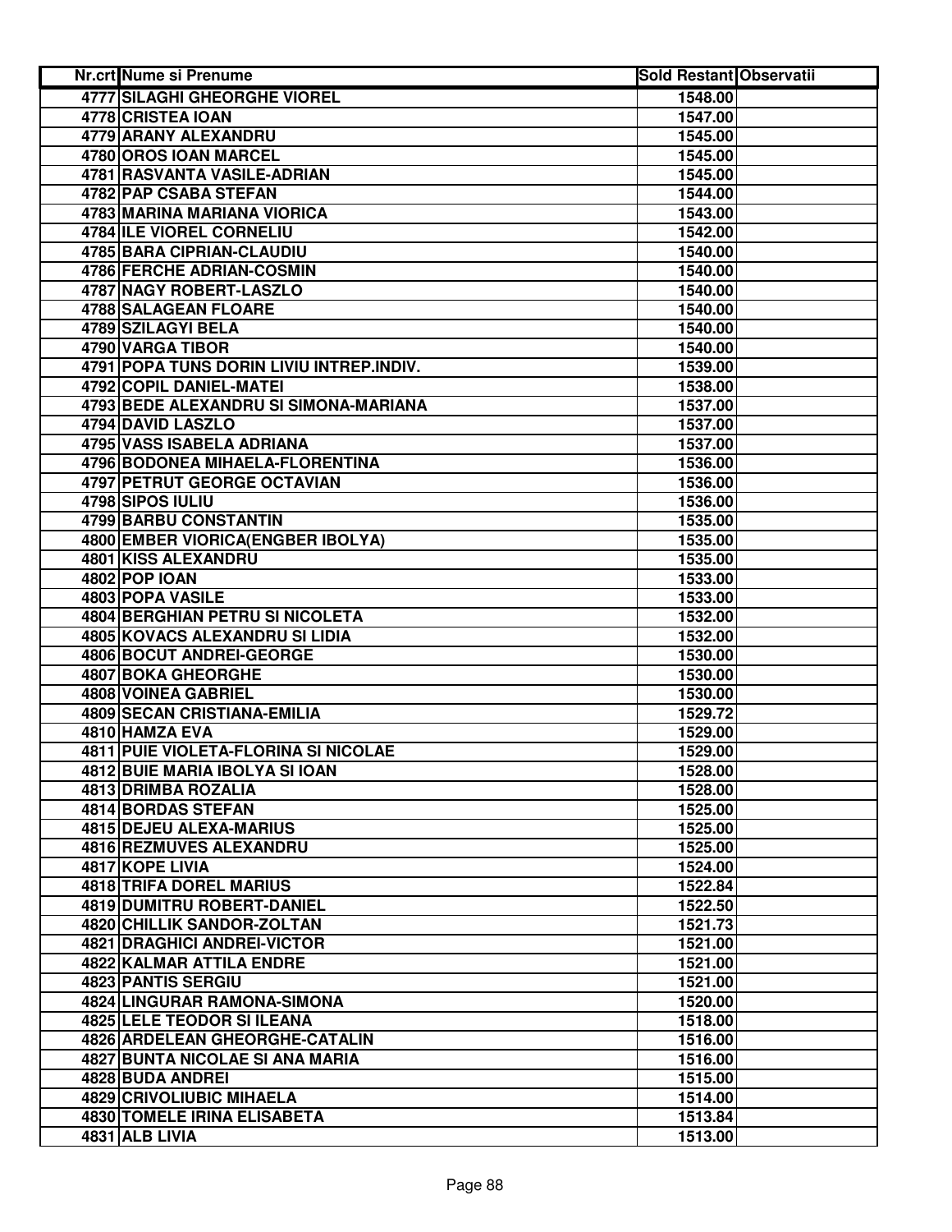| Nr.crt | Nume si Prenume | Sold Restant | Observatii |
|---|---|---|---|
| 4777 | SILAGHI GHEORGHE VIOREL | 1548.00 | |
| 4778 | CRISTEA IOAN | 1547.00 | |
| 4779 | ARANY ALEXANDRU | 1545.00 | |
| 4780 | OROS IOAN MARCEL | 1545.00 | |
| 4781 | RASVANTA VASILE-ADRIAN | 1545.00 | |
| 4782 | PAP CSABA STEFAN | 1544.00 | |
| 4783 | MARINA MARIANA VIORICA | 1543.00 | |
| 4784 | ILE VIOREL CORNELIU | 1542.00 | |
| 4785 | BARA CIPRIAN-CLAUDIU | 1540.00 | |
| 4786 | FERCHE ADRIAN-COSMIN | 1540.00 | |
| 4787 | NAGY ROBERT-LASZLO | 1540.00 | |
| 4788 | SALAGEAN FLOARE | 1540.00 | |
| 4789 | SZILAGYI BELA | 1540.00 | |
| 4790 | VARGA TIBOR | 1540.00 | |
| 4791 | POPA TUNS DORIN LIVIU INTREP.INDIV. | 1539.00 | |
| 4792 | COPIL DANIEL-MATEI | 1538.00 | |
| 4793 | BEDE ALEXANDRU SI SIMONA-MARIANA | 1537.00 | |
| 4794 | DAVID LASZLO | 1537.00 | |
| 4795 | VASS ISABELA ADRIANA | 1537.00 | |
| 4796 | BODONEA MIHAELA-FLORENTINA | 1536.00 | |
| 4797 | PETRUT GEORGE OCTAVIAN | 1536.00 | |
| 4798 | SIPOS IULIU | 1536.00 | |
| 4799 | BARBU CONSTANTIN | 1535.00 | |
| 4800 | EMBER VIORICA(ENGBER IBOLYA) | 1535.00 | |
| 4801 | KISS ALEXANDRU | 1535.00 | |
| 4802 | POP IOAN | 1533.00 | |
| 4803 | POPA VASILE | 1533.00 | |
| 4804 | BERGHIAN PETRU SI NICOLETA | 1532.00 | |
| 4805 | KOVACS ALEXANDRU SI LIDIA | 1532.00 | |
| 4806 | BOCUT ANDREI-GEORGE | 1530.00 | |
| 4807 | BOKA GHEORGHE | 1530.00 | |
| 4808 | VOINEA GABRIEL | 1530.00 | |
| 4809 | SECAN CRISTIANA-EMILIA | 1529.72 | |
| 4810 | HAMZA EVA | 1529.00 | |
| 4811 | PUIE VIOLETA-FLORINA SI NICOLAE | 1529.00 | |
| 4812 | BUIE MARIA IBOLYA SI IOAN | 1528.00 | |
| 4813 | DRIMBA ROZALIA | 1528.00 | |
| 4814 | BORDAS STEFAN | 1525.00 | |
| 4815 | DEJEU ALEXA-MARIUS | 1525.00 | |
| 4816 | REZMUVES ALEXANDRU | 1525.00 | |
| 4817 | KOPE LIVIA | 1524.00 | |
| 4818 | TRIFA DOREL MARIUS | 1522.84 | |
| 4819 | DUMITRU ROBERT-DANIEL | 1522.50 | |
| 4820 | CHILLIK SANDOR-ZOLTAN | 1521.73 | |
| 4821 | DRAGHICI ANDREI-VICTOR | 1521.00 | |
| 4822 | KALMAR ATTILA ENDRE | 1521.00 | |
| 4823 | PANTIS SERGIU | 1521.00 | |
| 4824 | LINGURAR RAMONA-SIMONA | 1520.00 | |
| 4825 | LELE TEODOR SI ILEANA | 1518.00 | |
| 4826 | ARDELEAN GHEORGHE-CATALIN | 1516.00 | |
| 4827 | BUNTA NICOLAE SI ANA MARIA | 1516.00 | |
| 4828 | BUDA ANDREI | 1515.00 | |
| 4829 | CRIVOLIUBIC MIHAELA | 1514.00 | |
| 4830 | TOMELE IRINA ELISABETA | 1513.84 | |
| 4831 | ALB LIVIA | 1513.00 | |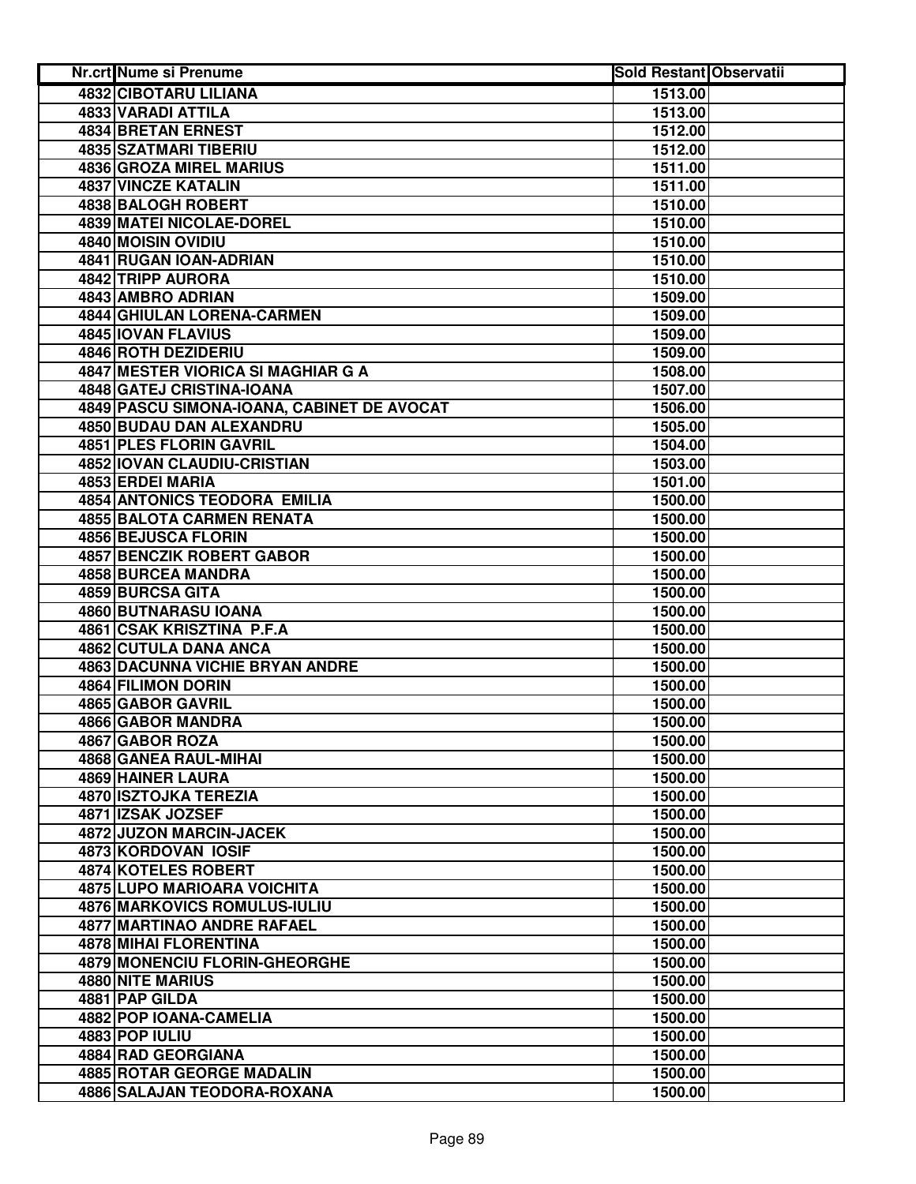| Nr.crt | Nume si Prenume | Sold Restant | Observatii |
|---|---|---|---|
| 4832 | CIBOTARU LILIANA | 1513.00 | |
| 4833 | VARADI ATTILA | 1513.00 | |
| 4834 | BRETAN ERNEST | 1512.00 | |
| 4835 | SZATMARI TIBERIU | 1512.00 | |
| 4836 | GROZA MIREL MARIUS | 1511.00 | |
| 4837 | VINCZE KATALIN | 1511.00 | |
| 4838 | BALOGH ROBERT | 1510.00 | |
| 4839 | MATEI NICOLAE-DOREL | 1510.00 | |
| 4840 | MOISIN OVIDIU | 1510.00 | |
| 4841 | RUGAN IOAN-ADRIAN | 1510.00 | |
| 4842 | TRIPP AURORA | 1510.00 | |
| 4843 | AMBRO ADRIAN | 1509.00 | |
| 4844 | GHIULAN LORENA-CARMEN | 1509.00 | |
| 4845 | IOVAN FLAVIUS | 1509.00 | |
| 4846 | ROTH DEZIDERIU | 1509.00 | |
| 4847 | MESTER VIORICA SI MAGHIAR G A | 1508.00 | |
| 4848 | GATEJ CRISTINA-IOANA | 1507.00 | |
| 4849 | PASCU SIMONA-IOANA, CABINET DE AVOCAT | 1506.00 | |
| 4850 | BUDAU DAN ALEXANDRU | 1505.00 | |
| 4851 | PLES FLORIN GAVRIL | 1504.00 | |
| 4852 | IOVAN CLAUDIU-CRISTIAN | 1503.00 | |
| 4853 | ERDEI MARIA | 1501.00 | |
| 4854 | ANTONICS TEODORA EMILIA | 1500.00 | |
| 4855 | BALOTA CARMEN RENATA | 1500.00 | |
| 4856 | BEJUSCA FLORIN | 1500.00 | |
| 4857 | BENCZIK ROBERT GABOR | 1500.00 | |
| 4858 | BURCEA MANDRA | 1500.00 | |
| 4859 | BURCSA GITA | 1500.00 | |
| 4860 | BUTNARASU IOANA | 1500.00 | |
| 4861 | CSAK KRISZTINA P.F.A | 1500.00 | |
| 4862 | CUTULA DANA ANCA | 1500.00 | |
| 4863 | DACUNNA VICHIE BRYAN ANDRE | 1500.00 | |
| 4864 | FILIMON DORIN | 1500.00 | |
| 4865 | GABOR GAVRIL | 1500.00 | |
| 4866 | GABOR MANDRA | 1500.00 | |
| 4867 | GABOR ROZA | 1500.00 | |
| 4868 | GANEA RAUL-MIHAI | 1500.00 | |
| 4869 | HAINER LAURA | 1500.00 | |
| 4870 | ISZTOJKA TEREZIA | 1500.00 | |
| 4871 | IZSAK JOZSEF | 1500.00 | |
| 4872 | JUZON MARCIN-JACEK | 1500.00 | |
| 4873 | KORDOVAN IOSIF | 1500.00 | |
| 4874 | KOTELES ROBERT | 1500.00 | |
| 4875 | LUPO MARIOARA VOICHITA | 1500.00 | |
| 4876 | MARKOVICS ROMULUS-IULIU | 1500.00 | |
| 4877 | MARTINAO ANDRE RAFAEL | 1500.00 | |
| 4878 | MIHAI FLORENTINA | 1500.00 | |
| 4879 | MONENCIU FLORIN-GHEORGHE | 1500.00 | |
| 4880 | NITE MARIUS | 1500.00 | |
| 4881 | PAP GILDA | 1500.00 | |
| 4882 | POP IOANA-CAMELIA | 1500.00 | |
| 4883 | POP IULIU | 1500.00 | |
| 4884 | RAD GEORGIANA | 1500.00 | |
| 4885 | ROTAR GEORGE MADALIN | 1500.00 | |
| 4886 | SALAJAN TEODORA-ROXANA | 1500.00 | |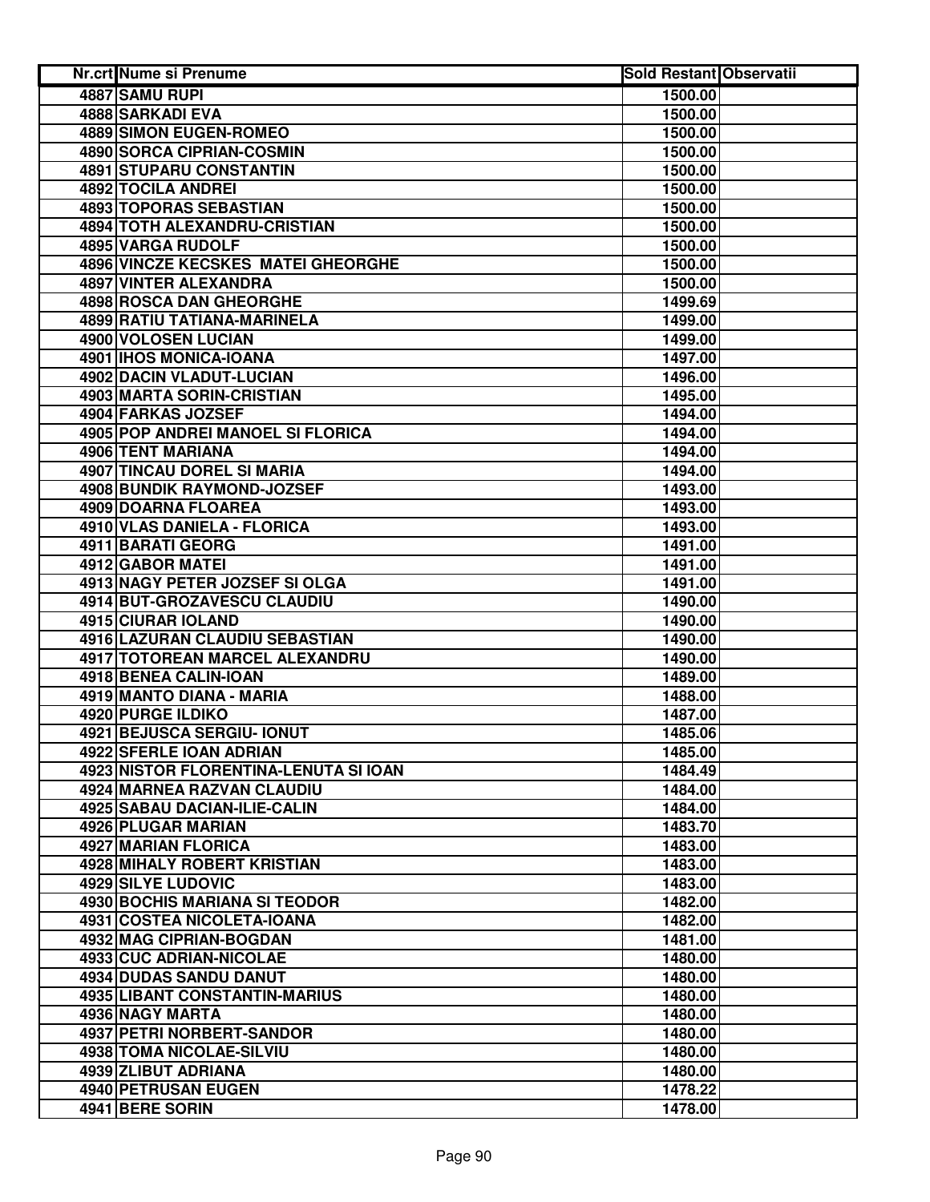| Nr.crt | Nume si Prenume | Sold Restant | Observatii |
|---|---|---|---|
| 4887 | SAMU RUPI | 1500.00 | |
| 4888 | SARKADI EVA | 1500.00 | |
| 4889 | SIMON EUGEN-ROMEO | 1500.00 | |
| 4890 | SORCA CIPRIAN-COSMIN | 1500.00 | |
| 4891 | STUPARU CONSTANTIN | 1500.00 | |
| 4892 | TOCILA ANDREI | 1500.00 | |
| 4893 | TOPORAS SEBASTIAN | 1500.00 | |
| 4894 | TOTH ALEXANDRU-CRISTIAN | 1500.00 | |
| 4895 | VARGA RUDOLF | 1500.00 | |
| 4896 | VINCZE KECSKES MATEI GHEORGHE | 1500.00 | |
| 4897 | VINTER ALEXANDRA | 1500.00 | |
| 4898 | ROSCA DAN GHEORGHE | 1499.69 | |
| 4899 | RATIU TATIANA-MARINELA | 1499.00 | |
| 4900 | VOLOSEN LUCIAN | 1499.00 | |
| 4901 | IHOS MONICA-IOANA | 1497.00 | |
| 4902 | DACIN VLADUT-LUCIAN | 1496.00 | |
| 4903 | MARTA SORIN-CRISTIAN | 1495.00 | |
| 4904 | FARKAS JOZSEF | 1494.00 | |
| 4905 | POP ANDREI MANOEL SI FLORICA | 1494.00 | |
| 4906 | TENT MARIANA | 1494.00 | |
| 4907 | TINCAU DOREL SI MARIA | 1494.00 | |
| 4908 | BUNDIK RAYMOND-JOZSEF | 1493.00 | |
| 4909 | DOARNA FLOAREA | 1493.00 | |
| 4910 | VLAS DANIELA - FLORICA | 1493.00 | |
| 4911 | BARATI GEORG | 1491.00 | |
| 4912 | GABOR MATEI | 1491.00 | |
| 4913 | NAGY PETER JOZSEF SI OLGA | 1491.00 | |
| 4914 | BUT-GROZAVESCU CLAUDIU | 1490.00 | |
| 4915 | CIURAR IOLAND | 1490.00 | |
| 4916 | LAZURAN CLAUDIU SEBASTIAN | 1490.00 | |
| 4917 | TOTOREAN MARCEL ALEXANDRU | 1490.00 | |
| 4918 | BENEA CALIN-IOAN | 1489.00 | |
| 4919 | MANTO DIANA - MARIA | 1488.00 | |
| 4920 | PURGE ILDIKO | 1487.00 | |
| 4921 | BEJUSCA SERGIU- IONUT | 1485.06 | |
| 4922 | SFERLE IOAN ADRIAN | 1485.00 | |
| 4923 | NISTOR FLORENTINA-LENUTA SI IOAN | 1484.49 | |
| 4924 | MARNEA RAZVAN CLAUDIU | 1484.00 | |
| 4925 | SABAU DACIAN-ILIE-CALIN | 1484.00 | |
| 4926 | PLUGAR MARIAN | 1483.70 | |
| 4927 | MARIAN FLORICA | 1483.00 | |
| 4928 | MIHALY ROBERT KRISTIAN | 1483.00 | |
| 4929 | SILYE LUDOVIC | 1483.00 | |
| 4930 | BOCHIS MARIANA SI TEODOR | 1482.00 | |
| 4931 | COSTEA NICOLETA-IOANA | 1482.00 | |
| 4932 | MAG CIPRIAN-BOGDAN | 1481.00 | |
| 4933 | CUC ADRIAN-NICOLAE | 1480.00 | |
| 4934 | DUDAS SANDU DANUT | 1480.00 | |
| 4935 | LIBANT CONSTANTIN-MARIUS | 1480.00 | |
| 4936 | NAGY MARTA | 1480.00 | |
| 4937 | PETRI NORBERT-SANDOR | 1480.00 | |
| 4938 | TOMA NICOLAE-SILVIU | 1480.00 | |
| 4939 | ZLIBUT ADRIANA | 1480.00 | |
| 4940 | PETRUSAN EUGEN | 1478.22 | |
| 4941 | BERE SORIN | 1478.00 | |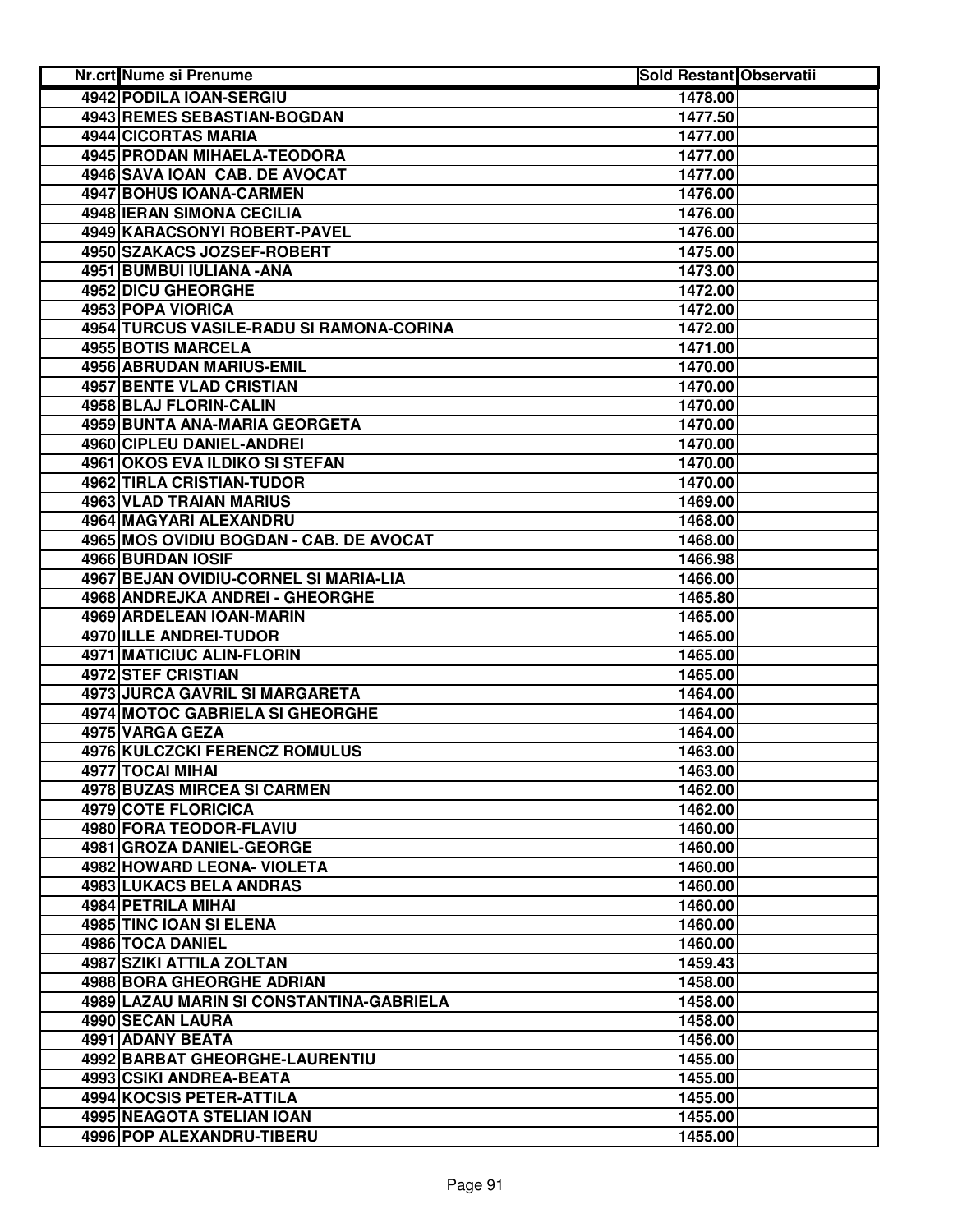| Nr.crt | Nume si Prenume | Sold Restant | Observatii |
|---|---|---|---|
| 4942 | PODILA IOAN-SERGIU | 1478.00 | |
| 4943 | REMES SEBASTIAN-BOGDAN | 1477.50 | |
| 4944 | CICORTAS MARIA | 1477.00 | |
| 4945 | PRODAN MIHAELA-TEODORA | 1477.00 | |
| 4946 | SAVA IOAN CAB. DE AVOCAT | 1477.00 | |
| 4947 | BOHUS IOANA-CARMEN | 1476.00 | |
| 4948 | IERAN SIMONA CECILIA | 1476.00 | |
| 4949 | KARACSONYI ROBERT-PAVEL | 1476.00 | |
| 4950 | SZAKACS JOZSEF-ROBERT | 1475.00 | |
| 4951 | BUMBUI IULIANA -ANA | 1473.00 | |
| 4952 | DICU GHEORGHE | 1472.00 | |
| 4953 | POPA VIORICA | 1472.00 | |
| 4954 | TURCUS VASILE-RADU SI RAMONA-CORINA | 1472.00 | |
| 4955 | BOTIS MARCELA | 1471.00 | |
| 4956 | ABRUDAN MARIUS-EMIL | 1470.00 | |
| 4957 | BENTE VLAD CRISTIAN | 1470.00 | |
| 4958 | BLAJ FLORIN-CALIN | 1470.00 | |
| 4959 | BUNTA ANA-MARIA GEORGETA | 1470.00 | |
| 4960 | CIPLEU DANIEL-ANDREI | 1470.00 | |
| 4961 | OKOS EVA ILDIKO SI STEFAN | 1470.00 | |
| 4962 | TIRLA CRISTIAN-TUDOR | 1470.00 | |
| 4963 | VLAD TRAIAN MARIUS | 1469.00 | |
| 4964 | MAGYARI ALEXANDRU | 1468.00 | |
| 4965 | MOS OVIDIU BOGDAN - CAB. DE AVOCAT | 1468.00 | |
| 4966 | BURDAN IOSIF | 1466.98 | |
| 4967 | BEJAN OVIDIU-CORNEL SI MARIA-LIA | 1466.00 | |
| 4968 | ANDREJKA ANDREI - GHEORGHE | 1465.80 | |
| 4969 | ARDELEAN IOAN-MARIN | 1465.00 | |
| 4970 | ILLE ANDREI-TUDOR | 1465.00 | |
| 4971 | MATICIUC ALIN-FLORIN | 1465.00 | |
| 4972 | STEF CRISTIAN | 1465.00 | |
| 4973 | JURCA GAVRIL SI MARGARETA | 1464.00 | |
| 4974 | MOTOC GABRIELA SI GHEORGHE | 1464.00 | |
| 4975 | VARGA GEZA | 1464.00 | |
| 4976 | KULCZCKI FERENCZ ROMULUS | 1463.00 | |
| 4977 | TOCAI MIHAI | 1463.00 | |
| 4978 | BUZAS MIRCEA SI CARMEN | 1462.00 | |
| 4979 | COTE FLORICICA | 1462.00 | |
| 4980 | FORA TEODOR-FLAVIU | 1460.00 | |
| 4981 | GROZA DANIEL-GEORGE | 1460.00 | |
| 4982 | HOWARD LEONA- VIOLETA | 1460.00 | |
| 4983 | LUKACS BELA ANDRAS | 1460.00 | |
| 4984 | PETRILA MIHAI | 1460.00 | |
| 4985 | TINC IOAN SI ELENA | 1460.00 | |
| 4986 | TOCA DANIEL | 1460.00 | |
| 4987 | SZIKI ATTILA ZOLTAN | 1459.43 | |
| 4988 | BORA GHEORGHE ADRIAN | 1458.00 | |
| 4989 | LAZAU MARIN SI CONSTANTINA-GABRIELA | 1458.00 | |
| 4990 | SECAN LAURA | 1458.00 | |
| 4991 | ADANY BEATA | 1456.00 | |
| 4992 | BARBAT GHEORGHE-LAURENTIU | 1455.00 | |
| 4993 | CSIKI ANDREA-BEATA | 1455.00 | |
| 4994 | KOCSIS PETER-ATTILA | 1455.00 | |
| 4995 | NEAGOTA STELIAN IOAN | 1455.00 | |
| 4996 | POP ALEXANDRU-TIBERU | 1455.00 | |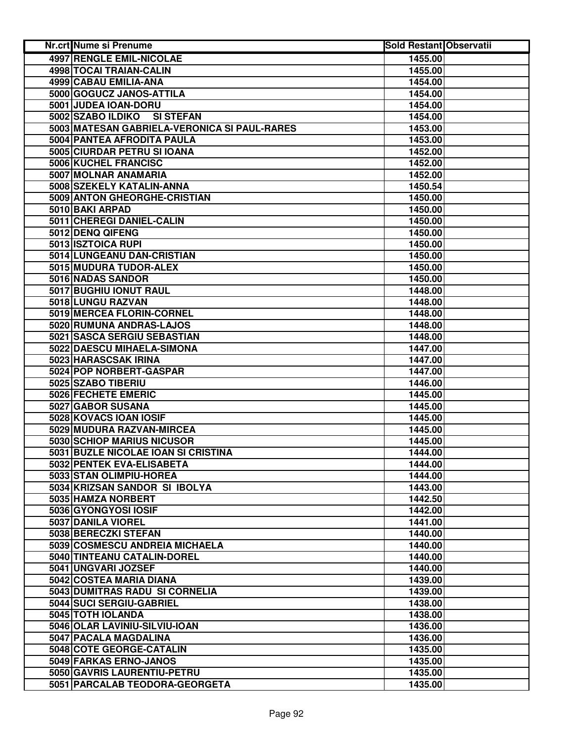| Nr.crt | Nume si Prenume | Sold Restant | Observatii |
|---|---|---|---|
| 4997 | RENGLE EMIL-NICOLAE | 1455.00 | |
| 4998 | TOCAI TRAIAN-CALIN | 1455.00 | |
| 4999 | CABAU EMILIA-ANA | 1454.00 | |
| 5000 | GOGUCZ JANOS-ATTILA | 1454.00 | |
| 5001 | JUDEA IOAN-DORU | 1454.00 | |
| 5002 | SZABO ILDIKO SI STEFAN | 1454.00 | |
| 5003 | MATESAN GABRIELA-VERONICA SI PAUL-RARES | 1453.00 | |
| 5004 | PANTEA AFRODITA PAULA | 1453.00 | |
| 5005 | CIURDAR PETRU SI IOANA | 1452.00 | |
| 5006 | KUCHEL FRANCISC | 1452.00 | |
| 5007 | MOLNAR ANAMARIA | 1452.00 | |
| 5008 | SZEKELY KATALIN-ANNA | 1450.54 | |
| 5009 | ANTON GHEORGHE-CRISTIAN | 1450.00 | |
| 5010 | BAKI ARPAD | 1450.00 | |
| 5011 | CHEREGI DANIEL-CALIN | 1450.00 | |
| 5012 | DENQ QIFENG | 1450.00 | |
| 5013 | ISZTOICA RUPI | 1450.00 | |
| 5014 | LUNGEANU DAN-CRISTIAN | 1450.00 | |
| 5015 | MUDURA TUDOR-ALEX | 1450.00 | |
| 5016 | NADAS SANDOR | 1450.00 | |
| 5017 | BUGHIU IONUT RAUL | 1448.00 | |
| 5018 | LUNGU RAZVAN | 1448.00 | |
| 5019 | MERCEA FLORIN-CORNEL | 1448.00 | |
| 5020 | RUMUNA ANDRAS-LAJOS | 1448.00 | |
| 5021 | SASCA SERGIU SEBASTIAN | 1448.00 | |
| 5022 | DAESCU MIHAELA-SIMONA | 1447.00 | |
| 5023 | HARASCSAK IRINA | 1447.00 | |
| 5024 | POP NORBERT-GASPAR | 1447.00 | |
| 5025 | SZABO TIBERIU | 1446.00 | |
| 5026 | FECHETE EMERIC | 1445.00 | |
| 5027 | GABOR SUSANA | 1445.00 | |
| 5028 | KOVACS IOAN IOSIF | 1445.00 | |
| 5029 | MUDURA RAZVAN-MIRCEA | 1445.00 | |
| 5030 | SCHIOP MARIUS NICUSOR | 1445.00 | |
| 5031 | BUZLE NICOLAE IOAN SI CRISTINA | 1444.00 | |
| 5032 | PENTEK EVA-ELISABETA | 1444.00 | |
| 5033 | STAN OLIMPIU-HOREA | 1444.00 | |
| 5034 | KRIZSAN SANDOR SI IBOLYA | 1443.00 | |
| 5035 | HAMZA NORBERT | 1442.50 | |
| 5036 | GYONGYOSI IOSIF | 1442.00 | |
| 5037 | DANILA VIOREL | 1441.00 | |
| 5038 | BERECZKI STEFAN | 1440.00 | |
| 5039 | COSMESCU ANDREIA MICHAELA | 1440.00 | |
| 5040 | TINTEANU CATALIN-DOREL | 1440.00 | |
| 5041 | UNGVARI JOZSEF | 1440.00 | |
| 5042 | COSTEA MARIA DIANA | 1439.00 | |
| 5043 | DUMITRAS RADU SI CORNELIA | 1439.00 | |
| 5044 | SUCI SERGIU-GABRIEL | 1438.00 | |
| 5045 | TOTH IOLANDA | 1438.00 | |
| 5046 | OLAR LAVINIU-SILVIU-IOAN | 1436.00 | |
| 5047 | PACALA MAGDALINA | 1436.00 | |
| 5048 | COTE GEORGE-CATALIN | 1435.00 | |
| 5049 | FARKAS ERNO-JANOS | 1435.00 | |
| 5050 | GAVRIS LAURENTIU-PETRU | 1435.00 | |
| 5051 | PARCALAB TEODORA-GEORGETA | 1435.00 | |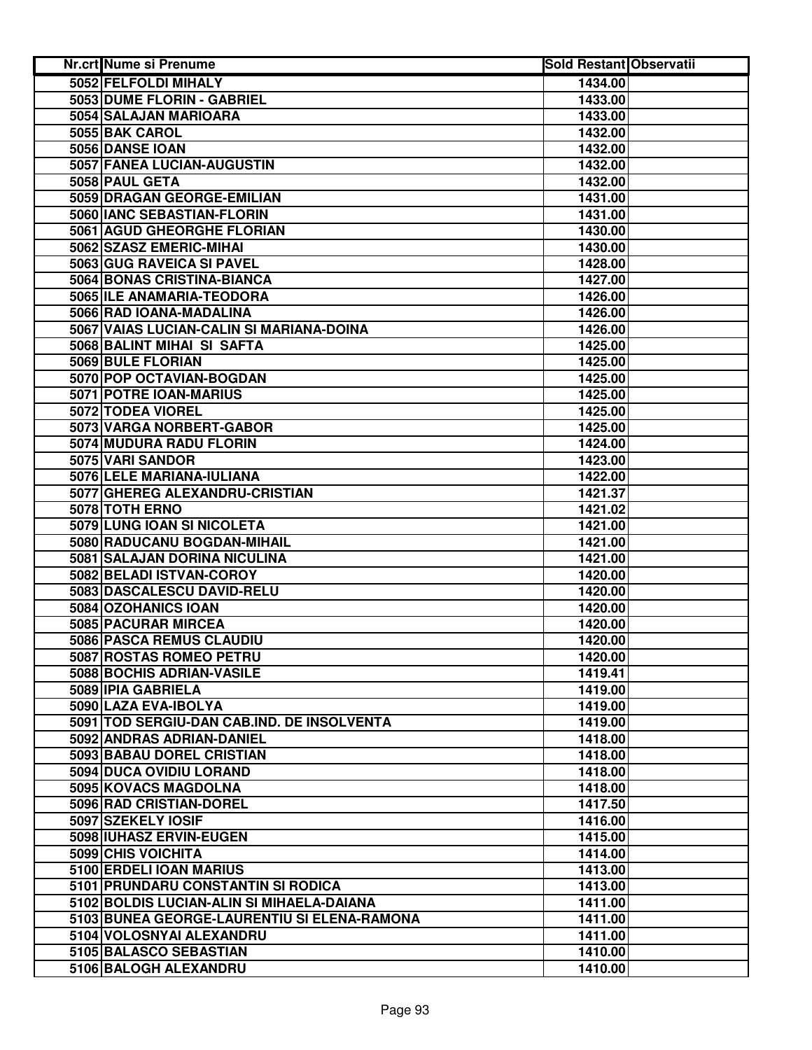| Nr.crt | Nume si Prenume | Sold Restant | Observatii |
|---|---|---|---|
| 5052 | FELFOLDI MIHALY | 1434.00 | |
| 5053 | DUME FLORIN - GABRIEL | 1433.00 | |
| 5054 | SALAJAN MARIOARA | 1433.00 | |
| 5055 | BAK CAROL | 1432.00 | |
| 5056 | DANSE IOAN | 1432.00 | |
| 5057 | FANEA LUCIAN-AUGUSTIN | 1432.00 | |
| 5058 | PAUL GETA | 1432.00 | |
| 5059 | DRAGAN GEORGE-EMILIAN | 1431.00 | |
| 5060 | IANC SEBASTIAN-FLORIN | 1431.00 | |
| 5061 | AGUD GHEORGHE FLORIAN | 1430.00 | |
| 5062 | SZASZ EMERIC-MIHAI | 1430.00 | |
| 5063 | GUG RAVEICA SI PAVEL | 1428.00 | |
| 5064 | BONAS CRISTINA-BIANCA | 1427.00 | |
| 5065 | ILE ANAMARIA-TEODORA | 1426.00 | |
| 5066 | RAD IOANA-MADALINA | 1426.00 | |
| 5067 | VAIAS LUCIAN-CALIN SI MARIANA-DOINA | 1426.00 | |
| 5068 | BALINT MIHAI SI SAFTA | 1425.00 | |
| 5069 | BULE FLORIAN | 1425.00 | |
| 5070 | POP OCTAVIAN-BOGDAN | 1425.00 | |
| 5071 | POTRE IOAN-MARIUS | 1425.00 | |
| 5072 | TODEA VIOREL | 1425.00 | |
| 5073 | VARGA NORBERT-GABOR | 1425.00 | |
| 5074 | MUDURA RADU FLORIN | 1424.00 | |
| 5075 | VARI SANDOR | 1423.00 | |
| 5076 | LELE MARIANA-IULIANA | 1422.00 | |
| 5077 | GHEREG ALEXANDRU-CRISTIAN | 1421.37 | |
| 5078 | TOTH ERNO | 1421.02 | |
| 5079 | LUNG IOAN SI NICOLETA | 1421.00 | |
| 5080 | RADUCANU BOGDAN-MIHAIL | 1421.00 | |
| 5081 | SALAJAN DORINA NICULINA | 1421.00 | |
| 5082 | BELADI ISTVAN-COROY | 1420.00 | |
| 5083 | DASCALESCU DAVID-RELU | 1420.00 | |
| 5084 | OZOHANICS IOAN | 1420.00 | |
| 5085 | PACURAR MIRCEA | 1420.00 | |
| 5086 | PASCA REMUS CLAUDIU | 1420.00 | |
| 5087 | ROSTAS ROMEO PETRU | 1420.00 | |
| 5088 | BOCHIS ADRIAN-VASILE | 1419.41 | |
| 5089 | IPIA GABRIELA | 1419.00 | |
| 5090 | LAZA EVA-IBOLYA | 1419.00 | |
| 5091 | TOD SERGIU-DAN CAB.IND. DE INSOLVENTA | 1419.00 | |
| 5092 | ANDRAS ADRIAN-DANIEL | 1418.00 | |
| 5093 | BABAU DOREL CRISTIAN | 1418.00 | |
| 5094 | DUCA OVIDIU LORAND | 1418.00 | |
| 5095 | KOVACS MAGDOLNA | 1418.00 | |
| 5096 | RAD CRISTIAN-DOREL | 1417.50 | |
| 5097 | SZEKELY IOSIF | 1416.00 | |
| 5098 | IUHASZ ERVIN-EUGEN | 1415.00 | |
| 5099 | CHIS VOICHITA | 1414.00 | |
| 5100 | ERDELI IOAN MARIUS | 1413.00 | |
| 5101 | PRUNDARU CONSTANTIN SI RODICA | 1413.00 | |
| 5102 | BOLDIS LUCIAN-ALIN SI MIHAELA-DAIANA | 1411.00 | |
| 5103 | BUNEA GEORGE-LAURENTIU SI ELENA-RAMONA | 1411.00 | |
| 5104 | VOLOSNYAI ALEXANDRU | 1411.00 | |
| 5105 | BALASCO SEBASTIAN | 1410.00 | |
| 5106 | BALOGH ALEXANDRU | 1410.00 | |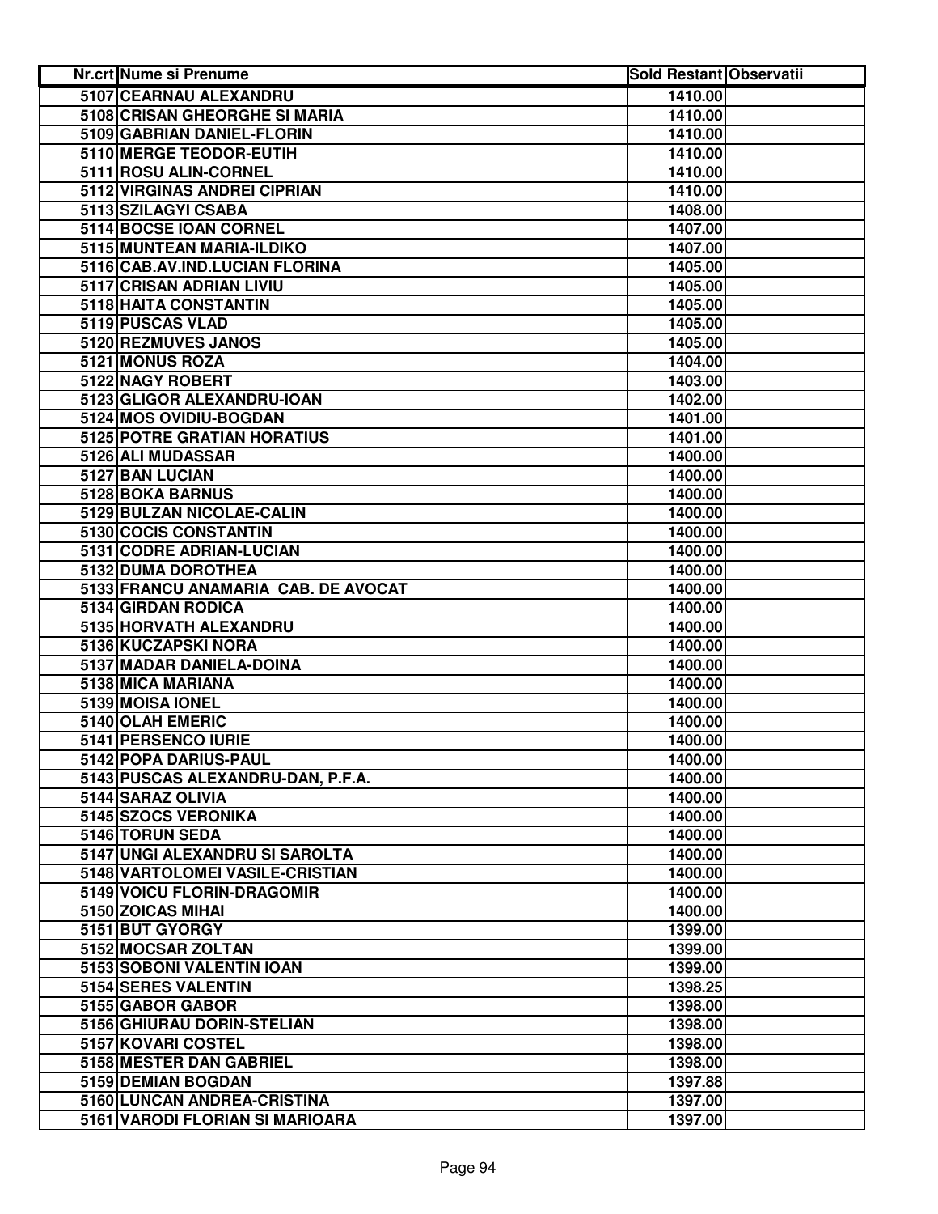| Nr.crt | Nume si Prenume | Sold Restant | Observatii |
|---|---|---|---|
| 5107 | CEARNAU ALEXANDRU | 1410.00 | |
| 5108 | CRISAN GHEORGHE SI MARIA | 1410.00 | |
| 5109 | GABRIAN DANIEL-FLORIN | 1410.00 | |
| 5110 | MERGE TEODOR-EUTIH | 1410.00 | |
| 5111 | ROSU ALIN-CORNEL | 1410.00 | |
| 5112 | VIRGINAS ANDREI CIPRIAN | 1410.00 | |
| 5113 | SZILAGYI CSABA | 1408.00 | |
| 5114 | BOCSE IOAN CORNEL | 1407.00 | |
| 5115 | MUNTEAN MARIA-ILDIKO | 1407.00 | |
| 5116 | CAB.AV.IND.LUCIAN FLORINA | 1405.00 | |
| 5117 | CRISAN ADRIAN LIVIU | 1405.00 | |
| 5118 | HAITA CONSTANTIN | 1405.00 | |
| 5119 | PUSCAS VLAD | 1405.00 | |
| 5120 | REZMUVES JANOS | 1405.00 | |
| 5121 | MONUS ROZA | 1404.00 | |
| 5122 | NAGY ROBERT | 1403.00 | |
| 5123 | GLIGOR ALEXANDRU-IOAN | 1402.00 | |
| 5124 | MOS OVIDIU-BOGDAN | 1401.00 | |
| 5125 | POTRE GRATIAN HORATIUS | 1401.00 | |
| 5126 | ALI MUDASSAR | 1400.00 | |
| 5127 | BAN LUCIAN | 1400.00 | |
| 5128 | BOKA BARNUS | 1400.00 | |
| 5129 | BULZAN NICOLAE-CALIN | 1400.00 | |
| 5130 | COCIS CONSTANTIN | 1400.00 | |
| 5131 | CODRE ADRIAN-LUCIAN | 1400.00 | |
| 5132 | DUMA DOROTHEA | 1400.00 | |
| 5133 | FRANCU ANAMARIA  CAB. DE AVOCAT | 1400.00 | |
| 5134 | GIRDAN RODICA | 1400.00 | |
| 5135 | HORVATH ALEXANDRU | 1400.00 | |
| 5136 | KUCZAPSKI NORA | 1400.00 | |
| 5137 | MADAR DANIELA-DOINA | 1400.00 | |
| 5138 | MICA MARIANA | 1400.00 | |
| 5139 | MOISA IONEL | 1400.00 | |
| 5140 | OLAH EMERIC | 1400.00 | |
| 5141 | PERSENCO IURIE | 1400.00 | |
| 5142 | POPA DARIUS-PAUL | 1400.00 | |
| 5143 | PUSCAS ALEXANDRU-DAN, P.F.A. | 1400.00 | |
| 5144 | SARAZ OLIVIA | 1400.00 | |
| 5145 | SZOCS VERONIKA | 1400.00 | |
| 5146 | TORUN SEDA | 1400.00 | |
| 5147 | UNGI ALEXANDRU SI SAROLTA | 1400.00 | |
| 5148 | VARTOLOMEI VASILE-CRISTIAN | 1400.00 | |
| 5149 | VOICU FLORIN-DRAGOMIR | 1400.00 | |
| 5150 | ZOICAS MIHAI | 1400.00 | |
| 5151 | BUT GYORGY | 1399.00 | |
| 5152 | MOCSAR ZOLTAN | 1399.00 | |
| 5153 | SOBONI VALENTIN IOAN | 1399.00 | |
| 5154 | SERES VALENTIN | 1398.25 | |
| 5155 | GABOR GABOR | 1398.00 | |
| 5156 | GHIURAU DORIN-STELIAN | 1398.00 | |
| 5157 | KOVARI COSTEL | 1398.00 | |
| 5158 | MESTER DAN GABRIEL | 1398.00 | |
| 5159 | DEMIAN BOGDAN | 1397.88 | |
| 5160 | LUNCAN ANDREA-CRISTINA | 1397.00 | |
| 5161 | VARODI FLORIAN SI MARIOARA | 1397.00 | |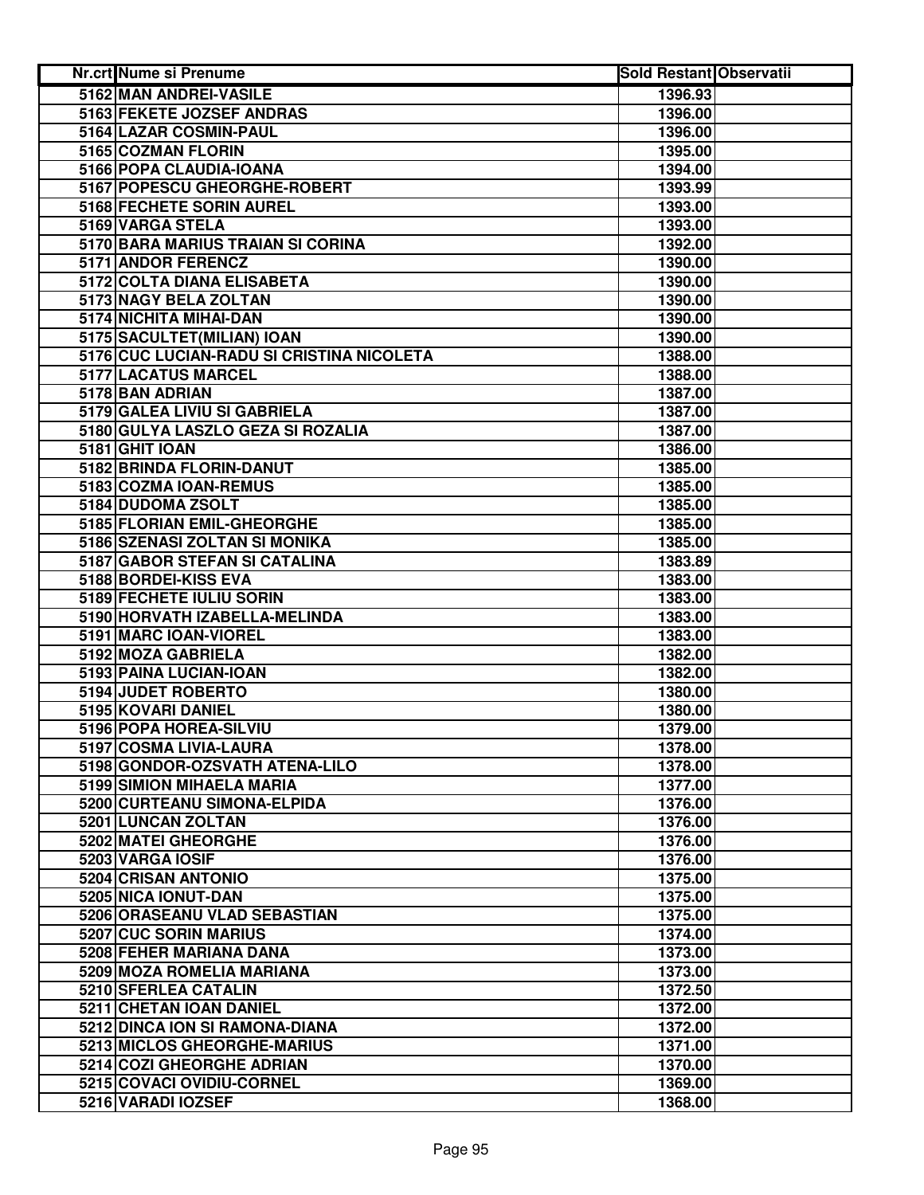| Nr.crt | Nume si Prenume | Sold Restant | Observatii |
|---|---|---|---|
| 5162 | MAN ANDREI-VASILE | 1396.93 | |
| 5163 | FEKETE JOZSEF ANDRAS | 1396.00 | |
| 5164 | LAZAR COSMIN-PAUL | 1396.00 | |
| 5165 | COZMAN FLORIN | 1395.00 | |
| 5166 | POPA CLAUDIA-IOANA | 1394.00 | |
| 5167 | POPESCU GHEORGHE-ROBERT | 1393.99 | |
| 5168 | FECHETE SORIN AUREL | 1393.00 | |
| 5169 | VARGA STELA | 1393.00 | |
| 5170 | BARA MARIUS TRAIAN SI CORINA | 1392.00 | |
| 5171 | ANDOR FERENCZ | 1390.00 | |
| 5172 | COLTA DIANA ELISABETA | 1390.00 | |
| 5173 | NAGY BELA ZOLTAN | 1390.00 | |
| 5174 | NICHITA MIHAI-DAN | 1390.00 | |
| 5175 | SACULTET(MILIAN) IOAN | 1390.00 | |
| 5176 | CUC LUCIAN-RADU SI CRISTINA NICOLETA | 1388.00 | |
| 5177 | LACATUS MARCEL | 1388.00 | |
| 5178 | BAN ADRIAN | 1387.00 | |
| 5179 | GALEA LIVIU SI GABRIELA | 1387.00 | |
| 5180 | GULYA LASZLO GEZA SI ROZALIA | 1387.00 | |
| 5181 | GHIT IOAN | 1386.00 | |
| 5182 | BRINDA FLORIN-DANUT | 1385.00 | |
| 5183 | COZMA IOAN-REMUS | 1385.00 | |
| 5184 | DUDOMA ZSOLT | 1385.00 | |
| 5185 | FLORIAN EMIL-GHEORGHE | 1385.00 | |
| 5186 | SZENASI ZOLTAN SI MONIKA | 1385.00 | |
| 5187 | GABOR STEFAN SI CATALINA | 1383.89 | |
| 5188 | BORDEI-KISS EVA | 1383.00 | |
| 5189 | FECHETE IULIU SORIN | 1383.00 | |
| 5190 | HORVATH IZABELLA-MELINDA | 1383.00 | |
| 5191 | MARC IOAN-VIOREL | 1383.00 | |
| 5192 | MOZA GABRIELA | 1382.00 | |
| 5193 | PAINA LUCIAN-IOAN | 1382.00 | |
| 5194 | JUDET ROBERTO | 1380.00 | |
| 5195 | KOVARI DANIEL | 1380.00 | |
| 5196 | POPA HOREA-SILVIU | 1379.00 | |
| 5197 | COSMA LIVIA-LAURA | 1378.00 | |
| 5198 | GONDOR-OZSVATH ATENA-LILO | 1378.00 | |
| 5199 | SIMION MIHAELA MARIA | 1377.00 | |
| 5200 | CURTEANU SIMONA-ELPIDA | 1376.00 | |
| 5201 | LUNCAN ZOLTAN | 1376.00 | |
| 5202 | MATEI GHEORGHE | 1376.00 | |
| 5203 | VARGA IOSIF | 1376.00 | |
| 5204 | CRISAN ANTONIO | 1375.00 | |
| 5205 | NICA IONUT-DAN | 1375.00 | |
| 5206 | ORASEANU VLAD SEBASTIAN | 1375.00 | |
| 5207 | CUC SORIN MARIUS | 1374.00 | |
| 5208 | FEHER MARIANA DANA | 1373.00 | |
| 5209 | MOZA ROMELIA MARIANA | 1373.00 | |
| 5210 | SFERLEA CATALIN | 1372.50 | |
| 5211 | CHETAN IOAN DANIEL | 1372.00 | |
| 5212 | DINCA ION SI RAMONA-DIANA | 1372.00 | |
| 5213 | MICLOS GHEORGHE-MARIUS | 1371.00 | |
| 5214 | COZI GHEORGHE ADRIAN | 1370.00 | |
| 5215 | COVACI OVIDIU-CORNEL | 1369.00 | |
| 5216 | VARADI IOZSEF | 1368.00 | |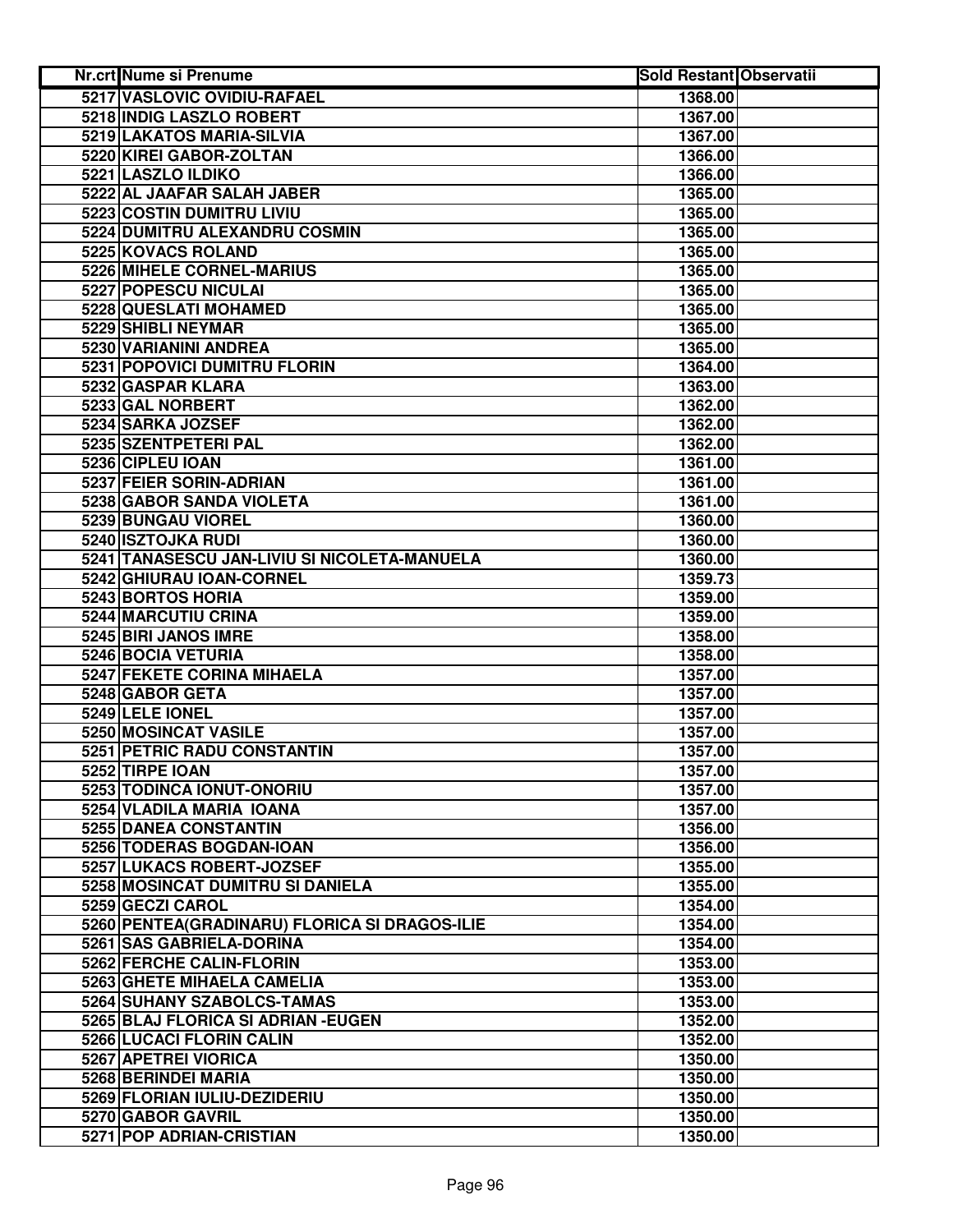| Nr.crt | Nume si Prenume | Sold Restant | Observatii |
|---|---|---|---|
| 5217 | VASLOVIC OVIDIU-RAFAEL | 1368.00 | |
| 5218 | INDIG LASZLO ROBERT | 1367.00 | |
| 5219 | LAKATOS MARIA-SILVIA | 1367.00 | |
| 5220 | KIREI GABOR-ZOLTAN | 1366.00 | |
| 5221 | LASZLO ILDIKO | 1366.00 | |
| 5222 | AL JAAFAR SALAH JABER | 1365.00 | |
| 5223 | COSTIN DUMITRU LIVIU | 1365.00 | |
| 5224 | DUMITRU ALEXANDRU COSMIN | 1365.00 | |
| 5225 | KOVACS ROLAND | 1365.00 | |
| 5226 | MIHELE CORNEL-MARIUS | 1365.00 | |
| 5227 | POPESCU NICULAI | 1365.00 | |
| 5228 | QUESLATI MOHAMED | 1365.00 | |
| 5229 | SHIBLI NEYMAR | 1365.00 | |
| 5230 | VARIANINI ANDREA | 1365.00 | |
| 5231 | POPOVICI DUMITRU FLORIN | 1364.00 | |
| 5232 | GASPAR KLARA | 1363.00 | |
| 5233 | GAL NORBERT | 1362.00 | |
| 5234 | SARKA JOZSEF | 1362.00 | |
| 5235 | SZENTPETERI PAL | 1362.00 | |
| 5236 | CIPLEU IOAN | 1361.00 | |
| 5237 | FEIER SORIN-ADRIAN | 1361.00 | |
| 5238 | GABOR SANDA VIOLETA | 1361.00 | |
| 5239 | BUNGAU VIOREL | 1360.00 | |
| 5240 | ISZTOJKA RUDI | 1360.00 | |
| 5241 | TANASESCU JAN-LIVIU SI NICOLETA-MANUELA | 1360.00 | |
| 5242 | GHIURAU IOAN-CORNEL | 1359.73 | |
| 5243 | BORTOS HORIA | 1359.00 | |
| 5244 | MARCUTIU CRINA | 1359.00 | |
| 5245 | BIRI JANOS IMRE | 1358.00 | |
| 5246 | BOCIA VETURIA | 1358.00 | |
| 5247 | FEKETE CORINA MIHAELA | 1357.00 | |
| 5248 | GABOR GETA | 1357.00 | |
| 5249 | LELE IONEL | 1357.00 | |
| 5250 | MOSINCAT VASILE | 1357.00 | |
| 5251 | PETRIC RADU CONSTANTIN | 1357.00 | |
| 5252 | TIRPE IOAN | 1357.00 | |
| 5253 | TODINCA IONUT-ONORIU | 1357.00 | |
| 5254 | VLADILA MARIA IOANA | 1357.00 | |
| 5255 | DANEA CONSTANTIN | 1356.00 | |
| 5256 | TODERAS BOGDAN-IOAN | 1356.00 | |
| 5257 | LUKACS ROBERT-JOZSEF | 1355.00 | |
| 5258 | MOSINCAT DUMITRU SI DANIELA | 1355.00 | |
| 5259 | GECZI CAROL | 1354.00 | |
| 5260 | PENTEA(GRADINARU) FLORICA SI DRAGOS-ILIE | 1354.00 | |
| 5261 | SAS GABRIELA-DORINA | 1354.00 | |
| 5262 | FERCHE CALIN-FLORIN | 1353.00 | |
| 5263 | GHETE MIHAELA CAMELIA | 1353.00 | |
| 5264 | SUHANY SZABOLCS-TAMAS | 1353.00 | |
| 5265 | BLAJ FLORICA SI ADRIAN -EUGEN | 1352.00 | |
| 5266 | LUCACI FLORIN CALIN | 1352.00 | |
| 5267 | APETREI VIORICA | 1350.00 | |
| 5268 | BERINDEI MARIA | 1350.00 | |
| 5269 | FLORIAN IULIU-DEZIDERIU | 1350.00 | |
| 5270 | GABOR GAVRIL | 1350.00 | |
| 5271 | POP ADRIAN-CRISTIAN | 1350.00 | |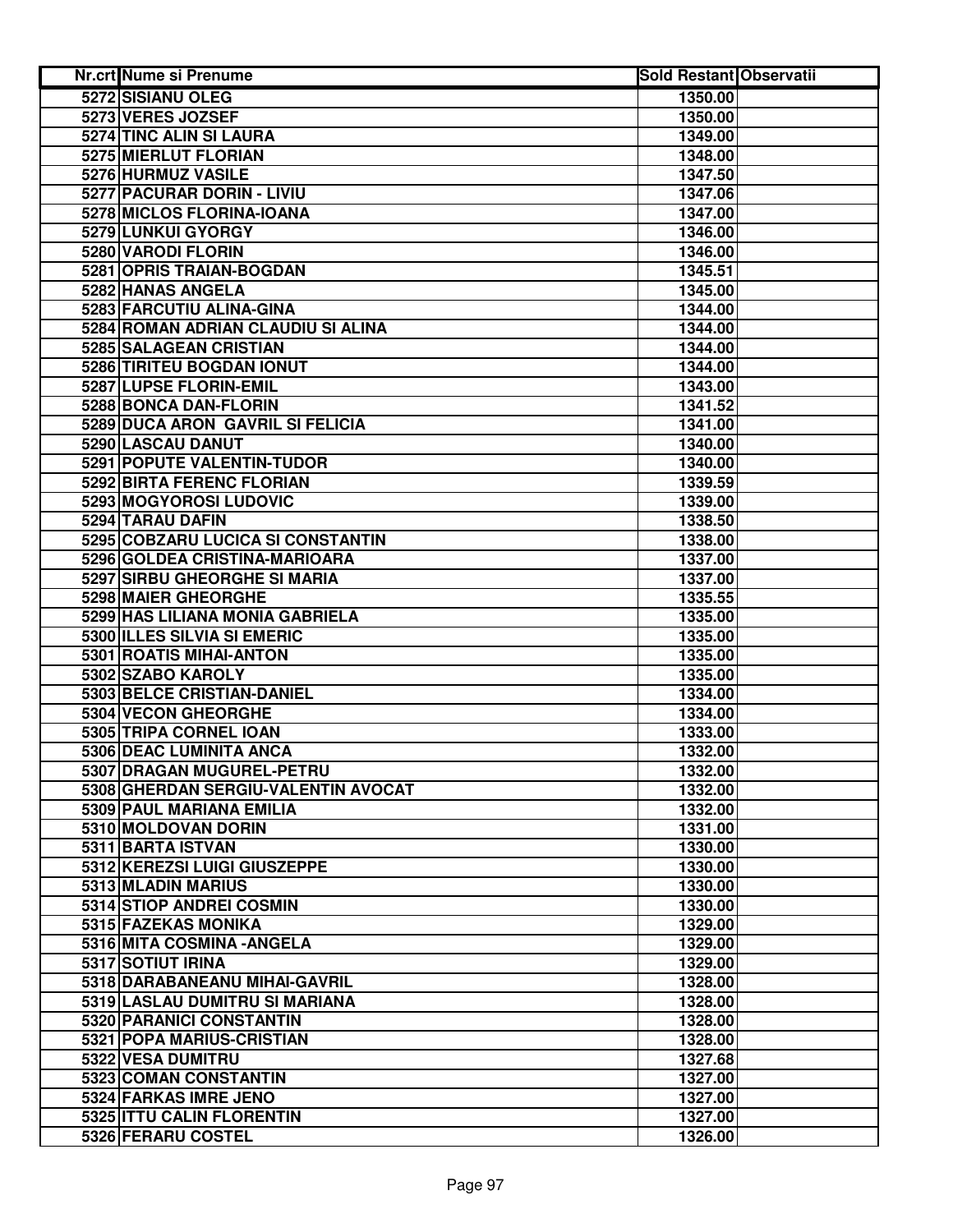| Nr.crt | Nume si Prenume | Sold Restant | Observatii |
|---|---|---|---|
| 5272 | SISIANU OLEG | 1350.00 | |
| 5273 | VERES JOZSEF | 1350.00 | |
| 5274 | TINC ALIN SI LAURA | 1349.00 | |
| 5275 | MIERLUT FLORIAN | 1348.00 | |
| 5276 | HURMUZ VASILE | 1347.50 | |
| 5277 | PACURAR DORIN - LIVIU | 1347.06 | |
| 5278 | MICLOS FLORINA-IOANA | 1347.00 | |
| 5279 | LUNKUI GYORGY | 1346.00 | |
| 5280 | VARODI FLORIN | 1346.00 | |
| 5281 | OPRIS TRAIAN-BOGDAN | 1345.51 | |
| 5282 | HANAS ANGELA | 1345.00 | |
| 5283 | FARCUTIU ALINA-GINA | 1344.00 | |
| 5284 | ROMAN ADRIAN CLAUDIU SI ALINA | 1344.00 | |
| 5285 | SALAGEAN CRISTIAN | 1344.00 | |
| 5286 | TIRITEU BOGDAN IONUT | 1344.00 | |
| 5287 | LUPSE FLORIN-EMIL | 1343.00 | |
| 5288 | BONCA DAN-FLORIN | 1341.52 | |
| 5289 | DUCA ARON GAVRIL SI FELICIA | 1341.00 | |
| 5290 | LASCAU DANUT | 1340.00 | |
| 5291 | POPUTE VALENTIN-TUDOR | 1340.00 | |
| 5292 | BIRTA FERENC FLORIAN | 1339.59 | |
| 5293 | MOGYOROSI LUDOVIC | 1339.00 | |
| 5294 | TARAU DAFIN | 1338.50 | |
| 5295 | COBZARU LUCICA SI CONSTANTIN | 1338.00 | |
| 5296 | GOLDEA CRISTINA-MARIOARA | 1337.00 | |
| 5297 | SIRBU GHEORGHE SI MARIA | 1337.00 | |
| 5298 | MAIER GHEORGHE | 1335.55 | |
| 5299 | HAS LILIANA MONIA GABRIELA | 1335.00 | |
| 5300 | ILLES SILVIA SI EMERIC | 1335.00 | |
| 5301 | ROATIS MIHAI-ANTON | 1335.00 | |
| 5302 | SZABO KAROLY | 1335.00 | |
| 5303 | BELCE CRISTIAN-DANIEL | 1334.00 | |
| 5304 | VECON GHEORGHE | 1334.00 | |
| 5305 | TRIPA CORNEL IOAN | 1333.00 | |
| 5306 | DEAC LUMINITA ANCA | 1332.00 | |
| 5307 | DRAGAN MUGUREL-PETRU | 1332.00 | |
| 5308 | GHERDAN SERGIU-VALENTIN AVOCAT | 1332.00 | |
| 5309 | PAUL MARIANA EMILIA | 1332.00 | |
| 5310 | MOLDOVAN DORIN | 1331.00 | |
| 5311 | BARTA ISTVAN | 1330.00 | |
| 5312 | KEREZSI LUIGI GIUSZEPPE | 1330.00 | |
| 5313 | MLADIN MARIUS | 1330.00 | |
| 5314 | STIOP ANDREI COSMIN | 1330.00 | |
| 5315 | FAZEKAS MONIKA | 1329.00 | |
| 5316 | MITA COSMINA -ANGELA | 1329.00 | |
| 5317 | SOTIUT IRINA | 1329.00 | |
| 5318 | DARABANEANU MIHAI-GAVRIL | 1328.00 | |
| 5319 | LASLAU DUMITRU SI MARIANA | 1328.00 | |
| 5320 | PARANICI CONSTANTIN | 1328.00 | |
| 5321 | POPA MARIUS-CRISTIAN | 1328.00 | |
| 5322 | VESA DUMITRU | 1327.68 | |
| 5323 | COMAN CONSTANTIN | 1327.00 | |
| 5324 | FARKAS IMRE JENO | 1327.00 | |
| 5325 | ITTU CALIN FLORENTIN | 1327.00 | |
| 5326 | FERARU COSTEL | 1326.00 | |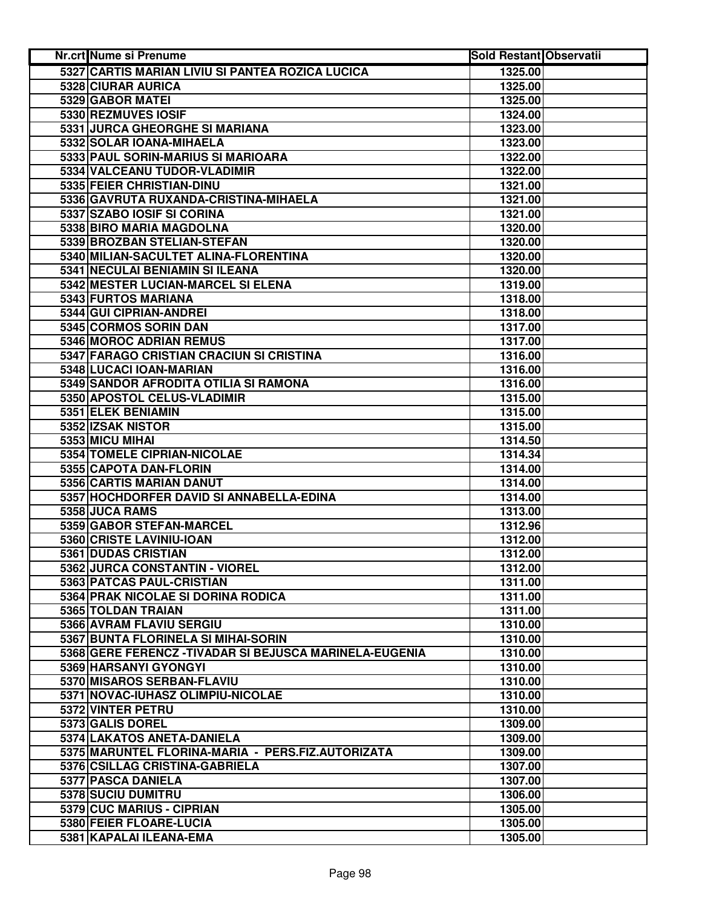| Nr.crt | Nume si Prenume | Sold Restant | Observatii |
|---|---|---|---|
| 5327 | CARTIS MARIAN LIVIU SI PANTEA ROZICA LUCICA | 1325.00 | |
| 5328 | CIURAR AURICA | 1325.00 | |
| 5329 | GABOR MATEI | 1325.00 | |
| 5330 | REZMUVES IOSIF | 1324.00 | |
| 5331 | JURCA GHEORGHE SI MARIANA | 1323.00 | |
| 5332 | SOLAR IOANA-MIHAELA | 1323.00 | |
| 5333 | PAUL SORIN-MARIUS SI MARIOARA | 1322.00 | |
| 5334 | VALCEANU TUDOR-VLADIMIR | 1322.00 | |
| 5335 | FEIER CHRISTIAN-DINU | 1321.00 | |
| 5336 | GAVRUTA RUXANDA-CRISTINA-MIHAELA | 1321.00 | |
| 5337 | SZABO IOSIF SI CORINA | 1321.00 | |
| 5338 | BIRO MARIA MAGDOLNA | 1320.00 | |
| 5339 | BROZBAN STELIAN-STEFAN | 1320.00 | |
| 5340 | MILIAN-SACULTET ALINA-FLORENTINA | 1320.00 | |
| 5341 | NECULAI BENIAMIN SI ILEANA | 1320.00 | |
| 5342 | MESTER LUCIAN-MARCEL SI ELENA | 1319.00 | |
| 5343 | FURTOS MARIANA | 1318.00 | |
| 5344 | GUI CIPRIAN-ANDREI | 1318.00 | |
| 5345 | CORMOS SORIN DAN | 1317.00 | |
| 5346 | MOROC ADRIAN REMUS | 1317.00 | |
| 5347 | FARAGO CRISTIAN CRACIUN SI CRISTINA | 1316.00 | |
| 5348 | LUCACI IOAN-MARIAN | 1316.00 | |
| 5349 | SANDOR AFRODITA OTILIA SI RAMONA | 1316.00 | |
| 5350 | APOSTOL CELUS-VLADIMIR | 1315.00 | |
| 5351 | ELEK BENIAMIN | 1315.00 | |
| 5352 | IZSAK NISTOR | 1315.00 | |
| 5353 | MICU MIHAI | 1314.50 | |
| 5354 | TOMELE CIPRIAN-NICOLAE | 1314.34 | |
| 5355 | CAPOTA DAN-FLORIN | 1314.00 | |
| 5356 | CARTIS MARIAN DANUT | 1314.00 | |
| 5357 | HOCHDORFER DAVID SI ANNABELLA-EDINA | 1314.00 | |
| 5358 | JUCA RAMS | 1313.00 | |
| 5359 | GABOR STEFAN-MARCEL | 1312.96 | |
| 5360 | CRISTE LAVINIU-IOAN | 1312.00 | |
| 5361 | DUDAS CRISTIAN | 1312.00 | |
| 5362 | JURCA CONSTANTIN - VIOREL | 1312.00 | |
| 5363 | PATCAS PAUL-CRISTIAN | 1311.00 | |
| 5364 | PRAK NICOLAE SI DORINA RODICA | 1311.00 | |
| 5365 | TOLDAN TRAIAN | 1311.00 | |
| 5366 | AVRAM FLAVIU SERGIU | 1310.00 | |
| 5367 | BUNTA FLORINELA SI MIHAI-SORIN | 1310.00 | |
| 5368 | GERE FERENCZ -TIVADAR SI BEJUSCA MARINELA-EUGENIA | 1310.00 | |
| 5369 | HARSANYI GYONGYI | 1310.00 | |
| 5370 | MISAROS SERBAN-FLAVIU | 1310.00 | |
| 5371 | NOVAC-IUHASZ OLIMPIU-NICOLAE | 1310.00 | |
| 5372 | VINTER PETRU | 1310.00 | |
| 5373 | GALIS DOREL | 1309.00 | |
| 5374 | LAKATOS ANETA-DANIELA | 1309.00 | |
| 5375 | MARUNTEL FLORINA-MARIA - PERS.FIZ.AUTORIZATA | 1309.00 | |
| 5376 | CSILLAG CRISTINA-GABRIELA | 1307.00 | |
| 5377 | PASCA DANIELA | 1307.00 | |
| 5378 | SUCIU DUMITRU | 1306.00 | |
| 5379 | CUC MARIUS - CIPRIAN | 1305.00 | |
| 5380 | FEIER FLOARE-LUCIA | 1305.00 | |
| 5381 | KAPALAI ILEANA-EMA | 1305.00 | |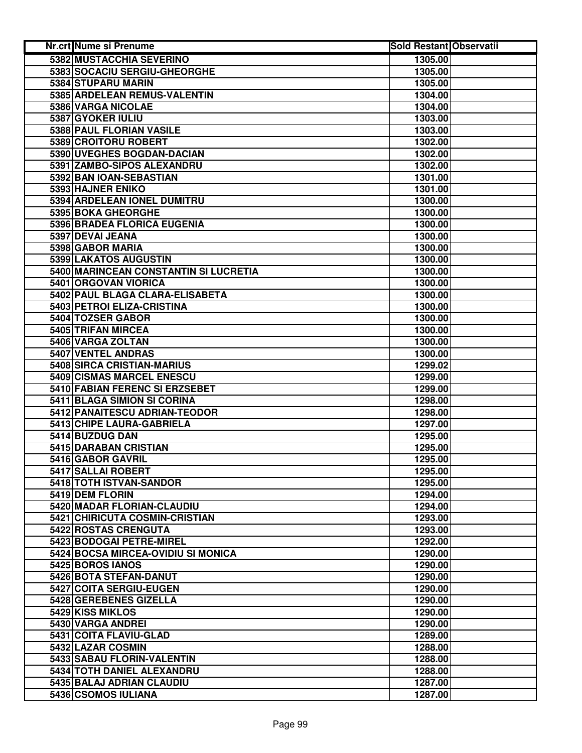| Nr.crt | Nume si Prenume | Sold Restant | Observatii |
|---|---|---|---|
| 5382 | MUSTACCHIA SEVERINO | 1305.00 | |
| 5383 | SOCACIU SERGIU-GHEORGHE | 1305.00 | |
| 5384 | STUPARU MARIN | 1305.00 | |
| 5385 | ARDELEAN REMUS-VALENTIN | 1304.00 | |
| 5386 | VARGA NICOLAE | 1304.00 | |
| 5387 | GYOKER IULIU | 1303.00 | |
| 5388 | PAUL FLORIAN VASILE | 1303.00 | |
| 5389 | CROITORU ROBERT | 1302.00 | |
| 5390 | UVEGHES BOGDAN-DACIAN | 1302.00 | |
| 5391 | ZAMBO-SIPOS ALEXANDRU | 1302.00 | |
| 5392 | BAN IOAN-SEBASTIAN | 1301.00 | |
| 5393 | HAJNER ENIKO | 1301.00 | |
| 5394 | ARDELEAN IONEL DUMITRU | 1300.00 | |
| 5395 | BOKA GHEORGHE | 1300.00 | |
| 5396 | BRADEA FLORICA EUGENIA | 1300.00 | |
| 5397 | DEVAI JEANA | 1300.00 | |
| 5398 | GABOR MARIA | 1300.00 | |
| 5399 | LAKATOS AUGUSTIN | 1300.00 | |
| 5400 | MARINCEAN CONSTANTIN SI LUCRETIA | 1300.00 | |
| 5401 | ORGOVAN VIORICA | 1300.00 | |
| 5402 | PAUL BLAGA CLARA-ELISABETA | 1300.00 | |
| 5403 | PETROI ELIZA-CRISTINA | 1300.00 | |
| 5404 | TOZSER GABOR | 1300.00 | |
| 5405 | TRIFAN MIRCEA | 1300.00 | |
| 5406 | VARGA ZOLTAN | 1300.00 | |
| 5407 | VENTEL ANDRAS | 1300.00 | |
| 5408 | SIRCA CRISTIAN-MARIUS | 1299.02 | |
| 5409 | CISMAS MARCEL ENESCU | 1299.00 | |
| 5410 | FABIAN FERENC SI ERZSEBET | 1299.00 | |
| 5411 | BLAGA SIMION SI CORINA | 1298.00 | |
| 5412 | PANAITESCU ADRIAN-TEODOR | 1298.00 | |
| 5413 | CHIPE LAURA-GABRIELA | 1297.00 | |
| 5414 | BUZDUG DAN | 1295.00 | |
| 5415 | DARABAN CRISTIAN | 1295.00 | |
| 5416 | GABOR GAVRIL | 1295.00 | |
| 5417 | SALLAI ROBERT | 1295.00 | |
| 5418 | TOTH ISTVAN-SANDOR | 1295.00 | |
| 5419 | DEM FLORIN | 1294.00 | |
| 5420 | MADAR FLORIAN-CLAUDIU | 1294.00 | |
| 5421 | CHIRICUTA COSMIN-CRISTIAN | 1293.00 | |
| 5422 | ROSTAS CRENGUTA | 1293.00 | |
| 5423 | BODOGAI PETRE-MIREL | 1292.00 | |
| 5424 | BOCSA MIRCEA-OVIDIU SI MONICA | 1290.00 | |
| 5425 | BOROS IANOS | 1290.00 | |
| 5426 | BOTA STEFAN-DANUT | 1290.00 | |
| 5427 | COITA SERGIU-EUGEN | 1290.00 | |
| 5428 | GEREBENES GIZELLA | 1290.00 | |
| 5429 | KISS MIKLOS | 1290.00 | |
| 5430 | VARGA ANDREI | 1290.00 | |
| 5431 | COITA FLAVIU-GLAD | 1289.00 | |
| 5432 | LAZAR COSMIN | 1288.00 | |
| 5433 | SABAU FLORIN-VALENTIN | 1288.00 | |
| 5434 | TOTH DANIEL ALEXANDRU | 1288.00 | |
| 5435 | BALAJ ADRIAN CLAUDIU | 1287.00 | |
| 5436 | CSOMOS IULIANA | 1287.00 | |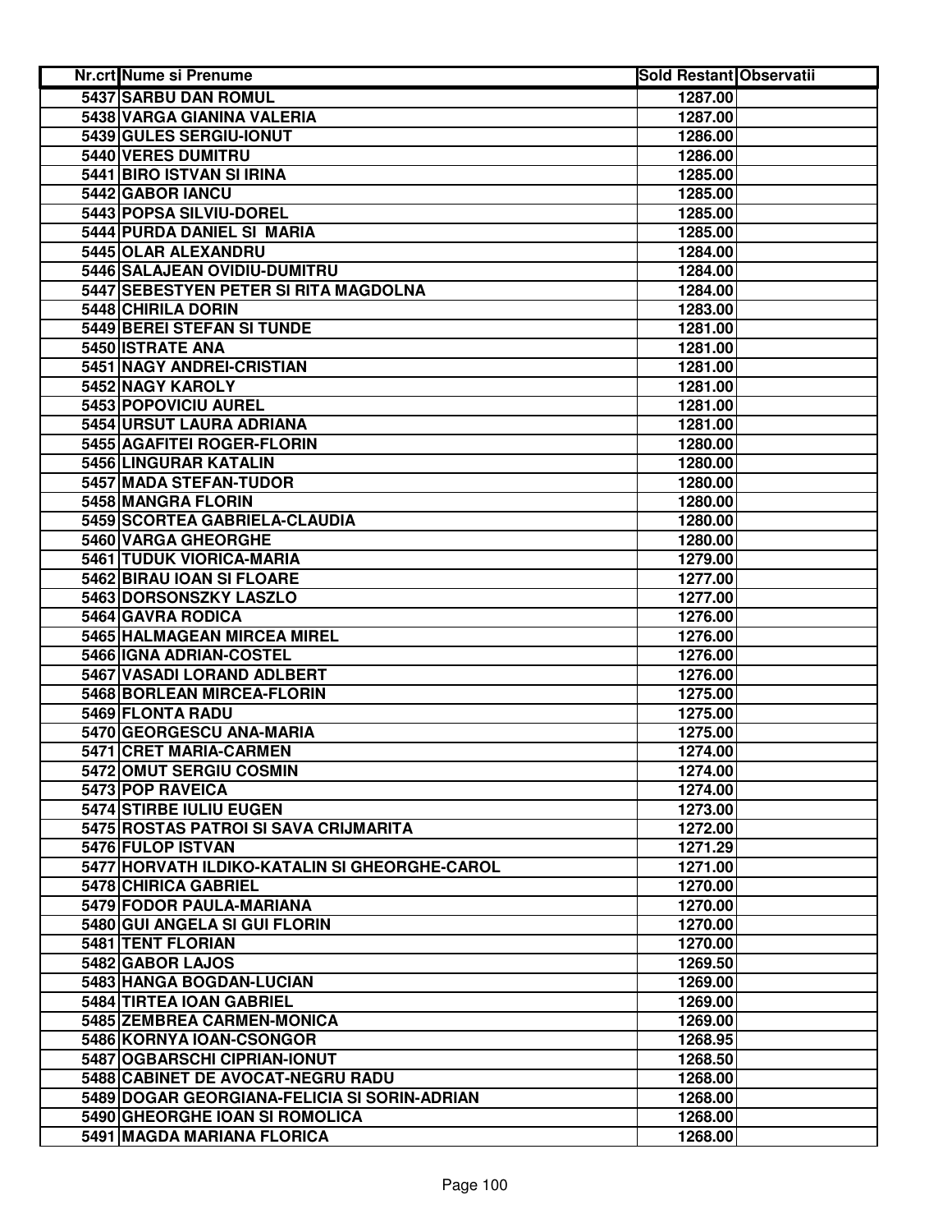| Nr.crt | Nume si Prenume | Sold Restant | Observatii |
|---|---|---|---|
| 5437 | SARBU DAN ROMUL | 1287.00 | |
| 5438 | VARGA GIANINA VALERIA | 1287.00 | |
| 5439 | GULES SERGIU-IONUT | 1286.00 | |
| 5440 | VERES DUMITRU | 1286.00 | |
| 5441 | BIRO ISTVAN SI IRINA | 1285.00 | |
| 5442 | GABOR IANCU | 1285.00 | |
| 5443 | POPSA SILVIU-DOREL | 1285.00 | |
| 5444 | PURDA DANIEL SI MARIA | 1285.00 | |
| 5445 | OLAR ALEXANDRU | 1284.00 | |
| 5446 | SALAJEAN OVIDIU-DUMITRU | 1284.00 | |
| 5447 | SEBESTYEN PETER SI RITA MAGDOLNA | 1284.00 | |
| 5448 | CHIRILA DORIN | 1283.00 | |
| 5449 | BEREI STEFAN SI TUNDE | 1281.00 | |
| 5450 | ISTRATE ANA | 1281.00 | |
| 5451 | NAGY ANDREI-CRISTIAN | 1281.00 | |
| 5452 | NAGY KAROLY | 1281.00 | |
| 5453 | POPOVICIU AUREL | 1281.00 | |
| 5454 | URSUT LAURA ADRIANA | 1281.00 | |
| 5455 | AGAFITEI ROGER-FLORIN | 1280.00 | |
| 5456 | LINGURAR KATALIN | 1280.00 | |
| 5457 | MADA STEFAN-TUDOR | 1280.00 | |
| 5458 | MANGRA FLORIN | 1280.00 | |
| 5459 | SCORTEA GABRIELA-CLAUDIA | 1280.00 | |
| 5460 | VARGA GHEORGHE | 1280.00 | |
| 5461 | TUDUK VIORICA-MARIA | 1279.00 | |
| 5462 | BIRAU IOAN SI FLOARE | 1277.00 | |
| 5463 | DORSONSZKY LASZLO | 1277.00 | |
| 5464 | GAVRA RODICA | 1276.00 | |
| 5465 | HALMAGEAN MIRCEA MIREL | 1276.00 | |
| 5466 | IGNA ADRIAN-COSTEL | 1276.00 | |
| 5467 | VASADI LORAND ADLBERT | 1276.00 | |
| 5468 | BORLEAN MIRCEA-FLORIN | 1275.00 | |
| 5469 | FLONTA RADU | 1275.00 | |
| 5470 | GEORGESCU ANA-MARIA | 1275.00 | |
| 5471 | CRET MARIA-CARMEN | 1274.00 | |
| 5472 | OMUT SERGIU COSMIN | 1274.00 | |
| 5473 | POP RAVEICA | 1274.00 | |
| 5474 | STIRBE IULIU EUGEN | 1273.00 | |
| 5475 | ROSTAS PATROI SI SAVA CRIJMARITA | 1272.00 | |
| 5476 | FULOP ISTVAN | 1271.29 | |
| 5477 | HORVATH ILDIKO-KATALIN SI GHEORGHE-CAROL | 1271.00 | |
| 5478 | CHIRICA GABRIEL | 1270.00 | |
| 5479 | FODOR PAULA-MARIANA | 1270.00 | |
| 5480 | GUI ANGELA SI GUI FLORIN | 1270.00 | |
| 5481 | TENT FLORIAN | 1270.00 | |
| 5482 | GABOR LAJOS | 1269.50 | |
| 5483 | HANGA BOGDAN-LUCIAN | 1269.00 | |
| 5484 | TIRTEA IOAN GABRIEL | 1269.00 | |
| 5485 | ZEMBREA CARMEN-MONICA | 1269.00 | |
| 5486 | KORNYA IOAN-CSONGOR | 1268.95 | |
| 5487 | OGBARSCHI CIPRIAN-IONUT | 1268.50 | |
| 5488 | CABINET DE AVOCAT-NEGRU RADU | 1268.00 | |
| 5489 | DOGAR GEORGIANA-FELICIA SI SORIN-ADRIAN | 1268.00 | |
| 5490 | GHEORGHE IOAN SI ROMOLICA | 1268.00 | |
| 5491 | MAGDA MARIANA FLORICA | 1268.00 | |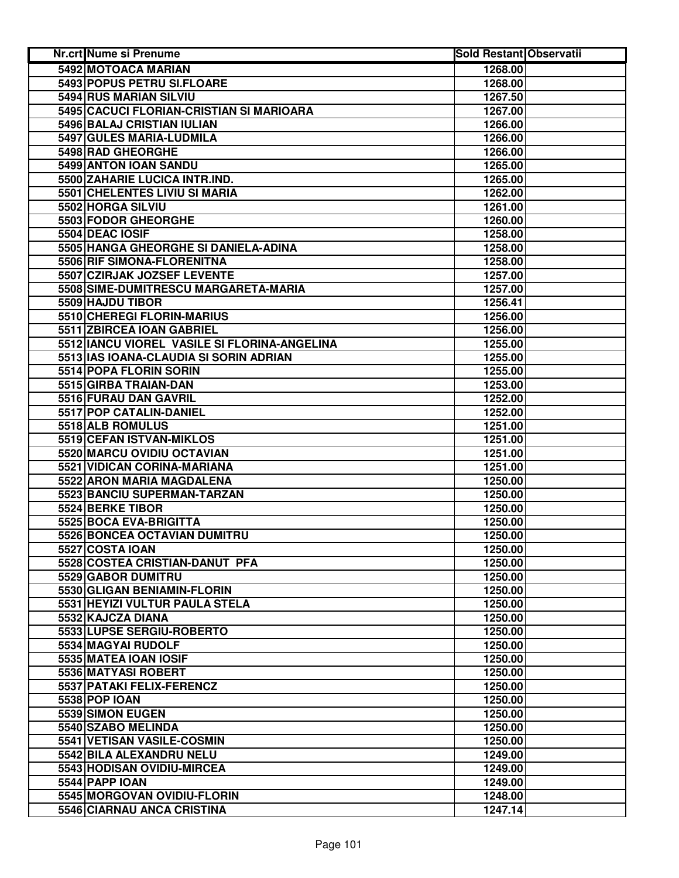| Nr.crt | Nume si Prenume | Sold Restant | Observatii |
|---|---|---|---|
| 5492 | MOTOACA MARIAN | 1268.00 | |
| 5493 | POPUS PETRU SI.FLOARE | 1268.00 | |
| 5494 | RUS MARIAN SILVIU | 1267.50 | |
| 5495 | CACUCI FLORIAN-CRISTIAN SI MARIOARA | 1267.00 | |
| 5496 | BALAJ CRISTIAN IULIAN | 1266.00 | |
| 5497 | GULES MARIA-LUDMILA | 1266.00 | |
| 5498 | RAD GHEORGHE | 1266.00 | |
| 5499 | ANTON IOAN SANDU | 1265.00 | |
| 5500 | ZAHARIE LUCICA INTR.IND. | 1265.00 | |
| 5501 | CHELENTES LIVIU SI MARIA | 1262.00 | |
| 5502 | HORGA SILVIU | 1261.00 | |
| 5503 | FODOR GHEORGHE | 1260.00 | |
| 5504 | DEAC IOSIF | 1258.00 | |
| 5505 | HANGA GHEORGHE SI DANIELA-ADINA | 1258.00 | |
| 5506 | RIF SIMONA-FLORENITNA | 1258.00 | |
| 5507 | CZIRJAK JOZSEF LEVENTE | 1257.00 | |
| 5508 | SIME-DUMITRESCU MARGARETA-MARIA | 1257.00 | |
| 5509 | HAJDU TIBOR | 1256.41 | |
| 5510 | CHEREGI FLORIN-MARIUS | 1256.00 | |
| 5511 | ZBIRCEA IOAN GABRIEL | 1256.00 | |
| 5512 | IANCU VIOREL VASILE SI FLORINA-ANGELINA | 1255.00 | |
| 5513 | IAS IOANA-CLAUDIA SI SORIN ADRIAN | 1255.00 | |
| 5514 | POPA FLORIN SORIN | 1255.00 | |
| 5515 | GIRBA TRAIAN-DAN | 1253.00 | |
| 5516 | FURAU DAN GAVRIL | 1252.00 | |
| 5517 | POP CATALIN-DANIEL | 1252.00 | |
| 5518 | ALB ROMULUS | 1251.00 | |
| 5519 | CEFAN ISTVAN-MIKLOS | 1251.00 | |
| 5520 | MARCU OVIDIU OCTAVIAN | 1251.00 | |
| 5521 | VIDICAN CORINA-MARIANA | 1251.00 | |
| 5522 | ARON MARIA MAGDALENA | 1250.00 | |
| 5523 | BANCIU SUPERMAN-TARZAN | 1250.00 | |
| 5524 | BERKE TIBOR | 1250.00 | |
| 5525 | BOCA EVA-BRIGITTA | 1250.00 | |
| 5526 | BONCEA OCTAVIAN DUMITRU | 1250.00 | |
| 5527 | COSTA IOAN | 1250.00 | |
| 5528 | COSTEA CRISTIAN-DANUT PFA | 1250.00 | |
| 5529 | GABOR DUMITRU | 1250.00 | |
| 5530 | GLIGAN BENIAMIN-FLORIN | 1250.00 | |
| 5531 | HEYIZI VULTUR PAULA STELA | 1250.00 | |
| 5532 | KAJCZA DIANA | 1250.00 | |
| 5533 | LUPSE SERGIU-ROBERTO | 1250.00 | |
| 5534 | MAGYAI RUDOLF | 1250.00 | |
| 5535 | MATEA IOAN IOSIF | 1250.00 | |
| 5536 | MATYASI ROBERT | 1250.00 | |
| 5537 | PATAKI FELIX-FERENCZ | 1250.00 | |
| 5538 | POP IOAN | 1250.00 | |
| 5539 | SIMON EUGEN | 1250.00 | |
| 5540 | SZABO MELINDA | 1250.00 | |
| 5541 | VETISAN VASILE-COSMIN | 1250.00 | |
| 5542 | BILA ALEXANDRU NELU | 1249.00 | |
| 5543 | HODISAN OVIDIU-MIRCEA | 1249.00 | |
| 5544 | PAPP IOAN | 1249.00 | |
| 5545 | MORGOVAN OVIDIU-FLORIN | 1248.00 | |
| 5546 | CIARNAU ANCA CRISTINA | 1247.14 | |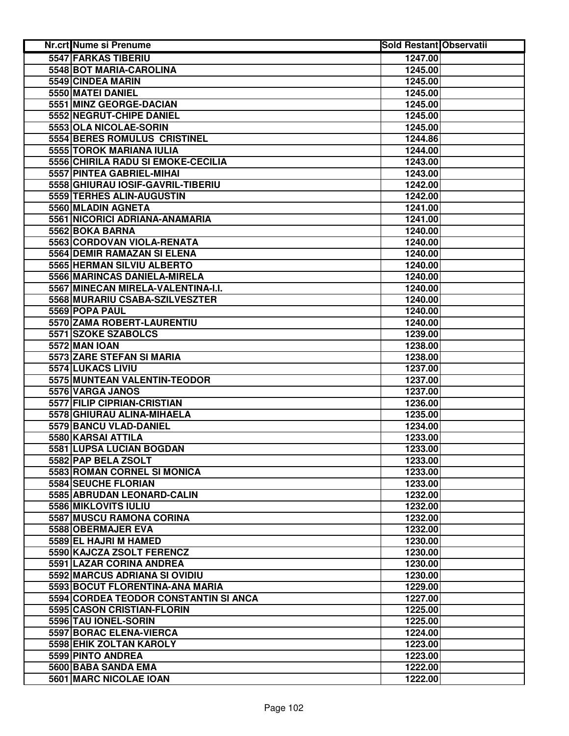| Nr.crt | Nume si Prenume | Sold Restant | Observatii |
|---|---|---|---|
| 5547 | FARKAS TIBERIU | 1247.00 | |
| 5548 | BOT MARIA-CAROLINA | 1245.00 | |
| 5549 | CINDEA MARIN | 1245.00 | |
| 5550 | MATEI DANIEL | 1245.00 | |
| 5551 | MINZ GEORGE-DACIAN | 1245.00 | |
| 5552 | NEGRUT-CHIPE DANIEL | 1245.00 | |
| 5553 | OLA NICOLAE-SORIN | 1245.00 | |
| 5554 | BERES ROMULUS CRISTINEL | 1244.86 | |
| 5555 | TOROK MARIANA IULIA | 1244.00 | |
| 5556 | CHIRILA RADU SI EMOKE-CECILIA | 1243.00 | |
| 5557 | PINTEA GABRIEL-MIHAI | 1243.00 | |
| 5558 | GHIURAU IOSIF-GAVRIL-TIBERIU | 1242.00 | |
| 5559 | TERHES ALIN-AUGUSTIN | 1242.00 | |
| 5560 | MLADIN AGNETA | 1241.00 | |
| 5561 | NICORICI ADRIANA-ANAMARIA | 1241.00 | |
| 5562 | BOKA BARNA | 1240.00 | |
| 5563 | CORDOVAN VIOLA-RENATA | 1240.00 | |
| 5564 | DEMIR RAMAZAN SI ELENA | 1240.00 | |
| 5565 | HERMAN SILVIU ALBERTO | 1240.00 | |
| 5566 | MARINCAS DANIELA-MIRELA | 1240.00 | |
| 5567 | MINECAN MIRELA-VALENTINA-I.I. | 1240.00 | |
| 5568 | MURARIU CSABA-SZILVESZTER | 1240.00 | |
| 5569 | POPA PAUL | 1240.00 | |
| 5570 | ZAMA ROBERT-LAURENTIU | 1240.00 | |
| 5571 | SZOKE SZABOLCS | 1239.00 | |
| 5572 | MAN IOAN | 1238.00 | |
| 5573 | ZARE STEFAN SI MARIA | 1238.00 | |
| 5574 | LUKACS LIVIU | 1237.00 | |
| 5575 | MUNTEAN VALENTIN-TEODOR | 1237.00 | |
| 5576 | VARGA JANOS | 1237.00 | |
| 5577 | FILIP CIPRIAN-CRISTIAN | 1236.00 | |
| 5578 | GHIURAU ALINA-MIHAELA | 1235.00 | |
| 5579 | BANCU VLAD-DANIEL | 1234.00 | |
| 5580 | KARSAI ATTILA | 1233.00 | |
| 5581 | LUPSA LUCIAN BOGDAN | 1233.00 | |
| 5582 | PAP BELA ZSOLT | 1233.00 | |
| 5583 | ROMAN CORNEL SI MONICA | 1233.00 | |
| 5584 | SEUCHE FLORIAN | 1233.00 | |
| 5585 | ABRUDAN LEONARD-CALIN | 1232.00 | |
| 5586 | MIKLOVITS IULIU | 1232.00 | |
| 5587 | MUSCU RAMONA CORINA | 1232.00 | |
| 5588 | OBERMAJER EVA | 1232.00 | |
| 5589 | EL HAJRI M HAMED | 1230.00 | |
| 5590 | KAJCZA ZSOLT FERENCZ | 1230.00 | |
| 5591 | LAZAR CORINA ANDREA | 1230.00 | |
| 5592 | MARCUS ADRIANA SI OVIDIU | 1230.00 | |
| 5593 | BOCUT FLORENTINA-ANA MARIA | 1229.00 | |
| 5594 | CORDEA TEODOR CONSTANTIN SI ANCA | 1227.00 | |
| 5595 | CASON CRISTIAN-FLORIN | 1225.00 | |
| 5596 | TAU IONEL-SORIN | 1225.00 | |
| 5597 | BORAC ELENA-VIERCA | 1224.00 | |
| 5598 | EHIK ZOLTAN KAROLY | 1223.00 | |
| 5599 | PINTO ANDREA | 1223.00 | |
| 5600 | BABA SANDA EMA | 1222.00 | |
| 5601 | MARC NICOLAE IOAN | 1222.00 | |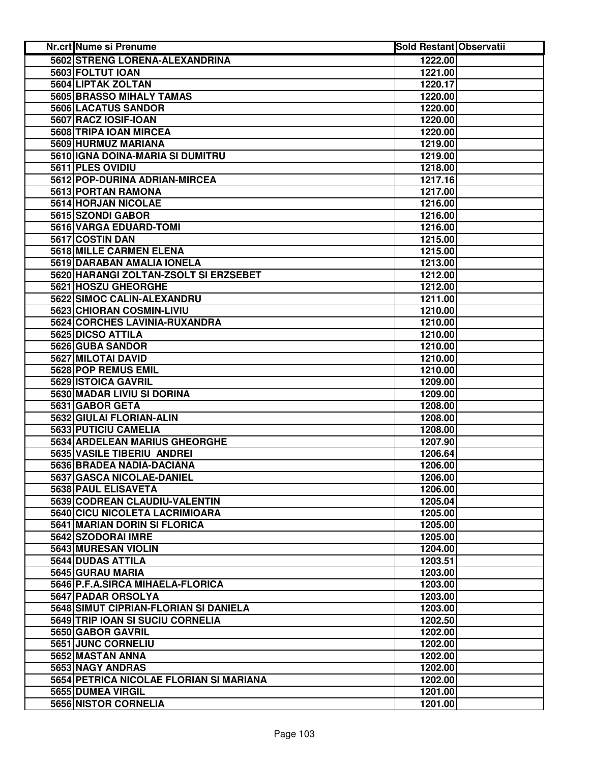| Nr.crt | Nume si Prenume | Sold Restant | Observatii |
| --- | --- | --- | --- |
| 5602 | STRENG LORENA-ALEXANDRINA | 1222.00 | |
| 5603 | FOLTUT IOAN | 1221.00 | |
| 5604 | LIPTAK ZOLTAN | 1220.17 | |
| 5605 | BRASSO MIHALY TAMAS | 1220.00 | |
| 5606 | LACATUS SANDOR | 1220.00 | |
| 5607 | RACZ IOSIF-IOAN | 1220.00 | |
| 5608 | TRIPA IOAN MIRCEA | 1220.00 | |
| 5609 | HURMUZ MARIANA | 1219.00 | |
| 5610 | IGNA DOINA-MARIA SI DUMITRU | 1219.00 | |
| 5611 | PLES OVIDIU | 1218.00 | |
| 5612 | POP-DURINA ADRIAN-MIRCEA | 1217.16 | |
| 5613 | PORTAN RAMONA | 1217.00 | |
| 5614 | HORJAN NICOLAE | 1216.00 | |
| 5615 | SZONDI GABOR | 1216.00 | |
| 5616 | VARGA EDUARD-TOMI | 1216.00 | |
| 5617 | COSTIN DAN | 1215.00 | |
| 5618 | MILLE CARMEN ELENA | 1215.00 | |
| 5619 | DARABAN AMALIA IONELA | 1213.00 | |
| 5620 | HARANGI ZOLTAN-ZSOLT SI ERZSEBET | 1212.00 | |
| 5621 | HOSZU GHEORGHE | 1212.00 | |
| 5622 | SIMOC CALIN-ALEXANDRU | 1211.00 | |
| 5623 | CHIORAN COSMIN-LIVIU | 1210.00 | |
| 5624 | CORCHES LAVINIA-RUXANDRA | 1210.00 | |
| 5625 | DICSO ATTILA | 1210.00 | |
| 5626 | GUBA SANDOR | 1210.00 | |
| 5627 | MILOTAI DAVID | 1210.00 | |
| 5628 | POP REMUS EMIL | 1210.00 | |
| 5629 | ISTOICA GAVRIL | 1209.00 | |
| 5630 | MADAR LIVIU SI DORINA | 1209.00 | |
| 5631 | GABOR GETA | 1208.00 | |
| 5632 | GIULAI FLORIAN-ALIN | 1208.00 | |
| 5633 | PUTICIU CAMELIA | 1208.00 | |
| 5634 | ARDELEAN MARIUS GHEORGHE | 1207.90 | |
| 5635 | VASILE TIBERIU ANDREI | 1206.64 | |
| 5636 | BRADEA NADIA-DACIANA | 1206.00 | |
| 5637 | GASCA NICOLAE-DANIEL | 1206.00 | |
| 5638 | PAUL ELISAVETA | 1206.00 | |
| 5639 | CODREAN CLAUDIU-VALENTIN | 1205.04 | |
| 5640 | CICU NICOLETA LACRIMIOARA | 1205.00 | |
| 5641 | MARIAN DORIN SI FLORICA | 1205.00 | |
| 5642 | SZODORAI IMRE | 1205.00 | |
| 5643 | MURESAN VIOLIN | 1204.00 | |
| 5644 | DUDAS ATTILA | 1203.51 | |
| 5645 | GURAU MARIA | 1203.00 | |
| 5646 | P.F.A.SIRCA MIHAELA-FLORICA | 1203.00 | |
| 5647 | PADAR ORSOLYA | 1203.00 | |
| 5648 | SIMUT CIPRIAN-FLORIAN SI DANIELA | 1203.00 | |
| 5649 | TRIP IOAN SI SUCIU CORNELIA | 1202.50 | |
| 5650 | GABOR GAVRIL | 1202.00 | |
| 5651 | JUNC CORNELIU | 1202.00 | |
| 5652 | MASTAN ANNA | 1202.00 | |
| 5653 | NAGY ANDRAS | 1202.00 | |
| 5654 | PETRICA NICOLAE FLORIAN SI MARIANA | 1202.00 | |
| 5655 | DUMEA VIRGIL | 1201.00 | |
| 5656 | NISTOR CORNELIA | 1201.00 | |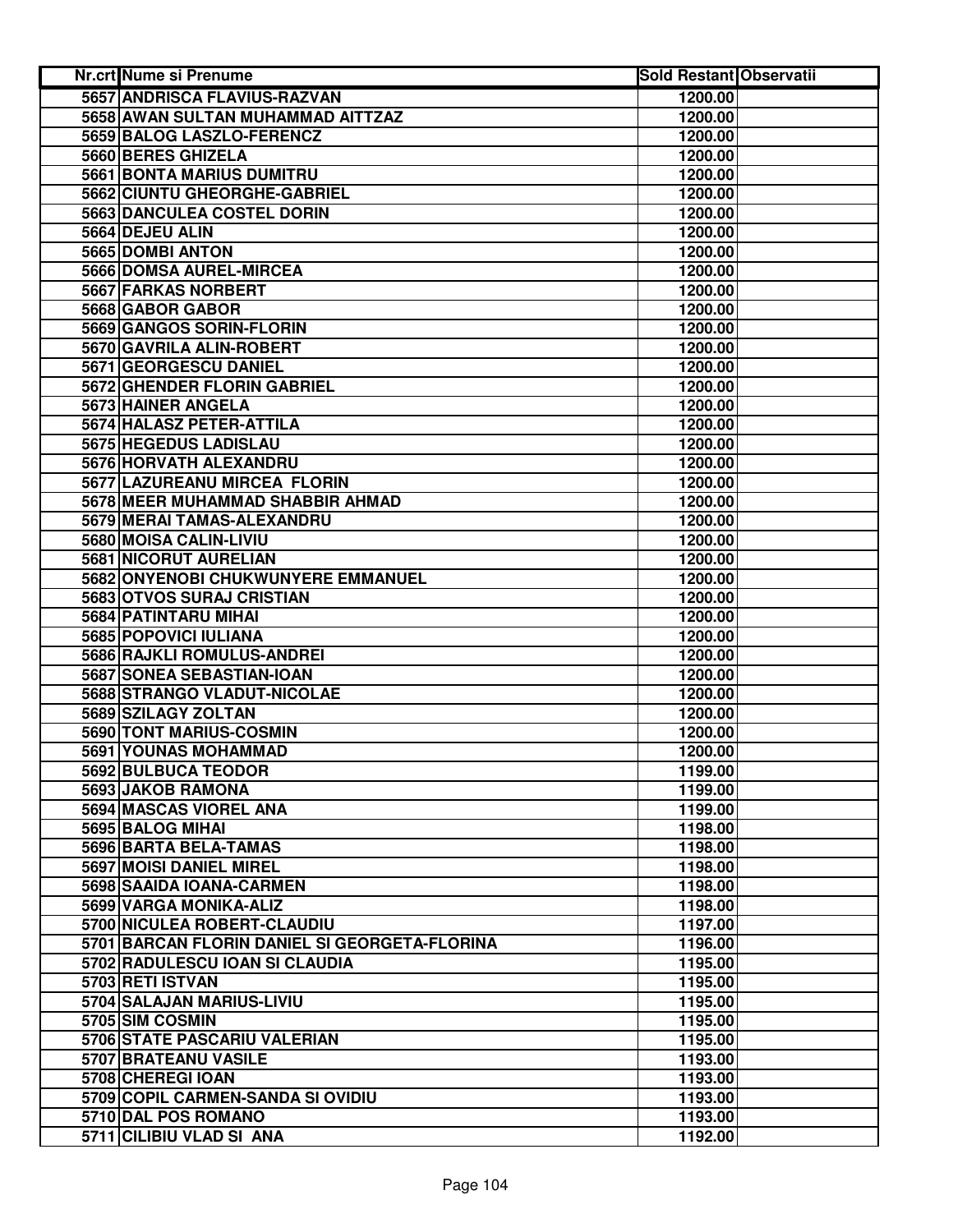| Nr.crt | Nume si Prenume | Sold Restant | Observatii |
|---|---|---|---|
| 5657 | ANDRISCA FLAVIUS-RAZVAN | 1200.00 | |
| 5658 | AWAN SULTAN MUHAMMAD AITTZAZ | 1200.00 | |
| 5659 | BALOG LASZLO-FERENCZ | 1200.00 | |
| 5660 | BERES GHIZELA | 1200.00 | |
| 5661 | BONTA MARIUS DUMITRU | 1200.00 | |
| 5662 | CIUNTU GHEORGHE-GABRIEL | 1200.00 | |
| 5663 | DANCULEA COSTEL DORIN | 1200.00 | |
| 5664 | DEJEU ALIN | 1200.00 | |
| 5665 | DOMBI ANTON | 1200.00 | |
| 5666 | DOMSA AUREL-MIRCEA | 1200.00 | |
| 5667 | FARKAS NORBERT | 1200.00 | |
| 5668 | GABOR GABOR | 1200.00 | |
| 5669 | GANGOS SORIN-FLORIN | 1200.00 | |
| 5670 | GAVRILA ALIN-ROBERT | 1200.00 | |
| 5671 | GEORGESCU DANIEL | 1200.00 | |
| 5672 | GHENDER FLORIN GABRIEL | 1200.00 | |
| 5673 | HAINER ANGELA | 1200.00 | |
| 5674 | HALASZ PETER-ATTILA | 1200.00 | |
| 5675 | HEGEDUS LADISLAU | 1200.00 | |
| 5676 | HORVATH ALEXANDRU | 1200.00 | |
| 5677 | LAZUREANU MIRCEA FLORIN | 1200.00 | |
| 5678 | MEER MUHAMMAD SHABBIR AHMAD | 1200.00 | |
| 5679 | MERAI TAMAS-ALEXANDRU | 1200.00 | |
| 5680 | MOISA CALIN-LIVIU | 1200.00 | |
| 5681 | NICORUT AURELIAN | 1200.00 | |
| 5682 | ONYENOBI CHUKWUNYERE EMMANUEL | 1200.00 | |
| 5683 | OTVOS SURAJ CRISTIAN | 1200.00 | |
| 5684 | PATINTARU MIHAI | 1200.00 | |
| 5685 | POPOVICI IULIANA | 1200.00 | |
| 5686 | RAJKLI ROMULUS-ANDREI | 1200.00 | |
| 5687 | SONEA SEBASTIAN-IOAN | 1200.00 | |
| 5688 | STRANGO VLADUT-NICOLAE | 1200.00 | |
| 5689 | SZILAGY ZOLTAN | 1200.00 | |
| 5690 | TONT MARIUS-COSMIN | 1200.00 | |
| 5691 | YOUNAS MOHAMMAD | 1200.00 | |
| 5692 | BULBUCA TEODOR | 1199.00 | |
| 5693 | JAKOB RAMONA | 1199.00 | |
| 5694 | MASCAS VIOREL ANA | 1199.00 | |
| 5695 | BALOG MIHAI | 1198.00 | |
| 5696 | BARTA BELA-TAMAS | 1198.00 | |
| 5697 | MOISI DANIEL MIREL | 1198.00 | |
| 5698 | SAAIDA IOANA-CARMEN | 1198.00 | |
| 5699 | VARGA MONIKA-ALIZ | 1198.00 | |
| 5700 | NICULEA ROBERT-CLAUDIU | 1197.00 | |
| 5701 | BARCAN FLORIN DANIEL SI GEORGETA-FLORINA | 1196.00 | |
| 5702 | RADULESCU IOAN SI CLAUDIA | 1195.00 | |
| 5703 | RETI ISTVAN | 1195.00 | |
| 5704 | SALAJAN MARIUS-LIVIU | 1195.00 | |
| 5705 | SIM COSMIN | 1195.00 | |
| 5706 | STATE PASCARIU VALERIAN | 1195.00 | |
| 5707 | BRATEANU VASILE | 1193.00 | |
| 5708 | CHEREGI IOAN | 1193.00 | |
| 5709 | COPIL CARMEN-SANDA SI OVIDIU | 1193.00 | |
| 5710 | DAL POS ROMANO | 1193.00 | |
| 5711 | CILIBIU VLAD SI ANA | 1192.00 | |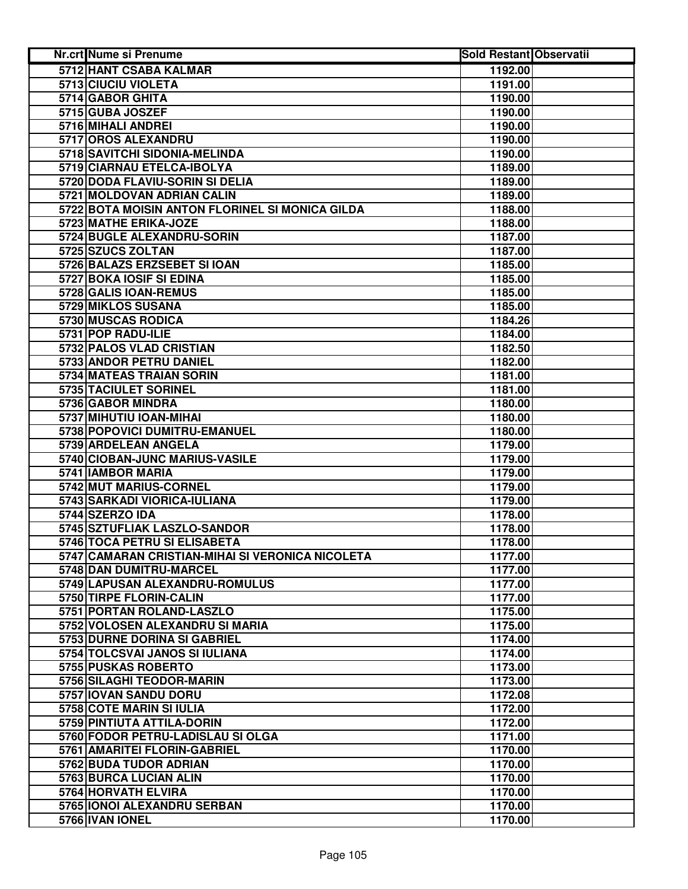| Nr.crt | Nume si Prenume | Sold Restant | Observatii |
|---|---|---|---|
| 5712 | HANT CSABA KALMAR | 1192.00 | |
| 5713 | CIUCIU VIOLETA | 1191.00 | |
| 5714 | GABOR GHITA | 1190.00 | |
| 5715 | GUBA JOSZEF | 1190.00 | |
| 5716 | MIHALI ANDREI | 1190.00 | |
| 5717 | OROS ALEXANDRU | 1190.00 | |
| 5718 | SAVITCHI SIDONIA-MELINDA | 1190.00 | |
| 5719 | CIARNAU ETELCA-IBOLYA | 1189.00 | |
| 5720 | DODA FLAVIU-SORIN SI DELIA | 1189.00 | |
| 5721 | MOLDOVAN ADRIAN CALIN | 1189.00 | |
| 5722 | BOTA MOISIN ANTON FLORINEL SI MONICA GILDA | 1188.00 | |
| 5723 | MATHE ERIKA-JOZE | 1188.00 | |
| 5724 | BUGLE ALEXANDRU-SORIN | 1187.00 | |
| 5725 | SZUCS ZOLTAN | 1187.00 | |
| 5726 | BALAZS ERZSEBET SI IOAN | 1185.00 | |
| 5727 | BOKA IOSIF SI EDINA | 1185.00 | |
| 5728 | GALIS IOAN-REMUS | 1185.00 | |
| 5729 | MIKLOS SUSANA | 1185.00 | |
| 5730 | MUSCAS RODICA | 1184.26 | |
| 5731 | POP RADU-ILIE | 1184.00 | |
| 5732 | PALOS VLAD CRISTIAN | 1182.50 | |
| 5733 | ANDOR PETRU DANIEL | 1182.00 | |
| 5734 | MATEAS TRAIAN SORIN | 1181.00 | |
| 5735 | TACIULET SORINEL | 1181.00 | |
| 5736 | GABOR MINDRA | 1180.00 | |
| 5737 | MIHUTIU IOAN-MIHAI | 1180.00 | |
| 5738 | POPOVICI DUMITRU-EMANUEL | 1180.00 | |
| 5739 | ARDELEAN ANGELA | 1179.00 | |
| 5740 | CIOBAN-JUNC MARIUS-VASILE | 1179.00 | |
| 5741 | IAMBOR MARIA | 1179.00 | |
| 5742 | MUT MARIUS-CORNEL | 1179.00 | |
| 5743 | SARKADI VIORICA-IULIANA | 1179.00 | |
| 5744 | SZERZO IDA | 1178.00 | |
| 5745 | SZTUFLIAK LASZLO-SANDOR | 1178.00 | |
| 5746 | TOCA PETRU SI ELISABETA | 1178.00 | |
| 5747 | CAMARAN CRISTIAN-MIHAI SI VERONICA NICOLETA | 1177.00 | |
| 5748 | DAN DUMITRU-MARCEL | 1177.00 | |
| 5749 | LAPUSAN ALEXANDRU-ROMULUS | 1177.00 | |
| 5750 | TIRPE FLORIN-CALIN | 1177.00 | |
| 5751 | PORTAN ROLAND-LASZLO | 1175.00 | |
| 5752 | VOLOSEN ALEXANDRU SI MARIA | 1175.00 | |
| 5753 | DURNE DORINA SI GABRIEL | 1174.00 | |
| 5754 | TOLCSVAI JANOS SI IULIANA | 1174.00 | |
| 5755 | PUSKAS ROBERTO | 1173.00 | |
| 5756 | SILAGHI TEODOR-MARIN | 1173.00 | |
| 5757 | IOVAN SANDU DORU | 1172.08 | |
| 5758 | COTE MARIN SI IULIA | 1172.00 | |
| 5759 | PINTIUTA ATTILA-DORIN | 1172.00 | |
| 5760 | FODOR PETRU-LADISLAU SI OLGA | 1171.00 | |
| 5761 | AMARITEI FLORIN-GABRIEL | 1170.00 | |
| 5762 | BUDA TUDOR ADRIAN | 1170.00 | |
| 5763 | BURCA LUCIAN ALIN | 1170.00 | |
| 5764 | HORVATH ELVIRA | 1170.00 | |
| 5765 | IONOI ALEXANDRU SERBAN | 1170.00 | |
| 5766 | IVAN IONEL | 1170.00 | |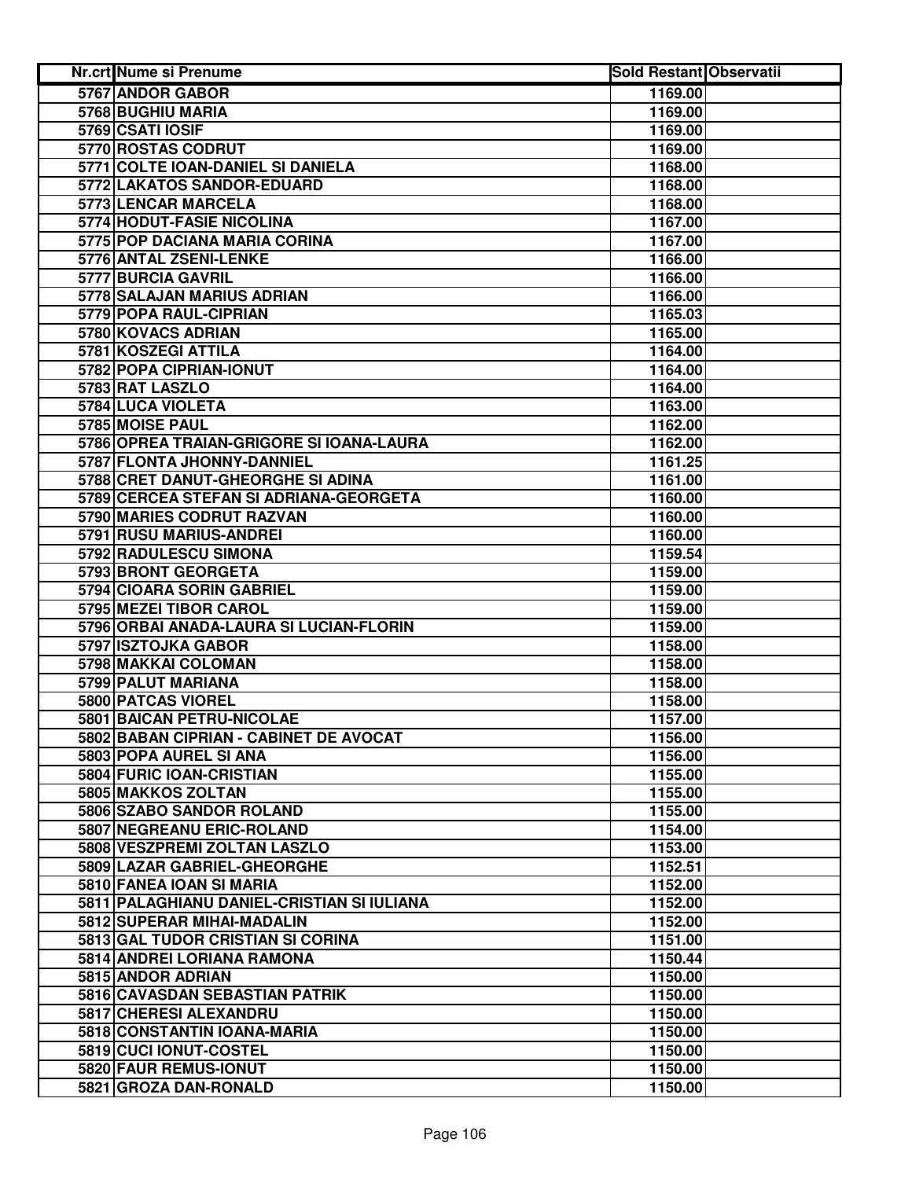| Nr.crt | Nume si Prenume | Sold Restant | Observatii |
|---|---|---|---|
| 5767 | ANDOR GABOR | 1169.00 | |
| 5768 | BUGHIU MARIA | 1169.00 | |
| 5769 | CSATI IOSIF | 1169.00 | |
| 5770 | ROSTAS CODRUT | 1169.00 | |
| 5771 | COLTE IOAN-DANIEL SI DANIELA | 1168.00 | |
| 5772 | LAKATOS SANDOR-EDUARD | 1168.00 | |
| 5773 | LENCAR MARCELA | 1168.00 | |
| 5774 | HODUT-FASIE NICOLINA | 1167.00 | |
| 5775 | POP DACIANA MARIA CORINA | 1167.00 | |
| 5776 | ANTAL ZSENI-LENKE | 1166.00 | |
| 5777 | BURCIA GAVRIL | 1166.00 | |
| 5778 | SALAJAN MARIUS ADRIAN | 1166.00 | |
| 5779 | POPA RAUL-CIPRIAN | 1165.03 | |
| 5780 | KOVACS ADRIAN | 1165.00 | |
| 5781 | KOSZEGI ATTILA | 1164.00 | |
| 5782 | POPA CIPRIAN-IONUT | 1164.00 | |
| 5783 | RAT LASZLO | 1164.00 | |
| 5784 | LUCA VIOLETA | 1163.00 | |
| 5785 | MOISE PAUL | 1162.00 | |
| 5786 | OPREA TRAIAN-GRIGORE SI IOANA-LAURA | 1162.00 | |
| 5787 | FLONTA JHONNY-DANNIEL | 1161.25 | |
| 5788 | CRET DANUT-GHEORGHE SI ADINA | 1161.00 | |
| 5789 | CERCEA STEFAN SI ADRIANA-GEORGETA | 1160.00 | |
| 5790 | MARIES CODRUT RAZVAN | 1160.00 | |
| 5791 | RUSU MARIUS-ANDREI | 1160.00 | |
| 5792 | RADULESCU SIMONA | 1159.54 | |
| 5793 | BRONT GEORGETA | 1159.00 | |
| 5794 | CIOARA SORIN GABRIEL | 1159.00 | |
| 5795 | MEZEI TIBOR CAROL | 1159.00 | |
| 5796 | ORBAI ANADA-LAURA SI LUCIAN-FLORIN | 1159.00 | |
| 5797 | ISZTOJKA GABOR | 1158.00 | |
| 5798 | MAKKAI COLOMAN | 1158.00 | |
| 5799 | PALUT MARIANA | 1158.00 | |
| 5800 | PATCAS VIOREL | 1158.00 | |
| 5801 | BAICAN PETRU-NICOLAE | 1157.00 | |
| 5802 | BABAN CIPRIAN - CABINET DE AVOCAT | 1156.00 | |
| 5803 | POPA AUREL SI ANA | 1156.00 | |
| 5804 | FURIC IOAN-CRISTIAN | 1155.00 | |
| 5805 | MAKKOS ZOLTAN | 1155.00 | |
| 5806 | SZABO SANDOR ROLAND | 1155.00 | |
| 5807 | NEGREANU ERIC-ROLAND | 1154.00 | |
| 5808 | VESZPREMI ZOLTAN LASZLO | 1153.00 | |
| 5809 | LAZAR GABRIEL-GHEORGHE | 1152.51 | |
| 5810 | FANEA IOAN SI MARIA | 1152.00 | |
| 5811 | PALAGHIANU DANIEL-CRISTIAN SI IULIANA | 1152.00 | |
| 5812 | SUPERAR MIHAI-MADALIN | 1152.00 | |
| 5813 | GAL TUDOR CRISTIAN SI CORINA | 1151.00 | |
| 5814 | ANDREI LORIANA RAMONA | 1150.44 | |
| 5815 | ANDOR ADRIAN | 1150.00 | |
| 5816 | CAVASDAN SEBASTIAN PATRIK | 1150.00 | |
| 5817 | CHERESI ALEXANDRU | 1150.00 | |
| 5818 | CONSTANTIN IOANA-MARIA | 1150.00 | |
| 5819 | CUCI IONUT-COSTEL | 1150.00 | |
| 5820 | FAUR REMUS-IONUT | 1150.00 | |
| 5821 | GROZA DAN-RONALD | 1150.00 | |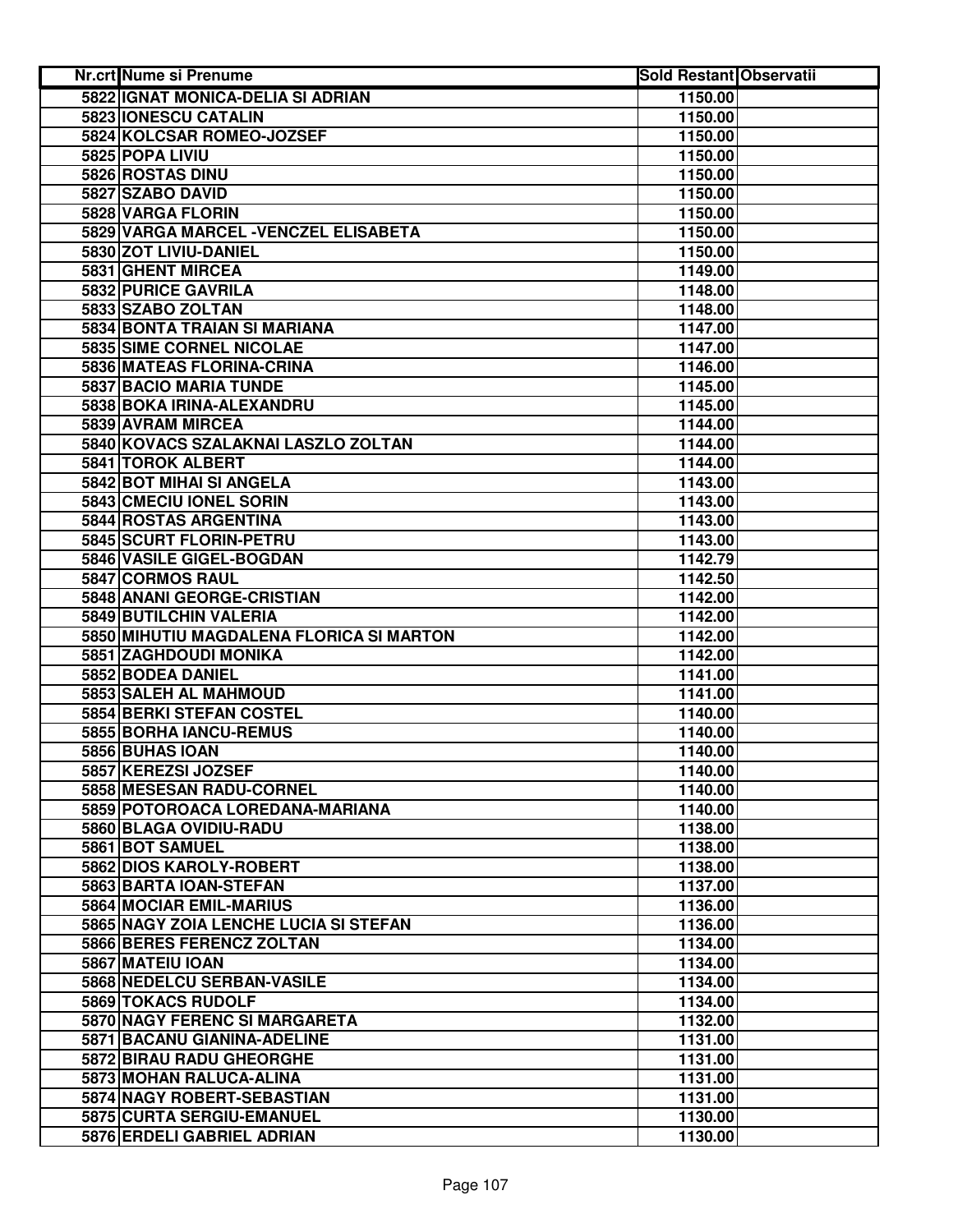| Nr.crt | Nume si Prenume | Sold Restant | Observatii |
|---|---|---|---|
| 5822 | IGNAT MONICA-DELIA SI ADRIAN | 1150.00 | |
| 5823 | IONESCU CATALIN | 1150.00 | |
| 5824 | KOLCSAR ROMEO-JOZSEF | 1150.00 | |
| 5825 | POPA LIVIU | 1150.00 | |
| 5826 | ROSTAS DINU | 1150.00 | |
| 5827 | SZABO DAVID | 1150.00 | |
| 5828 | VARGA FLORIN | 1150.00 | |
| 5829 | VARGA MARCEL -VENCZEL ELISABETA | 1150.00 | |
| 5830 | ZOT LIVIU-DANIEL | 1150.00 | |
| 5831 | GHENT MIRCEA | 1149.00 | |
| 5832 | PURICE GAVRILA | 1148.00 | |
| 5833 | SZABO ZOLTAN | 1148.00 | |
| 5834 | BONTA TRAIAN SI MARIANA | 1147.00 | |
| 5835 | SIME CORNEL NICOLAE | 1147.00 | |
| 5836 | MATEAS FLORINA-CRINA | 1146.00 | |
| 5837 | BACIO MARIA TUNDE | 1145.00 | |
| 5838 | BOKA IRINA-ALEXANDRU | 1145.00 | |
| 5839 | AVRAM MIRCEA | 1144.00 | |
| 5840 | KOVACS SZALAKNAI LASZLO ZOLTAN | 1144.00 | |
| 5841 | TOROK ALBERT | 1144.00 | |
| 5842 | BOT MIHAI SI ANGELA | 1143.00 | |
| 5843 | CMECIU IONEL SORIN | 1143.00 | |
| 5844 | ROSTAS ARGENTINA | 1143.00 | |
| 5845 | SCURT FLORIN-PETRU | 1143.00 | |
| 5846 | VASILE GIGEL-BOGDAN | 1142.79 | |
| 5847 | CORMOS RAUL | 1142.50 | |
| 5848 | ANANI GEORGE-CRISTIAN | 1142.00 | |
| 5849 | BUTILCHIN VALERIA | 1142.00 | |
| 5850 | MIHUTIU MAGDALENA FLORICA SI MARTON | 1142.00 | |
| 5851 | ZAGHDOUDI MONIKA | 1142.00 | |
| 5852 | BODEA DANIEL | 1141.00 | |
| 5853 | SALEH AL MAHMOUD | 1141.00 | |
| 5854 | BERKI STEFAN COSTEL | 1140.00 | |
| 5855 | BORHA IANCU-REMUS | 1140.00 | |
| 5856 | BUHAS IOAN | 1140.00 | |
| 5857 | KEREZSI JOZSEF | 1140.00 | |
| 5858 | MESESAN RADU-CORNEL | 1140.00 | |
| 5859 | POTOROACA LOREDANA-MARIANA | 1140.00 | |
| 5860 | BLAGA OVIDIU-RADU | 1138.00 | |
| 5861 | BOT SAMUEL | 1138.00 | |
| 5862 | DIOS KAROLY-ROBERT | 1138.00 | |
| 5863 | BARTA IOAN-STEFAN | 1137.00 | |
| 5864 | MOCIAR EMIL-MARIUS | 1136.00 | |
| 5865 | NAGY ZOIA LENCHE LUCIA SI STEFAN | 1136.00 | |
| 5866 | BERES FERENCZ ZOLTAN | 1134.00 | |
| 5867 | MATEIU IOAN | 1134.00 | |
| 5868 | NEDELCU SERBAN-VASILE | 1134.00 | |
| 5869 | TOKACS RUDOLF | 1134.00 | |
| 5870 | NAGY FERENC SI MARGARETA | 1132.00 | |
| 5871 | BACANU GIANINA-ADELINE | 1131.00 | |
| 5872 | BIRAU RADU GHEORGHE | 1131.00 | |
| 5873 | MOHAN RALUCA-ALINA | 1131.00 | |
| 5874 | NAGY ROBERT-SEBASTIAN | 1131.00 | |
| 5875 | CURTA SERGIU-EMANUEL | 1130.00 | |
| 5876 | ERDELI GABRIEL ADRIAN | 1130.00 | |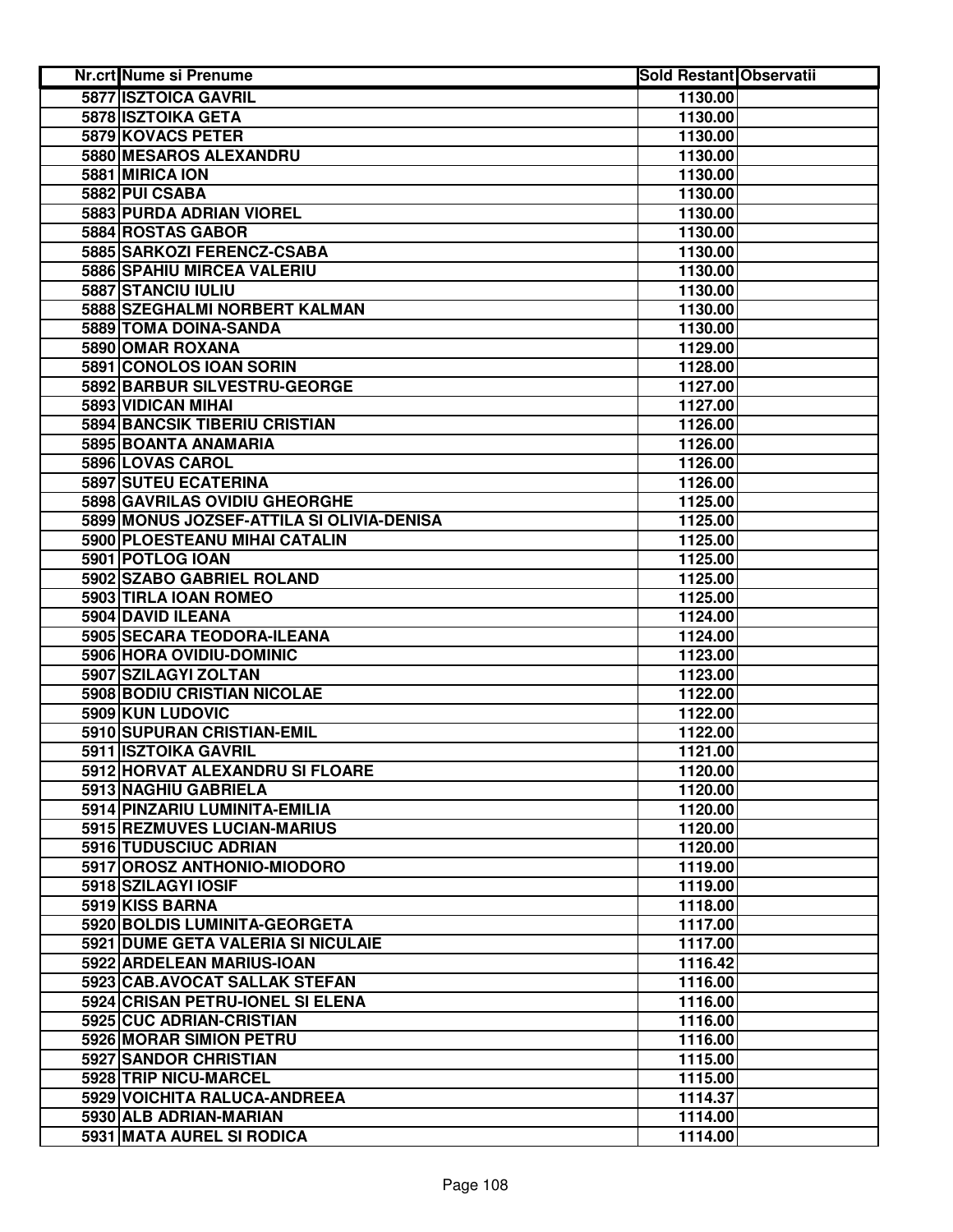| Nr.crt | Nume si Prenume | Sold Restant | Observatii |
|---|---|---|---|
| 5877 | ISZTOICA GAVRIL | 1130.00 | |
| 5878 | ISZTOIKA GETA | 1130.00 | |
| 5879 | KOVACS PETER | 1130.00 | |
| 5880 | MESAROS ALEXANDRU | 1130.00 | |
| 5881 | MIRICA ION | 1130.00 | |
| 5882 | PUI CSABA | 1130.00 | |
| 5883 | PURDA ADRIAN VIOREL | 1130.00 | |
| 5884 | ROSTAS GABOR | 1130.00 | |
| 5885 | SARKOZI FERENCZ-CSABA | 1130.00 | |
| 5886 | SPAHIU MIRCEA VALERIU | 1130.00 | |
| 5887 | STANCIU IULIU | 1130.00 | |
| 5888 | SZEGHALMI NORBERT KALMAN | 1130.00 | |
| 5889 | TOMA DOINA-SANDA | 1130.00 | |
| 5890 | OMAR ROXANA | 1129.00 | |
| 5891 | CONOLOS IOAN SORIN | 1128.00 | |
| 5892 | BARBUR SILVESTRU-GEORGE | 1127.00 | |
| 5893 | VIDICAN MIHAI | 1127.00 | |
| 5894 | BANCSIK TIBERIU CRISTIAN | 1126.00 | |
| 5895 | BOANTA ANAMARIA | 1126.00 | |
| 5896 | LOVAS CAROL | 1126.00 | |
| 5897 | SUTEU ECATERINA | 1126.00 | |
| 5898 | GAVRILAS OVIDIU GHEORGHE | 1125.00 | |
| 5899 | MONUS JOZSEF-ATTILA SI OLIVIA-DENISA | 1125.00 | |
| 5900 | PLOESTEANU MIHAI CATALIN | 1125.00 | |
| 5901 | POTLOG IOAN | 1125.00 | |
| 5902 | SZABO GABRIEL ROLAND | 1125.00 | |
| 5903 | TIRLA IOAN ROMEO | 1125.00 | |
| 5904 | DAVID ILEANA | 1124.00 | |
| 5905 | SECARA TEODORA-ILEANA | 1124.00 | |
| 5906 | HORA OVIDIU-DOMINIC | 1123.00 | |
| 5907 | SZILAGYI ZOLTAN | 1123.00 | |
| 5908 | BODIU CRISTIAN NICOLAE | 1122.00 | |
| 5909 | KUN LUDOVIC | 1122.00 | |
| 5910 | SUPURAN CRISTIAN-EMIL | 1122.00 | |
| 5911 | ISZTOIKA GAVRIL | 1121.00 | |
| 5912 | HORVAT ALEXANDRU SI FLOARE | 1120.00 | |
| 5913 | NAGHIU GABRIELA | 1120.00 | |
| 5914 | PINZARIU LUMINITA-EMILIA | 1120.00 | |
| 5915 | REZMUVES LUCIAN-MARIUS | 1120.00 | |
| 5916 | TUDUSCIUC ADRIAN | 1120.00 | |
| 5917 | OROSZ ANTHONIO-MIODORO | 1119.00 | |
| 5918 | SZILAGYI IOSIF | 1119.00 | |
| 5919 | KISS BARNA | 1118.00 | |
| 5920 | BOLDIS LUMINITA-GEORGETA | 1117.00 | |
| 5921 | DUME GETA VALERIA SI NICULAIE | 1117.00 | |
| 5922 | ARDELEAN MARIUS-IOAN | 1116.42 | |
| 5923 | CAB.AVOCAT SALLAK STEFAN | 1116.00 | |
| 5924 | CRISAN PETRU-IONEL SI ELENA | 1116.00 | |
| 5925 | CUC ADRIAN-CRISTIAN | 1116.00 | |
| 5926 | MORAR SIMION PETRU | 1116.00 | |
| 5927 | SANDOR CHRISTIAN | 1115.00 | |
| 5928 | TRIP NICU-MARCEL | 1115.00 | |
| 5929 | VOICHITA RALUCA-ANDREEA | 1114.37 | |
| 5930 | ALB ADRIAN-MARIAN | 1114.00 | |
| 5931 | MATA AUREL SI RODICA | 1114.00 | |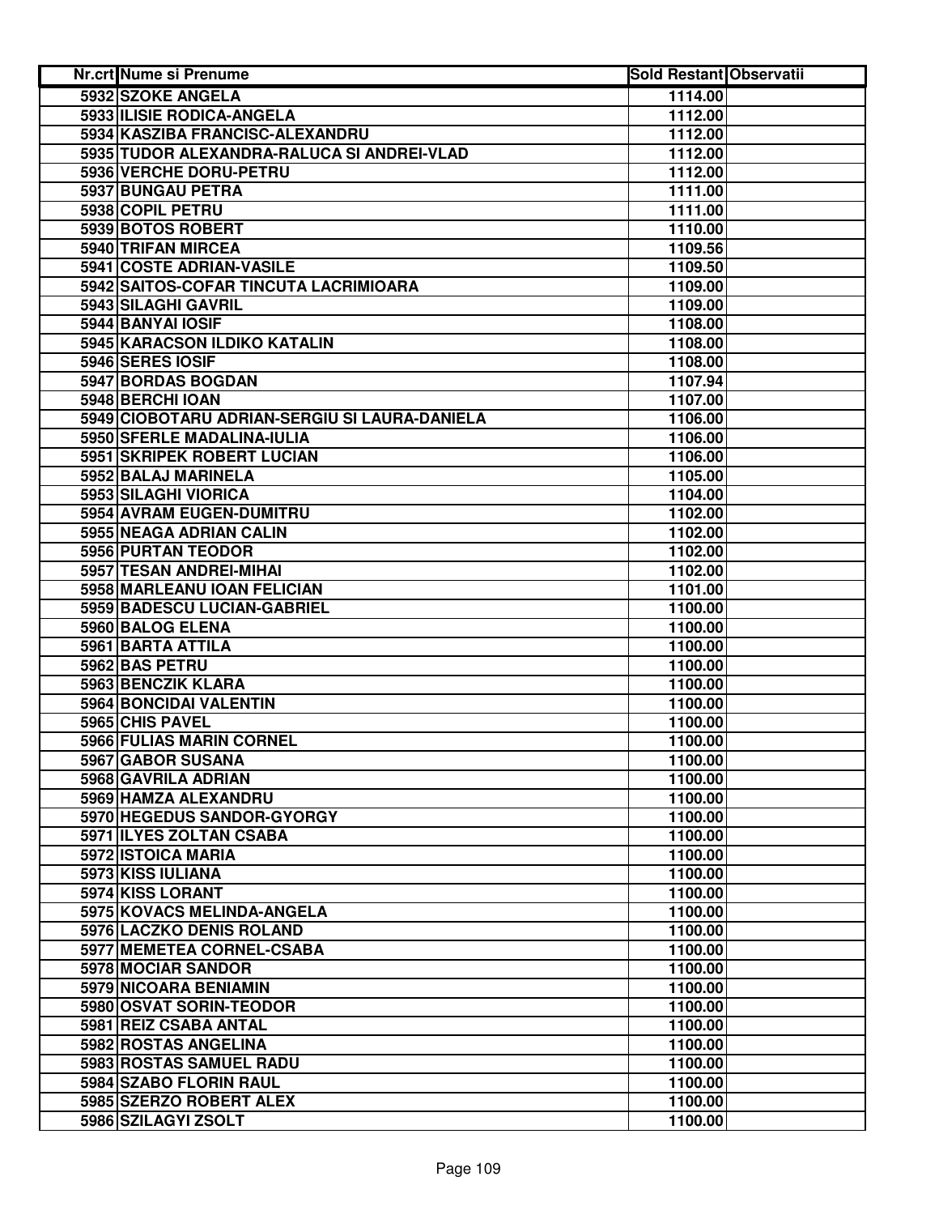| Nr.crt | Nume si Prenume | Sold Restant | Observatii |
|---|---|---|---|
| 5932 | SZOKE ANGELA | 1114.00 | |
| 5933 | ILISIE RODICA-ANGELA | 1112.00 | |
| 5934 | KASZIBA FRANCISC-ALEXANDRU | 1112.00 | |
| 5935 | TUDOR ALEXANDRA-RALUCA SI ANDREI-VLAD | 1112.00 | |
| 5936 | VERCHE DORU-PETRU | 1112.00 | |
| 5937 | BUNGAU PETRA | 1111.00 | |
| 5938 | COPIL PETRU | 1111.00 | |
| 5939 | BOTOS ROBERT | 1110.00 | |
| 5940 | TRIFAN MIRCEA | 1109.56 | |
| 5941 | COSTE ADRIAN-VASILE | 1109.50 | |
| 5942 | SAITOS-COFAR TINCUTA LACRIMIOARA | 1109.00 | |
| 5943 | SILAGHI GAVRIL | 1109.00 | |
| 5944 | BANYAI IOSIF | 1108.00 | |
| 5945 | KARACSON ILDIKO KATALIN | 1108.00 | |
| 5946 | SERES IOSIF | 1108.00 | |
| 5947 | BORDAS BOGDAN | 1107.94 | |
| 5948 | BERCHI IOAN | 1107.00 | |
| 5949 | CIOBOTARU ADRIAN-SERGIU SI LAURA-DANIELA | 1106.00 | |
| 5950 | SFERLE MADALINA-IULIA | 1106.00 | |
| 5951 | SKRIPEK ROBERT LUCIAN | 1106.00 | |
| 5952 | BALAJ MARINELA | 1105.00 | |
| 5953 | SILAGHI VIORICA | 1104.00 | |
| 5954 | AVRAM EUGEN-DUMITRU | 1102.00 | |
| 5955 | NEAGA ADRIAN CALIN | 1102.00 | |
| 5956 | PURTAN TEODOR | 1102.00 | |
| 5957 | TESAN ANDREI-MIHAI | 1102.00 | |
| 5958 | MARLEANU IOAN FELICIAN | 1101.00 | |
| 5959 | BADESCU LUCIAN-GABRIEL | 1100.00 | |
| 5960 | BALOG ELENA | 1100.00 | |
| 5961 | BARTA ATTILA | 1100.00 | |
| 5962 | BAS PETRU | 1100.00 | |
| 5963 | BENCZIK KLARA | 1100.00 | |
| 5964 | BONCIDAI VALENTIN | 1100.00 | |
| 5965 | CHIS PAVEL | 1100.00 | |
| 5966 | FULIAS MARIN CORNEL | 1100.00 | |
| 5967 | GABOR SUSANA | 1100.00 | |
| 5968 | GAVRILA ADRIAN | 1100.00 | |
| 5969 | HAMZA ALEXANDRU | 1100.00 | |
| 5970 | HEGEDUS SANDOR-GYORGY | 1100.00 | |
| 5971 | ILYES ZOLTAN CSABA | 1100.00 | |
| 5972 | ISTOICA MARIA | 1100.00 | |
| 5973 | KISS IULIANA | 1100.00 | |
| 5974 | KISS LORANT | 1100.00 | |
| 5975 | KOVACS MELINDA-ANGELA | 1100.00 | |
| 5976 | LACZKO DENIS ROLAND | 1100.00 | |
| 5977 | MEMETEA CORNEL-CSABA | 1100.00 | |
| 5978 | MOCIAR SANDOR | 1100.00 | |
| 5979 | NICOARA BENIAMIN | 1100.00 | |
| 5980 | OSVAT SORIN-TEODOR | 1100.00 | |
| 5981 | REIZ CSABA ANTAL | 1100.00 | |
| 5982 | ROSTAS ANGELINA | 1100.00 | |
| 5983 | ROSTAS SAMUEL RADU | 1100.00 | |
| 5984 | SZABO FLORIN RAUL | 1100.00 | |
| 5985 | SZERZO ROBERT ALEX | 1100.00 | |
| 5986 | SZILAGYI ZSOLT | 1100.00 | |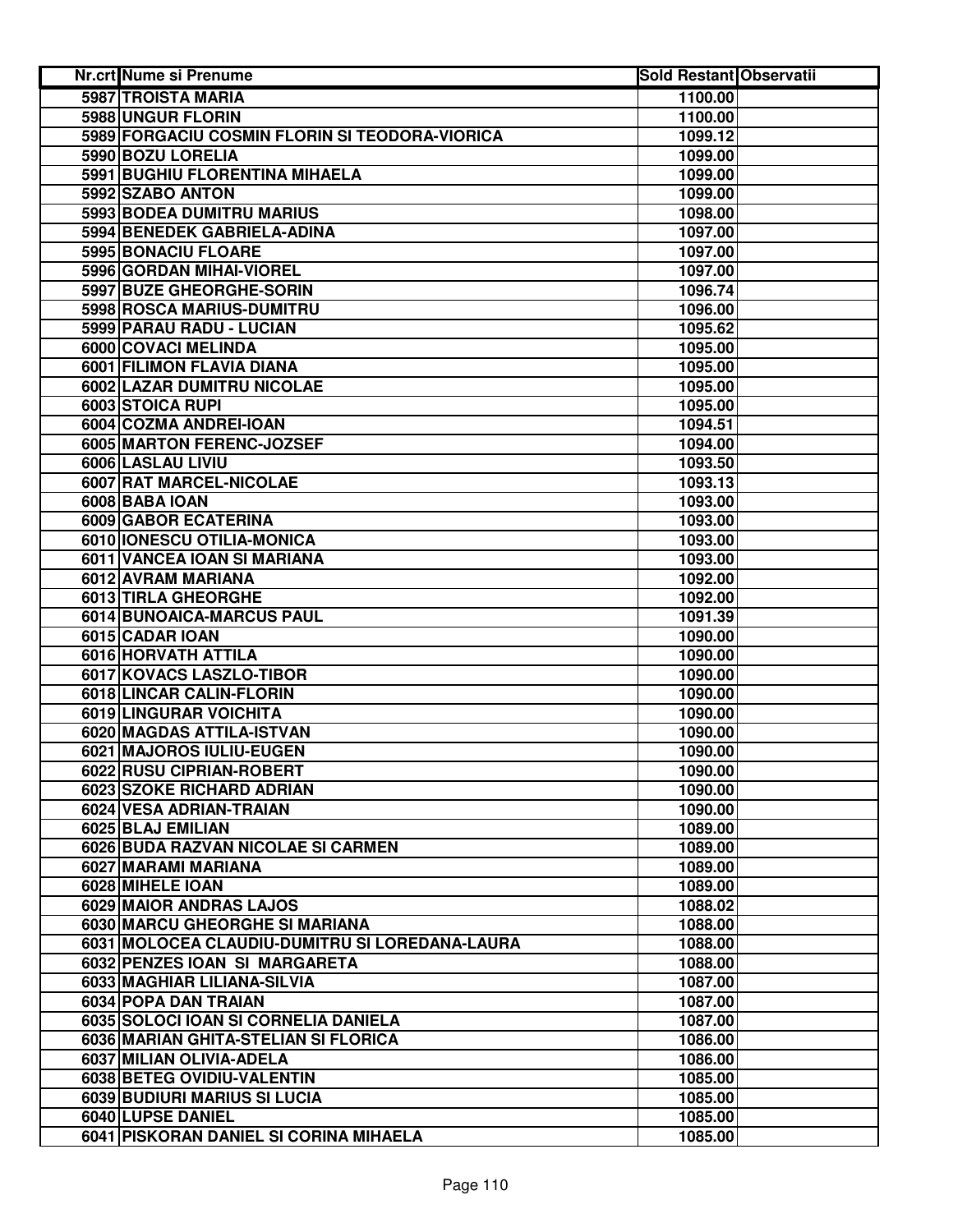| Nr.crt | Nume si Prenume | Sold Restant | Observatii |
|---|---|---|---|
| 5987 | TROISTA MARIA | 1100.00 | |
| 5988 | UNGUR FLORIN | 1100.00 | |
| 5989 | FORGACIU COSMIN FLORIN SI TEODORA-VIORICA | 1099.12 | |
| 5990 | BOZU LORELIA | 1099.00 | |
| 5991 | BUGHIU FLORENTINA MIHAELA | 1099.00 | |
| 5992 | SZABO ANTON | 1099.00 | |
| 5993 | BODEA DUMITRU MARIUS | 1098.00 | |
| 5994 | BENEDEK GABRIELA-ADINA | 1097.00 | |
| 5995 | BONACIU FLOARE | 1097.00 | |
| 5996 | GORDAN MIHAI-VIOREL | 1097.00 | |
| 5997 | BUZE GHEORGHE-SORIN | 1096.74 | |
| 5998 | ROSCA MARIUS-DUMITRU | 1096.00 | |
| 5999 | PARAU RADU - LUCIAN | 1095.62 | |
| 6000 | COVACI MELINDA | 1095.00 | |
| 6001 | FILIMON FLAVIA DIANA | 1095.00 | |
| 6002 | LAZAR DUMITRU NICOLAE | 1095.00 | |
| 6003 | STOICA RUPI | 1095.00 | |
| 6004 | COZMA ANDREI-IOAN | 1094.51 | |
| 6005 | MARTON FERENC-JOZSEF | 1094.00 | |
| 6006 | LASLAU LIVIU | 1093.50 | |
| 6007 | RAT MARCEL-NICOLAE | 1093.13 | |
| 6008 | BABA IOAN | 1093.00 | |
| 6009 | GABOR ECATERINA | 1093.00 | |
| 6010 | IONESCU OTILIA-MONICA | 1093.00 | |
| 6011 | VANCEA IOAN SI MARIANA | 1093.00 | |
| 6012 | AVRAM MARIANA | 1092.00 | |
| 6013 | TIRLA GHEORGHE | 1092.00 | |
| 6014 | BUNOAICA-MARCUS PAUL | 1091.39 | |
| 6015 | CADAR IOAN | 1090.00 | |
| 6016 | HORVATH ATTILA | 1090.00 | |
| 6017 | KOVACS LASZLO-TIBOR | 1090.00 | |
| 6018 | LINCAR CALIN-FLORIN | 1090.00 | |
| 6019 | LINGURAR VOICHITA | 1090.00 | |
| 6020 | MAGDAS ATTILA-ISTVAN | 1090.00 | |
| 6021 | MAJOROS IULIU-EUGEN | 1090.00 | |
| 6022 | RUSU CIPRIAN-ROBERT | 1090.00 | |
| 6023 | SZOKE RICHARD ADRIAN | 1090.00 | |
| 6024 | VESA ADRIAN-TRAIAN | 1090.00 | |
| 6025 | BLAJ EMILIAN | 1089.00 | |
| 6026 | BUDA RAZVAN NICOLAE SI CARMEN | 1089.00 | |
| 6027 | MARAMI MARIANA | 1089.00 | |
| 6028 | MIHELE IOAN | 1089.00 | |
| 6029 | MAIOR ANDRAS LAJOS | 1088.02 | |
| 6030 | MARCU GHEORGHE SI MARIANA | 1088.00 | |
| 6031 | MOLOCEA CLAUDIU-DUMITRU SI LOREDANA-LAURA | 1088.00 | |
| 6032 | PENZES IOAN SI MARGARETA | 1088.00 | |
| 6033 | MAGHIAR LILIANA-SILVIA | 1087.00 | |
| 6034 | POPA DAN TRAIAN | 1087.00 | |
| 6035 | SOLOCI IOAN SI CORNELIA DANIELA | 1087.00 | |
| 6036 | MARIAN GHITA-STELIAN SI FLORICA | 1086.00 | |
| 6037 | MILIAN OLIVIA-ADELA | 1086.00 | |
| 6038 | BETEG OVIDIU-VALENTIN | 1085.00 | |
| 6039 | BUDIURI MARIUS SI LUCIA | 1085.00 | |
| 6040 | LUPSE DANIEL | 1085.00 | |
| 6041 | PISKORAN DANIEL SI CORINA MIHAELA | 1085.00 | |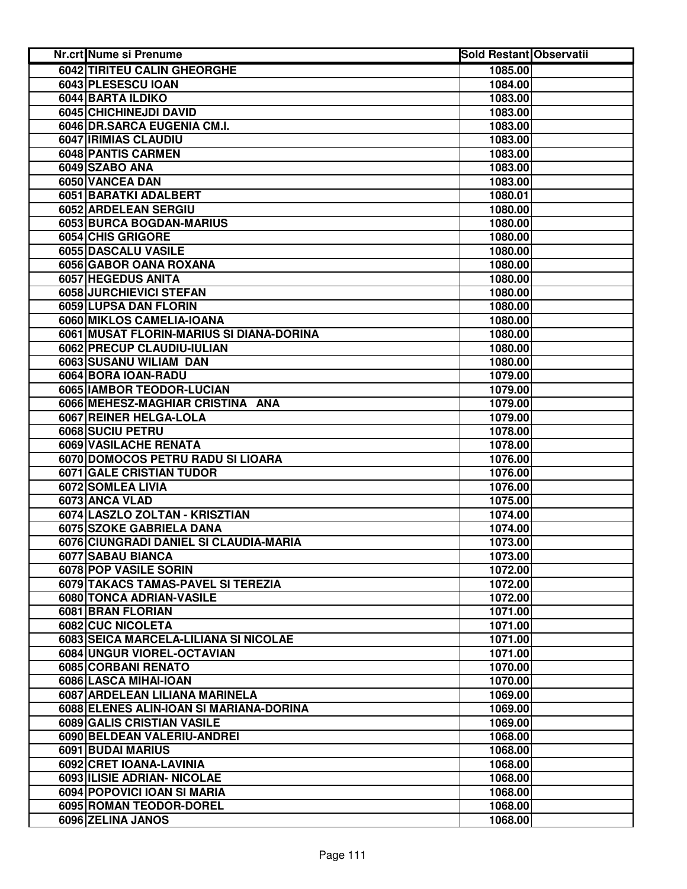| Nr.crt | Nume si Prenume | Sold Restant | Observatii |
|---|---|---|---|
| 6042 | TIRITEU CALIN GHEORGHE | 1085.00 | |
| 6043 | PLESESCU IOAN | 1084.00 | |
| 6044 | BARTA ILDIKO | 1083.00 | |
| 6045 | CHICHINEJDI DAVID | 1083.00 | |
| 6046 | DR.SARCA EUGENIA CM.I. | 1083.00 | |
| 6047 | IRIMIAS CLAUDIU | 1083.00 | |
| 6048 | PANTIS CARMEN | 1083.00 | |
| 6049 | SZABO ANA | 1083.00 | |
| 6050 | VANCEA DAN | 1083.00 | |
| 6051 | BARATKI ADALBERT | 1080.01 | |
| 6052 | ARDELEAN SERGIU | 1080.00 | |
| 6053 | BURCA BOGDAN-MARIUS | 1080.00 | |
| 6054 | CHIS GRIGORE | 1080.00 | |
| 6055 | DASCALU VASILE | 1080.00 | |
| 6056 | GABOR OANA ROXANA | 1080.00 | |
| 6057 | HEGEDUS ANITA | 1080.00 | |
| 6058 | JURCHIEVICI STEFAN | 1080.00 | |
| 6059 | LUPSA DAN FLORIN | 1080.00 | |
| 6060 | MIKLOS CAMELIA-IOANA | 1080.00 | |
| 6061 | MUSAT FLORIN-MARIUS SI DIANA-DORINA | 1080.00 | |
| 6062 | PRECUP CLAUDIU-IULIAN | 1080.00 | |
| 6063 | SUSANU WILIAM DAN | 1080.00 | |
| 6064 | BORA IOAN-RADU | 1079.00 | |
| 6065 | IAMBOR TEODOR-LUCIAN | 1079.00 | |
| 6066 | MEHESZ-MAGHIAR CRISTINA ANA | 1079.00 | |
| 6067 | REINER HELGA-LOLA | 1079.00 | |
| 6068 | SUCIU PETRU | 1078.00 | |
| 6069 | VASILACHE RENATA | 1078.00 | |
| 6070 | DOMOCOS PETRU RADU SI LIOARA | 1076.00 | |
| 6071 | GALE CRISTIAN TUDOR | 1076.00 | |
| 6072 | SOMLEA LIVIA | 1076.00 | |
| 6073 | ANCA VLAD | 1075.00 | |
| 6074 | LASZLO ZOLTAN - KRISZTIAN | 1074.00 | |
| 6075 | SZOKE GABRIELA DANA | 1074.00 | |
| 6076 | CIUNGRADI DANIEL SI CLAUDIA-MARIA | 1073.00 | |
| 6077 | SABAU BIANCA | 1073.00 | |
| 6078 | POP VASILE SORIN | 1072.00 | |
| 6079 | TAKACS TAMAS-PAVEL SI TEREZIA | 1072.00 | |
| 6080 | TONCA ADRIAN-VASILE | 1072.00 | |
| 6081 | BRAN FLORIAN | 1071.00 | |
| 6082 | CUC NICOLETA | 1071.00 | |
| 6083 | SEICA MARCELA-LILIANA SI NICOLAE | 1071.00 | |
| 6084 | UNGUR VIOREL-OCTAVIAN | 1071.00 | |
| 6085 | CORBANI RENATO | 1070.00 | |
| 6086 | LASCA MIHAI-IOAN | 1070.00 | |
| 6087 | ARDELEAN LILIANA MARINELA | 1069.00 | |
| 6088 | ELENES ALIN-IOAN SI MARIANA-DORINA | 1069.00 | |
| 6089 | GALIS CRISTIAN VASILE | 1069.00 | |
| 6090 | BELDEAN VALERIU-ANDREI | 1068.00 | |
| 6091 | BUDAI MARIUS | 1068.00 | |
| 6092 | CRET IOANA-LAVINIA | 1068.00 | |
| 6093 | ILISIE ADRIAN- NICOLAE | 1068.00 | |
| 6094 | POPOVICI IOAN SI MARIA | 1068.00 | |
| 6095 | ROMAN TEODOR-DOREL | 1068.00 | |
| 6096 | ZELINA JANOS | 1068.00 | |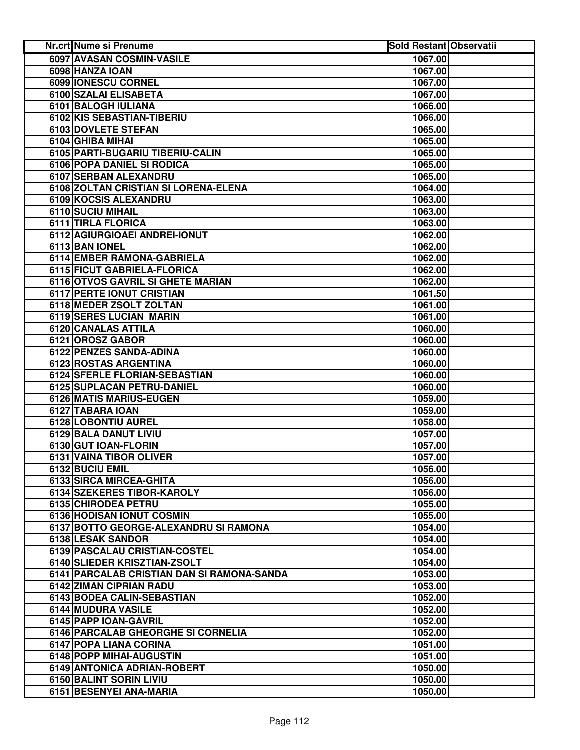| Nr.crt | Nume si Prenume | Sold Restant | Observatii |
|---|---|---|---|
| 6097 | AVASAN COSMIN-VASILE | 1067.00 | |
| 6098 | HANZA IOAN | 1067.00 | |
| 6099 | IONESCU CORNEL | 1067.00 | |
| 6100 | SZALAI ELISABETA | 1067.00 | |
| 6101 | BALOGH IULIANA | 1066.00 | |
| 6102 | KIS SEBASTIAN-TIBERIU | 1066.00 | |
| 6103 | DOVLETE STEFAN | 1065.00 | |
| 6104 | GHIBA MIHAI | 1065.00 | |
| 6105 | PARTI-BUGARIU TIBERIU-CALIN | 1065.00 | |
| 6106 | POPA DANIEL SI RODICA | 1065.00 | |
| 6107 | SERBAN ALEXANDRU | 1065.00 | |
| 6108 | ZOLTAN CRISTIAN SI LORENA-ELENA | 1064.00 | |
| 6109 | KOCSIS ALEXANDRU | 1063.00 | |
| 6110 | SUCIU MIHAIL | 1063.00 | |
| 6111 | TIRLA FLORICA | 1063.00 | |
| 6112 | AGIURGIOAEI ANDREI-IONUT | 1062.00 | |
| 6113 | BAN IONEL | 1062.00 | |
| 6114 | EMBER RAMONA-GABRIELA | 1062.00 | |
| 6115 | FICUT GABRIELA-FLORICA | 1062.00 | |
| 6116 | OTVOS GAVRIL SI GHETE MARIAN | 1062.00 | |
| 6117 | PERTE IONUT CRISTIAN | 1061.50 | |
| 6118 | MEDER ZSOLT ZOLTAN | 1061.00 | |
| 6119 | SERES LUCIAN MARIN | 1061.00 | |
| 6120 | CANALAS ATTILA | 1060.00 | |
| 6121 | OROSZ GABOR | 1060.00 | |
| 6122 | PENZES SANDA-ADINA | 1060.00 | |
| 6123 | ROSTAS ARGENTINA | 1060.00 | |
| 6124 | SFERLE FLORIAN-SEBASTIAN | 1060.00 | |
| 6125 | SUPLACAN PETRU-DANIEL | 1060.00 | |
| 6126 | MATIS MARIUS-EUGEN | 1059.00 | |
| 6127 | TABARA IOAN | 1059.00 | |
| 6128 | LOBONTIU AUREL | 1058.00 | |
| 6129 | BALA DANUT LIVIU | 1057.00 | |
| 6130 | GUT IOAN-FLORIN | 1057.00 | |
| 6131 | VAINA TIBOR OLIVER | 1057.00 | |
| 6132 | BUCIU EMIL | 1056.00 | |
| 6133 | SIRCA MIRCEA-GHITA | 1056.00 | |
| 6134 | SZEKERES TIBOR-KAROLY | 1056.00 | |
| 6135 | CHIRODEA PETRU | 1055.00 | |
| 6136 | HODISAN IONUT COSMIN | 1055.00 | |
| 6137 | BOTTO GEORGE-ALEXANDRU SI RAMONA | 1054.00 | |
| 6138 | LESAK SANDOR | 1054.00 | |
| 6139 | PASCALAU CRISTIAN-COSTEL | 1054.00 | |
| 6140 | SLIEDER KRISZTIAN-ZSOLT | 1054.00 | |
| 6141 | PARCALAB CRISTIAN DAN SI RAMONA-SANDA | 1053.00 | |
| 6142 | ZIMAN CIPRIAN RADU | 1053.00 | |
| 6143 | BODEA CALIN-SEBASTIAN | 1052.00 | |
| 6144 | MUDURA VASILE | 1052.00 | |
| 6145 | PAPP IOAN-GAVRIL | 1052.00 | |
| 6146 | PARCALAB GHEORGHE SI CORNELIA | 1052.00 | |
| 6147 | POPA LIANA CORINA | 1051.00 | |
| 6148 | POPP MIHAI-AUGUSTIN | 1051.00 | |
| 6149 | ANTONICA ADRIAN-ROBERT | 1050.00 | |
| 6150 | BALINT SORIN LIVIU | 1050.00 | |
| 6151 | BESENYEI ANA-MARIA | 1050.00 | |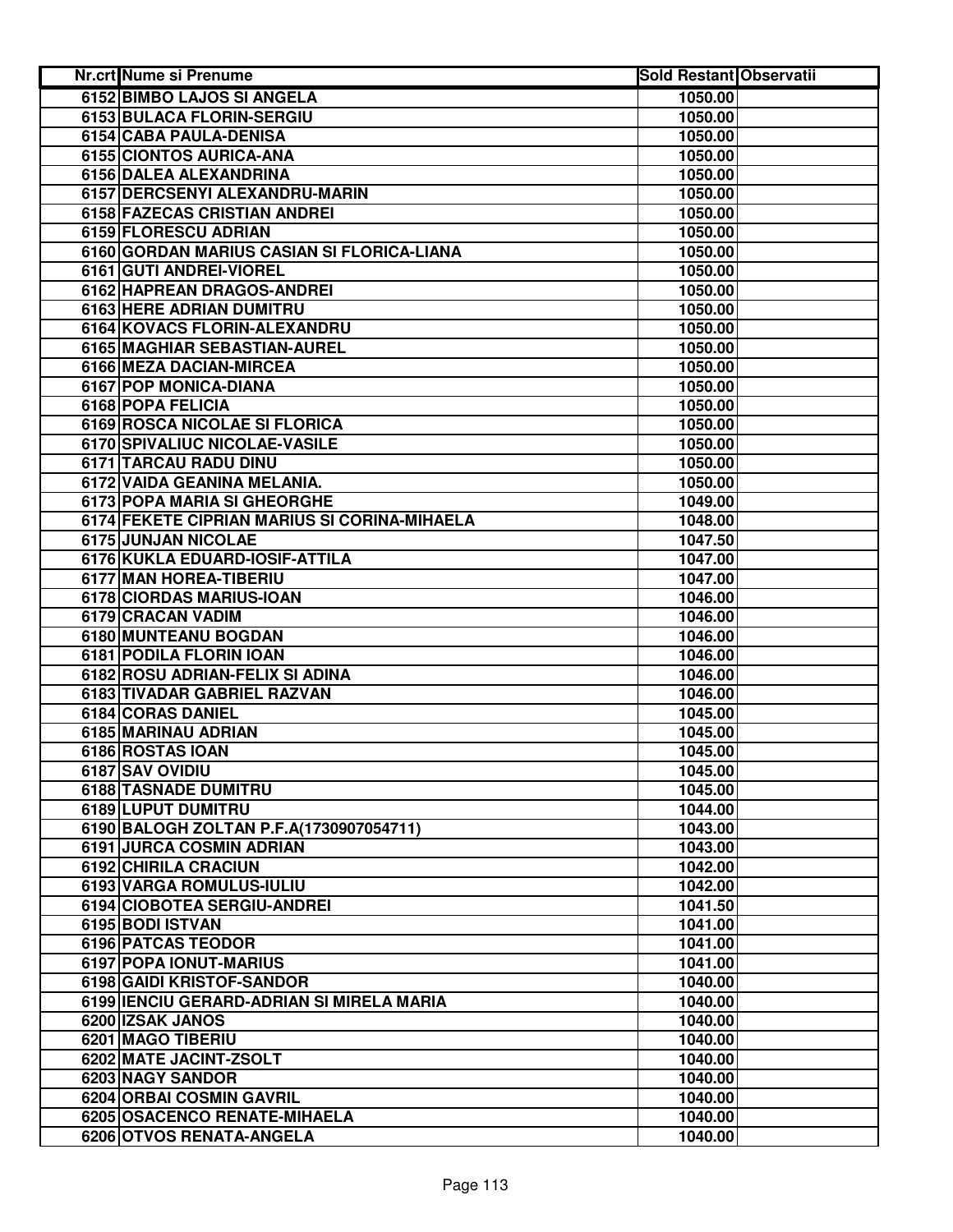| Nr.crt | Nume si Prenume | Sold Restant | Observatii |
|---|---|---|---|
| 6152 | BIMBO LAJOS SI ANGELA | 1050.00 | |
| 6153 | BULACA FLORIN-SERGIU | 1050.00 | |
| 6154 | CABA PAULA-DENISA | 1050.00 | |
| 6155 | CIONTOS AURICA-ANA | 1050.00 | |
| 6156 | DALEA ALEXANDRINA | 1050.00 | |
| 6157 | DERCSENYI ALEXANDRU-MARIN | 1050.00 | |
| 6158 | FAZECAS CRISTIAN ANDREI | 1050.00 | |
| 6159 | FLORESCU ADRIAN | 1050.00 | |
| 6160 | GORDAN MARIUS CASIAN SI FLORICA-LIANA | 1050.00 | |
| 6161 | GUTI ANDREI-VIOREL | 1050.00 | |
| 6162 | HAPREAN DRAGOS-ANDREI | 1050.00 | |
| 6163 | HERE ADRIAN DUMITRU | 1050.00 | |
| 6164 | KOVACS FLORIN-ALEXANDRU | 1050.00 | |
| 6165 | MAGHIAR SEBASTIAN-AUREL | 1050.00 | |
| 6166 | MEZA DACIAN-MIRCEA | 1050.00 | |
| 6167 | POP MONICA-DIANA | 1050.00 | |
| 6168 | POPA FELICIA | 1050.00 | |
| 6169 | ROSCA NICOLAE SI FLORICA | 1050.00 | |
| 6170 | SPIVALIUC NICOLAE-VASILE | 1050.00 | |
| 6171 | TARCAU RADU DINU | 1050.00 | |
| 6172 | VAIDA GEANINA MELANIA. | 1050.00 | |
| 6173 | POPA MARIA SI GHEORGHE | 1049.00 | |
| 6174 | FEKETE CIPRIAN MARIUS SI CORINA-MIHAELA | 1048.00 | |
| 6175 | JUNJAN NICOLAE | 1047.50 | |
| 6176 | KUKLA EDUARD-IOSIF-ATTILA | 1047.00 | |
| 6177 | MAN HOREA-TIBERIU | 1047.00 | |
| 6178 | CIORDAS MARIUS-IOAN | 1046.00 | |
| 6179 | CRACAN VADIM | 1046.00 | |
| 6180 | MUNTEANU BOGDAN | 1046.00 | |
| 6181 | PODILA FLORIN IOAN | 1046.00 | |
| 6182 | ROSU ADRIAN-FELIX SI ADINA | 1046.00 | |
| 6183 | TIVADAR GABRIEL RAZVAN | 1046.00 | |
| 6184 | CORAS DANIEL | 1045.00 | |
| 6185 | MARINAU ADRIAN | 1045.00 | |
| 6186 | ROSTAS IOAN | 1045.00 | |
| 6187 | SAV OVIDIU | 1045.00 | |
| 6188 | TASNADE DUMITRU | 1045.00 | |
| 6189 | LUPUT DUMITRU | 1044.00 | |
| 6190 | BALOGH ZOLTAN P.F.A(1730907054711) | 1043.00 | |
| 6191 | JURCA COSMIN ADRIAN | 1043.00 | |
| 6192 | CHIRILA CRACIUN | 1042.00 | |
| 6193 | VARGA ROMULUS-IULIU | 1042.00 | |
| 6194 | CIOBOTEA SERGIU-ANDREI | 1041.50 | |
| 6195 | BODI ISTVAN | 1041.00 | |
| 6196 | PATCAS TEODOR | 1041.00 | |
| 6197 | POPA IONUT-MARIUS | 1041.00 | |
| 6198 | GAIDI KRISTOF-SANDOR | 1040.00 | |
| 6199 | IENCIU GERARD-ADRIAN SI MIRELA MARIA | 1040.00 | |
| 6200 | IZSAK JANOS | 1040.00 | |
| 6201 | MAGO TIBERIU | 1040.00 | |
| 6202 | MATE JACINT-ZSOLT | 1040.00 | |
| 6203 | NAGY SANDOR | 1040.00 | |
| 6204 | ORBAI COSMIN GAVRIL | 1040.00 | |
| 6205 | OSACENCO RENATE-MIHAELA | 1040.00 | |
| 6206 | OTVOS RENATA-ANGELA | 1040.00 | |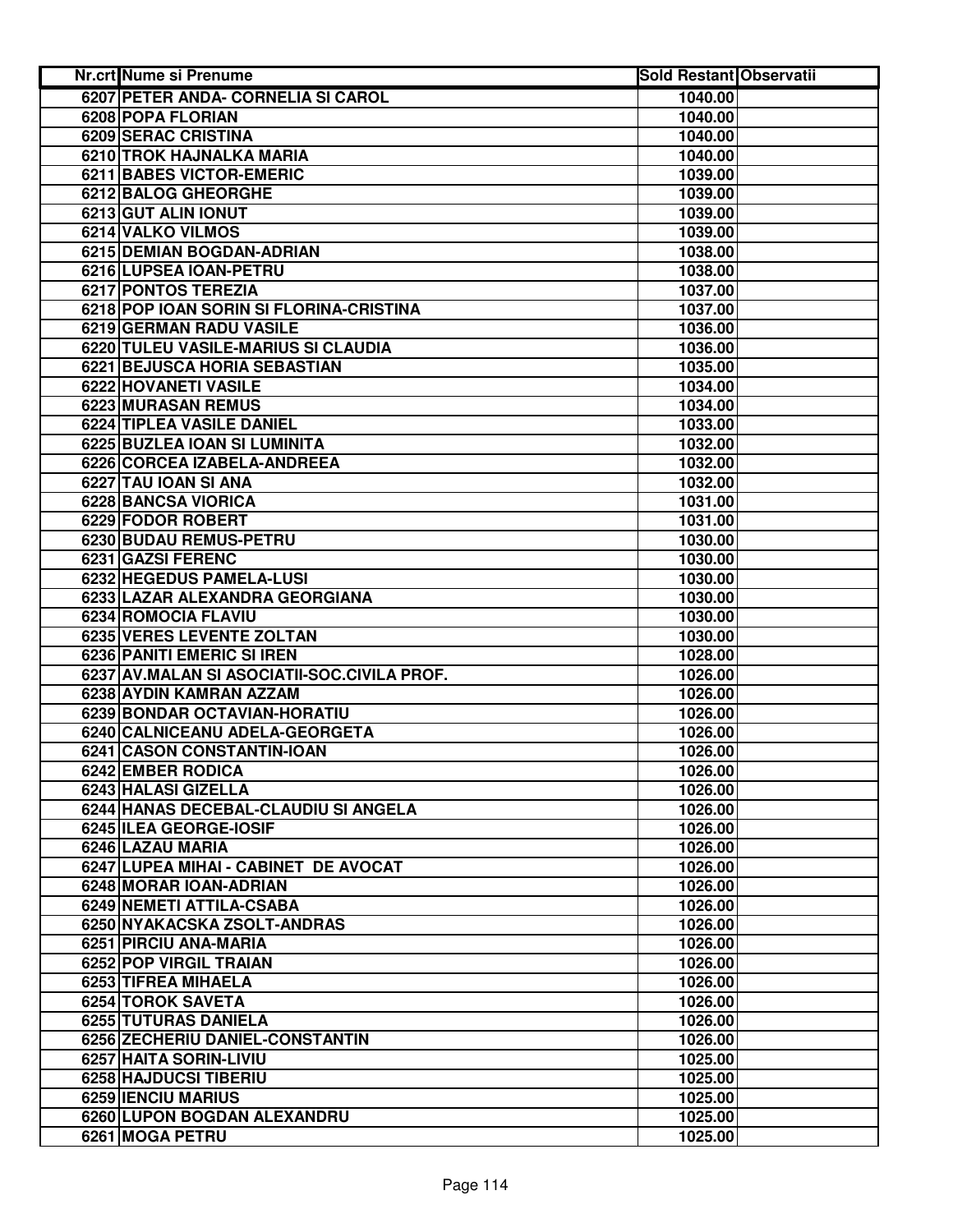| Nr.crt | Nume si Prenume | Sold Restant | Observatii |
|---|---|---|---|
| 6207 | PETER ANDA- CORNELIA SI CAROL | 1040.00 | |
| 6208 | POPA FLORIAN | 1040.00 | |
| 6209 | SERAC CRISTINA | 1040.00 | |
| 6210 | TROK HAJNALKA MARIA | 1040.00 | |
| 6211 | BABES VICTOR-EMERIC | 1039.00 | |
| 6212 | BALOG GHEORGHE | 1039.00 | |
| 6213 | GUT ALIN IONUT | 1039.00 | |
| 6214 | VALKO VILMOS | 1039.00 | |
| 6215 | DEMIAN BOGDAN-ADRIAN | 1038.00 | |
| 6216 | LUPSEA IOAN-PETRU | 1038.00 | |
| 6217 | PONTOS TEREZIA | 1037.00 | |
| 6218 | POP IOAN SORIN SI FLORINA-CRISTINA | 1037.00 | |
| 6219 | GERMAN RADU VASILE | 1036.00 | |
| 6220 | TULEU VASILE-MARIUS SI CLAUDIA | 1036.00 | |
| 6221 | BEJUSCA HORIA SEBASTIAN | 1035.00 | |
| 6222 | HOVANETI VASILE | 1034.00 | |
| 6223 | MURASAN REMUS | 1034.00 | |
| 6224 | TIPLEA VASILE DANIEL | 1033.00 | |
| 6225 | BUZLEA IOAN SI LUMINITA | 1032.00 | |
| 6226 | CORCEA IZABELA-ANDREEA | 1032.00 | |
| 6227 | TAU IOAN SI ANA | 1032.00 | |
| 6228 | BANCSA VIORICA | 1031.00 | |
| 6229 | FODOR ROBERT | 1031.00 | |
| 6230 | BUDAU REMUS-PETRU | 1030.00 | |
| 6231 | GAZSI FERENC | 1030.00 | |
| 6232 | HEGEDUS PAMELA-LUSI | 1030.00 | |
| 6233 | LAZAR ALEXANDRA GEORGIANA | 1030.00 | |
| 6234 | ROMOCIA FLAVIU | 1030.00 | |
| 6235 | VERES LEVENTE ZOLTAN | 1030.00 | |
| 6236 | PANITI EMERIC SI IREN | 1028.00 | |
| 6237 | AV.MALAN SI ASOCIATII-SOC.CIVILA PROF. | 1026.00 | |
| 6238 | AYDIN KAMRAN AZZAM | 1026.00 | |
| 6239 | BONDAR OCTAVIAN-HORATIU | 1026.00 | |
| 6240 | CALNICEANU ADELA-GEORGETA | 1026.00 | |
| 6241 | CASON CONSTANTIN-IOAN | 1026.00 | |
| 6242 | EMBER RODICA | 1026.00 | |
| 6243 | HALASI GIZELLA | 1026.00 | |
| 6244 | HANAS DECEBAL-CLAUDIU SI ANGELA | 1026.00 | |
| 6245 | ILEA GEORGE-IOSIF | 1026.00 | |
| 6246 | LAZAU MARIA | 1026.00 | |
| 6247 | LUPEA MIHAI - CABINET DE AVOCAT | 1026.00 | |
| 6248 | MORAR IOAN-ADRIAN | 1026.00 | |
| 6249 | NEMETI ATTILA-CSABA | 1026.00 | |
| 6250 | NYAKACSKA ZSOLT-ANDRAS | 1026.00 | |
| 6251 | PIRCIU ANA-MARIA | 1026.00 | |
| 6252 | POP VIRGIL TRAIAN | 1026.00 | |
| 6253 | TIFREA MIHAELA | 1026.00 | |
| 6254 | TOROK SAVETA | 1026.00 | |
| 6255 | TUTURAS DANIELA | 1026.00 | |
| 6256 | ZECHERIU DANIEL-CONSTANTIN | 1026.00 | |
| 6257 | HAITA SORIN-LIVIU | 1025.00 | |
| 6258 | HAJDUCSI TIBERIU | 1025.00 | |
| 6259 | IENCIU MARIUS | 1025.00 | |
| 6260 | LUPON BOGDAN ALEXANDRU | 1025.00 | |
| 6261 | MOGA PETRU | 1025.00 | |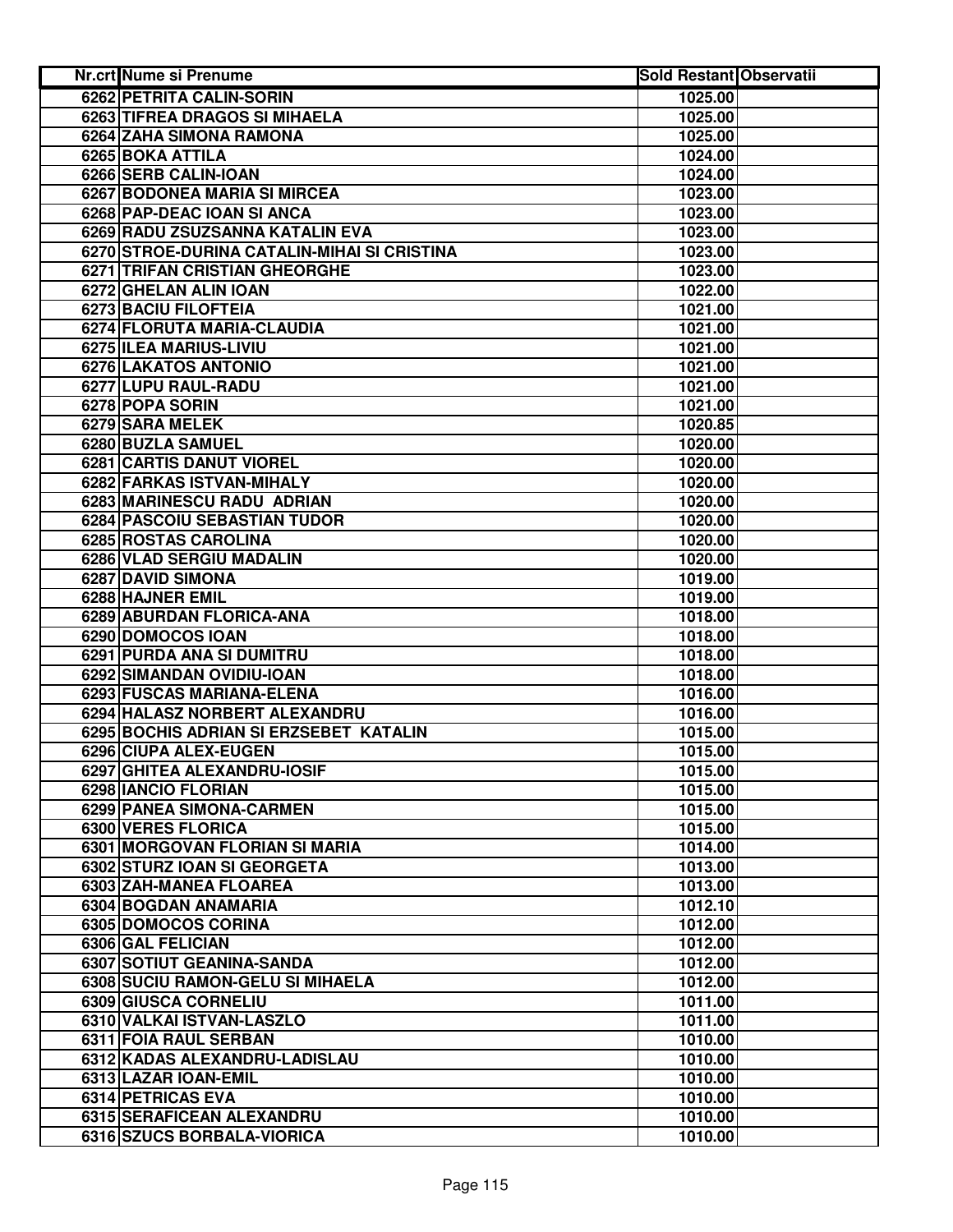| Nr.crt | Nume si Prenume | Sold Restant | Observatii |
|---|---|---|---|
| 6262 | PETRITA CALIN-SORIN | 1025.00 | |
| 6263 | TIFREA DRAGOS SI MIHAELA | 1025.00 | |
| 6264 | ZAHA SIMONA RAMONA | 1025.00 | |
| 6265 | BOKA ATTILA | 1024.00 | |
| 6266 | SERB CALIN-IOAN | 1024.00 | |
| 6267 | BODONEA MARIA SI MIRCEA | 1023.00 | |
| 6268 | PAP-DEAC IOAN SI ANCA | 1023.00 | |
| 6269 | RADU ZSUZSANNA KATALIN EVA | 1023.00 | |
| 6270 | STROE-DURINA CATALIN-MIHAI SI CRISTINA | 1023.00 | |
| 6271 | TRIFAN CRISTIAN GHEORGHE | 1023.00 | |
| 6272 | GHELAN ALIN IOAN | 1022.00 | |
| 6273 | BACIU FILOFTEIA | 1021.00 | |
| 6274 | FLORUTA MARIA-CLAUDIA | 1021.00 | |
| 6275 | ILEA MARIUS-LIVIU | 1021.00 | |
| 6276 | LAKATOS ANTONIO | 1021.00 | |
| 6277 | LUPU RAUL-RADU | 1021.00 | |
| 6278 | POPA SORIN | 1021.00 | |
| 6279 | SARA MELEK | 1020.85 | |
| 6280 | BUZLA SAMUEL | 1020.00 | |
| 6281 | CARTIS DANUT VIOREL | 1020.00 | |
| 6282 | FARKAS ISTVAN-MIHALY | 1020.00 | |
| 6283 | MARINESCU RADU ADRIAN | 1020.00 | |
| 6284 | PASCOIU SEBASTIAN TUDOR | 1020.00 | |
| 6285 | ROSTAS CAROLINA | 1020.00 | |
| 6286 | VLAD SERGIU MADALIN | 1020.00 | |
| 6287 | DAVID SIMONA | 1019.00 | |
| 6288 | HAJNER EMIL | 1019.00 | |
| 6289 | ABURDAN FLORICA-ANA | 1018.00 | |
| 6290 | DOMOCOS IOAN | 1018.00 | |
| 6291 | PURDA ANA SI DUMITRU | 1018.00 | |
| 6292 | SIMANDAN OVIDIU-IOAN | 1018.00 | |
| 6293 | FUSCAS MARIANA-ELENA | 1016.00 | |
| 6294 | HALASZ NORBERT ALEXANDRU | 1016.00 | |
| 6295 | BOCHIS ADRIAN SI ERZSEBET KATALIN | 1015.00 | |
| 6296 | CIUPA ALEX-EUGEN | 1015.00 | |
| 6297 | GHITEA ALEXANDRU-IOSIF | 1015.00 | |
| 6298 | IANCIO FLORIAN | 1015.00 | |
| 6299 | PANEA SIMONA-CARMEN | 1015.00 | |
| 6300 | VERES FLORICA | 1015.00 | |
| 6301 | MORGOVAN FLORIAN SI MARIA | 1014.00 | |
| 6302 | STURZ IOAN SI GEORGETA | 1013.00 | |
| 6303 | ZAH-MANEA FLOAREA | 1013.00 | |
| 6304 | BOGDAN ANAMARIA | 1012.10 | |
| 6305 | DOMOCOS CORINA | 1012.00 | |
| 6306 | GAL FELICIAN | 1012.00 | |
| 6307 | SOTIUT GEANINA-SANDA | 1012.00 | |
| 6308 | SUCIU RAMON-GELU SI MIHAELA | 1012.00 | |
| 6309 | GIUSCA CORNELIU | 1011.00 | |
| 6310 | VALKAI ISTVAN-LASZLO | 1011.00 | |
| 6311 | FOIA RAUL SERBAN | 1010.00 | |
| 6312 | KADAS ALEXANDRU-LADISLAU | 1010.00 | |
| 6313 | LAZAR IOAN-EMIL | 1010.00 | |
| 6314 | PETRICAS EVA | 1010.00 | |
| 6315 | SERAFICEAN ALEXANDRU | 1010.00 | |
| 6316 | SZUCS BORBALA-VIORICA | 1010.00 | |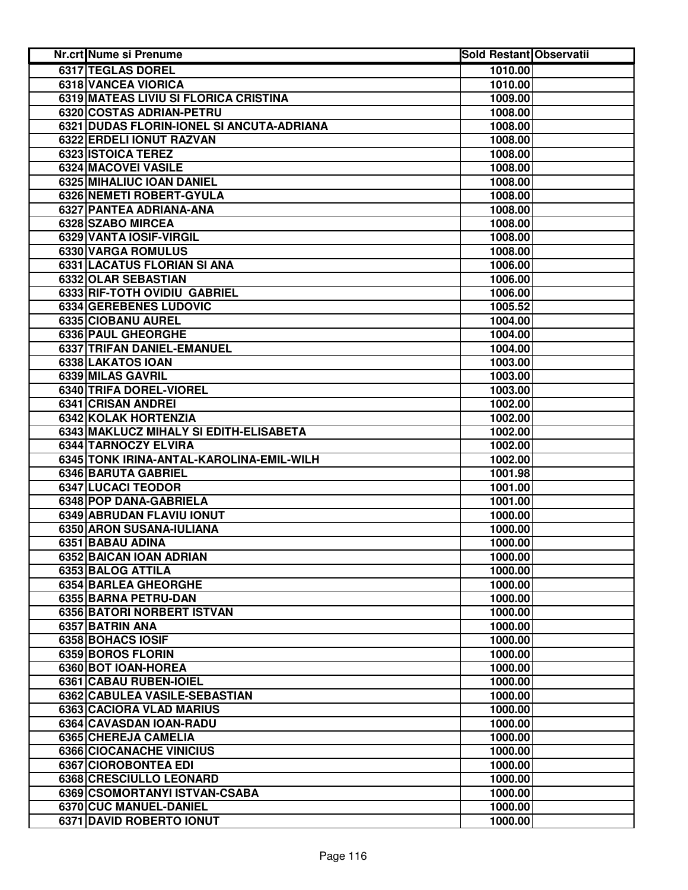| Nr.crt | Nume si Prenume | Sold Restant | Observatii |
|---|---|---|---|
| 6317 | TEGLAS DOREL | 1010.00 | |
| 6318 | VANCEA VIORICA | 1010.00 | |
| 6319 | MATEAS LIVIU SI FLORICA CRISTINA | 1009.00 | |
| 6320 | COSTAS ADRIAN-PETRU | 1008.00 | |
| 6321 | DUDAS FLORIN-IONEL SI ANCUTA-ADRIANA | 1008.00 | |
| 6322 | ERDELI IONUT RAZVAN | 1008.00 | |
| 6323 | ISTOICA TEREZ | 1008.00 | |
| 6324 | MACOVEI VASILE | 1008.00 | |
| 6325 | MIHALIUC IOAN DANIEL | 1008.00 | |
| 6326 | NEMETI ROBERT-GYULA | 1008.00 | |
| 6327 | PANTEA ADRIANA-ANA | 1008.00 | |
| 6328 | SZABO MIRCEA | 1008.00 | |
| 6329 | VANTA IOSIF-VIRGIL | 1008.00 | |
| 6330 | VARGA ROMULUS | 1008.00 | |
| 6331 | LACATUS FLORIAN SI ANA | 1006.00 | |
| 6332 | OLAR SEBASTIAN | 1006.00 | |
| 6333 | RIF-TOTH OVIDIU GABRIEL | 1006.00 | |
| 6334 | GEREBENES LUDOVIC | 1005.52 | |
| 6335 | CIOBANU AUREL | 1004.00 | |
| 6336 | PAUL GHEORGHE | 1004.00 | |
| 6337 | TRIFAN DANIEL-EMANUEL | 1004.00 | |
| 6338 | LAKATOS IOAN | 1003.00 | |
| 6339 | MILAS GAVRIL | 1003.00 | |
| 6340 | TRIFA DOREL-VIOREL | 1003.00 | |
| 6341 | CRISAN ANDREI | 1002.00 | |
| 6342 | KOLAK HORTENZIA | 1002.00 | |
| 6343 | MAKLUCZ MIHALY SI EDITH-ELISABETA | 1002.00 | |
| 6344 | TARNOCZY ELVIRA | 1002.00 | |
| 6345 | TONK IRINA-ANTAL-KAROLINA-EMIL-WILH | 1002.00 | |
| 6346 | BARUTA GABRIEL | 1001.98 | |
| 6347 | LUCACI TEODOR | 1001.00 | |
| 6348 | POP DANA-GABRIELA | 1001.00 | |
| 6349 | ABRUDAN FLAVIU IONUT | 1000.00 | |
| 6350 | ARON SUSANA-IULIANA | 1000.00 | |
| 6351 | BABAU ADINA | 1000.00 | |
| 6352 | BAICAN IOAN ADRIAN | 1000.00 | |
| 6353 | BALOG ATTILA | 1000.00 | |
| 6354 | BARLEA GHEORGHE | 1000.00 | |
| 6355 | BARNA PETRU-DAN | 1000.00 | |
| 6356 | BATORI NORBERT ISTVAN | 1000.00 | |
| 6357 | BATRIN ANA | 1000.00 | |
| 6358 | BOHACS IOSIF | 1000.00 | |
| 6359 | BOROS FLORIN | 1000.00 | |
| 6360 | BOT IOAN-HOREA | 1000.00 | |
| 6361 | CABAU RUBEN-IOIEL | 1000.00 | |
| 6362 | CABULEA VASILE-SEBASTIAN | 1000.00 | |
| 6363 | CACIORA VLAD MARIUS | 1000.00 | |
| 6364 | CAVASDAN IOAN-RADU | 1000.00 | |
| 6365 | CHEREJA CAMELIA | 1000.00 | |
| 6366 | CIOCANACHE VINICIUS | 1000.00 | |
| 6367 | CIOROBONTEA EDI | 1000.00 | |
| 6368 | CRESCIULLO LEONARD | 1000.00 | |
| 6369 | CSOMORTANYI ISTVAN-CSABA | 1000.00 | |
| 6370 | CUC MANUEL-DANIEL | 1000.00 | |
| 6371 | DAVID ROBERTO IONUT | 1000.00 | |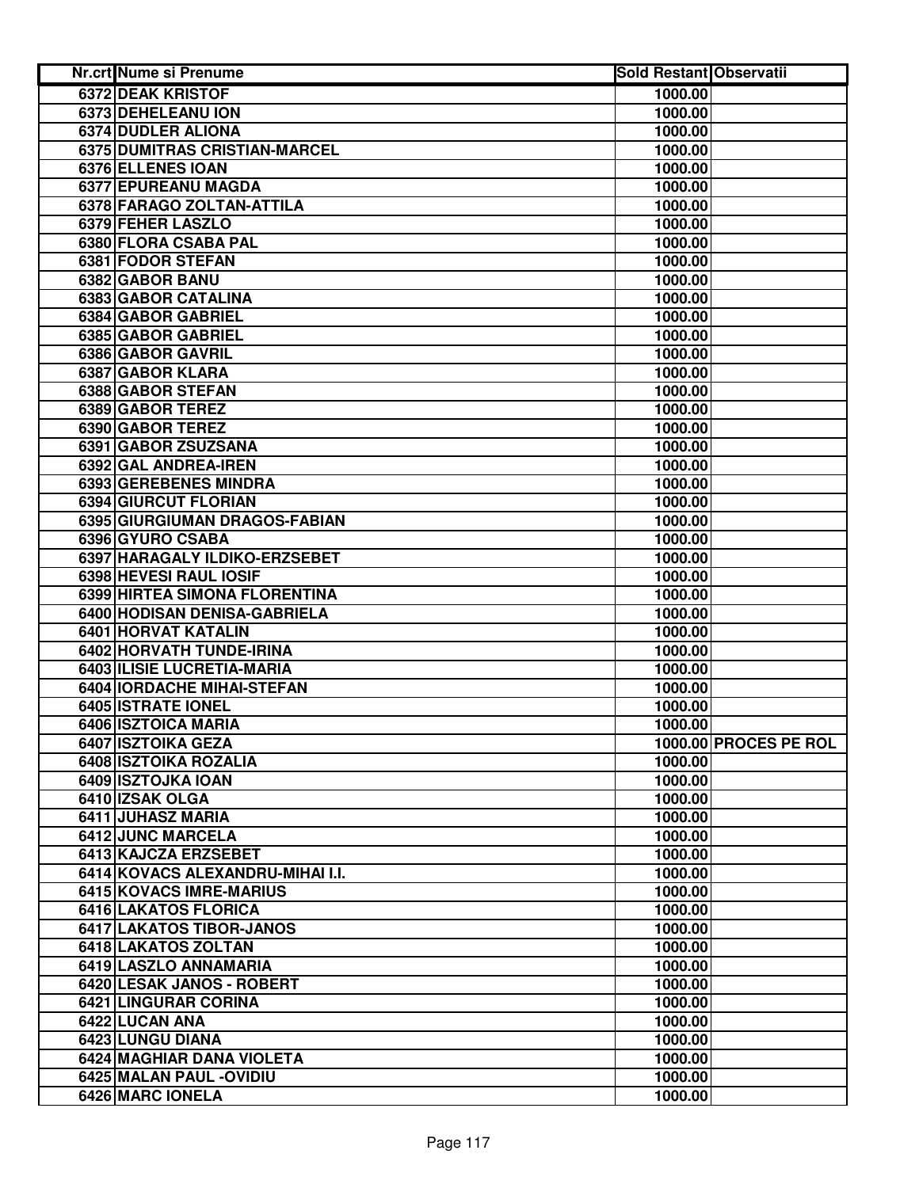| Nr.crt | Nume si Prenume | Sold Restant | Observatii |
|---|---|---|---|
| 6372 | DEAK KRISTOF | 1000.00 | |
| 6373 | DEHELEANU ION | 1000.00 | |
| 6374 | DUDLER ALIONA | 1000.00 | |
| 6375 | DUMITRAS CRISTIAN-MARCEL | 1000.00 | |
| 6376 | ELLENES IOAN | 1000.00 | |
| 6377 | EPUREANU MAGDA | 1000.00 | |
| 6378 | FARAGO ZOLTAN-ATTILA | 1000.00 | |
| 6379 | FEHER LASZLO | 1000.00 | |
| 6380 | FLORA CSABA PAL | 1000.00 | |
| 6381 | FODOR STEFAN | 1000.00 | |
| 6382 | GABOR BANU | 1000.00 | |
| 6383 | GABOR CATALINA | 1000.00 | |
| 6384 | GABOR GABRIEL | 1000.00 | |
| 6385 | GABOR GABRIEL | 1000.00 | |
| 6386 | GABOR GAVRIL | 1000.00 | |
| 6387 | GABOR KLARA | 1000.00 | |
| 6388 | GABOR STEFAN | 1000.00 | |
| 6389 | GABOR TEREZ | 1000.00 | |
| 6390 | GABOR TEREZ | 1000.00 | |
| 6391 | GABOR ZSUZSANA | 1000.00 | |
| 6392 | GAL ANDREA-IREN | 1000.00 | |
| 6393 | GEREBENES MINDRA | 1000.00 | |
| 6394 | GIURCUT FLORIAN | 1000.00 | |
| 6395 | GIURGIUMAN DRAGOS-FABIAN | 1000.00 | |
| 6396 | GYURO CSABA | 1000.00 | |
| 6397 | HARAGALY ILDIKO-ERZSEBET | 1000.00 | |
| 6398 | HEVESI RAUL IOSIF | 1000.00 | |
| 6399 | HIRTEA SIMONA FLORENTINA | 1000.00 | |
| 6400 | HODISAN DENISA-GABRIELA | 1000.00 | |
| 6401 | HORVAT KATALIN | 1000.00 | |
| 6402 | HORVATH TUNDE-IRINA | 1000.00 | |
| 6403 | ILISIE LUCRETIA-MARIA | 1000.00 | |
| 6404 | IORDACHE MIHAI-STEFAN | 1000.00 | |
| 6405 | ISTRATE IONEL | 1000.00 | |
| 6406 | ISZTOICA MARIA | 1000.00 | |
| 6407 | ISZTOIKA GEZA | 1000.00 | PROCES PE ROL |
| 6408 | ISZTOIKA ROZALIA | 1000.00 | |
| 6409 | ISZTOJKA IOAN | 1000.00 | |
| 6410 | IZSAK OLGA | 1000.00 | |
| 6411 | JUHASZ MARIA | 1000.00 | |
| 6412 | JUNC MARCELA | 1000.00 | |
| 6413 | KAJCZA ERZSEBET | 1000.00 | |
| 6414 | KOVACS ALEXANDRU-MIHAI I.I. | 1000.00 | |
| 6415 | KOVACS IMRE-MARIUS | 1000.00 | |
| 6416 | LAKATOS FLORICA | 1000.00 | |
| 6417 | LAKATOS TIBOR-JANOS | 1000.00 | |
| 6418 | LAKATOS ZOLTAN | 1000.00 | |
| 6419 | LASZLO ANNAMARIA | 1000.00 | |
| 6420 | LESAK JANOS - ROBERT | 1000.00 | |
| 6421 | LINGURAR CORINA | 1000.00 | |
| 6422 | LUCAN ANA | 1000.00 | |
| 6423 | LUNGU DIANA | 1000.00 | |
| 6424 | MAGHIAR DANA VIOLETA | 1000.00 | |
| 6425 | MALAN PAUL -OVIDIU | 1000.00 | |
| 6426 | MARC IONELA | 1000.00 | |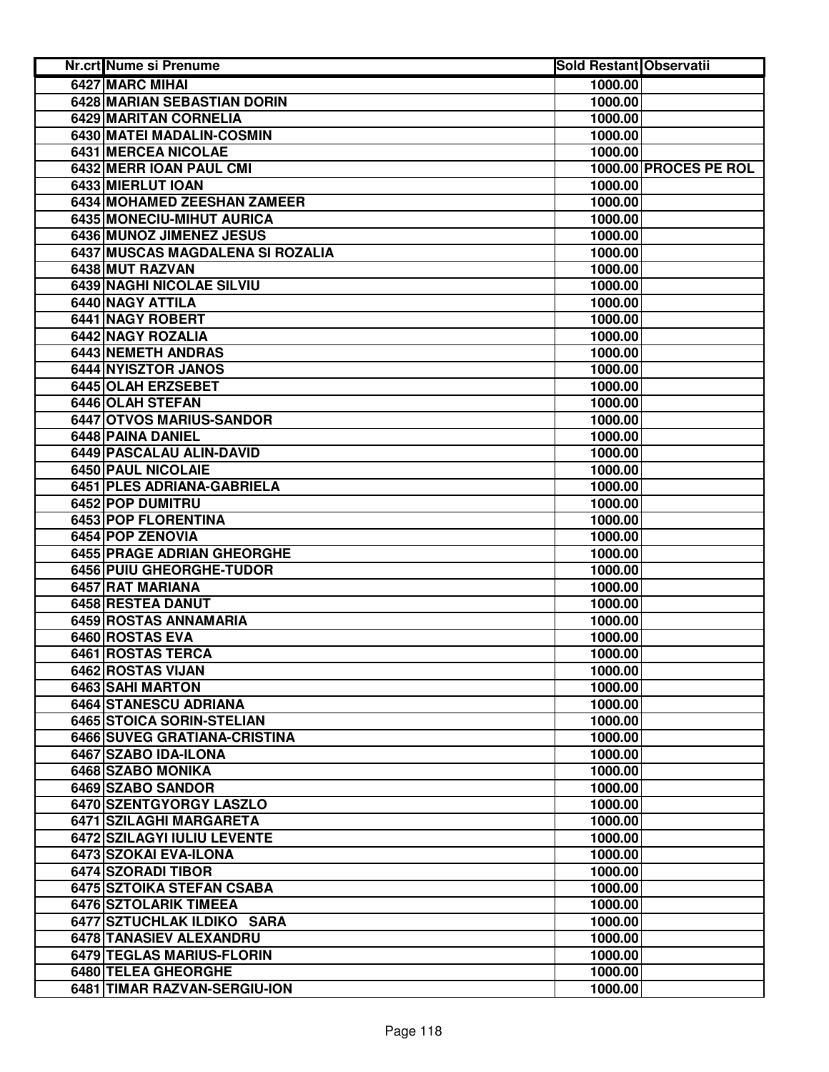| Nr.crt | Nume si Prenume | Sold Restant | Observatii |
|---|---|---|---|
| 6427 | MARC MIHAI | 1000.00 | |
| 6428 | MARIAN SEBASTIAN DORIN | 1000.00 | |
| 6429 | MARITAN CORNELIA | 1000.00 | |
| 6430 | MATEI MADALIN-COSMIN | 1000.00 | |
| 6431 | MERCEA NICOLAE | 1000.00 | |
| 6432 | MERR IOAN PAUL CMI | 1000.00 | PROCES PE ROL |
| 6433 | MIERLUT IOAN | 1000.00 | |
| 6434 | MOHAMED ZEESHAN ZAMEER | 1000.00 | |
| 6435 | MONECIU-MIHUT AURICA | 1000.00 | |
| 6436 | MUNOZ JIMENEZ JESUS | 1000.00 | |
| 6437 | MUSCAS MAGDALENA SI ROZALIA | 1000.00 | |
| 6438 | MUT RAZVAN | 1000.00 | |
| 6439 | NAGHI NICOLAE SILVIU | 1000.00 | |
| 6440 | NAGY ATTILA | 1000.00 | |
| 6441 | NAGY ROBERT | 1000.00 | |
| 6442 | NAGY ROZALIA | 1000.00 | |
| 6443 | NEMETH ANDRAS | 1000.00 | |
| 6444 | NYISZTOR JANOS | 1000.00 | |
| 6445 | OLAH ERZSEBET | 1000.00 | |
| 6446 | OLAH STEFAN | 1000.00 | |
| 6447 | OTVOS MARIUS-SANDOR | 1000.00 | |
| 6448 | PAINA DANIEL | 1000.00 | |
| 6449 | PASCALAU ALIN-DAVID | 1000.00 | |
| 6450 | PAUL NICOLAIE | 1000.00 | |
| 6451 | PLES ADRIANA-GABRIELA | 1000.00 | |
| 6452 | POP DUMITRU | 1000.00 | |
| 6453 | POP FLORENTINA | 1000.00 | |
| 6454 | POP ZENOVIA | 1000.00 | |
| 6455 | PRAGE ADRIAN GHEORGHE | 1000.00 | |
| 6456 | PUIU GHEORGHE-TUDOR | 1000.00 | |
| 6457 | RAT MARIANA | 1000.00 | |
| 6458 | RESTEA DANUT | 1000.00 | |
| 6459 | ROSTAS ANNAMARIA | 1000.00 | |
| 6460 | ROSTAS EVA | 1000.00 | |
| 6461 | ROSTAS TERCA | 1000.00 | |
| 6462 | ROSTAS VIJAN | 1000.00 | |
| 6463 | SAHI MARTON | 1000.00 | |
| 6464 | STANESCU ADRIANA | 1000.00 | |
| 6465 | STOICA SORIN-STELIAN | 1000.00 | |
| 6466 | SUVEG GRATIANA-CRISTINA | 1000.00 | |
| 6467 | SZABO IDA-ILONA | 1000.00 | |
| 6468 | SZABO MONIKA | 1000.00 | |
| 6469 | SZABO SANDOR | 1000.00 | |
| 6470 | SZENTGYORGY LASZLO | 1000.00 | |
| 6471 | SZILAGHI MARGARETA | 1000.00 | |
| 6472 | SZILAGYI IULIU LEVENTE | 1000.00 | |
| 6473 | SZOKAI EVA-ILONA | 1000.00 | |
| 6474 | SZORADI TIBOR | 1000.00 | |
| 6475 | SZTOIKA STEFAN CSABA | 1000.00 | |
| 6476 | SZTOLARIK TIMEEA | 1000.00 | |
| 6477 | SZTUCHLAK ILDIKO SARA | 1000.00 | |
| 6478 | TANASIEV ALEXANDRU | 1000.00 | |
| 6479 | TEGLAS MARIUS-FLORIN | 1000.00 | |
| 6480 | TELEA GHEORGHE | 1000.00 | |
| 6481 | TIMAR RAZVAN-SERGIU-ION | 1000.00 | |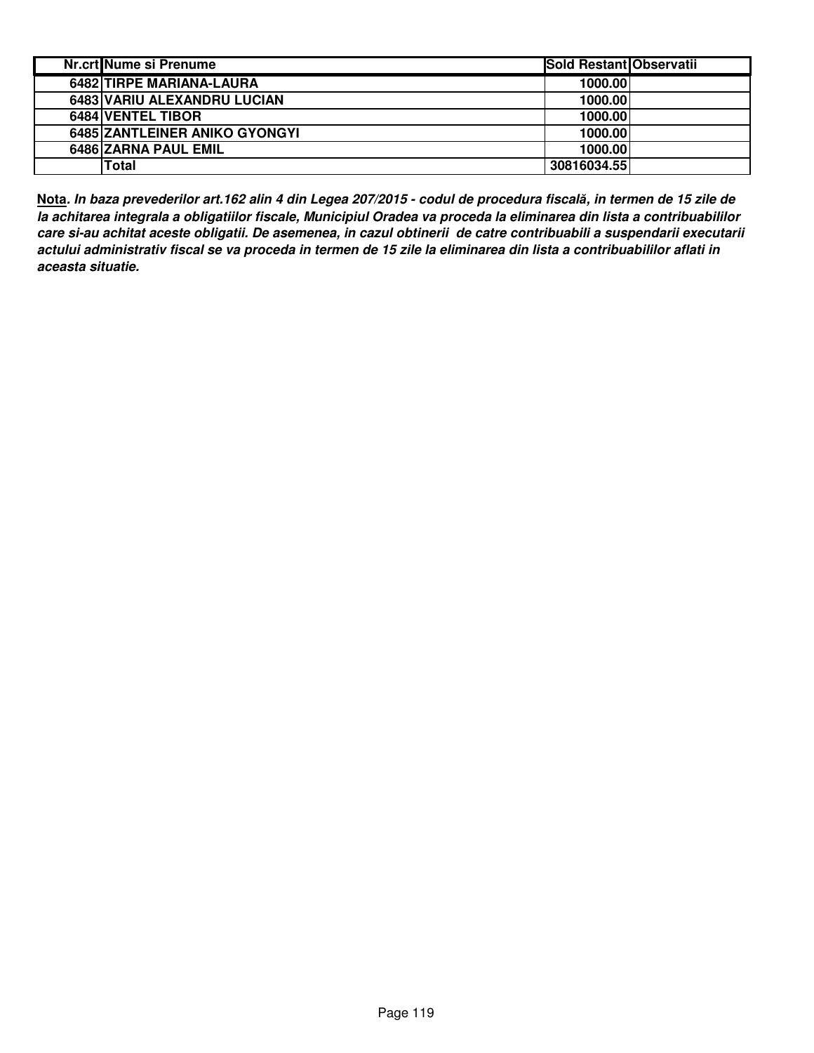| Nr.crt | Nume si Prenume | Sold Restant | Observatii |
|---|---|---|---|
| 6482 | TIRPE MARIANA-LAURA | 1000.00 | |
| 6483 | VARIU ALEXANDRU LUCIAN | 1000.00 | |
| 6484 | VENTEL TIBOR | 1000.00 | |
| 6485 | ZANTLEINER ANIKO GYONGYI | 1000.00 | |
| 6486 | ZARNA PAUL EMIL | 1000.00 | |
| | Total | 30816034.55 | |

**Nota**. ***In baza prevederilor art.162 alin 4 din Legea 207/2015 - codul de procedura fiscală, in termen de 15 zile de la achitarea integrala a obligatiilor fiscale, Municipiul Oradea va proceda la eliminarea din lista a contribuabililor care si-au achitat aceste obligatii. De asemenea, in cazul obtinerii de catre contribuabili a suspendarii executarii actului administrativ fiscal se va proceda in termen de 15 zile la eliminarea din lista a contribuabililor aflati in aceasta situatie.***